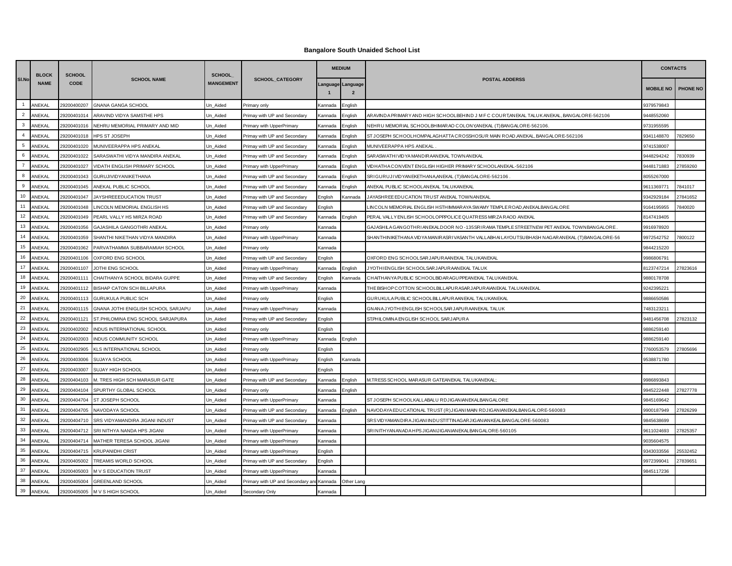# Bangalore South Unaided School List

| Sl.No | BLOCK NAME | SCHOOL CODE | SCHOOL NAME | SCHOOL_ MANGEMENT | SCHOOL_CATEGORY | MEDIUM | | POSTAL ADDERSS | CONTACTS | |
|---|---|---|---|---|---|---|---|---|---|---|
| | | | | | | Language 1 | Language 2 | | MOBILE NO | PHONE NO |
| 1 | ANEKAL | 29200400207 | GNANA GANGA SCHOOL | Un_Aided | Primary only | Kannada | English | | 9379579843 | |
| 2 | ANEKAL | 29200401014 | ARAVIND VIDYA SAMSTHE HPS | Un_Aided | Primay with UP and Secondary | Kannada | English | ARAVINDA PRIMARY AND HIGH SCHOOLBEHIND J M F C COURT,ANEKAL TALUK ANEKAL, BANGALORE-562106 | 9448552060 | |
| 3 | ANEKAL | 29200401016 | NEHRU MEMORIAL PRIMARY AND MID | Un_Aided | Primary with UpperPrimary | Kannada | English | NEHRU MEMORIAL SCHOOLBHIMARAO COLONY,ANEKAL (T)BANGALORE-562106. | 9731955595 | |
| 4 | ANEKAL | 29200401018 | HPS ST JOSEPH | Un_Aided | Primay with UP and Secondary | Kannada | English | ST JOSEPH SCHOOLHOMPALAGHATTA CROSSHOSUR MAIN ROAD,ANEKAL, BANGALORE-562106 | 9341148870 | 7829650 |
| 5 | ANEKAL | 29200401020 | MUNIVEERAPPA HPS ANEKAL | Un_Aided | Primay with UP and Secondary | Kannada | English | MUNIVEERAPPA HPS ANEKAL . | 9741538007 | |
| 6 | ANEKAL | 29200401022 | SARASWATHI VIDYA MANDIRA ANEKAL | Un_Aided | Primay with UP and Secondary | Kannada | English | SARASWATHI VIDYA MANDIRAANEKAL TOWNANEKAL | 9448294242 | 7830939 |
| 7 | ANEKAL | 29200401027 | VIDATH ENGLISH PRIMARY SCHOOL | Un_Aided | Primary with UpperPrimary | Kannada | English | VIDHATHA CONVENT ENGLISH HIGHER PRIMARY SCHOOLANEKAL-562106 | 9448171883 | 27859260 |
| 8 | ANEKAL | 29200401043 | GURUJIVIDYANIKETHANA | Un_Aided | Primay with UP and Secondary | Kannada | English | SRIGURUJIVIDYANIKETHANA,ANEKAL (T)BANGALORE-562106 . | 8055267000 | |
| 9 | ANEKAL | 29200401045 | ANEKAL PUBLIC SCHOOL | Un_Aided | Primay with UP and Secondary | Kannada | English | ANEKAL PUBLIC SCHOOLANEKAL TALUKANEKAL | 9611369771 | 7841017 |
| 10 | ANEKAL | 29200401047 | JAYSHREEEDUCATION TRUST | Un_Aided | Primay with UP and Secondary | English | Kannada | JAYASHREE EDUCATION TRUST ANEKAL TOWNANEKAL | 9342929184 | 27841652 |
| 11 | ANEKAL | 29200401048 | LINCOLN MEMORIAL ENGLISH HS | Un_Aided | Primay with UP and Secondary | English | | LINCOLN MEMORIAL ENGLISH HSTHIMMARAYA SWAMY TEMPLE ROAD,ANEKALBANGALORE | 9164195955 | 7840020 |
| 12 | ANEKAL | 29200401049 | PEARL VALLY HS MIRZA ROAD | Un_Aided | Primay with UP and Secondary | Kannada | English | PERAL VALLY ENLISH SCHOOLOPPPOLICE QUATRESS MIRZA RAOD ANEKAL | 8147419405 | |
| 13 | ANEKAL | 29200401056 | GAJASHILA GANGOTHRI ANEKAL | Un_Aided | Primary only | Kannada | | GAJASHILA GANGOTHRI ANEKALDOOR NO -135SRI RAMA TEMPLE STREETNEW PET ANEKAL TOWNBANGALORE. | 9916978920 | |
| 14 | ANEKAL | 29200401059 | SHANTHI NIKETHAN VIDYA MANDIRA | Un_Aided | Primary with UpperPrimary | Kannada | | SHANTHINIKETHANA VIDYA MANIRASRIVASANTH VALLABHAI LAYOUTSUBHASH NAGARANEKAL (T)BANGALORE-56 | 9972542752 | 7800122 |
| 15 | ANEKAL | 29200401062 | PARVATHAMMA SUBBARAMIAH SCHOOL | Un_Aided | Primary only | Kannada | | | 9844215220 | |
| 16 | ANEKAL | 29200401106 | OXFORD ENG SCHOOL | Un_Aided | Primay with UP and Secondary | English | | OXFORD ENG SCHOOLSARJAPURAANEKAL TALUKANEKAL | 9986806791 | |
| 17 | ANEKAL | 29200401107 | JOTHI ENG SCHOOL | Un_Aided | Primary with UpperPrimary | Kannada | English | JYOTHI ENGLISH SCHOOLSARJAPURAANEKAL TALUK | 8123747214 | 27823616 |
| 18 | ANEKAL | 29200401111 | CHAITHANYA SCHOOL BIDARA GUPPE | Un_Aided | Primay with UP and Secondary | English | Kannada | CHAITHANYA PUBLIC SCHOOLBIDARAGUPPEANEKAL TALUKANEKAL | 9880178708 | |
| 19 | ANEKAL | 29200401112 | BISHAP CATON SCH BILLAPURA | Un_Aided | Primary with UpperPrimary | Kannada | | THE BISHOP COTTON SCHOOLBILLAPURASARJAPURAANEKAL TALUKANEKAL | 9242395221 | |
| 20 | ANEKAL | 29200401113 | GURUKULA PUBLIC SCH | Un_Aided | Primary only | English | | GURUKULA PUBLIC SCHOOLBILLAPURAANEKAL TALUKANEKAL | 9886650586 | |
| 21 | ANEKAL | 29200401115 | GNANA JOTHI ENIGLISH SCHOOL SARJAPU | Un_Aided | Primary with UpperPrimary | Kannada | | GNANA JYOTHI ENGLISH SCHOOLSARJAPURAANEKAL TALUK | 7483123211 | |
| 22 | ANEKAL | 29200401121 | ST.PHILOMINA ENG SCHOOL SARJAPURA | Un_Aided | Primay with UP and Secondary | English | | ST.PHILOMINA ENGLISH SCHOOL SARJAPURA | 9481456708 | 27823132 |
| 23 | ANEKAL | 29200402002 | INDUS INTERNATIONAL SCHOOL | Un_Aided | Primary only | English | | | 9886259140 | |
| 24 | ANEKAL | 29200402003 | INDUS COMMUNITY SCHOOL | Un_Aided | Primary with UpperPrimary | Kannada | English | | 9886259140 | |
| 25 | ANEKAL | 29200402905 | KLS INTERNATIONAL SCHOOL | Un_Aided | Primary only | English | | | 7760053579 | 27805696 |
| 26 | ANEKAL | 29200403006 | SUJAYA SCHOOL | Un_Aided | Primary with UpperPrimary | English | Kannada | | 9538871780 | |
| 27 | ANEKAL | 29200403007 | SUJAY HIGH SCHOOL | Un_Aided | Primary only | English | | | | |
| 28 | ANEKAL | 29200404103 | M. TRES HIGH SCH MARASUR GATE | Un_Aided | Primay with UP and Secondary | Kannada | English | M.TRESS SCHOOL MARASUR GATEANEKAL TALUKANEKAL; | 9986893843 | |
| 29 | ANEKAL | 29200404104 | SPURTHY GLOBAL SCHOOL | Un_Aided | Primary only | Kannada | English | | 9945222448 | 27827778 |
| 30 | ANEKAL | 29200404704 | ST JOSEPH SCHOOL | Un_Aided | Primary with UpperPrimary | Kannada | | ST JOSEPH SCHOOLKALLABALU RDJIGANIANEKALBANGALORE | 9845169642 | |
| 31 | ANEKAL | 29200404705 | NAVODAYA SCHOOL | Un_Aided | Primay with UP and Secondary | Kannada | English | NAVODAYA EDUCATIONAL TRUST (R)JIGANI MAIN RDJIGANIANEKALBANGALORE-560083 | 9900187949 | 27826299 |
| 32 | ANEKAL | 29200404710 | SRS VIDYAMANDIRA JIGANI INDUST | Un_Aided | Primay with UP and Secondary | Kannada | | SRS VIDYAMANDIRA JIGANI INDUSTITTINAGARJIGANIANKEALBANGALORE-560083 | 9845638699 | |
| 33 | ANEKAL | 29200404712 | SRI NITHYA NANDA HPS JIGANI | Un_Aided | Primary with UpperPrimary | Kannada | | SRINITHYANANADA HPS JIGANIJIGANIANEKALBANGALORE-560105 | 9611024693 | 27825357 |
| 34 | ANEKAL | 29200404714 | MATHER TERESA SCHOOL JIGANI | Un_Aided | Primary with UpperPrimary | Kannada | | | 9035604575 | |
| 35 | ANEKAL | 29200404715 | KRUPANIDHI CRIST | Un_Aided | Primary with UpperPrimary | English | | | 9343033556 | 25532452 |
| 36 | ANEKAL | 29200405002 | TREAMIS WORLD SCHOOL | Un_Aided | Primay with UP and Secondary | English | | | 9972399041 | 27839651 |
| 37 | ANEKAL | 29200405003 | M V S EDUCATION TRUST | Un_Aided | Primary with UpperPrimary | Kannada | | | 9845117236 | |
| 38 | ANEKAL | 29200405004 | GREENLAND SCHOOL | Un_Aided | Primary with UP and Secondary and | Kannada | Other Lang | | | |
| 39 | ANEKAL | 29200405005 | M V S HIGH SCHOOL | Un_Aided | Secondary Only | Kannada | | | | |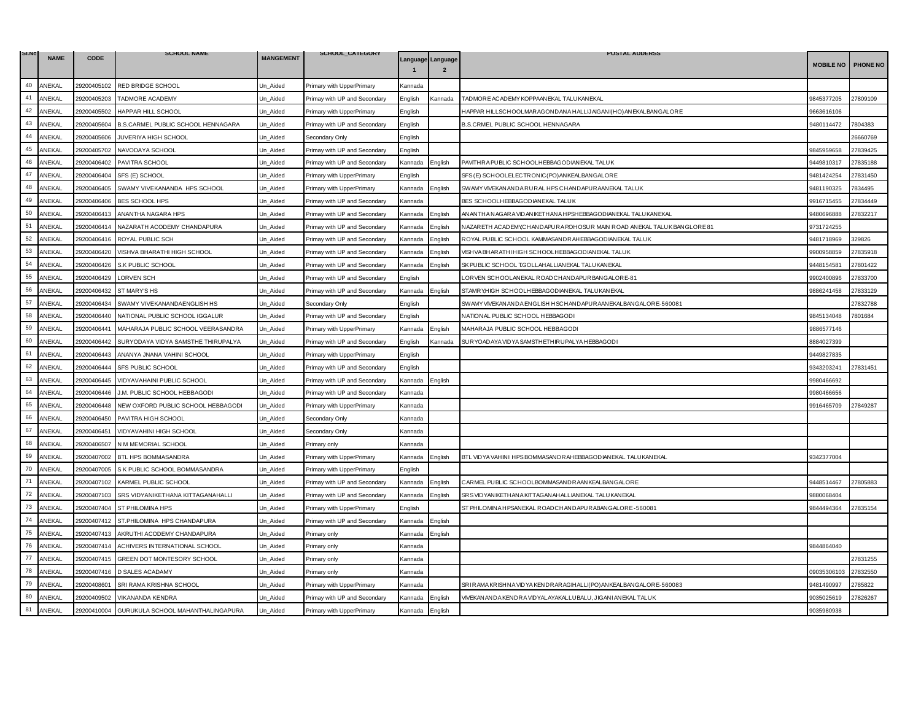| Sl.No | NAME | CODE | SCHOOL NAME | MANGEMENT | SCHOOL_CATEGORY | Language 1 | Language 2 | POSTAL ADDERSS | MOBILE NO | PHONE NO |
|---|---|---|---|---|---|---|---|---|---|---|
| 40 | ANEKAL | 29200405102 | RED BRIDGE SCHOOL | Un_Aided | Primary with UpperPrimary | Kannada | | | | |
| 41 | ANEKAL | 29200405203 | TADMORE ACADEMY | Un_Aided | Primary with UP and Secondary | English | Kannada | TADMORE ACADEMY KOPPAANEKAL TALUKANEKAL | 9845377205 | 27809109 |
| 42 | ANEKAL | 29200405502 | HAPPAR HILL SCHOOL | Un_Aided | Primary with UpperPrimary | English | | HAPPAR HILLSCHOOLMARAGONDANAHALLIJAIGANI(HO)ANEKALBANGALORE | 9663616106 | |
| 43 | ANEKAL | 29200405604 | B.S.CARMEL PUBLIC SCHOOL HENNAGARA | Un_Aided | Primary with UP and Secondary | English | | B.S.CRMEL PUBLIC SCHOOL HENNAGARA | 9480114472 | 7804383 |
| 44 | ANEKAL | 29200405606 | JUVERIYA HIGH SCHOOL | Un_Aided | Secondary Only | English | | | | 26660769 |
| 45 | ANEKAL | 29200405702 | NAVODAYA SCHOOL | Un_Aided | Primary with UP and Secondary | English | | | 9845959658 | 27839425 |
| 46 | ANEKAL | 29200406402 | PAVITRA SCHOOL | Un_Aided | Primary with UP and Secondary | Kannada | English | PAVITHRA PUBLIC SCHOOLHEBBAGODIANEKAL TALUK | 9449810317 | 27835188 |
| 47 | ANEKAL | 29200406404 | SFS (E) SCHOOL | Un_Aided | Primary with UpperPrimary | English | | SFS(E) SCHOOLELECTRONIC(PO)ANKEALBANGALORE | 9481424254 | 27831450 |
| 48 | ANEKAL | 29200406405 | SWAMY VIVEKANANDA HPS SCHOOL | Un_Aided | Primary with UpperPrimary | Kannada | English | SWAMY VIVEKANANDA RURAL HPSCHANDAPURAANEKAL TALUK | 9481190325 | 7834495 |
| 49 | ANEKAL | 29200406406 | BES SCHOOL HPS | Un_Aided | Primary with UP and Secondary | Kannada | | BES SCHOOLHEBBAGODIANEKAL TALUK | 9916715455 | 27834449 |
| 50 | ANEKAL | 29200406413 | ANANTHA NAGARA HPS | Un_Aided | Primary with UP and Secondary | Kannada | English | ANANTHANAGARAVIDANIKETHANAHPSHEBBAGODIANEKAL TALUKANEKAL | 9480696888 | 27832217 |
| 51 | ANEKAL | 29200406414 | NAZARATH ACODEMY CHANDAPURA | Un_Aided | Primary with UP and Secondary | Kannada | English | NAZARETH ACADEMY,CHANDAPURA POHOSUR MAIN ROAD ANEKAL TALUK BANGLORE 81 | 9731724255 | |
| 52 | ANEKAL | 29200406416 | ROYAL PUBLIC SCH | Un_Aided | Primary with UP and Secondary | Kannada | English | ROYAL PUBLIC SCHOOL KAMMASANDRAHEBBAGODIANEKAL TALUK | 9481718969 | 329826 |
| 53 | ANEKAL | 29200406420 | VISHVA BHARATHI HIGH SCHOOL | Un_Aided | Primary with UP and Secondary | Kannada | English | VISHVABHARATHIHIGH SCHOOLHEBBAGODIANEKAL TALUK | 9900958859 | 27835918 |
| 54 | ANEKAL | 29200406426 | S.K PUBLIC SCHOOL | Un_Aided | Primary with UP and Secondary | Kannada | English | SK PUBLIC SCHOOL T.GOLLAHALLIANEKAL TALUKANEKAL | 9448154581 | 27801422 |
| 55 | ANEKAL | 29200406429 | LORVEN SCH | Un_Aided | Primary with UP and Secondary | English | | LORVEN SCHOOLANEKAL ROADCHANDAPURBANGALORE-81 | 9902400896 | 27833700 |
| 56 | ANEKAL | 29200406432 | ST MARY'S HS | Un_Aided | Primary with UP and Secondary | Kannada | English | STAMRYHIGH SCHOOLHEBBAGODIANEKAL TALUKANEKAL | 9886241458 | 27833129 |
| 57 | ANEKAL | 29200406434 | SWAMY VIVEKANANDAENGLISH HS | Un_Aided | Secondary Only | English | | SWAMY VIVEKANANDA ENGLISH HSCHANDAPURAANEKALBANGALORE-560081 | | 27832788 |
| 58 | ANEKAL | 29200406440 | NATIONAL PUBLIC SCHOOL IGGALUR | Un_Aided | Primary with UP and Secondary | English | | NATIONAL PUBLIC SCHOOL HEBBAGODI | 9845134048 | 7801684 |
| 59 | ANEKAL | 29200406441 | MAHARAJA PUBLIC SCHOOL VEERASANDRA | Un_Aided | Primary with UpperPrimary | Kannada | English | MAHARAJA PUBLIC SCHOOL HEBBAGODI | 9886577146 | |
| 60 | ANEKAL | 29200406442 | SURYODAYA VIDYA SAMSTHE THIRUPALYA | Un_Aided | Primary with UP and Secondary | English | Kannada | SURYOADAYAVIDYASAMSTHETHIRUPALYAHEBBAGODI | 8884027399 | |
| 61 | ANEKAL | 29200406443 | ANANYA JNANA VAHINI SCHOOL | Un_Aided | Primary with UpperPrimary | English | | | 9449827835 | |
| 62 | ANEKAL | 29200406444 | SFS PUBLIC SCHOOL | Un_Aided | Primary with UP and Secondary | English | | | 9343203241 | 27831451 |
| 63 | ANEKAL | 29200406445 | VIDYAVAHAINI PUBLIC SCHOOL | Un_Aided | Primary with UP and Secondary | Kannada | English | | 9980466692 | |
| 64 | ANEKAL | 29200406446 | J.M. PUBLIC SCHOOL HEBBAGODI | Un_Aided | Primary with UP and Secondary | Kannada | | | 9980466656 | |
| 65 | ANEKAL | 29200406448 | NEW OXFORD PUBLIC SCHOOL HEBBAGODI | Un_Aided | Primary with UpperPrimary | Kannada | | | 9916465709 | 27849287 |
| 66 | ANEKAL | 29200406450 | PAVITRA HIGH SCHOOL | Un_Aided | Secondary Only | Kannada | | | | |
| 67 | ANEKAL | 29200406451 | VIDYAVAHINI HIGH SCHOOL | Un_Aided | Secondary Only | Kannada | | | | |
| 68 | ANEKAL | 29200406507 | N M MEMORIAL SCHOOL | Un_Aided | Primary only | Kannada | | | | |
| 69 | ANEKAL | 29200407002 | BTL HPS BOMMASANDRA | Un_Aided | Primary with UpperPrimary | Kannada | English | BTL VIDYAVAHINI HPSBOMMASANDRAHEBBAGODIANEKAL TALUKANEKAL | 9342377004 | |
| 70 | ANEKAL | 29200407005 | S K PUBLIC SCHOOL BOMMASANDRA | Un_Aided | Primary with UpperPrimary | English | | | | |
| 71 | ANEKAL | 29200407102 | KARMEL PUBLIC SCHOOL | Un_Aided | Primary with UP and Secondary | Kannada | English | CARMEL PUBLIC SCHOOLBOMMASANDRAANKEALBANGALORE | 9448514467 | 27805883 |
| 72 | ANEKAL | 29200407103 | SRS VIDYANIKETHANA KITTAGANAHALLI | Un_Aided | Primary with UP and Secondary | Kannada | English | SRS VIDYANIKETHANA KITTAGANAHALLIANEKAL TALUKANEKAL | 9880068404 | |
| 73 | ANEKAL | 29200407404 | ST PHILOMINA HPS | Un_Aided | Primary with UpperPrimary | English | | ST PHILOMINAHPSANEKAL ROADCHANDAPURABANGALORE-560081 | 9844494364 | 27835154 |
| 74 | ANEKAL | 29200407412 | ST.PHILOMINA HPS CHANDAPURA | Un_Aided | Primary with UP and Secondary | Kannada | English | | | |
| 75 | ANEKAL | 29200407413 | AKRUTHI ACODEMY CHANDAPURA | Un_Aided | Primary only | Kannada | English | | | |
| 76 | ANEKAL | 29200407414 | ACHIVERS INTERNATIONAL SCHOOL | Un_Aided | Primary only | Kannada | | | 9844864040 | |
| 77 | ANEKAL | 29200407415 | GREEN DOT MONTESORY SCHOOL | Un_Aided | Primary only | Kannada | | | | 27831255 |
| 78 | ANEKAL | 29200407416 | D SALES ACADAMY | Un_Aided | Primary only | Kannada | | | 09035306103 | 27832550 |
| 79 | ANEKAL | 29200408601 | SRI RAMA KRISHNA SCHOOL | Un_Aided | Primary with UpperPrimary | Kannada | | SRIRAMAKRISHNAVIDYAKENDRARAGIHALLI(PO)ANKEALBANGALORE-560083 | 9481490997 | 2785822 |
| 80 | ANEKAL | 29200409502 | VIKANANDA KENDRA | Un_Aided | Primary with UP and Secondary | Kannada | English | VIVEKANANDAKENDRAVIDYALAYAKALLUBALU, JIGANIANEKAL TALUK | 9035025619 | 27826267 |
| 81 | ANEKAL | 29200410004 | GURUKULA SCHOOL MAHANTHALINGAPURA | Un_Aided | Primary with UpperPrimary | Kannada | English | | 9035980938 | |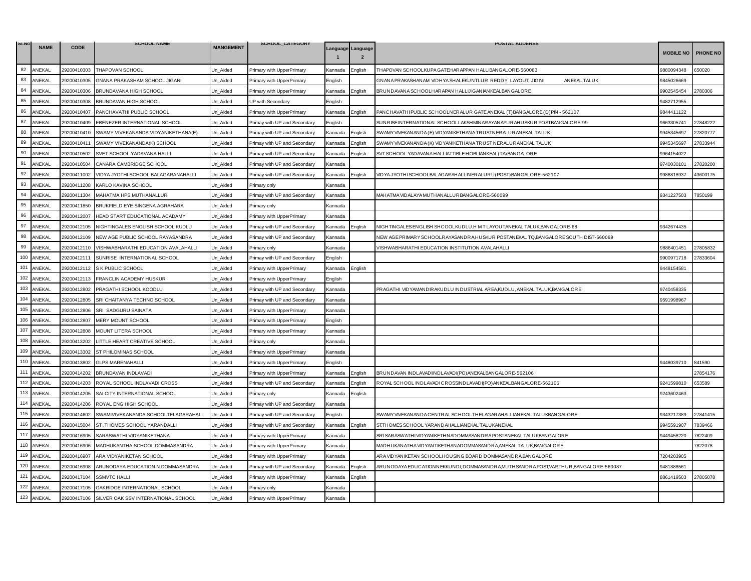| Sl.No | NAME | CODE | SCHOOL NAME | MANGEMENT | SCHOOL_CATEGORY | Language 1 | Language 2 | POSTAL ADDERSS | MOBILE NO | PHONE NO |
|---|---|---|---|---|---|---|---|---|---|---|
| 82 | ANEKAL | 29200410303 | THAPOVAN SCHOOL | Un_Aided | Primary with UpperPrimary | Kannada | English | THAPOVAN SCHOOLKUPAGATEHARAPPAN HALLIBANGALORE-560083 | 9880094348 | 650020 |
| 83 | ANEKAL | 29200410305 | GNANA PRAKASHAM SCHOOL JIGANI | Un_Aided | Primary with UpperPrimary | English | | GNANAPRAKASHANAM VIDHYASHALEKUNTLUR REDDY LAYOUT, JIGINI ANEKAL TALUK | 9845026669 | |
| 84 | ANEKAL | 29200410306 | BRUNDAVANA HIGH SCHOOL | Un_Aided | Primary with UpperPrimary | Kannada | English | BRUNDAVANA SCHOOLHARAPAN HALLIJIGANIANKEALBANGALORE | 9902545454 | 2780306 |
| 85 | ANEKAL | 29200410308 | BRUNDAVAN HIGH SCHOOL | Un_Aided | UP with Secondary | English | | | 9482712955 | |
| 86 | ANEKAL | 29200410407 | PANCHAVATHI PUBLIC SCHOOL | Un_Aided | Primary with UpperPrimary | Kannada | English | PANCHAVATHIPUBLIC SCHOOLNERALUR GATEANEKAL (T)BANGALORE (D)PIN - 562107 | 9844411122 | |
| 87 | ANEKAL | 29200410409 | EBENEZER INTERNATIONAL SCHOOL | Un_Aided | Primay with UP and Secondary | English | | SUNRISEINTERNATIONAL SCHOOLLAKSHMINARAYANAPURAHUSKUR POSTBANGALORE-99 | 9663305741 | 27848222 |
| 88 | ANEKAL | 29200410410 | SWAMY VIVEKANANDA VIDYANIKETHANA(E) | Un_Aided | Primay with UP and Secondary | Kannada | English | SWAMYVIVEKANANDA(E) VIDYANIKETHANATRUSTNERALURANEKAL TALUK | 9945345697 | 27820777 |
| 89 | ANEKAL | 29200410411 | SWAMY VIVEKANANDA(K) SCHOOL | Un_Aided | Primay with UP and Secondary | Kannada | English | SWAMYVIVEKANANDA(K) VIDYANIKETHANATRUST NERALURANEKAL TALUK | 9945345697 | 27833944 |
| 90 | ANEKAL | 29200410502 | SVET SCHOOL YADAVANA HALLI | Un_Aided | Primay with UP and Secondary | Kannada | English | SVT SCHOOL YADAVANAHALLIATTIBLEHOBLIANKEAL(TA)BANGALORE | 9964154022 | |
| 91 | ANEKAL | 29200410504 | CANARA CAMBRIDGE SCHOOL | Un_Aided | Primay with UP and Secondary | Kannada | | | 9740030101 | 27820200 |
| 92 | ANEKAL | 29200411002 | VIDYA JYOTHI SCHOOL BALAGARANAHALLI | Un_Aided | Primay with UP and Secondary | Kannada | English | VIDYAJYOTHISCHOOLBALAGARAHALLINERALURU(POST)BANGALORE-562107 | 9986818937 | 43600175 |
| 93 | ANEKAL | 29200411208 | KARLO KAVINA SCHOOL | Un_Aided | Primary only | Kannada | | | | |
| 94 | ANEKAL | 29200411304 | MAHATMA HPS MUTHANALLUR | Un_Aided | Primay with UP and Secondary | Kannada | | MAHATMAVIDALAYAMUTHANALLURBANGALORE-560099 | 9341227503 | 7850199 |
| 95 | ANEKAL | 29200411850 | BRUKFIELD EYE SINGENA AGRAHARA | Un_Aided | Primary only | Kannada | | | | |
| 96 | ANEKAL | 29200412007 | HEAD START EDUCATIONAL ACADAMY | Un_Aided | Primary with UpperPrimary | Kannada | | | | |
| 97 | ANEKAL | 29200412105 | NIGHTINGALES ENGLISH SCHOOL KUDLU | Un_Aided | Primay with UP and Secondary | Kannada | English | NIGHTINGALESENGLISH SHCOOLKUDLU,H M T LAYOUT,ANEKAL TALUK,BANGALORE-68 | 9342674435 | |
| 98 | ANEKAL | 29200412109 | NEW AGE PUBLIC SCHOOL RAYASANDRA | Un_Aided | Primay with UP and Secondary | Kannada | | NEW AGEPRIMARYSCHOOLRAYASANDRA,HUSKUR POST,ANEKAL TQ,BANGALORE SOUTH DIST-560099 | | |
| 99 | ANEKAL | 29200412110 | VISHWABHARATHI EDUCATION AVALAHALLI | Un_Aided | Primary only | Kannada | | VISHWABHARATHI EDUCATION INSTITUTION AVALAHALLI | 9886401451 | 27805832 |
| 100 | ANEKAL | 29200412111 | SUNRISE INTERNATIONAL SCHOOL | Un_Aided | Primay with UP and Secondary | English | | | 9900971718 | 27833604 |
| 101 | ANEKAL | 29200412112 | S K PUBLIC SCHOOL | Un_Aided | Primary with UpperPrimary | Kannada | English | | 9448154581 | |
| 102 | ANEKAL | 29200412113 | FRANCLIN ACADEMY HUSKUR | Un_Aided | Primary with UpperPrimary | English | | | | |
| 103 | ANEKAL | 29200412802 | PRAGATHI SCHOOL KOODLU | Un_Aided | Primay with UP and Secondary | Kannada | | PRAGATHI VIDYAMANDIRAKUDLU INDUSTRIAL AREA,KUDLU, ANEKAL TALUK,BANGALORE | 9740458335 | |
| 104 | ANEKAL | 29200412805 | SRI CHAITANYA TECHNO SCHOOL | Un_Aided | Primay with UP and Secondary | Kannada | | | 9591998967 | |
| 105 | ANEKAL | 29200412806 | SRI SADGURU SAINATA | Un_Aided | Primary with UpperPrimary | Kannada | | | | |
| 106 | ANEKAL | 29200412807 | MERY MOUNT SCHOOL | Un_Aided | Primary with UpperPrimary | English | | | | |
| 107 | ANEKAL | 29200412808 | MOUNT LITERA SCHOOL | Un_Aided | Primary with UpperPrimary | Kannada | | | | |
| 108 | ANEKAL | 29200413202 | LITTLE HEART CREATIVE SCHOOL | Un_Aided | Primary only | Kannada | | | | |
| 109 | ANEKAL | 29200413302 | ST PHILOMINAS SCHOOL | Un_Aided | Primary with UpperPrimary | Kannada | | | | |
| 110 | ANEKAL | 29200413802 | GLPS MARENAHALLI | Un_Aided | Primary with UpperPrimary | English | | | 9448039710 | 841590 |
| 111 | ANEKAL | 29200414202 | BRUNDAVAN INDLAVADI | Un_Aided | Primary with UpperPrimary | Kannada | English | BRUNDAVAN INDLAVADIINDLAVADI(PO)ANEKALBANGALORE-562106 | | 27854176 |
| 112 | ANEKAL | 29200414203 | ROYAL SCHOOL INDLAVADI CROSS | Un_Aided | Primay with UP and Secondary | Kannada | English | ROYAL SCHOOL INDLAVADICROSSINDLAVADI(PO)ANKEALBANGALORE-562106 | 9241599810 | 653589 |
| 113 | ANEKAL | 29200414205 | SAI CITY INTERNATIONAL SCHOOL | Un_Aided | Primary only | Kannada | English | | 9243602463 | |
| 114 | ANEKAL | 29200414206 | ROYAL ENG HIGH SCHOOL | Un_Aided | Primay with UP and Secondary | Kannada | | | | |
| 115 | ANEKAL | 29200414602 | SWAMIVIVEKANANDA SCHOOLTELAGARAHALL | Un_Aided | Primay with UP and Secondary | English | | SWAMYVIVEKANANDACENTRAL SCHOOLTHELAGARAHALLIANEKAL TALUKBANGALORE | 9343217389 | 27841415 |
| 116 | ANEKAL | 29200415004 | ST .THOMES SCHOOL YARANDALLI | Un_Aided | Primay with UP and Secondary | Kannada | English | ST.THOMESSCHOOL YARANDAHALLIANEKAL TALUKANEKAL | 9945591907 | 7839466 |
| 117 | ANEKAL | 29200416905 | SARASWATHI VIDYANIKETHANA | Un_Aided | Primary with UpperPrimary | Kannada | | SRI SARASWATHIVIDYANIKETHNADOMMASANDRAPOSTANEKAL TALUKBANGALORE | 9449458220 | 7822409 |
| 118 | ANEKAL | 29200416906 | MADHUKANTHA SCHOOL DOMMASANDRA | Un_Aided | Primary with UpperPrimary | Kannada | | MADHUKANATHAVIDYANTIKETHANADOMMASANDRA,ANEKAL TALUK,BANGALORE | | 7822078 |
| 119 | ANEKAL | 29200416907 | ARA VIDYANIKETAN SCHOOL | Un_Aided | Primary with UpperPrimary | Kannada | | ARAVIDYANIKETAN SCHOOLHOUSING BOARD DOMMASANDRA,BANGALORE | 7204203905 | |
| 120 | ANEKAL | 29200416908 | ARUNODAYA EDUCATION N.DOMMASANDRA | Un_Aided | Primay with UP and Secondary | Kannada | English | ARUNODAYAEDUCATIONNEKKUNDI,DOMMASANDRA,MUTHSANDRAPOST,VARTHUR,BANGALORE-560087 | 9481888561 | |
| 121 | ANEKAL | 29200417104 | SSMVTC HALLI | Un_Aided | Primary with UpperPrimary | Kannada | English | | 8861419503 | 27805078 |
| 122 | ANEKAL | 29200417105 | OAKRIDGE INTERNATIONAL SCHOOL | Un_Aided | Primary only | Kannada | | | | |
| 123 | ANEKAL | 29200417106 | SILVER OAK SSV INTERNATIONAL SCHOOL | Un_Aided | Primary with UpperPrimary | Kannada | | | | |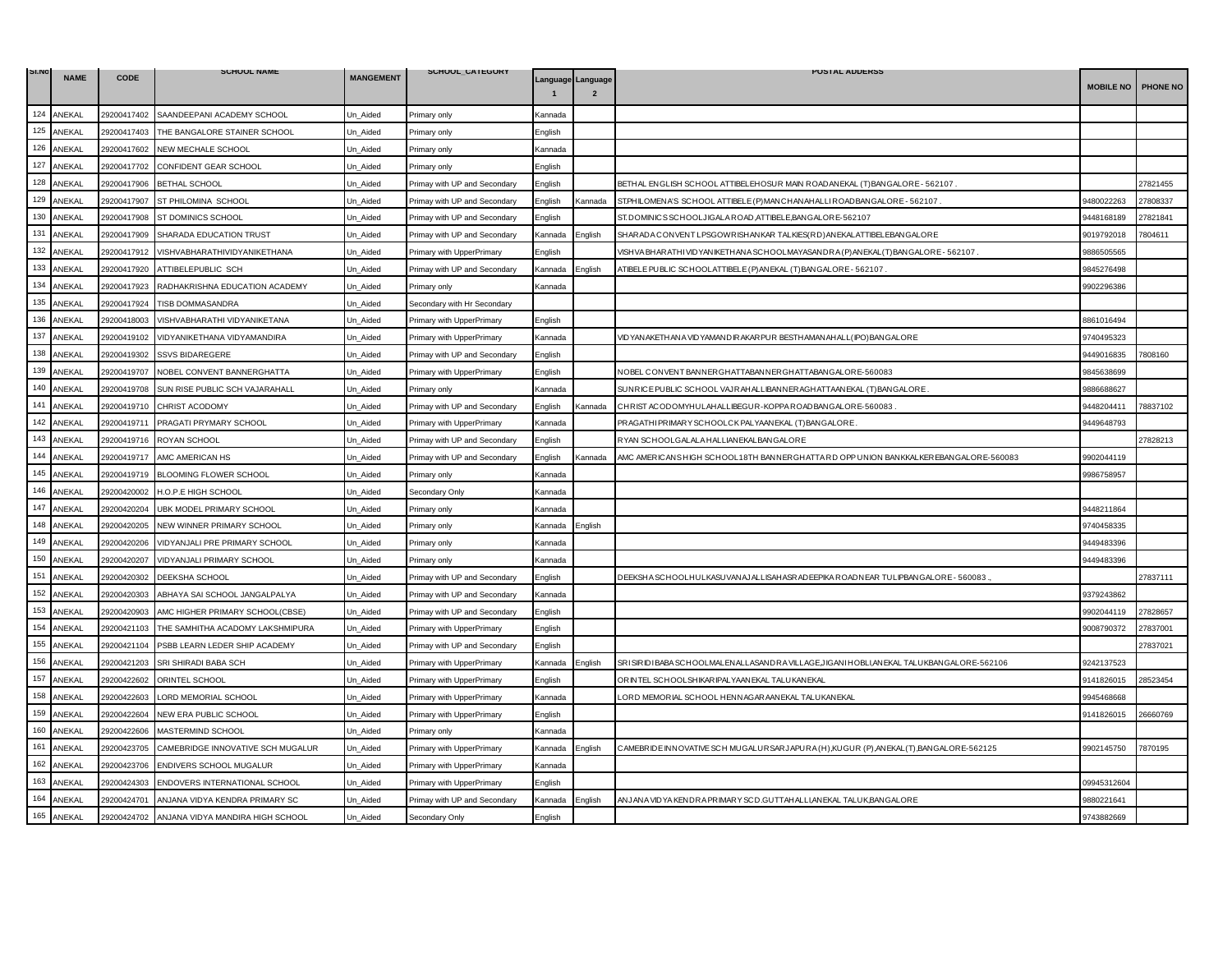| Sl.No | NAME | CODE | SCHOOL NAME | MANGEMENT | SCHOOL_CATEGORY | Language 1 | Language 2 | POSTAL ADDERSS | MOBILE NO | PHONE NO |
|---|---|---|---|---|---|---|---|---|---|---|
| 124 | ANEKAL | 29200417402 | SAANDEEPANI ACADEMY SCHOOL | Un_Aided | Primary only | Kannada | | | | |
| 125 | ANEKAL | 29200417403 | THE BANGALORE STAINER SCHOOL | Un_Aided | Primary only | English | | | | |
| 126 | ANEKAL | 29200417602 | NEW MECHALE SCHOOL | Un_Aided | Primary only | Kannada | | | | |
| 127 | ANEKAL | 29200417702 | CONFIDENT GEAR SCHOOL | Un_Aided | Primary only | English | | | | |
| 128 | ANEKAL | 29200417906 | BETHAL SCHOOL | Un_Aided | Primay with UP and Secondary | English | | BETHAL ENGLISH SCHOOL ATTIBELEHOSUR MAIN ROADANEKAL (T)BANGALORE - 562107 . | | 27821455 |
| 129 | ANEKAL | 29200417907 | ST PHILOMINA SCHOOL | Un_Aided | Primay with UP and Secondary | English | Kannada | ST.PHILOMENA'S SCHOOL ATTIBELE (P)MANCHANAHALLI ROADBANGALORE - 562107 . | 9480022263 | 27808337 |
| 130 | ANEKAL | 29200417908 | ST DOMINICS SCHOOL | Un_Aided | Primay with UP and Secondary | English | | ST.DOMINICS SCHOOLJIGALA ROAD,ATTIBELE,BANGALORE-562107 | 9448168189 | 27821841 |
| 131 | ANEKAL | 29200417909 | SHARADA EDUCATION TRUST | Un_Aided | Primay with UP and Secondary | Kannada | English | SHARADA CONVENT LPSGOWRISHANKAR TALKIES(RD)ANEKALATTIBELEBANGALORE | 9019792018 | 7804611 |
| 132 | ANEKAL | 29200417912 | VISHVABHARATHIVIDYANIKETHANA | Un_Aided | Primary with UpperPrimary | English | | VISHVA BHARATHI VIDYANIKETHANA SCHOOL MAYASANDRA (P)ANEKAL(T)BANGALORE - 562107 . | 9886505565 | |
| 133 | ANEKAL | 29200417920 | ATTIBELEPUBLIC SCH | Un_Aided | Primay with UP and Secondary | Kannada | English | ATIBELE PUBLIC SCHOOLATTIBELE (P)ANEKAL (T)BANGALORE - 562107 . | 9845276498 | |
| 134 | ANEKAL | 29200417923 | RADHAKRISHNA EDUCATION ACADEMY | Un_Aided | Primary only | Kannada | | | 9902296386 | |
| 135 | ANEKAL | 29200417924 | TISB DOMMASANDRA | Un_Aided | Secondary with Hr Secondary | | | | | |
| 136 | ANEKAL | 29200418003 | VISHVABHARATHI VIDYANIKETANA | Un_Aided | Primary with UpperPrimary | English | | | 8861016494 | |
| 137 | ANEKAL | 29200419102 | VIDYANIKETHANA VIDYAMANDIRA | Un_Aided | Primary with UpperPrimary | Kannada | | VIDYANAKETHANA VIDYAMANDIRAKARPUR BESTHAMANAHALL(IPO)BANGALORE | 9740495323 | |
| 138 | ANEKAL | 29200419302 | SSVS BIDAREGERE | Un_Aided | Primay with UP and Secondary | English | | | 9449016835 | 7808160 |
| 139 | ANEKAL | 29200419707 | NOBEL CONVENT BANNERGHATTA | Un_Aided | Primary with UpperPrimary | English | | NOBEL CONVENT BANNERGHATTABANNERGHATTABANGALORE-560083 | 9845638699 | |
| 140 | ANEKAL | 29200419708 | SUN RISE PUBLIC SCH VAJARAHALL | Un_Aided | Primary only | Kannada | | SUNRICE PUBLIC SCHOOL VAJRAHALLIBANNERAGHATTAANEKAL (T)BANGALORE. | 9886688627 | |
| 141 | ANEKAL | 29200419710 | CHRIST ACODOMY | Un_Aided | Primay with UP and Secondary | English | Kannada | CHRIST ACODOMYHULAHALLIBEGUR-KOPPA ROADBANGALORE-560083 . | 9448204411 | 78837102 |
| 142 | ANEKAL | 29200419711 | PRAGATI PRYMARY SCHOOL | Un_Aided | Primary with UpperPrimary | Kannada | | PRAGATHI PRIMARY SCHOOLCK PALYAANEKAL (T)BANGALORE. | 9449648793 | |
| 143 | ANEKAL | 29200419716 | ROYAN SCHOOL | Un_Aided | Primay with UP and Secondary | English | | RYAN SCHOOLGALALA HALLIANEKALBANGALORE | | 27828213 |
| 144 | ANEKAL | 29200419717 | AMC AMERICAN HS | Un_Aided | Primay with UP and Secondary | English | Kannada | AMC AMERICANS HIGH SCHOOL18TH BANNERGHATTA RD OPP UNION BANKKALKEREBANGALORE-560083 | 9902044119 | |
| 145 | ANEKAL | 29200419719 | BLOOMING FLOWER SCHOOL | Un_Aided | Primary only | Kannada | | | 9986758957 | |
| 146 | ANEKAL | 29200420002 | H.O.P.E HIGH SCHOOL | Un_Aided | Secondary Only | Kannada | | | | |
| 147 | ANEKAL | 29200420204 | UBK MODEL PRIMARY SCHOOL | Un_Aided | Primary only | Kannada | | | 9448211864 | |
| 148 | ANEKAL | 29200420205 | NEW WINNER PRIMARY SCHOOL | Un_Aided | Primary only | Kannada | English | | 9740458335 | |
| 149 | ANEKAL | 29200420206 | VIDYANJALI PRE PRIMARY SCHOOL | Un_Aided | Primary only | Kannada | | | 9449483396 | |
| 150 | ANEKAL | 29200420207 | VIDYANJALI PRIMARY SCHOOL | Un_Aided | Primary only | Kannada | | | 9449483396 | |
| 151 | ANEKAL | 29200420302 | DEEKSHA SCHOOL | Un_Aided | Primay with UP and Secondary | English | | DEEKSHA SCHOOLHULKASUVANAJALLISAHASRADEEPIKA ROADNEAR TULIPBANGALORE - 560083 ., | | 27837111 |
| 152 | ANEKAL | 29200420303 | ABHAYA SAI SCHOOL JANGALPALYA | Un_Aided | Primay with UP and Secondary | Kannada | | | 9379243862 | |
| 153 | ANEKAL | 29200420903 | AMC HIGHER PRIMARY SCHOOL(CBSE) | Un_Aided | Primay with UP and Secondary | English | | | 9902044119 | 27828657 |
| 154 | ANEKAL | 29200421103 | THE SAMHITHA ACADOMY LAKSHMIPURA | Un_Aided | Primary with UpperPrimary | English | | | 9008790372 | 27837001 |
| 155 | ANEKAL | 29200421104 | PSBB LEARN LEDER SHIP ACADEMY | Un_Aided | Primay with UP and Secondary | English | | | | 27837021 |
| 156 | ANEKAL | 29200421203 | SRI SHIRADI BABA SCH | Un_Aided | Primary with UpperPrimary | Kannada | English | SRI SIRIDI BABA SCHOOLMALENALLASANDRA VILLAGE,JIGANI HOBLI,ANEKAL TALUKBANGALORE-562106 | 9242137523 | |
| 157 | ANEKAL | 29200422602 | ORINTEL SCHOOL | Un_Aided | Primary with UpperPrimary | English | | ORINTEL SCHOOLSHIKARIPALYAANEKAL TALUKANEKAL | 9141826015 | 28523454 |
| 158 | ANEKAL | 29200422603 | LORD MEMORIAL SCHOOL | Un_Aided | Primary with UpperPrimary | Kannada | | LORD MEMORIAL SCHOOL HENNAGARAANEKAL TALUKANEKAL | 9945468668 | |
| 159 | ANEKAL | 29200422604 | NEW ERA PUBLIC SCHOOL | Un_Aided | Primary with UpperPrimary | English | | | 9141826015 | 26660769 |
| 160 | ANEKAL | 29200422606 | MASTERMIND SCHOOL | Un_Aided | Primary only | Kannada | | | | |
| 161 | ANEKAL | 29200423705 | CAMEBRIDGE INNOVATIVE SCH MUGALUR | Un_Aided | Primary with UpperPrimary | Kannada | English | CAMEBRIDE INNOVATIVE SCH MUGALURSARJAPURA (H),KUGUR (P),ANEKAL(T),BANGALORE-562125 | 9902145750 | 7870195 |
| 162 | ANEKAL | 29200423706 | ENDIVERS SCHOOL MUGALUR | Un_Aided | Primary with UpperPrimary | Kannada | | | | |
| 163 | ANEKAL | 29200424303 | ENDOVERS INTERNATIONAL SCHOOL | Un_Aided | Primary with UpperPrimary | English | | | 09945312604 | |
| 164 | ANEKAL | 29200424701 | ANJANA VIDYA KENDRA PRIMARY SC | Un_Aided | Primay with UP and Secondary | Kannada | English | ANJANA VIDYA KENDRA PRIMARY SCD.GUTTAHALLI,ANEKAL TALUK,BANGALORE | 9880221641 | |
| 165 | ANEKAL | 29200424702 | ANJANA VIDYA MANDIRA HIGH SCHOOL | Un_Aided | Secondary Only | English | | | 9743882669 | |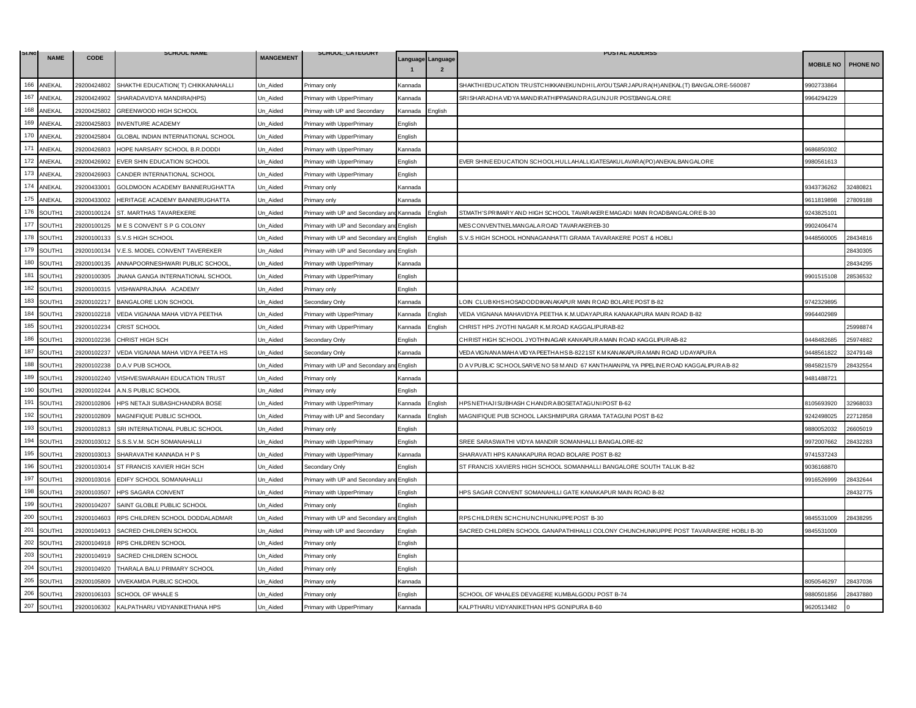| Sl.No | NAME | CODE | SCHOOL NAME | MANGEMENT | SCHOOL_CATEGORY | Language 1 | Language 2 | POSTAL ADDERSS | MOBILE NO | PHONE NO |
|---|---|---|---|---|---|---|---|---|---|---|
| 166 | ANEKAL | 29200424802 | SHAKTHI EDUCATION( T) CHIKKANAHALLI | Un_Aided | Primary only | Kannada | | SHAKTHI EDUCATION TRUSTCHIKKANEKUNDHILAYOUT,SARJAPURA(H)ANEKAL(T) BANGALORE-560087 | 9902733864 | |
| 167 | ANEKAL | 29200424902 | SHARADAVIDYA MANDIRA(HPS) | Un_Aided | Primary with UpperPrimary | Kannada | | SRI SHARADHA VIDYA MANDIRATHIPPASANDRA,GUNJUR POST,BANGALORE | 9964294229 | |
| 168 | ANEKAL | 29200425802 | GREENWOOD HIGH SCHOOL | Un_Aided | Primay with UP and Secondary | Kannada | English | | | |
| 169 | ANEKAL | 29200425803 | INVENTURE ACADEMY | Un_Aided | Primary with UpperPrimary | English | | | | |
| 170 | ANEKAL | 29200425804 | GLOBAL INDIAN INTERNATIONAL SCHOOL | Un_Aided | Primary with UpperPrimary | English | | | | |
| 171 | ANEKAL | 29200426803 | HOPE NARSARY SCHOOL B.R.DODDI | Un_Aided | Primary with UpperPrimary | Kannada | | | 9686850302 | |
| 172 | ANEKAL | 29200426902 | EVER SHIN EDUCATION SCHOOL | Un_Aided | Primary with UpperPrimary | English | | EVER SHINE EDUCATION SCHOOLHULLAHALLIGATESAKULAVARA(PO)ANEKALBANGALORE | 9980561613 | |
| 173 | ANEKAL | 29200426903 | CANDER INTERNATIONAL SCHOOL | Un_Aided | Primary with UpperPrimary | English | | | | |
| 174 | ANEKAL | 29200433001 | GOLDMOON ACADEMY BANNERUGHATTA | Un_Aided | Primary only | Kannada | | | 9343736262 | 32480821 |
| 175 | ANEKAL | 29200433002 | HERITAGE ACADEMY BANNERUGHATTA | Un_Aided | Primary only | Kannada | | | 9611819898 | 27809188 |
| 176 | SOUTH1 | 29200100124 | ST. MARTHAS TAVAREKERE | Un_Aided | Primary with UP and Secondary and | Kannada | English | ST.MATH'S PRIMARY AND HIGH SCHOOL TAVARAKERE MAGADI MAIN ROADBANGALORE B-30 | 9243825101 | |
| 177 | SOUTH1 | 29200100125 | M E S CONVENT S P G COLONY | Un_Aided | Primary with UP and Secondary and | English | | MES CONVENTNELMANGALA ROAD TAVARAKEREB-30 | 9902406474 | |
| 178 | SOUTH1 | 29200100133 | S.V.S HIGH SCHOOL | Un_Aided | Primary with UP and Secondary and | English | English | S.V.S HIGH SCHOOL HONNAGANHATTI GRAMA TAVARAKERE POST & HOBLI | 9448560005 | 28434816 |
| 179 | SOUTH1 | 29200100134 | V.E.S. MODEL CONVENT TAVEREKER | Un_Aided | Primary with UP and Secondary and | English | | | | 28430305 |
| 180 | SOUTH1 | 29200100135 | ANNAPOORNESHWARI PUBLIC SCHOOL, | Un_Aided | Primary with UpperPrimary | Kannada | | | | 28434295 |
| 181 | SOUTH1 | 29200100305 | JNANA GANGA INTERNATIONAL SCHOOL | Un_Aided | Primary with UpperPrimary | English | | | 9901515108 | 28536532 |
| 182 | SOUTH1 | 29200100315 | VISHWAPRAJNAA ACADEMY | Un_Aided | Primary only | English | | | | |
| 183 | SOUTH1 | 29200102217 | BANGALORE LION SCHOOL | Un_Aided | Secondary Only | Kannada | | LOIN CLUB KHS HOSADODDIKANAKAPUR MAIN ROAD BOLARE POST B-82 | 9742329895 | |
| 184 | SOUTH1 | 29200102218 | VEDA VIGNANA MAHA VIDYA PEETHA | Un_Aided | Primary with UpperPrimary | Kannada | English | VEDA VIGNANA MAHAVIDYA PEETHA K.M.UDAYAPURA KANAKAPURA MAIN ROAD B-82 | 9964402989 | |
| 185 | SOUTH1 | 29200102234 | CRIST SCHOOL | Un_Aided | Primary with UpperPrimary | Kannada | English | CHRIST HPS JYOTHI NAGAR K.M.ROAD KAGGALIPURAB-82 | | 25998874 |
| 186 | SOUTH1 | 29200102236 | CHRIST HIGH SCH | Un_Aided | Secondary Only | English | | CHRIST HIGH SCHOOL JYOTHINAGAR KANKAPURA MAIN ROAD KAGGLIPURAB-82 | 9448482685 | 25974882 |
| 187 | SOUTH1 | 29200102237 | VEDA VIGNANA MAHA VIDYA PEETA HS | Un_Aided | Secondary Only | Kannada | | VEDA VIGNANA MAHA VIDYA PEETHA HS B-8221ST KM KANAKAPURA MAIN ROAD UDAYAPURA | 9448561822 | 32479148 |
| 188 | SOUTH1 | 29200102238 | D.A.V PUB SCHOOL | Un_Aided | Primary with UP and Secondary and | English | | D A V PUBLIC SCHOOLSARVE NO 58 M AND 67 KANTHAIANPALYA PIPELINE ROAD KAGGALIPURA B-82 | 9845821579 | 28432554 |
| 189 | SOUTH1 | 29200102240 | VISHVESWARAIAH EDUCATION TRUST | Un_Aided | Primary only | Kannada | | | 9481488721 | |
| 190 | SOUTH1 | 29200102244 | A.N.S PUBLIC SCHOOL | Un_Aided | Primary only | English | | | | |
| 191 | SOUTH1 | 29200102806 | HPS NETAJI SUBASHCHANDRA BOSE | Un_Aided | Primary with UpperPrimary | Kannada | English | HPS NETHAJI SUBHASH CHANDRA BOSETATAGUNI POST B-62 | 8105693920 | 32968033 |
| 192 | SOUTH1 | 29200102809 | MAGNIFIQUE PUBLIC SCHOOL | Un_Aided | Primay with UP and Secondary | Kannada | English | MAGNIFIQUE PUB SCHOOL LAKSHMIPURA GRAMA TATAGUNI POST B-62 | 9242498025 | 22712858 |
| 193 | SOUTH1 | 29200102813 | SRI INTERNATIONAL PUBLIC SCHOOL | Un_Aided | Primary only | English | | | 9880052032 | 26605019 |
| 194 | SOUTH1 | 29200103012 | S.S.S.V.M. SCH SOMANAHALLI | Un_Aided | Primary with UpperPrimary | English | | SREE SARASWATHI VIDYA MANDIR SOMANHALLI BANGALORE-82 | 9972007662 | 28432283 |
| 195 | SOUTH1 | 29200103013 | SHARAVATHI KANNADA H P S | Un_Aided | Primary with UpperPrimary | Kannada | | SHARAVATI HPS KANAKAPURA ROAD BOLARE POST B-82 | 9741537243 | |
| 196 | SOUTH1 | 29200103014 | ST FRANCIS XAVIER HIGH SCH | Un_Aided | Secondary Only | English | | ST FRANCIS XAVIERS HIGH SCHOOL SOMANHALLI BANGALORE SOUTH TALUK B-82 | 9036168870 | |
| 197 | SOUTH1 | 29200103016 | EDIFY SCHOOL SOMANAHALLI | Un_Aided | Primary with UP and Secondary and | English | | | 9916526999 | 28432644 |
| 198 | SOUTH1 | 29200103507 | HPS SAGARA CONVENT | Un_Aided | Primary with UpperPrimary | English | | HPS SAGAR CONVENT SOMANAHLLI GATE KANAKAPUR MAIN ROAD B-82 | | 28432775 |
| 199 | SOUTH1 | 29200104207 | SAINT GLOBLE PUBLIC SCHOOL | Un_Aided | Primary only | English | | | | |
| 200 | SOUTH1 | 29200104603 | RPS CHILDREN SCHOOL DODDALADMAR | Un_Aided | Primary with UP and Secondary and | English | | RPS CHILDREN SCHCHUNCHUNKUPPE POST B-30 | 9845531009 | 28438295 |
| 201 | SOUTH1 | 29200104913 | SACRED CHILDREN SCHOOL | Un_Aided | Primay with UP and Secondary | English | | SACRED CHILDREN SCHOOL GANAPATHIHALLI COLONY CHUNCHUNKUPPE POST TAVARAKERE HOBLI B-30 | 9845531009 | |
| 202 | SOUTH1 | 29200104918 | RPS CHILDREN SCHOOL | Un_Aided | Primary only | English | | | | |
| 203 | SOUTH1 | 29200104919 | SACRED CHILDREN SCHOOL | Un_Aided | Primary only | English | | | | |
| 204 | SOUTH1 | 29200104920 | THARALA BALU PRIMARY SCHOOL | Un_Aided | Primary only | English | | | | |
| 205 | SOUTH1 | 29200105809 | VIVEKAMDA PUBLIC SCHOOL | Un_Aided | Primary only | Kannada | | | 8050546297 | 28437036 |
| 206 | SOUTH1 | 29200106103 | SCHOOL OF WHALE S | Un_Aided | Primary only | English | | SCHOOL OF WHALES DEVAGERE KUMBALGODU POST B-74 | 9880501856 | 28437880 |
| 207 | SOUTH1 | 29200106302 | KALPATHARU VIDYANIKETHANA HPS | Un_Aided | Primary with UpperPrimary | Kannada | | KALPTHARU VIDYANIKETHAN HPS GONIPURA B-60 | 9620513482 | 0 |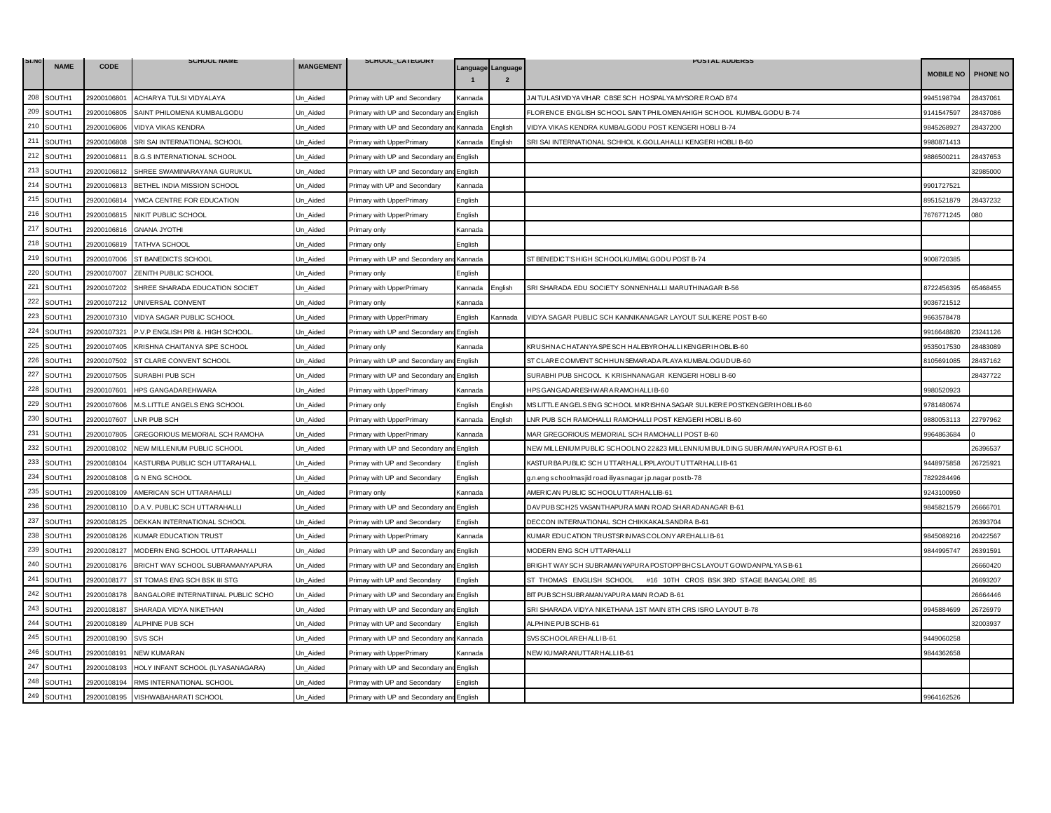| Sl.No | NAME | CODE | SCHOOL NAME | MANGEMENT | SCHOOL_CATEGORY | Language 1 | Language 2 | POSTAL ADDERSS | MOBILE NO | PHONE NO |
|---|---|---|---|---|---|---|---|---|---|---|
| 208 | SOUTH1 | 29200106801 | ACHARYA TULSI VIDYALAYA | Un_Aided | Primay with UP and Secondary | Kannada | | JAITULASIVIDYAVIHAR CBSESCH HOSPALYAMYSOREROAD B74 | 9945198794 | 28437061 |
| 209 | SOUTH1 | 29200106805 | SAINT PHILOMENA KUMBALGODU | Un_Aided | Primary with UP and Secondary and | English | | FLORENCE ENGLISH SCHOOL SAINT PHILOMENAHIGH SCHOOL KUMBALGODU B-74 | 9141547597 | 28437086 |
| 210 | SOUTH1 | 29200106806 | VIDYA VIKAS KENDRA | Un_Aided | Primary with UP and Secondary and | Kannada | English | VIDYA VIKAS KENDRA KUMBALGODU POST KENGERI HOBLI B-74 | 9845268927 | 28437200 |
| 211 | SOUTH1 | 29200106808 | SRI SAI INTERNATIONAL SCHOOL | Un_Aided | Primary with UpperPrimary | Kannada | English | SRI SAI INTERNATIONAL SCHHOL K.GOLLAHALLI KENGERI HOBLI B-60 | 9980871413 | |
| 212 | SOUTH1 | 29200106811 | B.G.S INTERNATIONAL SCHOOL | Un_Aided | Primary with UP and Secondary and | English | | | 9886500211 | 28437653 |
| 213 | SOUTH1 | 29200106812 | SHREE SWAMINARAYANA GURUKUL | Un_Aided | Primary with UP and Secondary and | English | | | | 32985000 |
| 214 | SOUTH1 | 29200106813 | BETHEL INDIA MISSION SCHOOL | Un_Aided | Primay with UP and Secondary | Kannada | | | 9901727521 | |
| 215 | SOUTH1 | 29200106814 | YMCA CENTRE FOR EDUCATION | Un_Aided | Primary with UpperPrimary | English | | | 8951521879 | 28437232 |
| 216 | SOUTH1 | 29200106815 | NIKIT PUBLIC SCHOOL | Un_Aided | Primary with UpperPrimary | English | | | 7676771245 | 080 |
| 217 | SOUTH1 | 29200106816 | GNANA JYOTHI | Un_Aided | Primary only | Kannada | | | | |
| 218 | SOUTH1 | 29200106819 | TATHVA SCHOOL | Un_Aided | Primary only | English | | | | |
| 219 | SOUTH1 | 29200107006 | ST BANEDICTS SCHOOL | Un_Aided | Primary with UP and Secondary and | Kannada | | ST BENEDICT'SHIGH SCHOOLKUMBALGODU POST B-74 | 9008720385 | |
| 220 | SOUTH1 | 29200107007 | ZENITH PUBLIC SCHOOL | Un_Aided | Primary only | English | | | | |
| 221 | SOUTH1 | 29200107202 | SHREE SHARADA EDUCATION SOCIET | Un_Aided | Primary with UpperPrimary | Kannada | English | SRI SHARADA EDU SOCIETY SONNENHALLI MARUTHINAGAR B-56 | 8722456395 | 65468455 |
| 222 | SOUTH1 | 29200107212 | UNIVERSAL CONVENT | Un_Aided | Primary only | Kannada | | | 9036721512 | |
| 223 | SOUTH1 | 29200107310 | VIDYA SAGAR PUBLIC SCHOOL | Un_Aided | Primary with UpperPrimary | English | Kannada | VIDYA SAGAR PUBLIC SCH KANNIKANAGAR LAYOUT SULIKERE POST B-60 | 9663578478 | |
| 224 | SOUTH1 | 29200107321 | P.V.P ENGLISH PRI &. HIGH SCHOOL. | Un_Aided | Primary with UP and Secondary and | English | | | 9916648820 | 23241126 |
| 225 | SOUTH1 | 29200107405 | KRISHNA CHAITANYA SPE SCHOOL | Un_Aided | Primary only | Kannada | | KRUSHNACHATANYASPESCH HALEBYROHALLIKENGERIHOBLIB-60 | 9535017530 | 28483089 |
| 226 | SOUTH1 | 29200107502 | ST CLARE CONVENT SCHOOL | Un_Aided | Primary with UP and Secondary and | English | | STCLARECOMVENT SCHHUNSEMARADAPLAYAKUMBALOGUDUB-60 | 8105691085 | 28437162 |
| 227 | SOUTH1 | 29200107505 | SURABHI PUB SCH | Un_Aided | Primary with UP and Secondary and | English | | SURABHI PUB SHCOOL K KRISHNANAGAR KENGERI HOBLI B-60 | | 28437722 |
| 228 | SOUTH1 | 29200107601 | HPS GANGADAREHWARA | Un_Aided | Primary with UpperPrimary | Kannada | | HPSGANGADARESHWARARAMOHALLIB-60 | 9980520923 | |
| 229 | SOUTH1 | 29200107606 | M.S.LITTLE ANGELS ENG SCHOOL | Un_Aided | Primary only | English | English | MS LITTLE ANGELS ENG SCHOOL M KRISHNA SAGAR SULIKERE POSTKENGERIHOBLIB-60 | 9781480674 | |
| 230 | SOUTH1 | 29200107607 | LNR PUB SCH | Un_Aided | Primary with UpperPrimary | Kannada | English | LNR PUB SCH RAMOHALLI RAMOHALLI POST KENGERI HOBLI B-60 | 9880053113 | 22797962 |
| 231 | SOUTH1 | 29200107805 | GREGORIOUS MEMORIAL SCH RAMOHA | Un_Aided | Primary with UpperPrimary | Kannada | | MAR GREGORIOUS MEMORIAL SCH RAMOHALLI POST B-60 | 9964863684 | 0 |
| 232 | SOUTH1 | 29200108102 | NEW MILLENIUM PUBLIC SCHOOL | Un_Aided | Primary with UP and Secondary and | English | | NEW MILLENIUM PUBLIC SCHOOLNO 22&23 MILLENNIUM BUILDING SUBRAMANYAPURA POST B-61 | | 26396537 |
| 233 | SOUTH1 | 29200108104 | KASTURBA PUBLIC SCH UTTARAHALL | Un_Aided | Primay with UP and Secondary | English | | KASTURBA PUBLIC SCH UTTARHALLIPPLAYOUT UTTARHALLIB-61 | 9448975858 | 26725921 |
| 234 | SOUTH1 | 29200108108 | G N ENG SCHOOL | Un_Aided | Primay with UP and Secondary | English | | g.n.eng schoolmasjid road iliyasnagar j.p.nagar postb-78 | 7829284496 | |
| 235 | SOUTH1 | 29200108109 | AMERICAN SCH UTTARAHALLI | Un_Aided | Primary only | Kannada | | AMERICAN PUBLIC SCHOOLUTTARHALLIB-61 | 9243100950 | |
| 236 | SOUTH1 | 29200108110 | D.A.V. PUBLIC SCH UTTARAHALLI | Un_Aided | Primary with UP and Secondary and | English | | DAVPUBSCH25 VASANTHAPURAMAIN ROAD SHARADANAGAR B-61 | 9845821579 | 26666701 |
| 237 | SOUTH1 | 29200108125 | DEKKAN INTERNATIONAL SCHOOL | Un_Aided | Primay with UP and Secondary | English | | DECCON INTERNATIONAL SCH CHIKKAKALSANDRA B-61 | | 26393704 |
| 238 | SOUTH1 | 29200108126 | KUMAR EDUCATION TRUST | Un_Aided | Primary with UpperPrimary | Kannada | | KUMAR EDUCATION TRUSTSRINIVASCOLONYAREHALLIB-61 | 9845089216 | 20422567 |
| 239 | SOUTH1 | 29200108127 | MODERN ENG SCHOOL UTTARAHALLI | Un_Aided | Primary with UP and Secondary and | English | | MODERN ENG SCH UTTARHALLI | 9844995747 | 26391591 |
| 240 | SOUTH1 | 29200108176 | BRICHT WAY SCHOOL SUBRAMANYAPURA | Un_Aided | Primary with UP and Secondary and | English | | BRIGHT WAY SCH SUBRAMANYAPURAPOSTOPPBHCSLAYOUT GOWDANPALYASB-61 | | 26660420 |
| 241 | SOUTH1 | 29200108177 | ST TOMAS ENG SCH BSK III STG | Un_Aided | Primay with UP and Secondary | English | | ST THOMAS ENGLISH SCHOOL #16 10TH CROS BSK 3RD STAGE BANGALORE 85 | | 26693207 |
| 242 | SOUTH1 | 29200108178 | BANGALORE INTERNATIINAL PUBLIC SCHO | Un_Aided | Primary with UP and Secondary and | English | | BIT PUBSCHSUBRAMANYAPURAMAIN ROAD B-61 | | 26664446 |
| 243 | SOUTH1 | 29200108187 | SHARADA VIDYA NIKETHAN | Un_Aided | Primary with UP and Secondary and | English | | SRI SHARADA VIDYA NIKETHANA 1ST MAIN 8TH CRS ISRO LAYOUT B-78 | 9945884699 | 26726979 |
| 244 | SOUTH1 | 29200108189 | ALPHINE PUB SCH | Un_Aided | Primay with UP and Secondary | English | | ALPHINEPUBSCHB-61 | | 32003937 |
| 245 | SOUTH1 | 29200108190 | SVS SCH | Un_Aided | Primary with UP and Secondary and | Kannada | | SVSSCHOOLAREHALLIB-61 | 9449060258 | |
| 246 | SOUTH1 | 29200108191 | NEW KUMARAN | Un_Aided | Primary with UpperPrimary | Kannada | | NEW KUMARANUTTARHALLIB-61 | 9844362658 | |
| 247 | SOUTH1 | 29200108193 | HOLY INFANT SCHOOL (ILYASANAGARA) | Un_Aided | Primary with UP and Secondary and | English | | | | |
| 248 | SOUTH1 | 29200108194 | RMS INTERNATIONAL SCHOOL | Un_Aided | Primay with UP and Secondary | English | | | | |
| 249 | SOUTH1 | 29200108195 | VISHWABAHARATI SCHOOL | Un_Aided | Primary with UP and Secondary and | English | | | 9964162526 | |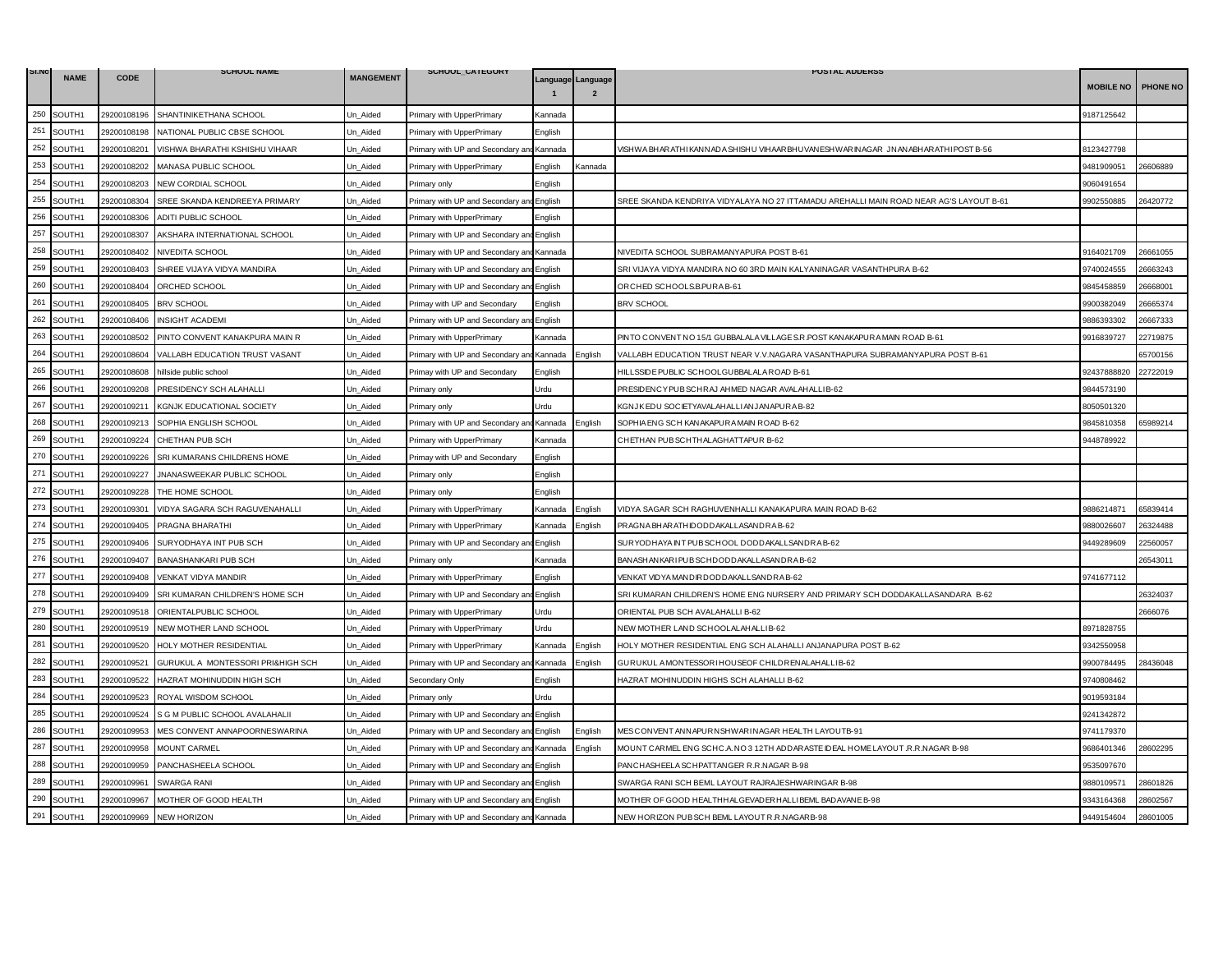| Sl.No | NAME | CODE | SCHOOL NAME | MANGEMENT | SCHOOL_CATEGORY | Language 1 | Language 2 | POSTAL ADDERSS | MOBILE NO | PHONE NO |
|---|---|---|---|---|---|---|---|---|---|---|
| 250 | SOUTH1 | 29200108196 | SHANTINIKETHANA SCHOOL | Un_Aided | Primary with UpperPrimary | Kannada | | | 9187125642 | |
| 251 | SOUTH1 | 29200108198 | NATIONAL PUBLIC CBSE SCHOOL | Un_Aided | Primary with UpperPrimary | English | | | | |
| 252 | SOUTH1 | 29200108201 | VISHWA BHARATHI KSHISHU VIHAAR | Un_Aided | Primary with UP and Secondary and | Kannada | | VISHWA BHARATHI KANNADA SHISHU VIHAAR BHUVANESHWARI NAGAR JNANABHARATHI POST B-56 | 8123427798 | |
| 253 | SOUTH1 | 29200108202 | MANASA PUBLIC SCHOOL | Un_Aided | Primary with UpperPrimary | English | Kannada | | 9481909051 | 26606889 |
| 254 | SOUTH1 | 29200108203 | NEW CORDIAL SCHOOL | Un_Aided | Primary only | English | | | 9060491654 | |
| 255 | SOUTH1 | 29200108304 | SREE SKANDA KENDREEYA PRIMARY | Un_Aided | Primary with UP and Secondary and | English | | SREE SKANDA KENDRIYA VIDYALAYA NO 27 ITTAMADU AREHALLI MAIN ROAD NEAR AG'S LAYOUT B-61 | 9902550885 | 26420772 |
| 256 | SOUTH1 | 29200108306 | ADITI PUBLIC SCHOOL | Un_Aided | Primary with UpperPrimary | English | | | | |
| 257 | SOUTH1 | 29200108307 | AKSHARA INTERNATIONAL SCHOOL | Un_Aided | Primary with UP and Secondary and | English | | | | |
| 258 | SOUTH1 | 29200108402 | NIVEDITA SCHOOL | Un_Aided | Primary with UP and Secondary and | Kannada | | NIVEDITA SCHOOL SUBRAMANYAPURA POST B-61 | 9164021709 | 26661055 |
| 259 | SOUTH1 | 29200108403 | SHREE VIJAYA VIDYA MANDIRA | Un_Aided | Primary with UP and Secondary and | English | | SRI VIJAYA VIDYA MANDIRA NO 60 3RD MAIN KALYANINAGAR VASANTHPURA B-62 | 9740024555 | 26663243 |
| 260 | SOUTH1 | 29200108404 | ORCHED SCHOOL | Un_Aided | Primary with UP and Secondary and | English | | ORCHED SCHOOLS.B.PURA B-61 | 9845458859 | 26668001 |
| 261 | SOUTH1 | 29200108405 | BRV SCHOOL | Un_Aided | Primay with UP and Secondary | English | | BRV SCHOOL | 9900382049 | 26665374 |
| 262 | SOUTH1 | 29200108406 | INSIGHT ACADEMI | Un_Aided | Primary with UP and Secondary and | English | | | 9886393302 | 26667333 |
| 263 | SOUTH1 | 29200108502 | PINTO CONVENT KANAKPURA MAIN R | Un_Aided | Primary with UpperPrimary | Kannada | | PINTO CONVENT NO 15/1 GUBBALALA VILLAGE S.R.POST KANAKAPURA MAIN ROAD B-61 | 9916839727 | 22719875 |
| 264 | SOUTH1 | 29200108604 | VALLABH EDUCATION TRUST VASANT | Un_Aided | Primary with UP and Secondary and | Kannada | English | VALLABH EDUCATION TRUST NEAR V.V.NAGARA VASANTHAPURA SUBRAMANYAPURA POST B-61 | | 65700156 |
| 265 | SOUTH1 | 29200108608 | hillside public school | Un_Aided | Primay with UP and Secondary | English | | HILLSSIDE PUBLIC SCHOOL GUBBALALA ROAD B-61 | 92437888820 | 22722019 |
| 266 | SOUTH1 | 29200109208 | PRESIDENCY SCH ALAHALLI | Un_Aided | Primary only | Urdu | | PRESIDENCY PUB SCH RAJ AHMED NAGAR AVALAHALLI B-62 | 9844573190 | |
| 267 | SOUTH1 | 29200109211 | KGNJK EDUCATIONAL SOCIETY | Un_Aided | Primary only | Urdu | | KGNJK EDU SOCIETY AVALAHALLI ANJANAPURA B-82 | 8050501320 | |
| 268 | SOUTH1 | 29200109213 | SOPHIA ENGLISH SCHOOL | Un_Aided | Primary with UP and Secondary and | Kannada | English | SOPHIA ENG SCH KANAKAPURA MAIN ROAD B-62 | 9845810358 | 65989214 |
| 269 | SOUTH1 | 29200109224 | CHETHAN PUB SCH | Un_Aided | Primary with UpperPrimary | Kannada | | CHETHAN PUB SCH THALAGHATTAPUR B-62 | 9448789922 | |
| 270 | SOUTH1 | 29200109226 | SRI KUMARANS CHILDRENS HOME | Un_Aided | Primay with UP and Secondary | English | | | | |
| 271 | SOUTH1 | 29200109227 | JNANASWEEKAR PUBLIC SCHOOL | Un_Aided | Primary only | English | | | | |
| 272 | SOUTH1 | 29200109228 | THE HOME SCHOOL | Un_Aided | Primary only | English | | | | |
| 273 | SOUTH1 | 29200109301 | VIDYA SAGARA SCH RAGUVENAHALLI | Un_Aided | Primary with UpperPrimary | Kannada | English | VIDYA SAGAR SCH RAGHUVENHALLI KANAKAPURA MAIN ROAD B-62 | 9886214871 | 65839414 |
| 274 | SOUTH1 | 29200109405 | PRAGNA BHARATHI | Un_Aided | Primary with UpperPrimary | Kannada | English | PRAGNA BHARATHI DODDAKALLASANDRA B-62 | 9880026607 | 26324488 |
| 275 | SOUTH1 | 29200109406 | SURYODHAYA INT PUB SCH | Un_Aided | Primary with UP and Secondary and | English | | SURYODHAYA INT PUB SCHOOL DODDAKALLSANDRA B-62 | 9449289609 | 22560057 |
| 276 | SOUTH1 | 29200109407 | BANASHANKARI PUB SCH | Un_Aided | Primary only | Kannada | | BANASHANKARI PUB SCH DODDAKALLASANDRA B-62 | | 26543011 |
| 277 | SOUTH1 | 29200109408 | VENKAT VIDYA MANDIR | Un_Aided | Primary with UpperPrimary | English | | VENKAT VIDYA MANDIR DODDAKALLSANDRA B-62 | 9741677112 | |
| 278 | SOUTH1 | 29200109409 | SRI KUMARAN CHILDREN'S HOME SCH | Un_Aided | Primary with UP and Secondary and | English | | SRI KUMARAN CHILDREN'S HOME ENG NURSERY AND PRIMARY SCH DODDAKALLASANDARA B-62 | | 26324037 |
| 279 | SOUTH1 | 29200109518 | ORIENTALPUBLIC SCHOOL | Un_Aided | Primary with UpperPrimary | Urdu | | ORIENTAL PUB SCH AVALAHALLI B-62 | | 2666076 |
| 280 | SOUTH1 | 29200109519 | NEW MOTHER LAND SCHOOL | Un_Aided | Primary with UpperPrimary | Urdu | | NEW MOTHER LAND SCHOOL ALAHALLI B-62 | 8971828755 | |
| 281 | SOUTH1 | 29200109520 | HOLY MOTHER RESIDENTIAL | Un_Aided | Primary with UpperPrimary | Kannada | English | HOLY MOTHER RESIDENTIAL ENG SCH ALAHALLI ANJANAPURA POST B-62 | 9342550958 | |
| 282 | SOUTH1 | 29200109521 | GURUKUL A MONTESSORI PRI&HIGH SCH | Un_Aided | Primary with UP and Secondary and | Kannada | English | GURUKUL A MONTESSORI HOUSE OF CHILDREN ALAHALLI B-62 | 9900784495 | 28436048 |
| 283 | SOUTH1 | 29200109522 | HAZRAT MOHINUDDIN HIGH SCH | Un_Aided | Secondary Only | English | | HAZRAT MOHINUDDIN HIGHS SCH ALAHALLI B-62 | 9740808462 | |
| 284 | SOUTH1 | 29200109523 | ROYAL WISDOM SCHOOL | Un_Aided | Primary only | Urdu | | | 9019593184 | |
| 285 | SOUTH1 | 29200109524 | S G M PUBLIC SCHOOL AVALAHALII | Un_Aided | Primary with UP and Secondary and | English | | | 9241342872 | |
| 286 | SOUTH1 | 29200109953 | MES CONVENT ANNAPOORNESWARINA | Un_Aided | Primary with UP and Secondary and | English | English | MES CONVENT ANNAPURNSHWARI NAGAR HEALTH LAYOUT B-91 | 9741179370 | |
| 287 | SOUTH1 | 29200109958 | MOUNT CARMEL | Un_Aided | Primary with UP and Secondary and | Kannada | English | MOUNT CARMEL ENG SCH C.A.NO 3 12TH ADDARASTE IDEAL HOME LAYOUT .R.R.NAGAR B-98 | 9686401346 | 28602295 |
| 288 | SOUTH1 | 29200109959 | PANCHASHEELA SCHOOL | Un_Aided | Primary with UP and Secondary and | English | | PANCHASHEELA SCH PATTANGER R.R.NAGAR B-98 | 9535097670 | |
| 289 | SOUTH1 | 29200109961 | SWARGA RANI | Un_Aided | Primary with UP and Secondary and | English | | SWARGA RANI SCH BEML LAYOUT RAJRAJESHWARINGAR B-98 | 9880109571 | 28601826 |
| 290 | SOUTH1 | 29200109967 | MOTHER OF GOOD HEALTH | Un_Aided | Primary with UP and Secondary and | English | | MOTHER OF GOOD HEALTH HALGEVADERHALLI BEML BADAVANE B-98 | 9343164368 | 28602567 |
| 291 | SOUTH1 | 29200109969 | NEW HORIZON | Un_Aided | Primary with UP and Secondary and | Kannada | | NEW HORIZON PUB SCH BEML LAYOUT R.R.NAGAR B-98 | 9449154604 | 28601005 |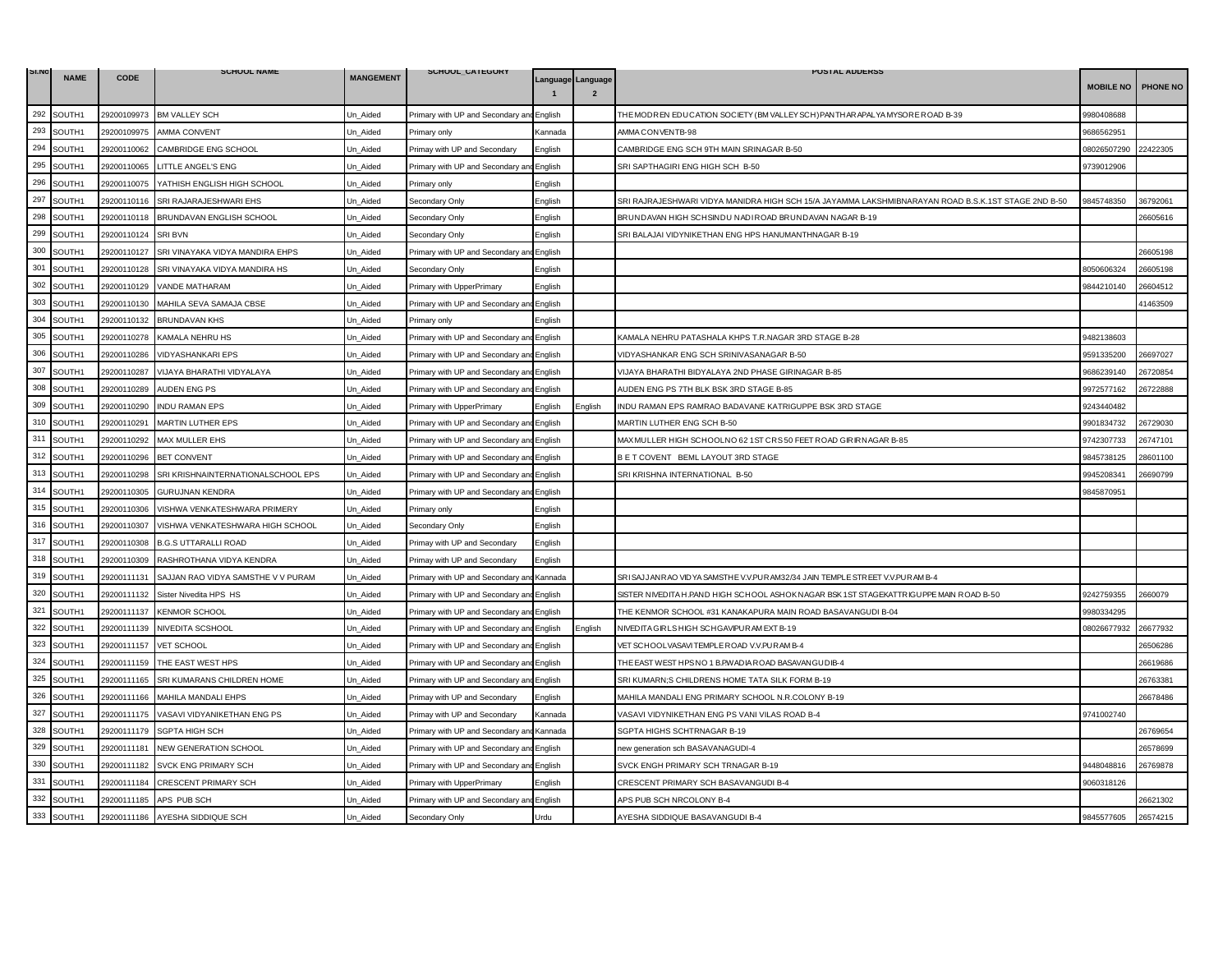| Sl.No | NAME | CODE | SCHOOL NAME | MANGEMENT | SCHOOL_CATEGORY | Language 1 | Language 2 | POSTAL ADDERSS | MOBILE NO | PHONE NO |
|---|---|---|---|---|---|---|---|---|---|---|
| 292 | SOUTH1 | 29200109973 | BM VALLEY SCH | Un_Aided | Primary with UP and Secondary and | English | | THE MODREN EDUCATION SOCIETY (BM VALLEY SCH) PANTHARAPALYA MYSORE ROAD B-39 | 9980408688 | |
| 293 | SOUTH1 | 29200109975 | AMMA CONVENT | Un_Aided | Primary only | Kannada | | AMMA CONVENTB-98 | 9686562951 | |
| 294 | SOUTH1 | 29200110062 | CAMBRIDGE ENG SCHOOL | Un_Aided | Primay with UP and Secondary | English | | CAMBRIDGE ENG SCH 9TH MAIN SRINAGAR B-50 | 08026507290 | 22422305 |
| 295 | SOUTH1 | 29200110065 | LITTLE ANGEL'S ENG | Un_Aided | Primary with UP and Secondary and | English | | SRI SAPTHAGIRI ENG HIGH SCH B-50 | 9739012906 | |
| 296 | SOUTH1 | 29200110075 | YATHISH ENGLISH HIGH SCHOOL | Un_Aided | Primary only | English | | | | |
| 297 | SOUTH1 | 29200110116 | SRI RAJARAJESHWARI EHS | Un_Aided | Secondary Only | English | | SRI RAJRAJESHWARI VIDYA MANIDRA HIGH SCH 15/A JAYAMMA LAKSHMIBNARAYAN ROAD B.S.K.1ST STAGE 2ND B-50 | 9845748350 | 36792061 |
| 298 | SOUTH1 | 29200110118 | BRUNDAVAN ENGLISH SCHOOL | Un_Aided | Secondary Only | English | | BRUNDAVAN HIGH SCHSINDU NADI ROAD BRUNDAVAN NAGAR B-19 | | 26605616 |
| 299 | SOUTH1 | 29200110124 | SRI BVN | Un_Aided | Secondary Only | English | | SRI BALAJAI VIDYNIKETHAN ENG HPS HANUMANTHNAGAR B-19 | | |
| 300 | SOUTH1 | 29200110127 | SRI VINAYAKA VIDYA MANDIRA EHPS | Un_Aided | Primary with UP and Secondary and | English | | | | 26605198 |
| 301 | SOUTH1 | 29200110128 | SRI VINAYAKA VIDYA MANDIRA HS | Un_Aided | Secondary Only | English | | | 8050606324 | 26605198 |
| 302 | SOUTH1 | 29200110129 | VANDE MATHARAM | Un_Aided | Primary with UpperPrimary | English | | | 9844210140 | 26604512 |
| 303 | SOUTH1 | 29200110130 | MAHILA SEVA SAMAJA CBSE | Un_Aided | Primary with UP and Secondary and | English | | | | 41463509 |
| 304 | SOUTH1 | 29200110132 | BRUNDAVAN KHS | Un_Aided | Primary only | English | | | | |
| 305 | SOUTH1 | 29200110278 | KAMALA NEHRU HS | Un_Aided | Primary with UP and Secondary and | English | | KAMALA NEHRU PATASHALA KHPS T.R.NAGAR 3RD STAGE B-28 | 9482138603 | |
| 306 | SOUTH1 | 29200110286 | VIDYASHANKARI EPS | Un_Aided | Primary with UP and Secondary and | English | | VIDYASHANKAR ENG SCH SRINIVASANAGAR B-50 | 9591335200 | 26697027 |
| 307 | SOUTH1 | 29200110287 | VIJAYA BHARATHI VIDYALAYA | Un_Aided | Primary with UP and Secondary and | English | | VIJAYA BHARATHI BIDYALAYA 2ND PHASE GIRINAGAR B-85 | 9686239140 | 26720854 |
| 308 | SOUTH1 | 29200110289 | AUDEN ENG PS | Un_Aided | Primary with UP and Secondary and | English | | AUDEN ENG PS 7TH BLK BSK 3RD STAGE B-85 | 9972577162 | 26722888 |
| 309 | SOUTH1 | 29200110290 | INDU RAMAN EPS | Un_Aided | Primary with UpperPrimary | English | English | INDU RAMAN EPS RAMRAO BADAVANE KATRIGUPPE BSK 3RD STAGE | 9243440482 | |
| 310 | SOUTH1 | 29200110291 | MARTIN LUTHER EPS | Un_Aided | Primary with UP and Secondary and | English | | MARTIN LUTHER ENG SCH B-50 | 9901834732 | 26729030 |
| 311 | SOUTH1 | 29200110292 | MAX MULLER EHS | Un_Aided | Primary with UP and Secondary and | English | | MAX MULLER HIGH SCHOOLNO 62 1ST CRS 50 FEET ROAD GIRIRNAGAR B-85 | 9742307733 | 26747101 |
| 312 | SOUTH1 | 29200110296 | BET CONVENT | Un_Aided | Primary with UP and Secondary and | English | | B E T COVENT BEML LAYOUT 3RD STAGE | 9845738125 | 28601100 |
| 313 | SOUTH1 | 29200110298 | SRI KRISHNAINTERNATIONALSCHOOL EPS | Un_Aided | Primary with UP and Secondary and | English | | SRI KRISHNA INTERNATIONAL B-50 | 9945208341 | 26690799 |
| 314 | SOUTH1 | 29200110305 | GURUJNAN KENDRA | Un_Aided | Primary with UP and Secondary and | English | | | 9845870951 | |
| 315 | SOUTH1 | 29200110306 | VISHWA VENKATESHWARA PRIMERY | Un_Aided | Primary only | English | | | | |
| 316 | SOUTH1 | 29200110307 | VISHWA VENKATESHWARA HIGH SCHOOL | Un_Aided | Secondary Only | English | | | | |
| 317 | SOUTH1 | 29200110308 | B.G.S UTTARALLI ROAD | Un_Aided | Primay with UP and Secondary | English | | | | |
| 318 | SOUTH1 | 29200110309 | RASHROTHANA VIDYA KENDRA | Un_Aided | Primay with UP and Secondary | English | | | | |
| 319 | SOUTH1 | 29200111131 | SAJJAN RAO VIDYA SAMSTHE V V PURAM | Un_Aided | Primary with UP and Secondary and | Kannada | | SRI SAJJANRAO VIDYA SAMSTHE V.V.PURAM32/34 JAIN TEMPLE STREET V.V.PURAM B-4 | | |
| 320 | SOUTH1 | 29200111132 | Sister Nivedita HPS HS | Un_Aided | Primary with UP and Secondary and | English | | SISTER NIVEDITAH.PAND HIGH SCHOOL ASHOKNAGAR BSK 1ST STAGEKATTRIGUPPE MAIN ROAD B-50 | 9242759355 | 2660079 |
| 321 | SOUTH1 | 29200111137 | KENMOR SCHOOL | Un_Aided | Primary with UP and Secondary and | English | | THE KENMOR SCHOOL #31 KANAKAPURA MAIN ROAD BASAVANGUDI B-04 | 9980334295 | |
| 322 | SOUTH1 | 29200111139 | NIVEDITA SCSHOOL | Un_Aided | Primary with UP and Secondary and | English | English | NIVEDITA GIRLS HIGH SCHGAVIPURAM EXT B-19 | 08026677932 | 26677932 |
| 323 | SOUTH1 | 29200111157 | VET SCHOOL | Un_Aided | Primary with UP and Secondary and | English | | VET SCHOOLVASAVI TEMPLE ROAD V.V.PURAM B-4 | | 26506286 |
| 324 | SOUTH1 | 29200111159 | THE EAST WEST HPS | Un_Aided | Primary with UP and Secondary and | English | | THE EAST WEST HPS NO 1 B.P.WADIA ROAD BASAVANGUDIB-4 | | 26619686 |
| 325 | SOUTH1 | 29200111165 | SRI KUMARANS CHILDREN HOME | Un_Aided | Primary with UP and Secondary and | English | | SRI KUMARN;S CHILDRENS HOME TATA SILK FORM B-19 | | 26763381 |
| 326 | SOUTH1 | 29200111166 | MAHILA MANDALI EHPS | Un_Aided | Primay with UP and Secondary | English | | MAHILA MANDALI ENG PRIMARY SCHOOL N.R.COLONY B-19 | | 26678486 |
| 327 | SOUTH1 | 29200111175 | VASAVI VIDYANIKETHAN ENG PS | Un_Aided | Primay with UP and Secondary | Kannada | | VASAVI VIDYNIKETHAN ENG PS VANI VILAS ROAD B-4 | 9741002740 | |
| 328 | SOUTH1 | 29200111179 | SGPTA HIGH SCH | Un_Aided | Primary with UP and Secondary and | Kannada | | SGPTA HIGHS SCHTRNAGAR B-19 | | 26769654 |
| 329 | SOUTH1 | 29200111181 | NEW GENERATION SCHOOL | Un_Aided | Primary with UP and Secondary and | English | | new generation sch BASAVANAGUDI-4 | | 26578699 |
| 330 | SOUTH1 | 29200111182 | SVCK ENG PRIMARY SCH | Un_Aided | Primary with UP and Secondary and | English | | SVCK ENGH PRIMARY SCH TRNAGAR B-19 | 9448048816 | 26769878 |
| 331 | SOUTH1 | 29200111184 | CRESCENT PRIMARY SCH | Un_Aided | Primary with UpperPrimary | English | | CRESCENT PRIMARY SCH BASAVANGUDI B-4 | 9060318126 | |
| 332 | SOUTH1 | 29200111185 | APS PUB SCH | Un_Aided | Primary with UP and Secondary and | English | | APS PUB SCH NRCOLONY B-4 | | 26621302 |
| 333 | SOUTH1 | 29200111186 | AYESHA SIDDIQUE SCH | Un_Aided | Secondary Only | Urdu | | AYESHA SIDDIQUE BASAVANGUDI B-4 | 9845577605 | 26574215 |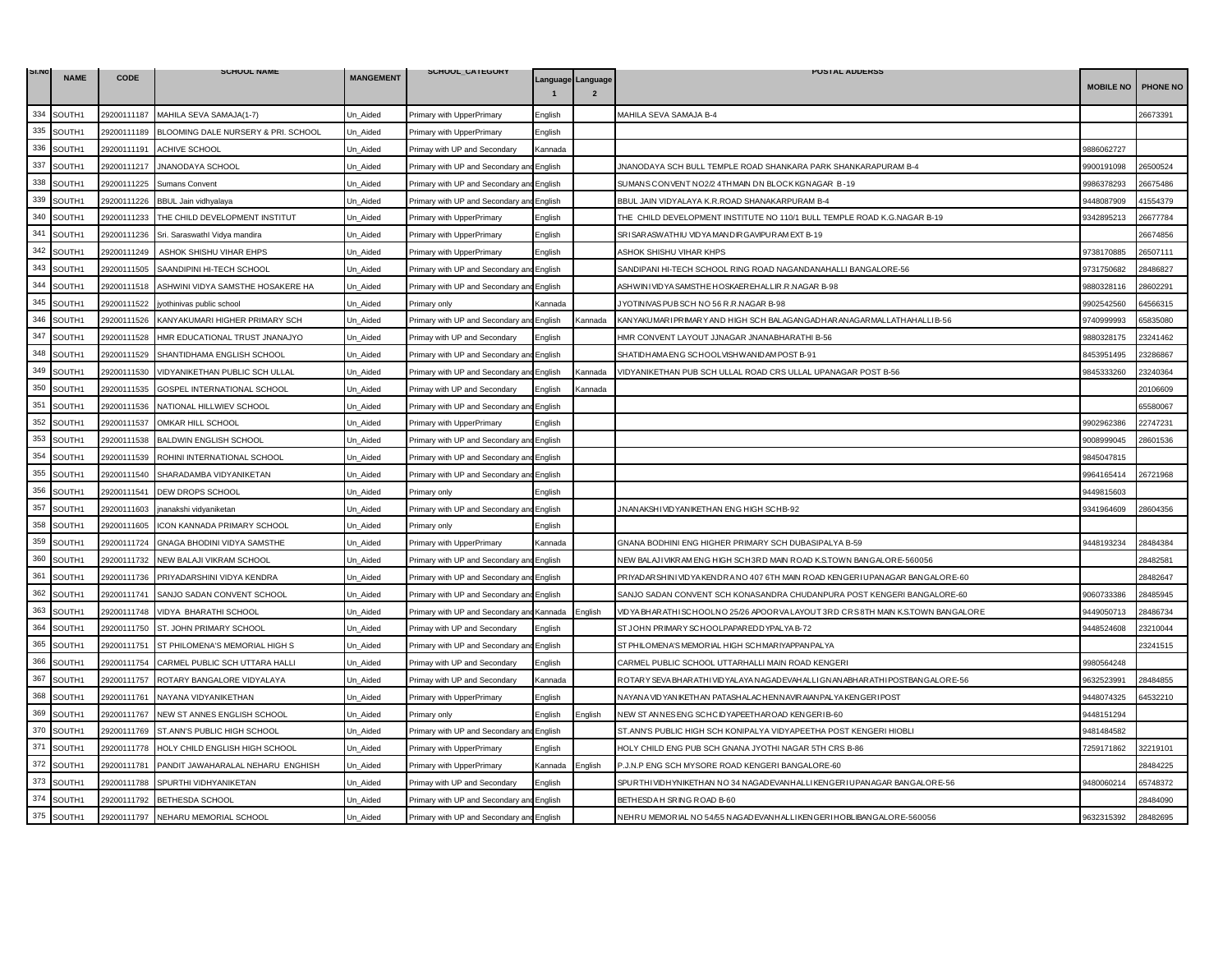| Sl.No | NAME | CODE | SCHOOL NAME | MANGEMENT | SCHOOL_CATEGORY | Language 1 | Language 2 | POSTAL ADDERSS | MOBILE NO | PHONE NO |
|---|---|---|---|---|---|---|---|---|---|---|
| 334 | SOUTH1 | 29200111187 | MAHILA SEVA SAMAJA(1-7) | Un_Aided | Primary with UpperPrimary | English | | MAHILA SEVA SAMAJA B-4 | | 26673391 |
| 335 | SOUTH1 | 29200111189 | BLOOMING DALE NURSERY & PRI. SCHOOL | Un_Aided | Primary with UpperPrimary | English | | | | |
| 336 | SOUTH1 | 29200111191 | ACHIVE SCHOOL | Un_Aided | Primay with UP and Secondary | Kannada | | | 9886062727 | |
| 337 | SOUTH1 | 29200111217 | JNANODAYA SCHOOL | Un_Aided | Primary with UP and Secondary and English | English | | JNANODAYA SCH BULL TEMPLE ROAD SHANKARA PARK SHANKARAPURAM B-4 | 9900191098 | 26500524 |
| 338 | SOUTH1 | 29200111225 | Sumans Convent | Un_Aided | Primary with UP and Secondary and English | English | | SUMANS CONVENT NO2/2 4THMAIN DN BLOCKKGNAGAR B-19 | 9986378293 | 26675486 |
| 339 | SOUTH1 | 29200111226 | BBUL Jain vidhyalaya | Un_Aided | Primary with UP and Secondary and English | English | | BBUL JAIN VIDYALAYA K.R.ROAD SHANAKARPURAM B-4 | 9448087909 | 41554379 |
| 340 | SOUTH1 | 29200111233 | THE CHILD DEVELOPMENT INSTITUT | Un_Aided | Primary with UpperPrimary | English | | THE CHILD DEVELOPMENT INSTITUTE NO 110/1 BULL TEMPLE ROAD K.G.NAGAR B-19 | 9342895213 | 26677784 |
| 341 | SOUTH1 | 29200111236 | Sri. Saraswathl Vidya mandira | Un_Aided | Primary with UpperPrimary | English | | SRISARASWATHIU VIDYAMANDIRGAVIPURAMEXT B-19 | | 26674856 |
| 342 | SOUTH1 | 29200111249 | ASHOK SHISHU VIHAR EHPS | Un_Aided | Primary with UpperPrimary | English | | ASHOK SHISHU VIHAR KHPS | 9738170885 | 26507111 |
| 343 | SOUTH1 | 29200111505 | SAANDIPINI HI-TECH SCHOOL | Un_Aided | Primary with UP and Secondary and English | English | | SANDIPANI HI-TECH SCHOOL RING ROAD NAGANDANAHALLI BANGALORE-56 | 9731750682 | 28486827 |
| 344 | SOUTH1 | 29200111518 | ASHWINI VIDYA SAMSTHE HOSAKERE HA | Un_Aided | Primary with UP and Secondary and English | English | | ASHWINIVIDYASAMSTHEHOSKAEREHALLIR.R.NAGAR B-98 | 9880328116 | 28602291 |
| 345 | SOUTH1 | 29200111522 | jyothinivas public school | Un_Aided | Primary only | Kannada | | JYOTINIVAS PUBSCH NO 56 R.R.NAGAR B-98 | 9902542560 | 64566315 |
| 346 | SOUTH1 | 29200111526 | KANYAKUMARI HIGHER PRIMARY SCH | Un_Aided | Primary with UP and Secondary and English | English | Kannada | KANYAKUMARIPRIMARYAND HIGH SCH BALAGANGADHARANAGARMALLATHAHALLIB-56 | 9740999993 | 65835080 |
| 347 | SOUTH1 | 29200111528 | HMR EDUCATIONAL TRUST JNANAJYO | Un_Aided | Primay with UP and Secondary | English | | HMR CONVENT LAYOUT JJNAGAR JNANABHARATHI B-56 | 9880328175 | 23241462 |
| 348 | SOUTH1 | 29200111529 | SHANTIDHAMA ENGLISH SCHOOL | Un_Aided | Primary with UP and Secondary and English | English | | SHATIDHAMAENG SCHOOLVISHWANIDAM POST B-91 | 8453951495 | 23286867 |
| 349 | SOUTH1 | 29200111530 | VIDYANIKETHAN PUBLIC SCH ULLAL | Un_Aided | Primary with UP and Secondary and English | English | Kannada | VIDYANIKETHAN PUB SCH ULLAL ROAD CRS ULLAL UPANAGAR POST B-56 | 9845333260 | 23240364 |
| 350 | SOUTH1 | 29200111535 | GOSPEL INTERNATIONAL SCHOOL | Un_Aided | Primay with UP and Secondary | English | Kannada | | | 20106609 |
| 351 | SOUTH1 | 29200111536 | NATIONAL HILLWIEV SCHOOL | Un_Aided | Primary with UP and Secondary and English | English | | | | 65580067 |
| 352 | SOUTH1 | 29200111537 | OMKAR HILL SCHOOL | Un_Aided | Primary with UpperPrimary | English | | | 9902962386 | 22747231 |
| 353 | SOUTH1 | 29200111538 | BALDWIN ENGLISH SCHOOL | Un_Aided | Primary with UP and Secondary and English | English | | | 9008999045 | 28601536 |
| 354 | SOUTH1 | 29200111539 | ROHINI INTERNATIONAL SCHOOL | Un_Aided | Primary with UP and Secondary and English | English | | | 9845047815 | |
| 355 | SOUTH1 | 29200111540 | SHARADAMBA VIDYANIKETAN | Un_Aided | Primary with UP and Secondary and English | English | | | 9964165414 | 26721968 |
| 356 | SOUTH1 | 29200111541 | DEW DROPS SCHOOL | Un_Aided | Primary only | English | | | 9449815603 | |
| 357 | SOUTH1 | 29200111603 | jnanakshi vidyaniketan | Un_Aided | Primary with UP and Secondary and English | English | | JNANAKSHIVIDYANIKETHAN ENG HIGH SCHB-92 | 9341964609 | 28604356 |
| 358 | SOUTH1 | 29200111605 | ICON KANNADA PRIMARY SCHOOL | Un_Aided | Primary only | English | | | | |
| 359 | SOUTH1 | 29200111724 | GNAGA BHODINI VIDYA SAMSTHE | Un_Aided | Primary with UpperPrimary | Kannada | | GNANA BODHINI ENG HIGHER PRIMARY SCH DUBASIPALYA B-59 | 9448193234 | 28484384 |
| 360 | SOUTH1 | 29200111732 | NEW BALAJI VIKRAM SCHOOL | Un_Aided | Primary with UP and Secondary and English | English | | NEW BALAJIVIKRAMENG HIGH SCH3RD MAIN ROAD K.S.TOWN BANGALORE-560056 | | 28482581 |
| 361 | SOUTH1 | 29200111736 | PRIYADARSHINI VIDYA KENDRA | Un_Aided | Primary with UP and Secondary and English | English | | PRIYADARSHINIVIDYAKENDRA NO 407 6TH MAIN ROAD KENGERIUPANAGAR BANGALORE-60 | | 28482647 |
| 362 | SOUTH1 | 29200111741 | SANJO SADAN CONVENT SCHOOL | Un_Aided | Primary with UP and Secondary and English | English | | SANJO SADAN CONVENT SCH KONASANDRA CHUDANPURA POST KENGERI BANGALORE-60 | 9060733386 | 28485945 |
| 363 | SOUTH1 | 29200111748 | VIDYA BHARATHI SCHOOL | Un_Aided | Primary with UP and Secondary and Kannada | Kannada | English | VIDYABHARATHISCHOOLNO 25/26 APOORVALAYOUT 3RD CRS8TH MAIN K.S.TOWN BANGALORE | 9449050713 | 28486734 |
| 364 | SOUTH1 | 29200111750 | ST. JOHN PRIMARY SCHOOL | Un_Aided | Primay with UP and Secondary | English | | ST JOHN PRIMARY SCHOOLPAPAREDDYPALYA B-72 | 9448524608 | 23210044 |
| 365 | SOUTH1 | 29200111751 | ST PHILOMENA'S MEMORIAL HIGH S | Un_Aided | Primary with UP and Secondary and English | English | | ST PHILOMENA'S MEMORIAL HIGH SCHMARIYAPPANPALYA | | 23241515 |
| 366 | SOUTH1 | 29200111754 | CARMEL PUBLIC SCH UTTARA HALLI | Un_Aided | Primay with UP and Secondary | English | | CARMEL PUBLIC SCHOOL UTTARHALLI MAIN ROAD KENGERI | 9980564248 | |
| 367 | SOUTH1 | 29200111757 | ROTARY BANGALORE VIDYALAYA | Un_Aided | Primay with UP and Secondary | Kannada | | ROTARY SEVABHARATHIVIDYALAYA NAGADEVAHALLIGNANABHARATHIPOSTBANGALORE-56 | 9632523991 | 28484855 |
| 368 | SOUTH1 | 29200111761 | NAYANA VIDYANIKETHAN | Un_Aided | Primary with UpperPrimary | English | | NAYANA VIDYANIKETHAN PATASHALACHENNAVIRAIANPALYAKENGERIPOST | 9448074325 | 64532210 |
| 369 | SOUTH1 | 29200111767 | NEW ST ANNES ENGLISH SCHOOL | Un_Aided | Primary only | English | English | NEW ST ANNESENG SCHCIDYAPEETHAROAD KENGERIB-60 | 9448151294 | |
| 370 | SOUTH1 | 29200111769 | ST.ANN'S PUBLIC HIGH SCHOOL | Un_Aided | Primary with UP and Secondary and English | English | | ST.ANN'S PUBLIC HIGH SCH KONIPALYA VIDYAPEETHA POST KENGERI HIOBLI | 9481484582 | |
| 371 | SOUTH1 | 29200111778 | HOLY CHILD ENGLISH HIGH SCHOOL | Un_Aided | Primary with UpperPrimary | English | | HOLY CHILD ENG PUB SCH GNANA JYOTHI NAGAR 5TH CRS B-86 | 7259171862 | 32219101 |
| 372 | SOUTH1 | 29200111781 | PANDIT JAWAHARALAL NEHARU ENGHISH | Un_Aided | Primary with UpperPrimary | Kannada | English | P.J.N.P ENG SCH MYSORE ROAD KENGERI BANGALORE-60 | | 28484225 |
| 373 | SOUTH1 | 29200111788 | SPURTHI VIDHYANIKETAN | Un_Aided | Primay with UP and Secondary | English | | SPURTHIVIDHYNIKETHAN NO 34 NAGADEVANHALLIKENGERIUPANAGAR BANGALORE-56 | 9480060214 | 65748372 |
| 374 | SOUTH1 | 29200111792 | BETHESDA SCHOOL | Un_Aided | Primary with UP and Secondary and English | English | | BETHESDAH SRING ROAD B-60 | | 28484090 |
| 375 | SOUTH1 | 29200111797 | NEHARU MEMORIAL SCHOOL | Un_Aided | Primary with UP and Secondary and English | English | | NEHRU MEMORIAL NO 54/55 NAGADEVANHALLIKENGERIHOBLIBANGALORE-560056 | 9632315392 | 28482695 |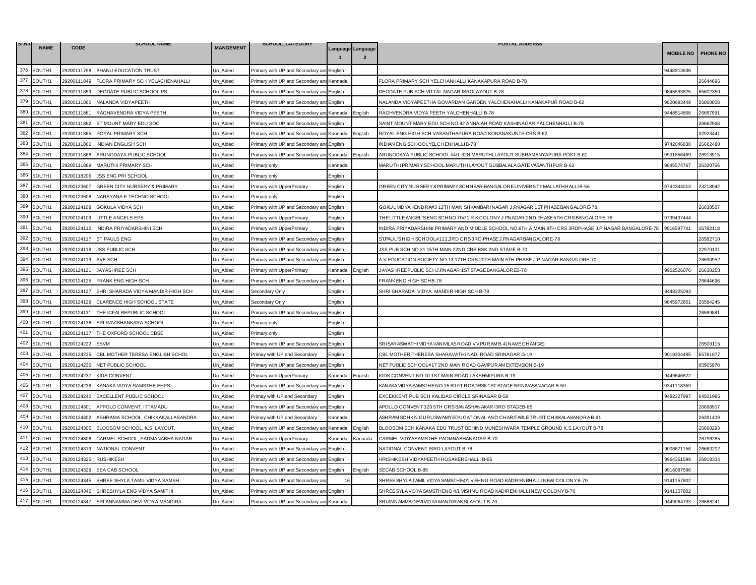| Sl.No | NAME | CODE | SCHOOL NAME | MANGEMENT | SCHOOL_CATEGORY | Language 1 | Language 2 | POSTAL ADDERSS | MOBILE NO | PHONE NO |
|---|---|---|---|---|---|---|---|---|---|---|
| 376 | SOUTH1 | 29200111798 | BHANU EDUCATION TRUST | Un_Aided | Primary with UP and Secondary and | English | | | 9448913636 | |
| 377 | SOUTH1 | 29200111849 | FLORA PRIMARY SCH YELACHENAHALLI | Un_Aided | Primary with UP and Secondary and | Kannada | | FLORA PRIMARY SCH YELCHANHALLI KANAKAPURA ROAD B-78 | | 26644696 |
| 378 | SOUTH1 | 29200111859 | DEODATE PUBLIC SCHOOL PS | Un_Aided | Primary with UP and Secondary and | English | | DEODATE PUB SCH VITTAL NAGAR ISROLAYOUT B-78 | 9845593825 | 65602350 |
| 379 | SOUTH1 | 29200111860 | NALANDA VIDYAPEETH | Un_Aided | Primary with UP and Secondary and | English | | NALANDA VIDYAPEETHA GOVARDAN GARDEN YALCHENAHALLI KANAKAPUR ROAD B-62 | 9620693449 | 26860008 |
| 380 | SOUTH1 | 29200111861 | RAGHAVENDRA VIDYA PEETH | Un_Aided | Primary with UP and Secondary and | Kannada | English | RAGHVENDRA VIDYA PEETH YALCHENHALLI B-78 | 9448514808 | 26667991 |
| 381 | SOUTH1 | 29200111862 | ST MOUNT MARY EDU SOC | Un_Aided | Primary with UP and Secondary and | English | | SAINT MOUNT MARY EDU SCH NO.42 ANNAIAH ROAD KASHINAGAR YALCHENHALLI B-78 | | 26662968 |
| 382 | SOUTH1 | 29200111865 | ROYAL PRIMARY SCH | Un_Aided | Primary with UP and Secondary and | Kannada | English | ROYAL ENG HIGH SCH VASANTHAPURA ROAD KONANAKUNTE CRS B-62 | | 32923441 |
| 383 | SOUTH1 | 29200111866 | INDIAN ENGLISH SCH | Un_Aided | Primary with UP and Secondary and | English | | INDIAN ENG SCHOOLYELCHENHALLIB-78 | 9742046830 | 26662480 |
| 384 | SOUTH1 | 29200111868 | ARUNODAYA PUBLIC SCHOOL | Un_Aided | Primary with UP and Secondary and | Kannada | English | ARUNODAYA PUBLIC SCHOOL #4/1-32N MARUTHI LAYOUT SUBRAMANYAPURA POST B-61 | 9901856469 | 26913915 |
| 385 | SOUTH1 | 29200111869 | MARUTHI PRIMARY SCH | Un_Aided | Primary only | Kannada | | MARUTHIPRIMARYSCHOOL MARUTHILAYOUT GUBBALALA GATE VASANTHPUR B-62 | 9845574767 | 26320766 |
| 386 | SOUTH1 | 29200118206 | JSS ENG PRI SCHOOL | Un_Aided | Primary only | English | | | | |
| 387 | SOUTH1 | 29200123607 | GREEN CITY NURSERY & PRIMARY | Un_Aided | Primary with UpperPrimary | English | | GREEN CITYNURSERY&PRIMARYSCHNEAR BANGALOREUNIVERSITYMALLATHHALLIB-56 | 9742344013 | 23218042 |
| 388 | SOUTH1 | 29200123608 | NARAYANA E TECHNO SCHOOL | Un_Aided | Primary only | English | | | | |
| 389 | SOUTH1 | 29200124108 | GOKULA VIDYA SCH | Un_Aided | Primary with UP and Secondary and | English | | GOKUL VIDYAKENDRA#3 12TH MAIN SHKAMBARINAGAR J.P.NAGAR 1ST PHASEBANGALORE-78 | | 26638527 |
| 390 | SOUTH1 | 29200124109 | LITTLE ANGELS EPS | Un_Aided | Primary with UpperPrimary | English | | THELITTLEANGEL'SENG SCHNO.70/71 R.K.COLONY J.P.NAGAR 2ND PHASE5TH CRSBANGALORE-78 | 9739437444 | |
| 391 | SOUTH1 | 29200124112 | INDIRA PRIYADARSHINI SCH | Un_Aided | Primary with UpperPrimary | English | | INDIRA PRIYADARSHINI PRIMARY AND MIDDLE SCHOOL NO.6TH A MAIN 9TH CRS 3RDPHASE J.P.NAGAR BANGALORE-78 | 9916597741 | 26782118 |
| 392 | SOUTH1 | 29200124117 | ST PAULS ENG | Un_Aided | Primary with UP and Secondary and | English | | STPAUL'SHIGH SCHOOL#121,3RD CRS3RD PHASEJ.P.NAGARBANGALORE-78 | | 26582710 |
| 393 | SOUTH1 | 29200124118 | JSS PUBLIC SCH | Un_Aided | Primary with UP and Secondary and | English | | JSS PUB SCH NO 31 15TH MAIN 22ND CRS BSK 2ND STAGE B-70 | | 22970131 |
| 394 | SOUTH1 | 29200124119 | AVE SCH | Un_Aided | Primary with UP and Secondary and | English | | A.V.EDUCATION SOCIETY NO 13 17TH CRS 20TH MAIN 5TH PHASE J.P.NAGAR BANGALORE-70 | | 26590952 |
| 395 | SOUTH1 | 29200124121 | JAYASHREE SCH | Un_Aided | Primary with UpperPrimary | Kannada | English | JAYASHREEPUBLIC SCHJ.P.NAGAR 1ST STAGEBANGALOREB-78 | 9902526076 | 26638258 |
| 396 | SOUTH1 | 29200124125 | FRANK ENG HIGH SCH | Un_Aided | Primary with UP and Secondary and | English | | FRANKENG HIGH SCHB-78 | | 26644696 |
| 397 | SOUTH1 | 29200124127 | SHRI SHARADA VIDYA MANDIR HIGH SCH | Un_Aided | Secondary Only | English | | SHRI SHARADA VIDYA MANDIR HIGH SCH B-78 | 9448325093 | |
| 398 | SOUTH1 | 29200124129 | CLARENCE HIGH SCHOOL STATE | Un_Aided | Secondary Only | English | | | 9845972851 | 26584245 |
| 399 | SOUTH1 | 29200124131 | THE ICFAI REPUBLIC SCHOOL | Un_Aided | Primary with UP and Secondary and | English | | | | 26589881 |
| 400 | SOUTH1 | 29200124136 | SRI RAVISHANKARA SCHOOL | Un_Aided | Primary only | English | | | | |
| 401 | SOUTH1 | 29200124137 | THE OXFORD SCHOOL CBSE | Un_Aided | Primary only | English | | | | |
| 402 | SOUTH1 | 29200124222 | SSVM | Un_Aided | Primary with UP and Secondary and | English | | SRISARASWATHIVIDYAVANIVILASROAD V.V.PURAM B-4(NAMECHANGE) | | 26500115 |
| 403 | SOUTH1 | 29200124235 | CBL MOTHER TERESA ENGLISH SCHOL | Un_Aided | Primay with UP and Secondary | English | | CBL MOTHER THERESA SHARAVATHI NADI ROAD SRINAGAR G-19 | 9019304495 | 65761877 |
| 404 | SOUTH1 | 29200124236 | NET PUBLIC SCHOOL | Un_Aided | Primary with UP and Secondary and | English | | NETPUBLIC SCHOOL#17 2ND MAIN ROAD GAVIPURAM EXTENSION B-19 | | 65905978 |
| 405 | SOUTH1 | 29200124237 | KIDS CONVENT | Un_Aided | Primary with UpperPrimary | Kannada | English | KIDS CONVENT NO 10 1ST MAIN ROAD LAKSHMIPURA B-19 | 9449646822 | |
| 406 | SOUTH1 | 29200124238 | KANAKA VIDYA SAMSTHE EHPS | Un_Aided | Primary with UP and Secondary and | English | | KANAKAVIDYASAMSTHENO 15 80 FT ROADBSK1ST STAGE SRINIVASANAGAR B-50 | 9341118359 | |
| 407 | SOUTH1 | 29200124240 | EXCELLENT PUBLIC SCHOOL | Un_Aided | Primay with UP and Secondary | English | | EXCEKKENT PUB SCH KALIDAS CIRCLE SRINAGAR B-50 | 9482227997 | 64501985 |
| 408 | SOUTH1 | 29200124301 | APPOLO CONVENT. ITTAMADU | Un_Aided | Primary with UP and Secondary and | English | | APOLLO CONVENT320 5TH CRSBANASHANAKARI3RD STAGEB-85 | | 26698907 |
| 409 | SOUTH1 | 29200124302 | ASHRAMA SCHOOL, CHIKKAKALLASANDRA | Un_Aided | Primay with UP and Secondary | Kannada | | ASHRAM SCHK.N.GURUSWAMYEDUCATIONAL AND CHARITABLETRUST CHIKKALASANDRAB-61 | | 26391409 |
| 410 | SOUTH1 | 29200124305 | BLOOSOM SCHOOL, K.S. LAYOUT. | Un_Aided | Primary with UP and Secondary and | Kannada | English | BLOOSOM SCH KANAKA EDU TRUST BEHIND MUNESHWARA TEMPLE GROUND K.S.LAYOUT B-78 | | 26660293 |
| 411 | SOUTH1 | 29200124306 | CARMEL SCHOOL, PADMANABHA NAGAR | Un_Aided | Primary with UpperPrimary | Kannada | Kannada | CARMEL VIDYASAMSTHE PADMNABHANAGAR B-70 | | 26796285 |
| 412 | SOUTH1 | 29200124319 | NATIONAL CONVENT | Un_Aided | Primary with UP and Secondary and | English | | NATIONAL CONVENT ISRO LAYOUT B-78 | 9008671156 | 26660202 |
| 413 | SOUTH1 | 29200124325 | RUSHIKESH | Un_Aided | Primary with UP and Secondary and | English | | HRISHIKESH VIDYAPEETH HOSAKEREHALLI B-85 | 9964351599 | 26918334 |
| 414 | SOUTH1 | 29200124329 | SEA CAB SCHOOL | Un_Aided | Primary with UP and Secondary and | English | English | SECAB SCHOOL B-85 | 9916087586 | |
| 415 | SOUTH1 | 29200124345 | SHREE SHYLA TAMIL VIDYA SAMSH | Un_Aided | Primary with UP and Secondary and | 16 | | SHREESHYLATAMIL VIDYASAMSTHE4/1 VISHNU ROAD KADIRENBHALLINEW COLONYB-70 | 9141157802 | |
| 416 | SOUTH1 | 29200124346 | SHRESHYLA ENG VIDYA SAMITHI | Un_Aided | Primary with UP and Secondary and | English | | SHREESYLAVIDYASAMSTHENO 4/1 VISHNU ROAD KADIRENHALLINEW COLONYB-70 | 9141157802 | |
| 417 | SOUTH1 | 29200124347 | SRI ANNAMMA DEVI VIDYA MANDIRA | Un_Aided | Primary with UP and Secondary and | Kannada | | SRIANNAMMADEVIVIDYAMANDIRAK.SLAYOUT B-70 | 9449064733 | 26668241 |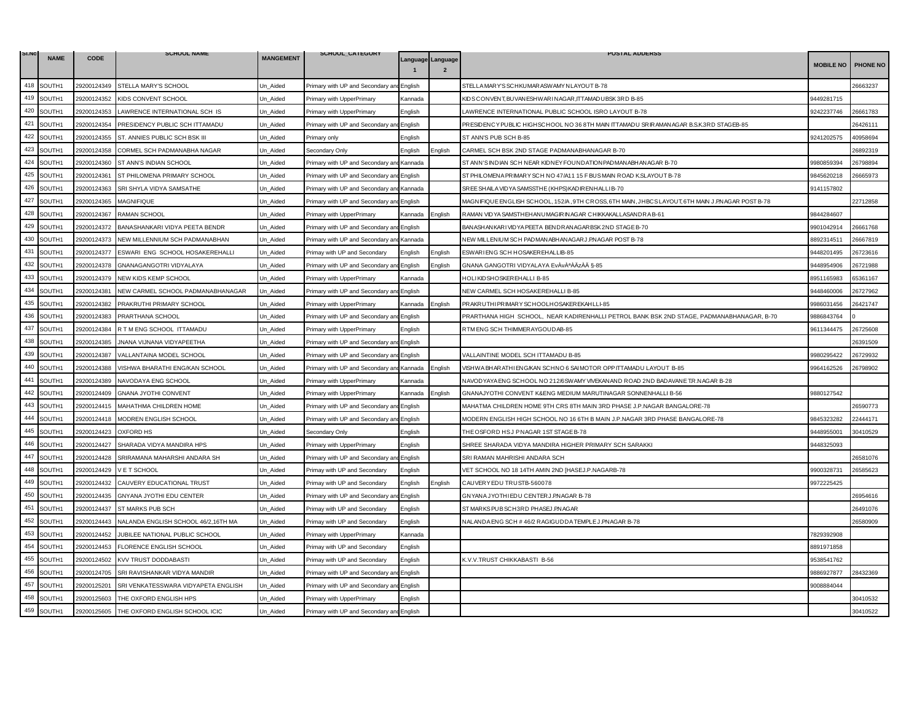| Sl.No | NAME | CODE | SCHOOL NAME | MANGEMENT | SCHOOL_CATEGORY | Language 1 | Language 2 | POSTAL ADDERSS | MOBILE NO | PHONE NO |
|---|---|---|---|---|---|---|---|---|---|---|
| 418 | SOUTH1 | 29200124349 | STELLA MARY'S SCHOOL | Un_Aided | Primary with UP and Secondary and | English | | STELLA MARY'S SCHKUMARASWAMY NLAYOUT B-78 | | 26663237 |
| 419 | SOUTH1 | 29200124352 | KIDS CONVENT SCHOOL | Un_Aided | Primary with UpperPrimary | Kannada | | KIDS CONVENT,BUVANESHWARI NAGAR,ITTAMADUBSK 3RD B-85 | 9449281715 | |
| 420 | SOUTH1 | 29200124353 | LAWRENCE INTERNATIONAL SCH IS | Un_Aided | Primary with UpperPrimary | English | | LAWRENCE INTERNATIONAL PUBLIC SCHOOL ISRO LAYOUT B-78 | 9242237746 | 26661783 |
| 421 | SOUTH1 | 29200124354 | PRESIDENCY PUBLIC SCH ITTAMADU | Un_Aided | Primary with UP and Secondary and | English | | PRESIDENCY PUBLIC HIGHSCHOOL NO 36 8TH MAIN ITTAMADU SRIRAMANAGAR B.S.K.3RD STAGEB-85 | | 26426111 |
| 422 | SOUTH1 | 29200124355 | ST. ANNIES PUBLIC SCH BSK III | Un_Aided | Primary only | English | | ST ANN'S PUB SCH B-85 | 9241202575 | 40958694 |
| 423 | SOUTH1 | 29200124358 | CORMEL SCH PADMANABHA NAGAR | Un_Aided | Secondary Only | English | English | CARMEL SCH BSK 2ND STAGE PADMANABHANAGAR B-70 | | 26892319 |
| 424 | SOUTH1 | 29200124360 | ST ANN'S INDIAN SCHOOL | Un_Aided | Primary with UP and Secondary and | Kannada | | ST ANN'S INDIAN SCH NEAR KIDNEY FOUNDATION PADMANABHANAGAR B-70 | 9980859394 | 26798894 |
| 425 | SOUTH1 | 29200124361 | ST PHILOMENA PRIMARY SCHOOL | Un_Aided | Primary with UP and Secondary and | English | | ST PHILOMENA PRIMARY SCH NO 47/A11 15 F BUS MAIN ROAD K.SLAYOUT B-78 | 9845620218 | 26665973 |
| 426 | SOUTH1 | 29200124363 | SRI SHYLA VIDYA SAMSATHE | Un_Aided | Primary with UP and Secondary and | Kannada | | SREE SHAILA VIDYA SAMSSTHE (KHPS)KADIRENHALLI B-70 | 9141157802 | |
| 427 | SOUTH1 | 29200124365 | MAGNIFIQUE | Un_Aided | Primary with UP and Secondary and | English | | MAGNIFIQUE ENGLISH SCHOOL, 152/A, 9TH CROSS, 6TH MAIN, JHBCS LAYOUT, 6TH MAIN J.P.NAGAR POST B-78 | | 22712858 |
| 428 | SOUTH1 | 29200124367 | RAMAN SCHOOL | Un_Aided | Primary with UpperPrimary | Kannada | English | RAMAN VIDYA SAMSTHEHANUMAGIRINAGAR CHIKKAKALLASANDRA B-61 | 9844284607 | |
| 429 | SOUTH1 | 29200124372 | BANASHANKARI VIDYA PEETA BENDR | Un_Aided | Primary with UP and Secondary and | English | | BANASHANKARI VIDYA PEETA BENDRANAGAR BSK 2ND STAGE B-70 | 9901042914 | 26661768 |
| 430 | SOUTH1 | 29200124373 | NEW MILLENNIUM SCH PADMANABHAN | Un_Aided | Primary with UP and Secondary and | Kannada | | NEW MILLENIUM SCH PADMANABHANAGAR J.P.NAGAR POST B-78 | 8892314511 | 26667819 |
| 431 | SOUTH1 | 29200124377 | ESWARI ENG SCHOOL HOSAKEREHALLI | Un_Aided | Primay with UP and Secondary | English | English | ESWARI ENG SCH HOSAKEREHALLIB-85 | 9448201495 | 26723616 |
| 432 | SOUTH1 | 29200124378 | GNANAGANGOTRI VIDYALAYA | Un_Aided | Primary with UP and Secondary and | English | English | GNANA GANGOTRI VIDYALAYA EvÂvÂªÃÃžÃÃ §-85 | 9448954906 | 26721988 |
| 433 | SOUTH1 | 29200124379 | NEW KIDS KEMP SCHOOL | Un_Aided | Primary with UpperPrimary | Kannada | | HOLI KIDS HOSKEREHALLI B-85 | 8951165983 | 65361167 |
| 434 | SOUTH1 | 29200124381 | NEW CARMEL SCHOOL PADMANABHANAGAR | Un_Aided | Primary with UP and Secondary and | English | | NEW CARMEL SCH HOSAKEREHALLI B-85 | 9448460006 | 26727962 |
| 435 | SOUTH1 | 29200124382 | PRAKRUTHI PRIMARY SCHOOL | Un_Aided | Primary with UpperPrimary | Kannada | English | PRAKRUTHI PRIMARY SCHOOLHOSAKEREKAHLLI-85 | 9986031456 | 26421747 |
| 436 | SOUTH1 | 29200124383 | PRARTHANA SCHOOL | Un_Aided | Primary with UP and Secondary and | English | | PRARTHANA HIGH SCHOOL, NEAR KADIRENHALLI PETROL BANK BSK 2ND STAGE, PADMANABHANAGAR, B-70 | 9886843764 | 0 |
| 437 | SOUTH1 | 29200124384 | R T M ENG SCHOOL ITTAMADU | Un_Aided | Primary with UpperPrimary | English | | RTM ENG SCH THIMMERAYGOUDAB-85 | 9611344475 | 26725608 |
| 438 | SOUTH1 | 29200124385 | JNANA VIJNANA VIDYAPEETHA | Un_Aided | Primary with UP and Secondary and | English | | | | 26391509 |
| 439 | SOUTH1 | 29200124387 | VALLANTAINA MODEL SCHOOL | Un_Aided | Primary with UP and Secondary and | English | | VALLAINTINE MODEL SCH ITTAMADU B-85 | 9980295422 | 26729932 |
| 440 | SOUTH1 | 29200124388 | VISHWA BHARATHI ENG/KAN SCHOOL | Un_Aided | Primary with UP and Secondary and | Kannada | English | VISHWA BHARATHI ENG/KAN SCHNO 6 SAIMOTOR OPP ITTAMADU LAYOUT B-85 | 9964162526 | 26798902 |
| 441 | SOUTH1 | 29200124389 | NAVODAYA ENG SCHOOL | Un_Aided | Primary with UpperPrimary | Kannada | | NAVODYAYA ENG SCHOOL NO 212/6SWAMY VIVEKANAND ROAD 2ND BADAVANE TR.NAGAR B-28 | | |
| 442 | SOUTH1 | 29200124409 | GNANA JYOTHI CONVENT | Un_Aided | Primary with UpperPrimary | Kannada | English | GNANAJYOTHI CONVENT K&ENG MEDIUM MARUTINAGAR SONNENHALLI B-56 | 9880127542 | |
| 443 | SOUTH1 | 29200124415 | MAHATHMA CHILDREN HOME | Un_Aided | Primary with UP and Secondary and | English | | MAHATMA CHILDREN HOME 9TH CRS 8TH MAIN 3RD PHASE J.P.NAGAR BANGALORE-78 | | 26590773 |
| 444 | SOUTH1 | 29200124418 | MODREN ENGLISH SCHOOL | Un_Aided | Primary with UP and Secondary and | English | | MODERN ENGLISH HIGH SCHOOL NO 16 6TH B MAIN J.P.NAGAR 3RD PHASE BANGALORE-78 | 9845323282 | 22444171 |
| 445 | SOUTH1 | 29200124423 | OXFORD HS | Un_Aided | Secondary Only | English | | THE OSFORD HS J P NAGAR 1ST STAGE B-78 | 9448955001 | 30410529 |
| 446 | SOUTH1 | 29200124427 | SHARADA VIDYA MANDIRA HPS | Un_Aided | Primary with UpperPrimary | English | | SHREE SHARADA VIDYA MANDIRA HIGHER PRIMARY SCH SARAKKI | 9448325093 | |
| 447 | SOUTH1 | 29200124428 | SRIRAMANA MAHARSHI ANDARA SH | Un_Aided | Primary with UP and Secondary and | English | | SRI RAMAN MAHRISHI ANDARA SCH | | 26581076 |
| 448 | SOUTH1 | 29200124429 | V E T SCHOOL | Un_Aided | Primay with UP and Secondary | English | | VET SCHOOL NO 18 14TH AMIN 2ND [HASEJ.P.NAGARB-78 | 9900328731 | 26585623 |
| 449 | SOUTH1 | 29200124432 | CAUVERY EDUCATIONAL TRUST | Un_Aided | Primay with UP and Secondary | English | English | CAUVERY EDU TRUSTB-560078 | 9972225425 | |
| 450 | SOUTH1 | 29200124435 | GNYANA JYOTHI EDU CENTER | Un_Aided | Primary with UP and Secondary and | English | | GNYANA JYOTHI EDU CENTER J.P.NAGAR B-78 | | 26954616 |
| 451 | SOUTH1 | 29200124437 | ST MARKS PUB SCH | Un_Aided | Primay with UP and Secondary | English | | ST MARKS PUB SCH 3RD PHASEJ.P.NAGAR | | 26491076 |
| 452 | SOUTH1 | 29200124443 | NALANDA ENGLISH SCHOOL 46/2,16TH MA | Un_Aided | Primay with UP and Secondary | English | | NALANDA ENG SCH # 46/2 RAGIGUDDA TEMPLE J.P.NAGAR B-78 | | 26580909 |
| 453 | SOUTH1 | 29200124452 | JUBILEE NATIONAL PUBLIC SCHOOL | Un_Aided | Primary with UpperPrimary | Kannada | | | 7829392908 | |
| 454 | SOUTH1 | 29200124453 | FLORENCE ENGLISH SCHOOL | Un_Aided | Primay with UP and Secondary | English | | | 8891971858 | |
| 455 | SOUTH1 | 29200124502 | KVV TRUST DODDABASTI | Un_Aided | Primay with UP and Secondary | English | | K.V.V.TRUST CHIKKABASTI B-56 | 9538541762 | |
| 456 | SOUTH1 | 29200124705 | SRI RAVISHANKAR VIDYA MANDIR | Un_Aided | Primary with UP and Secondary and | English | | | 9886927877 | 28432369 |
| 457 | SOUTH1 | 29200125201 | SRI VENKATESSWARA VIDYAPETA ENGLISH | Un_Aided | Primary with UP and Secondary and | English | | | 9008884044 | |
| 458 | SOUTH1 | 29200125603 | THE OXFORD ENGLISH HPS | Un_Aided | Primary with UpperPrimary | English | | | | 30410532 |
| 459 | SOUTH1 | 29200125605 | THE OXFORD ENGLISH SCHOOL ICIC | Un_Aided | Primary with UP and Secondary and | English | | | | 30410522 |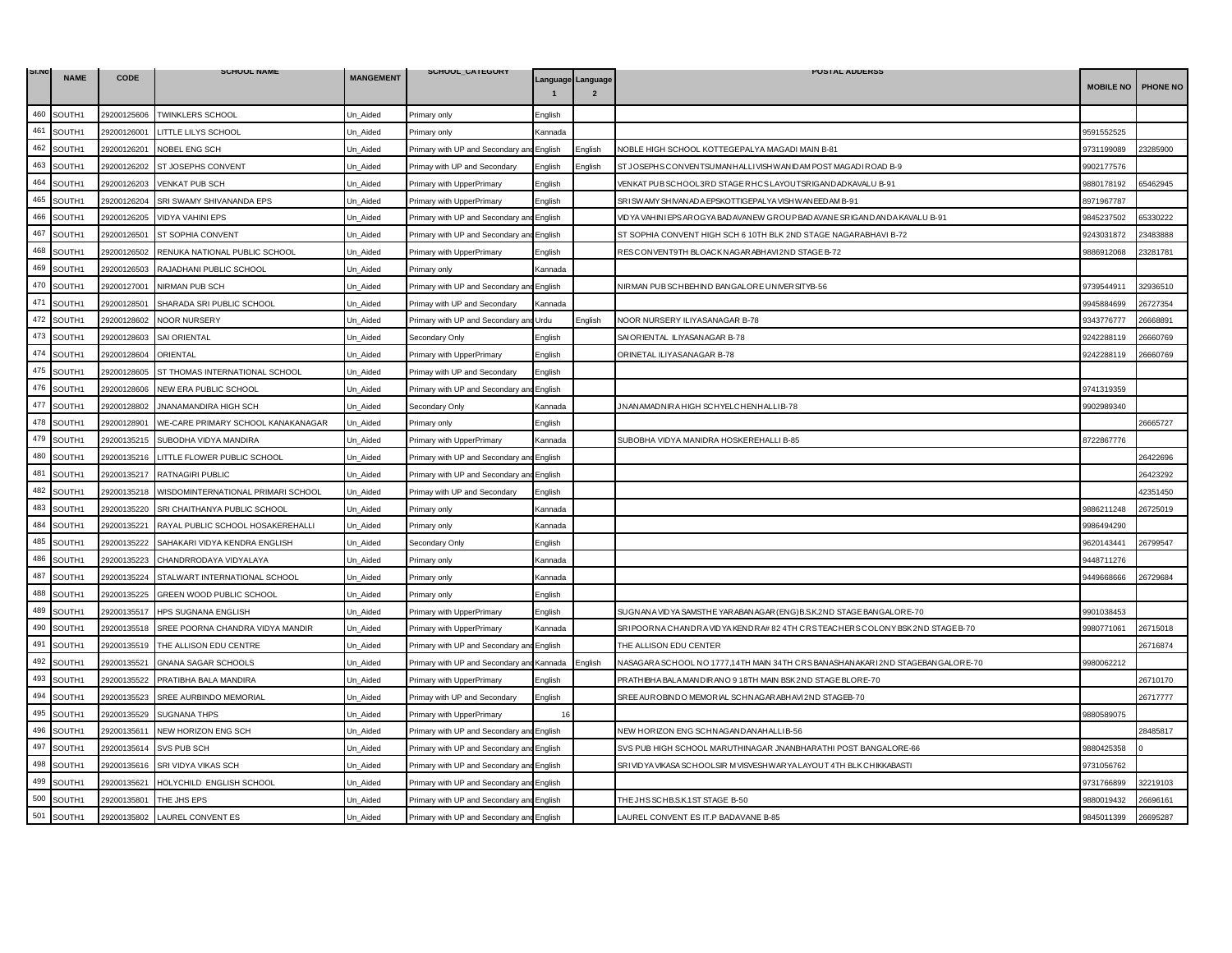| Sl.No | NAME | CODE | SCHOOL NAME | MANGEMENT | SCHOOL_CATEGORY | Language 1 | Language 2 | POSTAL ADDERSS | MOBILE NO | PHONE NO |
|---|---|---|---|---|---|---|---|---|---|---|
| 460 | SOUTH1 | 29200125606 | TWINKLERS SCHOOL | Un_Aided | Primary only | English | | | | |
| 461 | SOUTH1 | 29200126001 | LITTLE LILYS SCHOOL | Un_Aided | Primary only | Kannada | | | 9591552525 | |
| 462 | SOUTH1 | 29200126201 | NOBEL ENG SCH | Un_Aided | Primary with UP and Secondary and | English | English | NOBLE HIGH SCHOOL KOTTEGEPALYA MAGADI MAIN B-81 | 9731199089 | 23285900 |
| 463 | SOUTH1 | 29200126202 | ST JOSEPHS CONVENT | Un_Aided | Primay with UP and Secondary | English | English | ST JOSEPHS CONVENTSUMANHALLIVISHWANIDAM POST MAGADI ROAD B-9 | 9902177576 | |
| 464 | SOUTH1 | 29200126203 | VENKAT PUB SCH | Un_Aided | Primary with UpperPrimary | English | | VENKAT PUB SCHOOL3RD STAGE RHCS LAYOUTSRIGANDADKAVALU B-91 | 9880178192 | 65462945 |
| 465 | SOUTH1 | 29200126204 | SRI SWAMY SHIVANANDA EPS | Un_Aided | Primary with UpperPrimary | English | | SRI SWAMY SHIVANADA EPSKOTTIGEPALYA VISHWANEEDAM B-91 | 8971967787 | |
| 466 | SOUTH1 | 29200126205 | VIDYA VAHINI EPS | Un_Aided | Primary with UP and Secondary and | English | | VIDYA VAHINI EPS AROGYA BADAVANEW GROUP BADAVANE SRIGANDANDA KAVALU B-91 | 9845237502 | 65330222 |
| 467 | SOUTH1 | 29200126501 | ST SOPHIA CONVENT | Un_Aided | Primary with UP and Secondary and | English | | ST SOPHIA CONVENT HIGH SCH 6 10TH BLK 2ND STAGE NAGARABHAVI B-72 | 9243031872 | 23483888 |
| 468 | SOUTH1 | 29200126502 | RENUKA NATIONAL PUBLIC SCHOOL | Un_Aided | Primary with UpperPrimary | English | | RES CONVENT9TH BLOACK NAGARABHAVI 2ND STAGE B-72 | 9886912068 | 23281781 |
| 469 | SOUTH1 | 29200126503 | RAJADHANI PUBLIC SCHOOL | Un_Aided | Primary only | Kannada | | | | |
| 470 | SOUTH1 | 29200127001 | NIRMAN PUB SCH | Un_Aided | Primary with UP and Secondary and | English | | NIRMAN PUB SCHBEHIND BANGALORE UNIVERSITYB-56 | 9739544911 | 32936510 |
| 471 | SOUTH1 | 29200128501 | SHARADA SRI PUBLIC SCHOOL | Un_Aided | Primay with UP and Secondary | Kannada | | | 9945884699 | 26727354 |
| 472 | SOUTH1 | 29200128602 | NOOR NURSERY | Un_Aided | Primary with UP and Secondary and | Urdu | English | NOOR NURSERY ILIYASANAGAR B-78 | 9343776777 | 26668891 |
| 473 | SOUTH1 | 29200128603 | SAI ORIENTAL | Un_Aided | Secondary Only | English | | SAI ORIENTAL ILIYASANAGAR B-78 | 9242288119 | 26660769 |
| 474 | SOUTH1 | 29200128604 | ORIENTAL | Un_Aided | Primary with UpperPrimary | English | | ORINETAL ILIYASANAGAR B-78 | 9242288119 | 26660769 |
| 475 | SOUTH1 | 29200128605 | ST THOMAS INTERNATIONAL SCHOOL | Un_Aided | Primay with UP and Secondary | English | | | | |
| 476 | SOUTH1 | 29200128606 | NEW ERA PUBLIC SCHOOL | Un_Aided | Primary with UP and Secondary and | English | | | 9741319359 | |
| 477 | SOUTH1 | 29200128802 | JNANAMANDIRA HIGH SCH | Un_Aided | Secondary Only | Kannada | | JNANAMADNIRA HIGH SCHYELCHENHALLIB-78 | 9902989340 | |
| 478 | SOUTH1 | 29200128901 | WE-CARE PRIMARY SCHOOL KANAKANAGAR | Un_Aided | Primary only | English | | | | 26665727 |
| 479 | SOUTH1 | 29200135215 | SUBODHA VIDYA MANDIRA | Un_Aided | Primary with UpperPrimary | Kannada | | SUBOBHA VIDYA MANIDRA HOSKEREHALLI B-85 | 8722867776 | |
| 480 | SOUTH1 | 29200135216 | LITTLE FLOWER PUBLIC SCHOOL | Un_Aided | Primary with UP and Secondary and | English | | | | 26422696 |
| 481 | SOUTH1 | 29200135217 | RATNAGIRI PUBLIC | Un_Aided | Primary with UP and Secondary and | English | | | | 26423292 |
| 482 | SOUTH1 | 29200135218 | WISDOMINTERNATIONAL PRIMARI SCHOOL | Un_Aided | Primay with UP and Secondary | English | | | | 42351450 |
| 483 | SOUTH1 | 29200135220 | SRI CHAITHANYA PUBLIC SCHOOL | Un_Aided | Primary only | Kannada | | | 9886211248 | 26725019 |
| 484 | SOUTH1 | 29200135221 | RAYAL PUBLIC SCHOOL HOSAKEREHALLI | Un_Aided | Primary only | Kannada | | | 9986494290 | |
| 485 | SOUTH1 | 29200135222 | SAHAKARI VIDYA KENDRA ENGLISH | Un_Aided | Secondary Only | English | | | 9620143441 | 26799547 |
| 486 | SOUTH1 | 29200135223 | CHANDRRODAYA VIDYALAYA | Un_Aided | Primary only | Kannada | | | 9448711276 | |
| 487 | SOUTH1 | 29200135224 | STALWART INTERNATIONAL SCHOOL | Un_Aided | Primary only | Kannada | | | 9449668666 | 26729684 |
| 488 | SOUTH1 | 29200135225 | GREEN WOOD PUBLIC SCHOOL | Un_Aided | Primary only | English | | | | |
| 489 | SOUTH1 | 29200135517 | HPS SUGNANA ENGLISH | Un_Aided | Primary with UpperPrimary | English | | SUGNANA VIDYA SAMSTHE YARABANAGAR(ENG)B.S.K.2ND STAGE BANGALORE-70 | 9901038453 | |
| 490 | SOUTH1 | 29200135518 | SREE POORNA CHANDRA VIDYA MANDIR | Un_Aided | Primary with UpperPrimary | Kannada | | SRIPOORNA CHANDRA VIDYA KENDRA# 82 4TH CRS TEACHERS COLONY BSK 2ND STAGE B-70 | 9980771061 | 26715018 |
| 491 | SOUTH1 | 29200135519 | THE ALLISON EDU CENTRE | Un_Aided | Primary with UP and Secondary and | English | | THE ALLISON EDU CENTER | | 26716874 |
| 492 | SOUTH1 | 29200135521 | GNANA SAGAR SCHOOLS | Un_Aided | Primary with UP and Secondary and | Kannada | English | NASAGARA SCHOOL NO 1777,14TH MAIN 34TH CRS BANASHANAKARI 2ND STAGEBANGALORE-70 | 9980062212 | |
| 493 | SOUTH1 | 29200135522 | PRATIBHA BALA MANDIRA | Un_Aided | Primary with UpperPrimary | English | | PRATHIBHA BALA MANDIRA NO 9 18TH MAIN BSK 2ND STAGE BLORE-70 | | 26710170 |
| 494 | SOUTH1 | 29200135523 | SREE AURBINDO MEMORIAL | Un_Aided | Primay with UP and Secondary | English | | SREE AUROBINDO MEMORIAL SCHNAGARABHAVI 2ND STAGEB-70 | | 26717777 |
| 495 | SOUTH1 | 29200135529 | SUGNANA THPS | Un_Aided | Primary with UpperPrimary | 16 | | | 9880589075 | |
| 496 | SOUTH1 | 29200135611 | NEW HORIZON ENG SCH | Un_Aided | Primary with UP and Secondary and | English | | NEW HORIZON ENG SCHNAGANDANAHALLIB-56 | | 28485817 |
| 497 | SOUTH1 | 29200135614 | SVS PUB SCH | Un_Aided | Primary with UP and Secondary and | English | | SVS PUB HIGH SCHOOL MARUTHINAGAR JNANBHARATHI POST BANGALORE-66 | 9880425358 | 0 |
| 498 | SOUTH1 | 29200135616 | SRI VIDYA VIKAS SCH | Un_Aided | Primary with UP and Secondary and | English | | SRIVIDYA VIKASA SCHOOLSIR MVISVESHWARYA LAYOUT 4TH BLK CHIKKABASTI | 9731056762 | |
| 499 | SOUTH1 | 29200135621 | HOLYCHILD ENGLISH SCHOOL | Un_Aided | Primary with UP and Secondary and | English | | | 9731766899 | 32219103 |
| 500 | SOUTH1 | 29200135801 | THE JHS EPS | Un_Aided | Primary with UP and Secondary and | English | | THE JHS SCHB.S.K.1ST STAGE B-50 | 9880019432 | 26696161 |
| 501 | SOUTH1 | 29200135802 | LAUREL CONVENT ES | Un_Aided | Primary with UP and Secondary and | English | | LAUREL CONVENT ES IT.P BADAVANE B-85 | 9845011399 | 26695287 |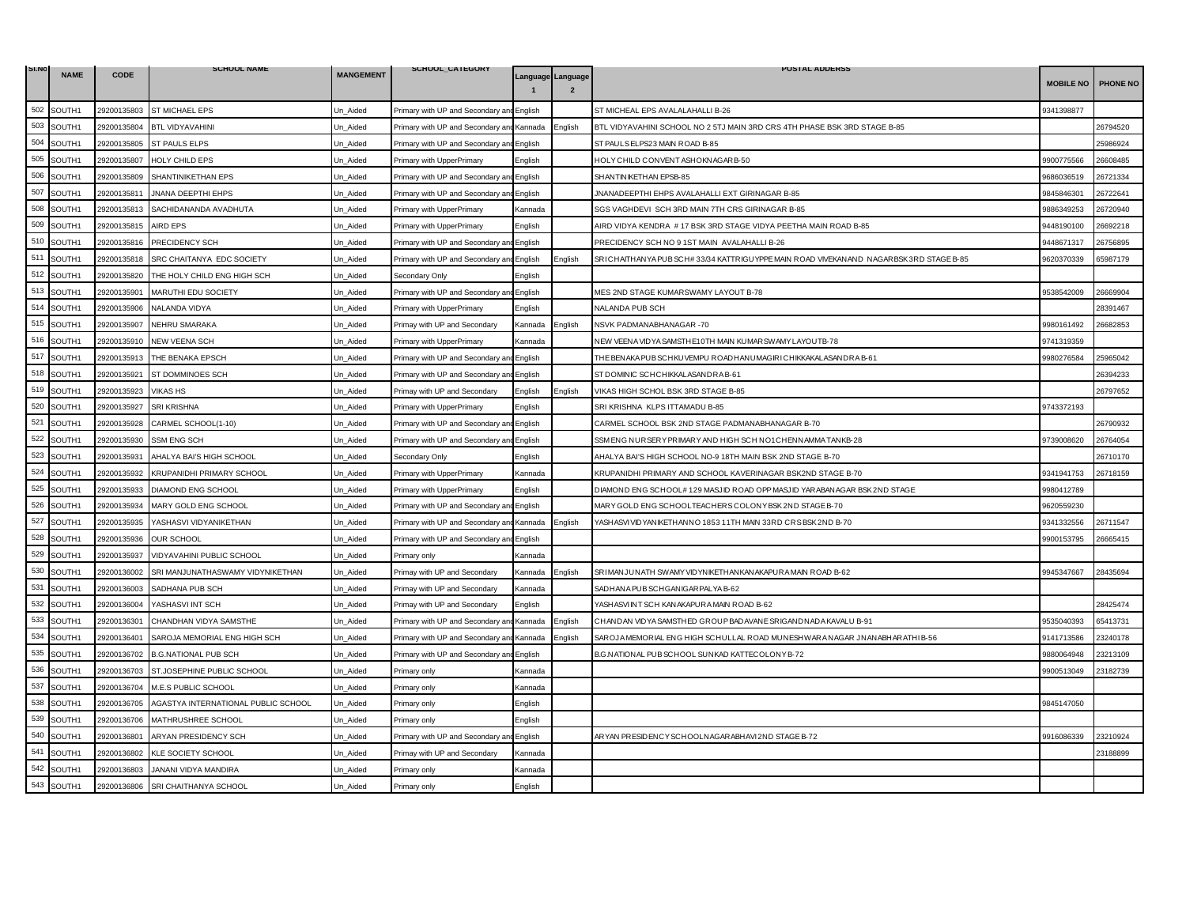| Sl.No | NAME | CODE | SCHOOL NAME | MANGEMENT | SCHOOL_CATEGORY | Language 1 | Language 2 | POSTAL ADDERSS | MOBILE NO | PHONE NO |
|---|---|---|---|---|---|---|---|---|---|---|
| 502 | SOUTH1 | 29200135803 | ST MICHAEL EPS | Un_Aided | Primary with UP and Secondary and | English | | ST MICHEAL EPS AVALALAHALLI B-26 | 9341398877 | |
| 503 | SOUTH1 | 29200135804 | BTL VIDYAVAHINI | Un_Aided | Primary with UP and Secondary and | Kannada | English | BTL VIDYAVAHINI SCHOOL NO 2 5TJ MAIN 3RD CRS 4TH PHASE BSK 3RD STAGE B-85 | | 26794520 |
| 504 | SOUTH1 | 29200135805 | ST PAULS ELPS | Un_Aided | Primary with UP and Secondary and | English | | ST PAULS ELPS23 MAIN ROAD B-85 | | 25986924 |
| 505 | SOUTH1 | 29200135807 | HOLY CHILD EPS | Un_Aided | Primary with UpperPrimary | English | | HOLY CHILD CONVENT ASHOKNAGAR B-50 | 9900775566 | 26608485 |
| 506 | SOUTH1 | 29200135809 | SHANTINIKETHAN EPS | Un_Aided | Primary with UP and Secondary and | English | | SHANTINIKETHAN EPSB-85 | 9686036519 | 26721334 |
| 507 | SOUTH1 | 29200135811 | JNANA DEEPTHI EHPS | Un_Aided | Primary with UP and Secondary and | English | | JNANADEEPTHI EHPS AVALAHALLI EXT GIRINAGAR B-85 | 9845846301 | 26722641 |
| 508 | SOUTH1 | 29200135813 | SACHIDANANDA AVADHUTA | Un_Aided | Primary with UpperPrimary | Kannada | | SGS VAGHDEVI SCH 3RD MAIN 7TH CRS GIRINAGAR B-85 | 9886349253 | 26720940 |
| 509 | SOUTH1 | 29200135815 | AIRD EPS | Un_Aided | Primary with UpperPrimary | English | | AIRD VIDYA KENDRA # 17 BSK 3RD STAGE VIDYA PEETHA MAIN ROAD B-85 | 9448190100 | 26692218 |
| 510 | SOUTH1 | 29200135816 | PRECIDENCY SCH | Un_Aided | Primary with UP and Secondary and | English | | PRECIDENCY SCH NO 9 1ST MAIN AVALAHALLI B-26 | 9448671317 | 26756895 |
| 511 | SOUTH1 | 29200135818 | SRC CHAITANYA EDC SOCIETY | Un_Aided | Primary with UP and Secondary and | English | English | SRI CHAITHANYA PUB SCH # 33/34 KATTRIGUYPPE MAIN ROAD VIVEKANAND NAGAR BSK 3RD STAGE B-85 | 9620370339 | 65987179 |
| 512 | SOUTH1 | 29200135820 | THE HOLY CHILD ENG HIGH SCH | Un_Aided | Secondary Only | English | | | | |
| 513 | SOUTH1 | 29200135901 | MARUTHI EDU SOCIETY | Un_Aided | Primary with UP and Secondary and | English | | MES 2ND STAGE KUMARSWAMY LAYOUT B-78 | 9538542009 | 26669904 |
| 514 | SOUTH1 | 29200135906 | NALANDA VIDYA | Un_Aided | Primary with UpperPrimary | English | | NALANDA PUB SCH | | 28391467 |
| 515 | SOUTH1 | 29200135907 | NEHRU SMARAKA | Un_Aided | Primay with UP and Secondary | Kannada | English | NSVK PADMANABHANAGAR -70 | 9980161492 | 26682853 |
| 516 | SOUTH1 | 29200135910 | NEW VEENA SCH | Un_Aided | Primary with UpperPrimary | Kannada | | NEW VEENA VIDYA SAMSTHE10TH MAIN KUMARSWAMY LAYOUTB-78 | 9741319359 | |
| 517 | SOUTH1 | 29200135913 | THE BENAKA EPSCH | Un_Aided | Primary with UP and Secondary and | English | | THE BENAKA PUB SCH KUVEMPU ROAD HANUMAGIRI CHIKKAKALASANDRA B-61 | 9980276584 | 25965042 |
| 518 | SOUTH1 | 29200135921 | ST DOMMINOES SCH | Un_Aided | Primary with UP and Secondary and | English | | ST DOMINIC SCH CHIKKALASANDRA B-61 | | 26394233 |
| 519 | SOUTH1 | 29200135923 | VIKAS HS | Un_Aided | Primay with UP and Secondary | English | English | VIKAS HIGH SCHOL BSK 3RD STAGE B-85 | | 26797652 |
| 520 | SOUTH1 | 29200135927 | SRI KRISHNA | Un_Aided | Primary with UpperPrimary | English | | SRI KRISHNA KLPS ITTAMADU B-85 | 9743372193 | |
| 521 | SOUTH1 | 29200135928 | CARMEL SCHOOL(1-10) | Un_Aided | Primary with UP and Secondary and | English | | CARMEL SCHOOL BSK 2ND STAGE PADMANABHANAGAR B-70 | | 26790932 |
| 522 | SOUTH1 | 29200135930 | SSM ENG SCH | Un_Aided | Primary with UP and Secondary and | English | | SSM ENG NURSERY PRIMARY AND HIGH SCH NO1 CHENNAMMA TANKB-28 | 9739008620 | 26764054 |
| 523 | SOUTH1 | 29200135931 | AHALYA BAI'S HIGH SCHOOL | Un_Aided | Secondary Only | English | | AHALYA BAI'S HIGH SCHOOL NO-9 18TH MAIN BSK 2ND STAGE B-70 | | 26710170 |
| 524 | SOUTH1 | 29200135932 | KRUPANIDHI PRIMARY SCHOOL | Un_Aided | Primary with UpperPrimary | Kannada | | KRUPANIDHI PRIMARY AND SCHOOL KAVERINAGAR BSK2ND STAGE B-70 | 9341941753 | 26718159 |
| 525 | SOUTH1 | 29200135933 | DIAMOND ENG SCHOOL | Un_Aided | Primary with UpperPrimary | English | | DIAMOND ENG SCHOOL# 129 MASJID ROAD OPP MASJID YARABANAGAR BSK 2ND STAGE | 9980412789 | |
| 526 | SOUTH1 | 29200135934 | MARY GOLD ENG SCHOOL | Un_Aided | Primary with UP and Secondary and | English | | MARY GOLD ENG SCHOOL TEACHERS COLONY BSK 2ND STAGE B-70 | 9620559230 | |
| 527 | SOUTH1 | 29200135935 | YASHASVI VIDYANIKETHAN | Un_Aided | Primary with UP and Secondary and | Kannada | English | YASHASVI VIDYANIKETHAN NO 1853 11TH MAIN 33RD CRS BSK 2ND B-70 | 9341332556 | 26711547 |
| 528 | SOUTH1 | 29200135936 | OUR SCHOOL | Un_Aided | Primary with UP and Secondary and | English | | | 9900153795 | 26665415 |
| 529 | SOUTH1 | 29200135937 | VIDYAVAHINI PUBLIC SCHOOL | Un_Aided | Primary only | Kannada | | | | |
| 530 | SOUTH1 | 29200136002 | SRI MANJUNATHASWAMY VIDYNIKETHAN | Un_Aided | Primay with UP and Secondary | Kannada | English | SRI MANJUNATH SWAMY VIDYNIKETHAN KANAKAPURA MAIN ROAD B-62 | 9945347667 | 28435694 |
| 531 | SOUTH1 | 29200136003 | SADHANA PUB SCH | Un_Aided | Primay with UP and Secondary | Kannada | | SADHANA PUB SCH GANIGARPALYA B-62 | | |
| 532 | SOUTH1 | 29200136004 | YASHASVI INT SCH | Un_Aided | Primay with UP and Secondary | English | | YASHASVI INT SCH KANAKAPURA MAIN ROAD B-62 | | 28425474 |
| 533 | SOUTH1 | 29200136301 | CHANDHAN VIDYA SAMSTHE | Un_Aided | Primary with UP and Secondary and | Kannada | English | CHANDAN VIDYA SAMSTHED GROUP BADAVANE SRIGANDNADA KAVALU B-91 | 9535040393 | 65413731 |
| 534 | SOUTH1 | 29200136401 | SAROJA MEMORIAL ENG HIGH SCH | Un_Aided | Primary with UP and Secondary and | Kannada | English | SAROJA MEMORIAL ENG HIGH SCHULLAL ROAD MUNESHWARA NAGAR JNANABHARATHI B-56 | 9141713586 | 23240178 |
| 535 | SOUTH1 | 29200136702 | B.G.NATIONAL PUB SCH | Un_Aided | Primary with UP and Secondary and | English | | B.G.NATIONAL PUB SCHOOL SUNKAD KATTECOLONY B-72 | 9880064948 | 23213109 |
| 536 | SOUTH1 | 29200136703 | ST.JOSEPHINE PUBLIC SCHOOL | Un_Aided | Primary only | Kannada | | | 9900513049 | 23182739 |
| 537 | SOUTH1 | 29200136704 | M.E.S PUBLIC SCHOOL | Un_Aided | Primary only | Kannada | | | | |
| 538 | SOUTH1 | 29200136705 | AGASTYA INTERNATIONAL PUBLIC SCHOOL | Un_Aided | Primary only | English | | | 9845147050 | |
| 539 | SOUTH1 | 29200136706 | MATHRUSHREE SCHOOL | Un_Aided | Primary only | English | | | | |
| 540 | SOUTH1 | 29200136801 | ARYAN PRESIDENCY SCH | Un_Aided | Primary with UP and Secondary and | English | | ARYAN PRESIDENCY SCHOOL NAGARABHAVI 2ND STAGE B-72 | 9916086339 | 23210924 |
| 541 | SOUTH1 | 29200136802 | KLE SOCIETY SCHOOL | Un_Aided | Primay with UP and Secondary | Kannada | | | | 23188899 |
| 542 | SOUTH1 | 29200136803 | JANANI VIDYA MANDIRA | Un_Aided | Primary only | Kannada | | | | |
| 543 | SOUTH1 | 29200136806 | SRI CHAITHANYA SCHOOL | Un_Aided | Primary only | English | | | | |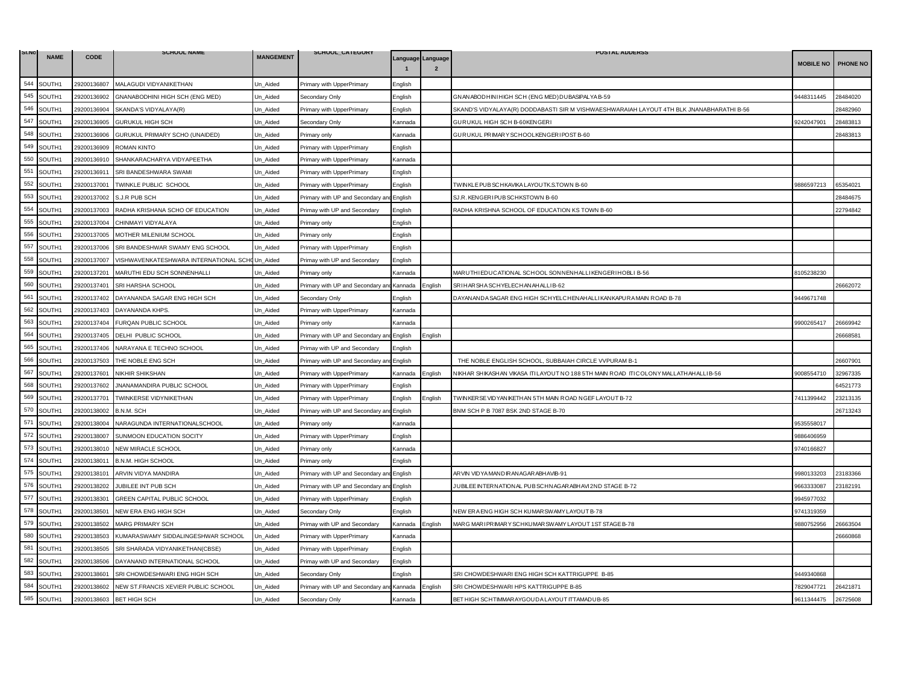| Sl.No | NAME | CODE | SCHOOL NAME | MANGEMENT | SCHOOL_CATEGORY | Language 1 | Language 2 | POSTAL ADDERSS | MOBILE NO | PHONE NO |
|---|---|---|---|---|---|---|---|---|---|---|
| 544 | SOUTH1 | 29200136807 | MALAGUDI VIDYANIKETHAN | Un_Aided | Primary with UpperPrimary | English | | | | |
| 545 | SOUTH1 | 29200136902 | GNANABODHINI HIGH SCH (ENG MED) | Un_Aided | Secondary Only | English | | GNANABODHINIHIGH SCH (ENG MED) DUBASIPALYA B-59 | 9448311445 | 28484020 |
| 546 | SOUTH1 | 29200136904 | SKANDA'S VIDYALAYA(R) | Un_Aided | Primary with UpperPrimary | English | | SKAND'S VIDYALAYA(R) DODDABASTI SIR M VISHWAESHWARAIAH LAYOUT 4TH BLK JNANABHARATHI B-56 | | 28482960 |
| 547 | SOUTH1 | 29200136905 | GURUKUL HIGH SCH | Un_Aided | Secondary Only | Kannada | | GURUKUL HIGH SCH B-60KENGERI | 9242047901 | 28483813 |
| 548 | SOUTH1 | 29200136906 | GURUKUL PRIMARY SCHO (UNAIDED) | Un_Aided | Primary only | Kannada | | GURUKUL PRIMARY SCHOOLKENGERI POST B-60 | | 28483813 |
| 549 | SOUTH1 | 29200136909 | ROMAN KINTO | Un_Aided | Primary with UpperPrimary | English | | | | |
| 550 | SOUTH1 | 29200136910 | SHANKARACHARYA VIDYAPEETHA | Un_Aided | Primary with UpperPrimary | Kannada | | | | |
| 551 | SOUTH1 | 29200136911 | SRI BANDESHWARA SWAMI | Un_Aided | Primary with UpperPrimary | English | | | | |
| 552 | SOUTH1 | 29200137001 | TWINKLE PUBLIC SCHOOL | Un_Aided | Primary with UpperPrimary | English | | TWINKLE PUB SCHKAVIKA LAYOUTK.S.TOWN B-60 | 9886597213 | 65354021 |
| 553 | SOUTH1 | 29200137002 | S.J.R PUB SCH | Un_Aided | Primary with UP and Secondary and | English | | SJ.R. KENGERI PUB SCHKSTOWN B-60 | | 28484675 |
| 554 | SOUTH1 | 29200137003 | RADHA KRISHANA SCHO OF EDUCATION | Un_Aided | Primay with UP and Secondary | English | | RADHA KRISHNA SCHOOL OF EDUCATION KS TOWN B-60 | | 22794842 |
| 555 | SOUTH1 | 29200137004 | CHINMAYI VIDYALAYA | Un_Aided | Primary only | English | | | | |
| 556 | SOUTH1 | 29200137005 | MOTHER MILENIUM SCHOOL | Un_Aided | Primary only | English | | | | |
| 557 | SOUTH1 | 29200137006 | SRI BANDESHWAR SWAMY ENG SCHOOL | Un_Aided | Primary with UpperPrimary | English | | | | |
| 558 | SOUTH1 | 29200137007 | VISHWAVENKATESHWARA INTERNATIONAL SCHO | Un_Aided | Primay with UP and Secondary | English | | | | |
| 559 | SOUTH1 | 29200137201 | MARUTHI EDU SCH SONNENHALLI | Un_Aided | Primary only | Kannada | | MARUTHI EDUCATIONAL SCHOOL SONNENHALLI KENGERI HOBLI B-56 | 8105238230 | |
| 560 | SOUTH1 | 29200137401 | SRI HARSHA SCHOOL | Un_Aided | Primary with UP and Secondary and | Kannada | English | SRIHARSHA SCHYELECHANAHALLI B-62 | | 26662072 |
| 561 | SOUTH1 | 29200137402 | DAYANANDA SAGAR ENG HIGH SCH | Un_Aided | Secondary Only | English | | DAYANANDA SAGAR ENG HIGH SCHYELCHENAHALLI KANKAPURA MAIN ROAD B-78 | 9449671748 | |
| 562 | SOUTH1 | 29200137403 | DAYANANDA KHPS. | Un_Aided | Primary with UpperPrimary | Kannada | | | | |
| 563 | SOUTH1 | 29200137404 | FURQAN PUBLIC SCHOOL | Un_Aided | Primary only | Kannada | | | 9900265417 | 26669942 |
| 564 | SOUTH1 | 29200137405 | DELHI PUBLIC SCHOOL | Un_Aided | Primary with UP and Secondary and | English | English | | | 26668581 |
| 565 | SOUTH1 | 29200137406 | NARAYANA E TECHNO SCHOOL | Un_Aided | Primay with UP and Secondary | English | | | | |
| 566 | SOUTH1 | 29200137503 | THE NOBLE ENG SCH | Un_Aided | Primary with UP and Secondary and | English | | THE NOBLE ENGLISH SCHOOL, SUBBAIAH CIRCLE VVPURAM B-1 | | 26607901 |
| 567 | SOUTH1 | 29200137601 | NIKHIR SHIKSHAN | Un_Aided | Primary with UpperPrimary | Kannada | English | NIKHAR SHIKASHAN VIKASA ITI LAYOUT NO 188 5TH MAIN ROAD ITI COLONY MALLATHAHALLI B-56 | 9008554710 | 32967335 |
| 568 | SOUTH1 | 29200137602 | JNANAMANDIRA PUBLIC SCHOOL | Un_Aided | Primary with UpperPrimary | English | | | | 64521773 |
| 569 | SOUTH1 | 29200137701 | TWINKERSE VIDYNIKETHAN | Un_Aided | Primary with UpperPrimary | English | English | TWINKERSE VIDYANIKETHAN 5TH MAIN ROAD NGEF LAYOUT B-72 | 7411399442 | 23213135 |
| 570 | SOUTH1 | 29200138002 | B.N.M. SCH | Un_Aided | Primary with UP and Secondary and | English | | BNM SCH P B 7087 BSK 2ND STAGE B-70 | | 26713243 |
| 571 | SOUTH1 | 29200138004 | NARAGUNDA INTERNATIONALSCHOOL | Un_Aided | Primary only | Kannada | | | 9535558017 | |
| 572 | SOUTH1 | 29200138007 | SUNMOON EDUCATION SOCITY | Un_Aided | Primary with UpperPrimary | English | | | 9886406959 | |
| 573 | SOUTH1 | 29200138010 | NEW MIRACLE SCHOOL | Un_Aided | Primary only | Kannada | | | 9740166827 | |
| 574 | SOUTH1 | 29200138011 | B.N.M. HIGH SCHOOL | Un_Aided | Primary only | English | | | | |
| 575 | SOUTH1 | 29200138101 | ARVIN VIDYA MANDIRA | Un_Aided | Primary with UP and Secondary and | English | | ARVIN VIDYA MANDIRA NAGARABHAVIB-91 | 9980133203 | 23183366 |
| 576 | SOUTH1 | 29200138202 | JUBILEE INT PUB SCH | Un_Aided | Primary with UP and Secondary and | English | | JUBILEE INTERNATIONAL PUB SCHNAGARABHAVI 2ND STAGE B-72 | 9663333087 | 23182191 |
| 577 | SOUTH1 | 29200138301 | GREEN CAPITAL PUBLIC SCHOOL | Un_Aided | Primary with UpperPrimary | English | | | 9945977032 | |
| 578 | SOUTH1 | 29200138501 | NEW ERA ENG HIGH SCH | Un_Aided | Secondary Only | English | | NEW ERA ENG HIGH SCH KUMARSWAMY LAYOUT B-78 | 9741319359 | |
| 579 | SOUTH1 | 29200138502 | MARG PRIMARY SCH | Un_Aided | Primay with UP and Secondary | Kannada | English | MARG MARI PRIMARY SCHKUMARSWAMY LAYOUT 1ST STAGE B-78 | 9880752956 | 26663504 |
| 580 | SOUTH1 | 29200138503 | KUMARASWAMY SIDDALINGESHWAR SCHOOL | Un_Aided | Primary with UpperPrimary | Kannada | | | | 26660868 |
| 581 | SOUTH1 | 29200138505 | SRI SHARADA VIDYANIKETHAN(CBSE) | Un_Aided | Primary with UpperPrimary | English | | | | |
| 582 | SOUTH1 | 29200138506 | DAYANAND INTERNATIONAL SCHOOL | Un_Aided | Primay with UP and Secondary | English | | | | |
| 583 | SOUTH1 | 29200138601 | SRI CHOWDESHWARI ENG HIGH SCH | Un_Aided | Secondary Only | English | | SRI CHOWDESHWARI ENG HIGH SCH KATTRIGUPPE B-85 | 9449340868 | |
| 584 | SOUTH1 | 29200138602 | NEW ST.FRANCIS XEVIER PUBLIC SCHOOL | Un_Aided | Primary with UP and Secondary and | Kannada | English | SRI CHOWDESHWARI HPS KATTRIGUPPE B-85 | 7829047721 | 26421871 |
| 585 | SOUTH1 | 29200138603 | BET HIGH SCH | Un_Aided | Secondary Only | Kannada | | BET HIGH SCHTIMMARAYGOUDA LAYOUT ITTAMADU B-85 | 9611344475 | 26725608 |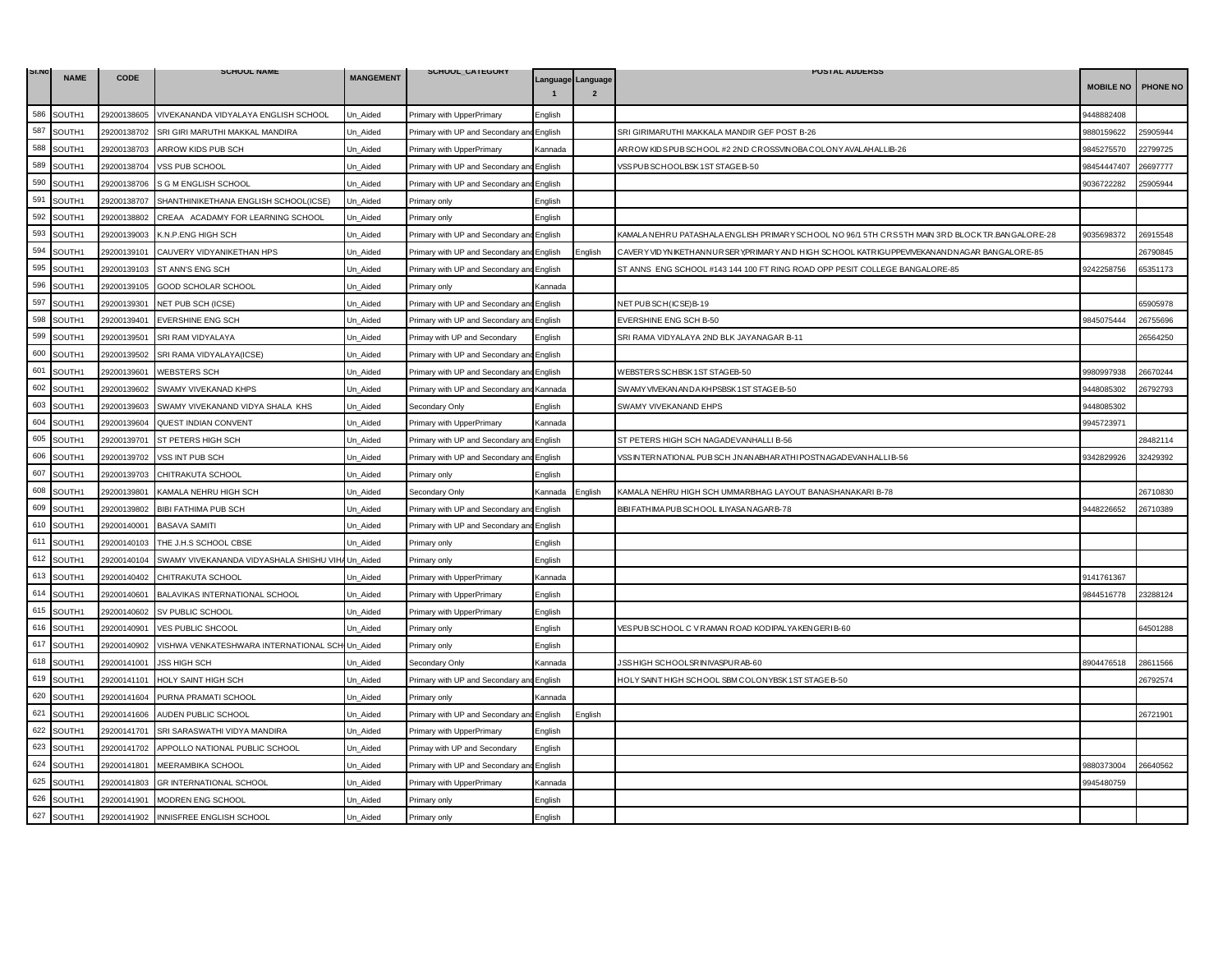| Sl.No | NAME | CODE | SCHOOL NAME | MANGEMENT | SCHOOL_CATEGORY | Language 1 | Language 2 | POSTAL ADDERSS | MOBILE NO | PHONE NO |
|---|---|---|---|---|---|---|---|---|---|---|
| 586 | SOUTH1 | 29200138605 | VIVEKANANDA VIDYALAYA ENGLISH SCHOOL | Un_Aided | Primary with UpperPrimary | English | | | 9448882408 | |
| 587 | SOUTH1 | 29200138702 | SRI GIRI MARUTHI MAKKAL MANDIRA | Un_Aided | Primary with UP and Secondary and | English | | SRI GIRIMARUTHI MAKKALA MANDIR GEF POST B-26 | 9880159622 | 25905944 |
| 588 | SOUTH1 | 29200138703 | ARROW KIDS PUB SCH | Un_Aided | Primary with UpperPrimary | Kannada | | ARROW KIDS PUB SCHOOL #2 2ND CROSSVINOBA COLONY AVALAHALLIB-26 | 9845275570 | 22799725 |
| 589 | SOUTH1 | 29200138704 | VSS PUB SCHOOL | Un_Aided | Primary with UP and Secondary and | English | | VSS PUB SCHOOLBSK 1ST STAGE B-50 | 98454447407 | 26697777 |
| 590 | SOUTH1 | 29200138706 | S G M ENGLISH SCHOOL | Un_Aided | Primary with UP and Secondary and | English | | | 9036722282 | 25905944 |
| 591 | SOUTH1 | 29200138707 | SHANTHINIKETHANA ENGLISH SCHOOL(ICSE) | Un_Aided | Primary only | English | | | | |
| 592 | SOUTH1 | 29200138802 | CREAA ACADAMY FOR LEARNING SCHOOL | Un_Aided | Primary only | English | | | | |
| 593 | SOUTH1 | 29200139003 | K.N.P.ENG HIGH SCH | Un_Aided | Primary with UP and Secondary and | English | | KAMALA NEHRU PATASHALA ENGLISH PRIMARY SCHOOL NO 96/1 5TH CRS 5TH MAIN 3RD BLOCK TR.BANGALORE-28 | 9035698372 | 26915548 |
| 594 | SOUTH1 | 29200139101 | CAUVERY VIDYANIKETHAN HPS | Un_Aided | Primary with UP and Secondary and | English | English | CAVERY VIDYNIKETHAN NURSERY,PRIMARY AND HIGH SCHOOL KATRIGUPPEVIVEKANANDNAGAR BANGALORE-85 | | 26790845 |
| 595 | SOUTH1 | 29200139103 | ST ANN'S ENG SCH | Un_Aided | Primary with UP and Secondary and | English | | ST ANNS ENG SCHOOL #143 144 100 FT RING ROAD OPP PESIT COLLEGE BANGALORE-85 | 9242258756 | 65351173 |
| 596 | SOUTH1 | 29200139105 | GOOD SCHOLAR SCHOOL | Un_Aided | Primary only | Kannada | | | | |
| 597 | SOUTH1 | 29200139301 | NET PUB SCH (ICSE) | Un_Aided | Primary with UP and Secondary and | English | | NET PUB SCH(ICSE)B-19 | | 65905978 |
| 598 | SOUTH1 | 29200139401 | EVERSHINE ENG SCH | Un_Aided | Primary with UP and Secondary and | English | | EVERSHINE ENG SCH B-50 | 9845075444 | 26755696 |
| 599 | SOUTH1 | 29200139501 | SRI RAM VIDYALAYA | Un_Aided | Primay with UP and Secondary | English | | SRI RAMA VIDYALAYA 2ND BLK JAYANAGAR B-11 | | 26564250 |
| 600 | SOUTH1 | 29200139502 | SRI RAMA VIDYALAYA(ICSE) | Un_Aided | Primary with UP and Secondary and | English | | | | |
| 601 | SOUTH1 | 29200139601 | WEBSTERS SCH | Un_Aided | Primary with UP and Secondary and | English | | WEBSTERS SCHBSK 1ST STAGEB-50 | 9980997938 | 26670244 |
| 602 | SOUTH1 | 29200139602 | SWAMY VIVEKANAD KHPS | Un_Aided | Primary with UP and Secondary and | Kannada | | SWAMY VIVEKANANDA KHPSBSK 1ST STAGE B-50 | 9448085302 | 26792793 |
| 603 | SOUTH1 | 29200139603 | SWAMY VIVEKANAND VIDYA SHALA KHS | Un_Aided | Secondary Only | English | | SWAMY VIVEKANAND EHPS | 9448085302 | |
| 604 | SOUTH1 | 29200139604 | QUEST INDIAN CONVENT | Un_Aided | Primary with UpperPrimary | Kannada | | | 9945723971 | |
| 605 | SOUTH1 | 29200139701 | ST PETERS HIGH SCH | Un_Aided | Primary with UP and Secondary and | English | | ST PETERS HIGH SCH NAGADEVANHALLI B-56 | | 28482114 |
| 606 | SOUTH1 | 29200139702 | VSS INT PUB SCH | Un_Aided | Primary with UP and Secondary and | English | | VSS INTERNATIONAL PUB SCH JNANABHARATHI POSTNAGADEVANHALLI B-56 | 9342829926 | 32429392 |
| 607 | SOUTH1 | 29200139703 | CHITRAKUTA SCHOOL | Un_Aided | Primary only | English | | | | |
| 608 | SOUTH1 | 29200139801 | KAMALA NEHRU HIGH SCH | Un_Aided | Secondary Only | Kannada | English | KAMALA NEHRU HIGH SCH UMMARBHAG LAYOUT BANASHANAKARI B-78 | | 26710830 |
| 609 | SOUTH1 | 29200139802 | BIBI FATHIMA PUB SCH | Un_Aided | Primary with UP and Secondary and | English | | BIBI FATHIMA PUB SCHOOL ILIYASA NAGARB-78 | 9448226652 | 26710389 |
| 610 | SOUTH1 | 29200140001 | BASAVA SAMITI | Un_Aided | Primary with UP and Secondary and | English | | | | |
| 611 | SOUTH1 | 29200140103 | THE J.H.S SCHOOL CBSE | Un_Aided | Primary only | English | | | | |
| 612 | SOUTH1 | 29200140104 | SWAMY VIVEKANANDA VIDYASHALA SHISHU VIHA | Un_Aided | Primary only | English | | | | |
| 613 | SOUTH1 | 29200140402 | CHITRAKUTA SCHOOL | Un_Aided | Primary with UpperPrimary | Kannada | | | 9141761367 | |
| 614 | SOUTH1 | 29200140601 | BALAVIKAS INTERNATIONAL SCHOOL | Un_Aided | Primary with UpperPrimary | English | | | 9844516778 | 23288124 |
| 615 | SOUTH1 | 29200140602 | SV PUBLIC SCHOOL | Un_Aided | Primary with UpperPrimary | English | | | | |
| 616 | SOUTH1 | 29200140901 | VES PUBLIC SHCOOL | Un_Aided | Primary only | English | | VES PUB SCHOOL C V RAMAN ROAD KODIPALYA KENGERI B-60 | | 64501288 |
| 617 | SOUTH1 | 29200140902 | VISHWA VENKATESHWARA INTERNATIONAL SCH | Un_Aided | Primary only | English | | | | |
| 618 | SOUTH1 | 29200141001 | JSS HIGH SCH | Un_Aided | Secondary Only | Kannada | | JSS HIGH SCHOOL SRINIVASPURA B-60 | 8904476518 | 28611566 |
| 619 | SOUTH1 | 29200141101 | HOLY SAINT HIGH SCH | Un_Aided | Primary with UP and Secondary and | English | | HOLY SAINT HIGH SCHOOL SBM COLONYBSK 1ST STAGE B-50 | | 26792574 |
| 620 | SOUTH1 | 29200141604 | PURNA PRAMATI SCHOOL | Un_Aided | Primary only | Kannada | | | | |
| 621 | SOUTH1 | 29200141606 | AUDEN PUBLIC SCHOOL | Un_Aided | Primary with UP and Secondary and | English | English | | | 26721901 |
| 622 | SOUTH1 | 29200141701 | SRI SARASWATHI VIDYA MANDIRA | Un_Aided | Primary with UpperPrimary | English | | | | |
| 623 | SOUTH1 | 29200141702 | APPOLLO NATIONAL PUBLIC SCHOOL | Un_Aided | Primay with UP and Secondary | English | | | | |
| 624 | SOUTH1 | 29200141801 | MEERAMBIKA SCHOOL | Un_Aided | Primary with UP and Secondary and | English | | | 9880373004 | 26640562 |
| 625 | SOUTH1 | 29200141803 | GR INTERNATIONAL SCHOOL | Un_Aided | Primary with UpperPrimary | Kannada | | | 9945480759 | |
| 626 | SOUTH1 | 29200141901 | MODREN ENG SCHOOL | Un_Aided | Primary only | English | | | | |
| 627 | SOUTH1 | 29200141902 | INNISFREE ENGLISH SCHOOL | Un_Aided | Primary only | English | | | | |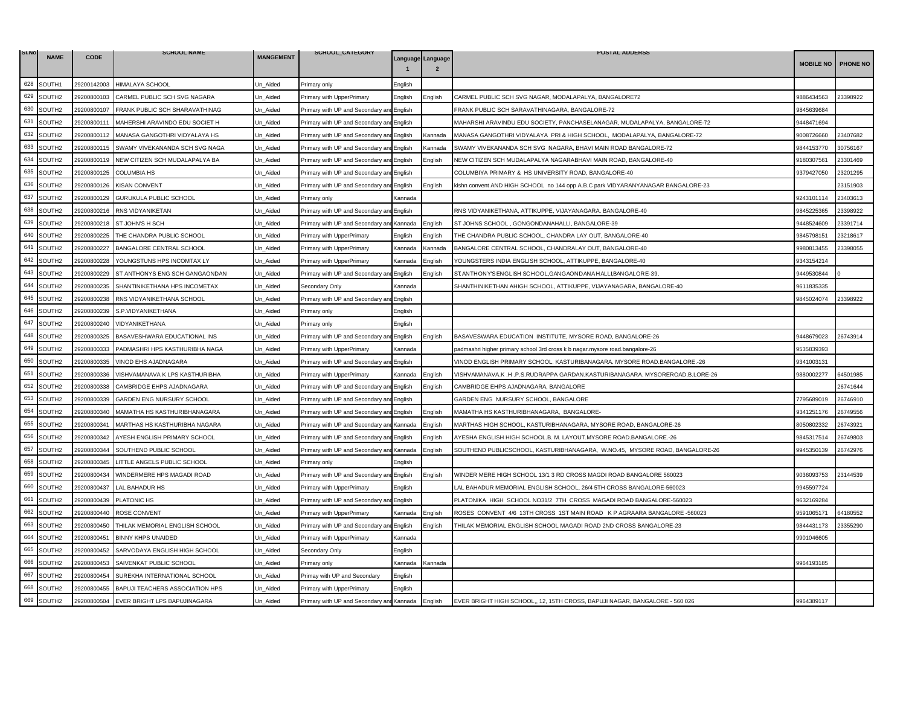| Sl.No | NAME | CODE | SCHOOL NAME | MANGEMENT | SCHOOL_CATEGORY | Language 1 | Language 2 | POSTAL ADDERSS | MOBILE NO | PHONE NO |
|---|---|---|---|---|---|---|---|---|---|---|
| 628 | SOUTH1 | 29200142003 | HIMALAYA SCHOOL | Un_Aided | Primary only | English | | | | |
| 629 | SOUTH2 | 29200800103 | CARMEL PUBLIC SCH SVG NAGARA | Un_Aided | Primary with UpperPrimary | English | English | CARMEL PUBLIC SCH SVG NAGAR, MODALAPALYA, BANGALORE72 | 9886434563 | 23398922 |
| 630 | SOUTH2 | 29200800107 | FRANK PUBLIC SCH SHARAVATHINAG | Un_Aided | Primary with UP and Secondary and English | | | FRANK PUBLIC SCH SARAVATHINAGARA, BANGALORE-72 | 9845639684 | |
| 631 | SOUTH2 | 29200800111 | MAHERSHI ARAVINDO EDU SOCIET H | Un_Aided | Primary with UP and Secondary and English | | | MAHARSHI ARAVINDU EDU SOCIETY, PANCHASELANAGAR, MUDALAPALYA, BANGALORE-72 | 9448471694 | |
| 632 | SOUTH2 | 29200800112 | MANASA GANGOTHRI VIDYALAYA HS | Un_Aided | Primary with UP and Secondary and English | | Kannada | MANASA GANGOTHRI VIDYALAYA PRI & HIGH SCHOOL, MODALAPALYA, BANGALORE-72 | 9008726660 | 23407682 |
| 633 | SOUTH2 | 29200800115 | SWAMY VIVEKANANDA SCH SVG NAGA | Un_Aided | Primary with UP and Secondary and English | | Kannada | SWAMY VIVEKANANDA SCH SVG NAGARA, BHAVI MAIN ROAD BANGALORE-72 | 9844153770 | 30756167 |
| 634 | SOUTH2 | 29200800119 | NEW CITIZEN SCH MUDALAPALYA BA | Un_Aided | Primary with UP and Secondary and English | | English | NEW CITIZEN SCH MUDALAPALYA NAGARABHAVI MAIN ROAD, BANGALORE-40 | 9180307561 | 23301469 |
| 635 | SOUTH2 | 29200800125 | COLUMBIA HS | Un_Aided | Primary with UP and Secondary and English | | | COLUMBIYA PRIMARY & HS UNIVERSITY ROAD, BANGALORE-40 | 9379427050 | 23201295 |
| 636 | SOUTH2 | 29200800126 | KISAN CONVENT | Un_Aided | Primary with UP and Secondary and English | | English | kishn convent AND HIGH SCHOOL no 144 opp A.B.C park VIDYARANYANAGAR BANGALORE-23 | | 23151903 |
| 637 | SOUTH2 | 29200800129 | GURUKULA PUBLIC SCHOOL | Un_Aided | Primary only | Kannada | | | 9243101114 | 23403613 |
| 638 | SOUTH2 | 29200800216 | RNS VIDYANIKETAN | Un_Aided | Primary with UP and Secondary and English | | | RNS VIDYANIKETHANA, ATTIKUPPE, VIJAYANAGARA. BANGALORE-40 | 9845225365 | 23398922 |
| 639 | SOUTH2 | 29200800218 | ST JOHN'S H SCH | Un_Aided | Primary with UP and Secondary and Kannada | | English | ST JOHNS SCHOOL , GONGONDANAHALLI, BANGALORE-39 | 9448524609 | 23391714 |
| 640 | SOUTH2 | 29200800225 | THE CHANDRA PUBLIC SCHOOL | Un_Aided | Primary with UpperPrimary | English | English | THE CHANDRA PUBLIC SCHOOL, CHANDRA LAY OUT, BANGALORE-40 | 9845798151 | 23218617 |
| 641 | SOUTH2 | 29200800227 | BANGALORE CENTRAL SCHOOL | Un_Aided | Primary with UpperPrimary | Kannada | Kannada | BANGALORE CENTRAL SCHOOL, CHANDRALAY OUT, BANGALORE-40 | 9980813455 | 23398055 |
| 642 | SOUTH2 | 29200800228 | YOUNGSTUNS HPS INCOMTAX LY | Un_Aided | Primary with UpperPrimary | Kannada | English | YOUNGSTERS INDIA ENGLISH SCHOOL, ATTIKUPPE, BANGALORE-40 | 9343154214 | |
| 643 | SOUTH2 | 29200800229 | ST ANTHONYS ENG SCH GANGAONDAN | Un_Aided | Primary with UP and Secondary and English | | English | ST.ANTHONY'S ENGLISH SCHOOL,GANGAONDANAHALLI,BANGALORE-39. | 9449530844 | 0 |
| 644 | SOUTH2 | 29200800235 | SHANTINIKETHANA HPS INCOMETAX | Un_Aided | Secondary Only | Kannada | | SHANTHINIKETHAN AHIGH SCHOOL, ATTIKUPPE, VIJAYANAGARA, BANGALORE-40 | 9611835335 | |
| 645 | SOUTH2 | 29200800238 | RNS VIDYANIKETHANA SCHOOL | Un_Aided | Primary with UP and Secondary and English | | | | 9845024074 | 23398922 |
| 646 | SOUTH2 | 29200800239 | S.P.VIDYANIKETHANA | Un_Aided | Primary only | English | | | | |
| 647 | SOUTH2 | 29200800240 | VIDYANIKETHANA | Un_Aided | Primary only | English | | | | |
| 648 | SOUTH2 | 29200800325 | BASAVESHWARA EDUCATIONAL INS | Un_Aided | Primary with UP and Secondary and English | | English | BASAVESWARA EDUCATION INSTITUTE, MYSORE ROAD, BANGALORE-26 | 9448679023 | 26743914 |
| 649 | SOUTH2 | 29200800333 | PADMASHRI HPS KASTHURIBHA NAGA | Un_Aided | Primary with UpperPrimary | Kannada | | padmashri higher primary school 3rd cross k b nagar.mysore road.bangalore-26 | 9535839393 | |
| 650 | SOUTH2 | 29200800335 | VINOD EHS AJADNAGARA | Un_Aided | Primary with UP and Secondary and English | | | VINOD ENGLISH PRIMARY SCHOOL. KASTURIBANAGARA. MYSORE ROAD.BANGALORE.-26 | 9341003131 | |
| 651 | SOUTH2 | 29200800336 | VISHVAMANAVA K LPS KASTHURIBHA | Un_Aided | Primary with UpperPrimary | Kannada | English | VISHVAMANAVA.K .H .P.S.RUDRAPPA GARDAN.KASTURIBANAGARA. MYSOREROAD.B.LORE-26 | 9880002277 | 64501985 |
| 652 | SOUTH2 | 29200800338 | CAMBRIDGE EHPS AJADNAGARA | Un_Aided | Primary with UP and Secondary and English | | English | CAMBRIDGE EHPS AJADNAGARA, BANGALORE | | 26741644 |
| 653 | SOUTH2 | 29200800339 | GARDEN ENG NURSURY SCHOOL | Un_Aided | Primary with UP and Secondary and English | | | GARDEN ENG NURSURY SCHOOL, BANGALORE | 7795689019 | 26746910 |
| 654 | SOUTH2 | 29200800340 | MAMATHA HS KASTHURIBHANAGARA | Un_Aided | Primary with UP and Secondary and English | | English | MAMATHA HS KASTHURIBHANAGARA, BANGALORE- | 9341251176 | 26749556 |
| 655 | SOUTH2 | 29200800341 | MARTHAS HS KASTHURIBHA NAGARA | Un_Aided | Primary with UP and Secondary and Kannada | | English | MARTHAS HIGH SCHOOL, KASTURIBHANAGARA, MYSORE ROAD, BANGALORE-26 | 8050802332 | 26743921 |
| 656 | SOUTH2 | 29200800342 | AYESH ENGLISH PRIMARY SCHOOL | Un_Aided | Primary with UP and Secondary and English | | English | AYESHA ENGLISH HIGH SCHOOL.B. M. LAYOUT.MYSORE ROAD.BANGALORE.-26 | 9845317514 | 26749803 |
| 657 | SOUTH2 | 29200800344 | SOUTHEND PUBLIC SCHOOL | Un_Aided | Primary with UP and Secondary and Kannada | | English | SOUTHEND PUBLICSCHOOL, KASTURIBHANAGARA, W.NO.45, MYSORE ROAD, BANGALORE-26 | 9945350139 | 26742976 |
| 658 | SOUTH2 | 29200800345 | LITTLE ANGELS PUBLIC SCHOOL | Un_Aided | Primary only | English | | | | |
| 659 | SOUTH2 | 29200800434 | WINDERMERE HPS MAGADI ROAD | Un_Aided | Primary with UP and Secondary and English | | English | WINDER MERE HIGH SCHOOL 13/1 3 RD CROSS MAGDI ROAD BANGALORE 560023 | 9036093753 | 23144539 |
| 660 | SOUTH2 | 29200800437 | LAL BAHADUR HS | Un_Aided | Primary with UpperPrimary | English | | LAL BAHADUR MEMORIAL ENGLISH SCHOOL, 26/4 5TH CROSS BANGALORE-560023 | 9945597724 | |
| 661 | SOUTH2 | 29200800439 | PLATONIC HS | Un_Aided | Primary with UP and Secondary and English | | | PLATONIKA HIGH SCHOOL NO31/2 7TH CROSS MAGADI ROAD BANGALORE-560023 | 9632169284 | |
| 662 | SOUTH2 | 29200800440 | ROSE CONVENT | Un_Aided | Primary with UpperPrimary | Kannada | English | ROSES CONVENT 4/6 13TH CROSS 1ST MAIN ROAD K P AGRAARA BANGALORE -560023 | 9591065171 | 64180552 |
| 663 | SOUTH2 | 29200800450 | THILAK MEMORIAL ENGLISH SCHOOL | Un_Aided | Primary with UP and Secondary and English | | English | THILAK MEMORIAL ENGLISH SCHOOL MAGADI ROAD 2ND CROSS BANGALORE-23 | 9844431173 | 23355290 |
| 664 | SOUTH2 | 29200800451 | BINNY KHPS UNAIDED | Un_Aided | Primary with UpperPrimary | Kannada | | | 9901046605 | |
| 665 | SOUTH2 | 29200800452 | SARVODAYA ENGLISH HIGH SCHOOL | Un_Aided | Secondary Only | English | | | | |
| 666 | SOUTH2 | 29200800453 | SAIVENKAT PUBLIC SCHOOL | Un_Aided | Primary only | Kannada | Kannada | | 9964193185 | |
| 667 | SOUTH2 | 29200800454 | SUREKHA INTERNATIONAL SCHOOL | Un_Aided | Primay with UP and Secondary | English | | | | |
| 668 | SOUTH2 | 29200800455 | BAPUJI TEACHERS ASSOCIATION HPS | Un_Aided | Primary with UpperPrimary | English | | | | |
| 669 | SOUTH2 | 29200800504 | EVER BRIGHT LPS BAPUJINAGARA | Un_Aided | Primary with UP and Secondary and Kannada | | English | EVER BRIGHT HIGH SCHOOL,, 12, 15TH CROSS, BAPUJI NAGAR, BANGALORE - 560 026 | 9964389117 | |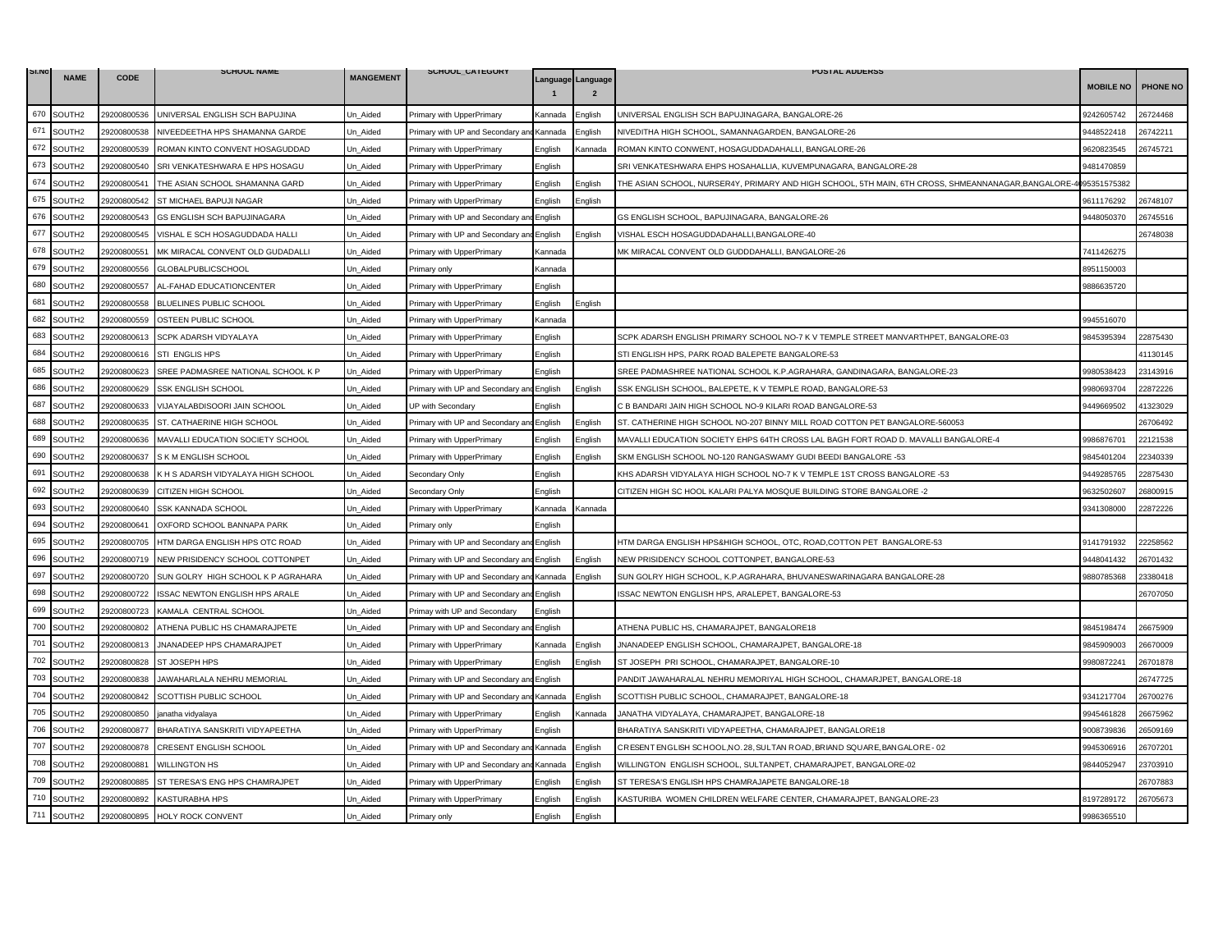| Sl.No | NAME | CODE | SCHOOL NAME | MANGEMENT | SCHOOL_CATEGORY | Language 1 | Language 2 | POSTAL ADDERSS | MOBILE NO | PHONE NO |
|---|---|---|---|---|---|---|---|---|---|---|
| 670 | SOUTH2 | 29200800536 | UNIVERSAL ENGLISH SCH BAPUJINA | Un_Aided | Primary with UpperPrimary | Kannada | English | UNIVERSAL ENGLISH SCH BAPUJINAGARA, BANGALORE-26 | 9242605742 | 26724468 |
| 671 | SOUTH2 | 29200800538 | NIVEEDEETHA HPS SHAMANNA GARDE | Un_Aided | Primary with UP and Secondary and | Kannada | English | NIVEDITHA HIGH SCHOOL, SAMANNAGARDEN, BANGALORE-26 | 9448522418 | 26742211 |
| 672 | SOUTH2 | 29200800539 | ROMAN KINTO CONVENT HOSAGUDDAD | Un_Aided | Primary with UpperPrimary | English | Kannada | ROMAN KINTO CONWENT, HOSAGUDDADAHALLI, BANGALORE-26 | 9620823545 | 26745721 |
| 673 | SOUTH2 | 29200800540 | SRI VENKATESHWARA E HPS HOSAGU | Un_Aided | Primary with UpperPrimary | English | | SRI VENKATESHWARA EHPS HOSAHALLIA, KUVEMPUNAGARA, BANGALORE-28 | 9481470859 | |
| 674 | SOUTH2 | 29200800541 | THE ASIAN SCHOOL SHAMANNA GARD | Un_Aided | Primary with UpperPrimary | English | English | THE ASIAN SCHOOL, NURSER4Y, PRIMARY AND HIGH SCHOOL, 5TH MAIN, 6TH CROSS, SHMEANNANAGAR,BANGALORE-4 | 095351575382 | |
| 675 | SOUTH2 | 29200800542 | ST MICHAEL BAPUJI NAGAR | Un_Aided | Primary with UpperPrimary | English | English | | 9611176292 | 26748107 |
| 676 | SOUTH2 | 29200800543 | GS ENGLISH SCH BAPUJINAGARA | Un_Aided | Primary with UP and Secondary and | English | | GS ENGLISH SCHOOL, BAPUJINAGARA, BANGALORE-26 | 9448050370 | 26745516 |
| 677 | SOUTH2 | 29200800545 | VISHAL E SCH HOSAGUDDADA HALLI | Un_Aided | Primary with UP and Secondary and | English | English | VISHAL ESCH HOSAGUDDADAHALLI,BANGALORE-40 | | 26748038 |
| 678 | SOUTH2 | 29200800551 | MK MIRACAL CONVENT OLD GUDADALLI | Un_Aided | Primary with UpperPrimary | Kannada | | MK MIRACAL CONVENT OLD GUDDDAHALLI, BANGALORE-26 | 7411426275 | |
| 679 | SOUTH2 | 29200800556 | GLOBALPUBLICSCHOOL | Un_Aided | Primary only | Kannada | | | 8951150003 | |
| 680 | SOUTH2 | 29200800557 | AL-FAHAD EDUCATIONCENTER | Un_Aided | Primary with UpperPrimary | English | | | 9886635720 | |
| 681 | SOUTH2 | 29200800558 | BLUELINES PUBLIC SCHOOL | Un_Aided | Primary with UpperPrimary | English | English | | | |
| 682 | SOUTH2 | 29200800559 | OSTEEN PUBLIC SCHOOL | Un_Aided | Primary with UpperPrimary | Kannada | | | 9945516070 | |
| 683 | SOUTH2 | 29200800613 | SCPK ADARSH VIDYALAYA | Un_Aided | Primary with UpperPrimary | English | | SCPK ADARSH ENGLISH PRIMARY SCHOOL NO-7 K V TEMPLE STREET MANVARTHPET, BANGALORE-03 | 9845395394 | 22875430 |
| 684 | SOUTH2 | 29200800616 | STI ENGLIS HPS | Un_Aided | Primary with UpperPrimary | English | | STI ENGLISH HPS, PARK ROAD BALEPETE BANGALORE-53 | | 41130145 |
| 685 | SOUTH2 | 29200800623 | SREE PADMASREE NATIONAL SCHOOL K P | Un_Aided | Primary with UpperPrimary | English | | SREE PADMASHREE NATIONAL SCHOOL K.P.AGRAHARA, GANDINAGARA, BANGALORE-23 | 9980538423 | 23143916 |
| 686 | SOUTH2 | 29200800629 | SSK ENGLISH SCHOOL | Un_Aided | Primary with UP and Secondary and | English | English | SSK ENGLISH SCHOOL, BALEPETE, K V TEMPLE ROAD, BANGALORE-53 | 9980693704 | 22872226 |
| 687 | SOUTH2 | 29200800633 | VIJAYALABDISOORI JAIN SCHOOL | Un_Aided | UP with Secondary | English | | C B BANDARI JAIN HIGH SCHOOL NO-9 KILARI ROAD BANGALORE-53 | 9449669502 | 41323029 |
| 688 | SOUTH2 | 29200800635 | ST. CATHAERINE HIGH SCHOOL | Un_Aided | Primary with UP and Secondary and | English | English | ST. CATHERINE HIGH SCHOOL NO-207 BINNY MILL ROAD COTTON PET BANGALORE-560053 | | 26706492 |
| 689 | SOUTH2 | 29200800636 | MAVALLI EDUCATION SOCIETY SCHOOL | Un_Aided | Primary with UpperPrimary | English | English | MAVALLI EDUCATION SOCIETY EHPS 64TH CROSS LAL BAGH FORT ROAD D. MAVALLI BANGALORE-4 | 9986876701 | 22121538 |
| 690 | SOUTH2 | 29200800637 | S K M ENGLISH SCHOOL | Un_Aided | Primary with UpperPrimary | English | English | SKM ENGLISH SCHOOL NO-120 RANGASWAMY GUDI BEEDI BANGALORE -53 | 9845401204 | 22340339 |
| 691 | SOUTH2 | 29200800638 | K H S ADARSH VIDYALAYA HIGH SCHOOL | Un_Aided | Secondary Only | English | | KHS ADARSH VIDYALAYA HIGH SCHOOL NO-7 K V TEMPLE 1ST CROSS BANGALORE -53 | 9449285765 | 22875430 |
| 692 | SOUTH2 | 29200800639 | CITIZEN HIGH SCHOOL | Un_Aided | Secondary Only | English | | CITIZEN HIGH SC HOOL KALARI PALYA MOSQUE BUILDING STORE BANGALORE -2 | 9632502607 | 26800915 |
| 693 | SOUTH2 | 29200800640 | SSK KANNADA SCHOOL | Un_Aided | Primary with UpperPrimary | Kannada | Kannada | | 9341308000 | 22872226 |
| 694 | SOUTH2 | 29200800641 | OXFORD SCHOOL BANNAPA PARK | Un_Aided | Primary only | English | | | | |
| 695 | SOUTH2 | 29200800705 | HTM DARGA ENGLISH HPS OTC ROAD | Un_Aided | Primary with UP and Secondary and | English | | HTM DARGA ENGLISH HPS&HIGH SCHOOL, OTC, ROAD,COTTON PET BANGALORE-53 | 9141791932 | 22258562 |
| 696 | SOUTH2 | 29200800719 | NEW PRISIDENCY SCHOOL COTTONPET | Un_Aided | Primary with UP and Secondary and | English | English | NEW PRISIDENCY SCHOOL COTTONPET, BANGALORE-53 | 9448041432 | 26701432 |
| 697 | SOUTH2 | 29200800720 | SUN GOLRY HIGH SCHOOL K P AGRAHARA | Un_Aided | Primary with UP and Secondary and | Kannada | English | SUN GOLRY HIGH SCHOOL, K.P.AGRAHARA, BHUVANESWARINAGARA BANGALORE-28 | 9880785368 | 23380418 |
| 698 | SOUTH2 | 29200800722 | ISSAC NEWTON ENGLISH HPS ARALE | Un_Aided | Primary with UP and Secondary and | English | | ISSAC NEWTON ENGLISH HPS, ARALEPET, BANGALORE-53 | | 26707050 |
| 699 | SOUTH2 | 29200800723 | KAMALA CENTRAL SCHOOL | Un_Aided | Primay with UP and Secondary | English | | | | |
| 700 | SOUTH2 | 29200800802 | ATHENA PUBLIC HS CHAMARAJPETE | Un_Aided | Primary with UP and Secondary and | English | | ATHENA PUBLIC HS, CHAMARAJPET, BANGALORE18 | 9845198474 | 26675909 |
| 701 | SOUTH2 | 29200800813 | JNANADEEP HPS CHAMARAJPET | Un_Aided | Primary with UpperPrimary | Kannada | English | JNANADEEP ENGLISH SCHOOL, CHAMARAJPET, BANGALORE-18 | 9845909003 | 26670009 |
| 702 | SOUTH2 | 29200800828 | ST JOSEPH HPS | Un_Aided | Primary with UpperPrimary | English | English | ST JOSEPH PRI SCHOOL, CHAMARAJPET, BANGALORE-10 | 9980872241 | 26701878 |
| 703 | SOUTH2 | 29200800838 | JAWAHARLALA NEHRU MEMORIAL | Un_Aided | Primary with UP and Secondary and | English | | PANDIT JAWAHARALAL NEHRU MEMORIYAL HIGH SCHOOL, CHAMARJPET, BANGALORE-18 | | 26747725 |
| 704 | SOUTH2 | 29200800842 | SCOTTISH PUBLIC SCHOOL | Un_Aided | Primary with UP and Secondary and | Kannada | English | SCOTTISH PUBLIC SCHOOL, CHAMARAJPET, BANGALORE-18 | 9341217704 | 26700276 |
| 705 | SOUTH2 | 29200800850 | janatha vidyalaya | Un_Aided | Primary with UpperPrimary | English | Kannada | JANATHA VIDYALAYA, CHAMARAJPET, BANGALORE-18 | 9945461828 | 26675962 |
| 706 | SOUTH2 | 29200800877 | BHARATIYA SANSKRITI VIDYAPEETHA | Un_Aided | Primary with UpperPrimary | English | | BHARATIYA SANSKRITI VIDYAPEETHA, CHAMARAJPET, BANGALORE18 | 9008739836 | 26509169 |
| 707 | SOUTH2 | 29200800878 | CRESENT ENGLISH SCHOOL | Un_Aided | Primary with UP and Secondary and | Kannada | English | CRESENT ENGLISH SCHOOL,NO. 28, SULTAN ROAD, BRIAND SQUARE, BANGALORE - 02 | 9945306916 | 26707201 |
| 708 | SOUTH2 | 29200800881 | WILLINGTON HS | Un_Aided | Primary with UP and Secondary and | Kannada | English | WILLINGTON ENGLISH SCHOOL, SULTANPET, CHAMARAJPET, BANGALORE-02 | 9844052947 | 23703910 |
| 709 | SOUTH2 | 29200800885 | ST TERESA'S ENG HPS CHAMRAJPET | Un_Aided | Primary with UpperPrimary | English | English | ST TERESA'S ENGLISH HPS CHAMRAJAPETE BANGALORE-18 | | 26707883 |
| 710 | SOUTH2 | 29200800892 | KASTURABHA HPS | Un_Aided | Primary with UpperPrimary | English | English | KASTURIBA WOMEN CHILDREN WELFARE CENTER, CHAMARAJPET, BANGALORE-23 | 8197289172 | 26705673 |
| 711 | SOUTH2 | 29200800895 | HOLY ROCK CONVENT | Un_Aided | Primary only | English | English | | 9986365510 | |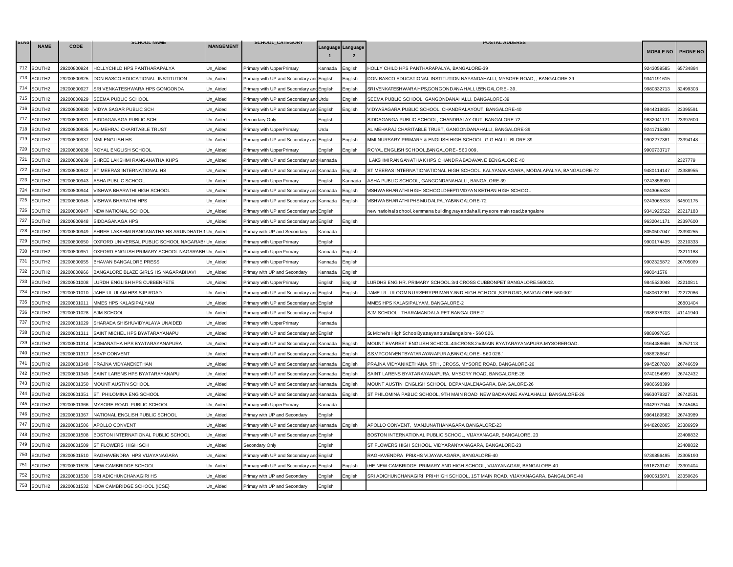| Sl.No | NAME | CODE | SCHOOL NAME | MANGEMENT | SCHOOL_CATEGORY | Language 1 | Language 2 | POSTAL ADDERSS | MOBILE NO | PHONE NO |
|---|---|---|---|---|---|---|---|---|---|---|
| 712 | SOUTH2 | 29200800924 | HOLLYCHILD HPS PANTHARAPALYA | Un_Aided | Primary with UpperPrimary | Kannada | English | HOLLY CHILD HPS PANTHARAPALYA, BANGALORE-39 | 9243059585 | 65734894 |
| 713 | SOUTH2 | 29200800925 | DON BASCO EDUCATIONAL INSTITUTION | Un_Aided | Primary with UP and Secondary and English | | English | DON BASCO EDUCATIONAL INSTITUTION NAYANDAHALLI, MYSORE ROAD, , BANGALORE-39 | 9341191615 | |
| 714 | SOUTH2 | 29200800927 | SRI VENKATESHWARA HPS GONGONDA | Un_Aided | Primary with UP and Secondary and English | | English | SRIVENKATESHWARAHPS,GONGONDANAHALLI,BENGALORE-39. | 9980332713 | 32499303 |
| 715 | SOUTH2 | 29200800929 | SEEMA PUBLIC SCHOOL | Un_Aided | Primary with UP and Secondary and Urdu | | English | SEEMA PUBLIC SCHOOL, GANGONDANAHALLI, BANGALORE-39 | | |
| 716 | SOUTH2 | 29200800930 | VIDYA SAGAR PUBLIC SCH | Un_Aided | Primary with UP and Secondary and English | | English | VIDYASAGARA PUBLIC SCHOOL, CHANDRALAYOUT, BANGALORE-40 | 9844218835 | 23395591 |
| 717 | SOUTH2 | 29200800931 | SIDDAGANAGA PUBLIC SCH | Un_Aided | Secondary Only | English | | SIDDAGANGA PUBLIC SCHOOL, CHANDRALAY OUT, BANGALORE-72, | 9632041171 | 23397600 |
| 718 | SOUTH2 | 29200800935 | AL-MEHRAJ CHARITABLE TRUST | Un_Aided | Primary with UpperPrimary | Urdu | | AL MEHARAJ CHARITABLE TRUST, GANGONDANAHALLI, BANGALORE-39 | 9241715390 | |
| 719 | SOUTH2 | 29200800937 | MMI ENGLISH HS | Un_Aided | Primary with UP and Secondary and English | | English | MMI NURSARY PRIMARY & ENGLISH HIGH SCHOOL, G G HALLI BLORE-39 | 9902277381 | 23394148 |
| 720 | SOUTH2 | 29200800938 | ROYAL ENGLISH SCHOOL | Un_Aided | Primary with UpperPrimary | English | English | ROYAL ENGLISH SCHOOL,BANGALORE- 560 009, | 9900733717 | |
| 721 | SOUTH2 | 29200800939 | SHREE LAKSHMI RANGANATHA KHPS | Un_Aided | Primary with UP and Secondary and Kannada | | | LAKSHMIRANGANATHAKHPS CHANDRABADAVANE BENGALORE 40 | | 2327779 |
| 722 | SOUTH2 | 29200800942 | ST MEERAS INTERNATIONAL HS | Un_Aided | Primary with UP and Secondary and Kannada | | English | ST MEERAS INTERNATIONATIONAL HIGH SCHOOL. KALYANANAGARA, MODALAPALYA, BANGALORE-72 | 9480114147 | 23388955 |
| 723 | SOUTH2 | 29200800943 | ASHA PUBLIC SCHOOL | Un_Aided | Primary with UpperPrimary | English | Kannada | ASHA PUBLIC SCHOOL, GANGONDANAHALLI, BANGALORE-39 | 9243856900 | |
| 724 | SOUTH2 | 29200800944 | VISHWA BHARATHI HIGH SCHOOL | Un_Aided | Primary with UP and Secondary and Kannada | | English | VISHWABHARATHIHIGH SCHOOLDEEPTIVIDYANIKETHAN HIGH SCHOOL | 9243065318 | |
| 725 | SOUTH2 | 29200800945 | VISHWA BHARATHI HPS | Un_Aided | Primary with UP and Secondary and Kannada | | English | VISHWABHARATHIPHSMUDALPALYABANGALORE-72 | 9243065318 | 64501175 |
| 726 | SOUTH2 | 29200800947 | NEW NATIONAL SCHOOL | Un_Aided | Primary with UP and Secondary and English | | | new natioinal school,kemmana building,nayandahalli,mysore main road,bangalore | 9341925522 | 23217183 |
| 727 | SOUTH2 | 29200800948 | SIDDAGANAGA HPS | Un_Aided | Primary with UP and Secondary and English | | English | | 9632041171 | 23397600 |
| 728 | SOUTH2 | 29200800949 | SHREE LAKSHMI RANGANATHA HS ARUNDHATHI | Un_Aided | Primay with UP and Secondary | Kannada | | | 8050507047 | 23390255 |
| 729 | SOUTH2 | 29200800950 | OXFORD UNIVERSAL PUBLIC SCHOOL NAGARABH | Un_Aided | Primary with UpperPrimary | English | | | 9900174435 | 23210333 |
| 730 | SOUTH2 | 29200800951 | OXFORD ENGLISH PRIMARY SCHOOL NAGARABH | Un_Aided | Primary with UpperPrimary | Kannada | English | | | 23211188 |
| 731 | SOUTH2 | 29200800955 | BHAVAN BANGALORE PRESS | Un_Aided | Primary with UpperPrimary | Kannada | English | | 9902325872 | 26705069 |
| 732 | SOUTH2 | 29200800966 | BANGALORE BLAZE GIRLS HS NAGARABHAVI | Un_Aided | Primay with UP and Secondary | Kannada | English | | 990041576 | |
| 733 | SOUTH2 | 29200801008 | LURDH ENGLISH HPS CUBBENPETE | Un_Aided | Primary with UpperPrimary | English | English | LURDHS ENG HR. PRIMARY SCHOOL.3rd CROSS CUBBONPET BANGALORE.560002. | 9845523048 | 22210811 |
| 734 | SOUTH2 | 29200801010 | JAHE UL ULAM HPS SJP ROAD | Un_Aided | Primary with UP and Secondary and English | | English | JAME-UL-ULOOMNURSERYPRIMARYAND HIGH SCHOOL,SJP.ROAD,BANGALORE-560 002. | 9480612261 | 22272086 |
| 735 | SOUTH2 | 29200801011 | MMES HPS KALASIPALYAM | Un_Aided | Primary with UP and Secondary and English | | | MMES HPS KALASIPALYAM, BANGALORE-2 | | 26801404 |
| 736 | SOUTH2 | 29200801028 | SJM SCHOOL | Un_Aided | Primary with UP and Secondary and English | | | SJM SCHOOL, THARAMANDALA PET BANGALORE-2 | 9986378703 | 41141940 |
| 737 | SOUTH2 | 29200801029 | SHARADA SHISHUVIDYALAYA UNAIDED | Un_Aided | Primary with UpperPrimary | Kannada | | | | |
| 738 | SOUTH2 | 29200801311 | SAINT MICHEL HPS BYATARAYANAPU | Un_Aided | Primary with UP and Secondary and English | | | St.Michel's High SchoolByatrayanpuraBangalore - 560 026. | 9886097615 | |
| 739 | SOUTH2 | 29200801314 | SOMANATHA HPS BYATARAYANAPURA | Un_Aided | Primary with UP and Secondary and Kannada | | English | MOUNT.EVAREST ENGLISH SCHOOL.4thCROSS.2ndMAIN.BYATARAYANAPURA.MYSOREROAD. | 9164488666 | 26757113 |
| 740 | SOUTH2 | 29200801317 | SSVP CONVENT | Un_Aided | Primary with UP and Secondary and Kannada | | English | S.S.V.P.CONVENTBYATARAYANAPURA,BANGALORE- 560 026.` | 9986286647 | |
| 741 | SOUTH2 | 29200801348 | PRAJNA VIDYANEKETHAN | Un_Aided | Primary with UP and Secondary and Kannada | | English | PRAJNA VIDYANIKETHANA, 5TH , CROSS, MYSORE ROAD, BANGALORE-26 | 9945287820 | 26746659 |
| 742 | SOUTH2 | 29200801349 | SAINT LARENS HPS BYATARAYANAPU | Un_Aided | Primary with UP and Secondary and Kannada | | English | SAINT LARENS BYATARAYANAPURA, MYSORY ROAD, BANGALORE-26 | 9740154959 | 26742432 |
| 743 | SOUTH2 | 29200801350 | MOUNT AUSTIN SCHOOL | Un_Aided | Primary with UP and Secondary and Kannada | | English | MOUNT AUSTIN ENGLISH SCHOOL, DEPANJALENAGARA, BANGALORE-26 | 9986698399 | |
| 744 | SOUTH2 | 29200801351 | ST. PHILOMINA ENG SCHOOL | Un_Aided | Primary with UP and Secondary and Kannada | | English | ST PHILOMINA PABLIC SCHOOL, 9TH MAIN ROAD NEW BADAVANE AVALAHALLI, BANGALORE-26 | 9663078327 | 26742531 |
| 745 | SOUTH2 | 29200801366 | MYSORE ROAD PUBLIC SCHOOL | Un_Aided | Primary with UpperPrimary | Kannada | | | 9342977944 | 26745464 |
| 746 | SOUTH2 | 29200801367 | NATIONAL ENGLISH PUBLIC SCHOOL | Un_Aided | Primay with UP and Secondary | English | | | 9964189582 | 26743989 |
| 747 | SOUTH2 | 29200801506 | APOLLO CONVENT | Un_Aided | Primary with UP and Secondary and Kannada | | English | APOLLO CONVENT, MANJUNATHANAGARA BANGALORE-23 | 9448202865 | 23386959 |
| 748 | SOUTH2 | 29200801508 | BOSTON INTERNATIONAL PUBLIC SCHOOL | Un_Aided | Primary with UP and Secondary and English | | | BOSTON INTERNATIONAL PUBLIC SCHOOL, VIJAYANAGAR, BANGALORE, 23 | | 23408832 |
| 749 | SOUTH2 | 29200801509 | ST FLOWERS HIGH SCH | Un_Aided | Secondary Only | English | | ST FLOWERS HIGH SCHOOL, VIDYARANYANAGARA, BANGALORE-23 | | 23408832 |
| 750 | SOUTH2 | 29200801510 | RAGHAVENDRA HPS VIJAYANAGARA | Un_Aided | Primary with UP and Secondary and English | | | RAGHAVENDRA PRI&HS VIJAYANAGARA, BANGALORE-40 | 9739856495 | 23305190 |
| 751 | SOUTH2 | 29200801528 | NEW CAMBRIDGE SCHOOL | Un_Aided | Primary with UP and Secondary and English | | English | tHE NEW CAMBRIDGE PRIMARY AND HIGH SCHOOL, VIJAYANAGAR, BANGALORE-40 | 9916739142 | 23301404 |
| 752 | SOUTH2 | 29200801530 | SRI ADICHUNCHANAGIRI HS | Un_Aided | Primay with UP and Secondary | English | English | SRI ADICHUNCHANAGIRI PRI+HIGH SCHOOL, 1ST MAIN ROAD, VIJAYANAGARA, BANGALORE-40 | 9900515871 | 23350626 |
| 753 | SOUTH2 | 29200801532 | NEW CAMBRIDGE SCHOOL (ICSE) | Un_Aided | Primay with UP and Secondary | English | | | | |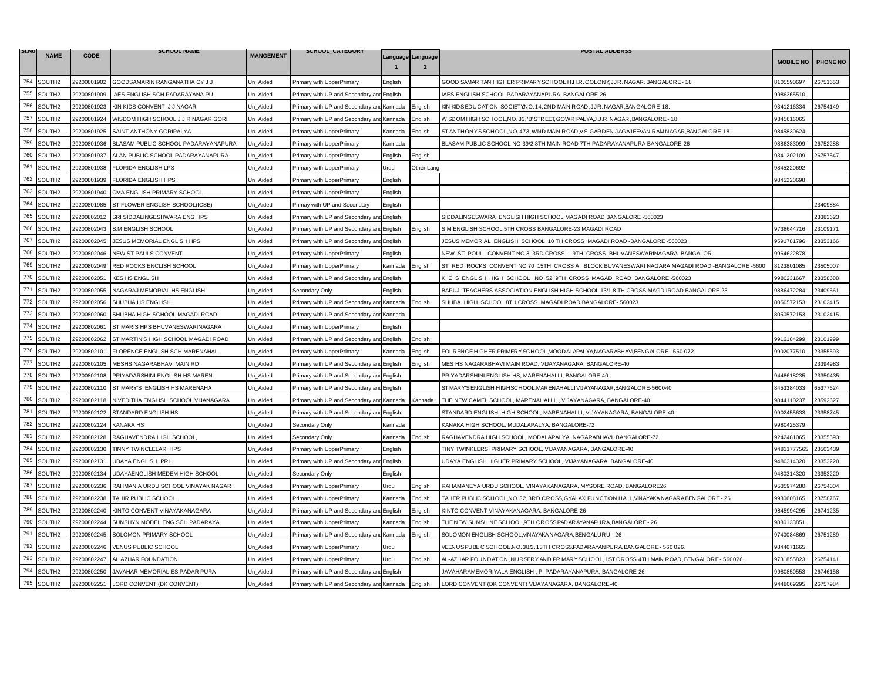| Sl.No | NAME | CODE | SCHOOL NAME | MANGEMENT | SCHOOL_CATEGORY | Language 1 | Language 2 | POSTAL ADDERSS | MOBILE NO | PHONE NO |
|---|---|---|---|---|---|---|---|---|---|---|
| 754 | SOUTH2 | 29200801902 | GOODSAMARIN RANGANATHA CY J J | Un_Aided | Primary with UpperPrimary | English | | GOOD SAMARITAN HIGHER PRIMARY SCHOOL,H.H.R. COLONY,JJR. NAGAR. BANGALORE - 18 | 8105590697 | 26751653 |
| 755 | SOUTH2 | 29200801909 | IAES ENGLISH SCH PADARAYANA PU | Un_Aided | Primary with UP and Secondary and English | | | IAES ENGLISH SCHOOL PADARAYANAPURA, BANGALORE-26 | 9986365510 | |
| 756 | SOUTH2 | 29200801923 | KIN KIDS CONVENT J J NAGAR | Un_Aided | Primary with UP and Secondary and Kannada | | English | KIN KIDS EDUCATION SOCIETY,NO.14, 2ND MAIN ROAD, JJR. NAGAR,BANGALORE-18. | 9341216334 | 26754149 |
| 757 | SOUTH2 | 29200801924 | WISDOM HIGH SCHOOL J J R NAGAR GORI | Un_Aided | Primary with UP and Secondary and Kannada | | English | WISDOM HIGH SCHOOL,NO.33,'B' STREET, GOWRIPALYA,J.J.R. NAGAR, BANGALORE - 18. | 9845616065 | |
| 758 | SOUTH2 | 29200801925 | SAINT ANTHONY GORIPALYA | Un_Aided | Primary with UpperPrimary | Kannada | English | ST.ANTHONY'S SCHOOL,NO. 473, WND MAIN ROAD,V.S. GARDEN JAGAJEEVAN RAM NAGAR,BANGALORE-18. | 9845830624 | |
| 759 | SOUTH2 | 29200801936 | BLASAM PUBLIC SCHOOL PADARAYANAPURA | Un_Aided | Primary with UpperPrimary | Kannada | | BLASAM PUBLIC SCHOOL NO-39/2 8TH MAIN ROAD 7TH PADARAYANAPURA BANGALORE-26 | 9886383099 | 26752288 |
| 760 | SOUTH2 | 29200801937 | ALAN PUBLIC SCHOOL PADARAYANAPURA | Un_Aided | Primary with UpperPrimary | English | English | | 9341202109 | 26757547 |
| 761 | SOUTH2 | 29200801938 | FLORIDA ENGLISH LPS | Un_Aided | Primary with UpperPrimary | Urdu | Other Lang | | 9845220692 | |
| 762 | SOUTH2 | 29200801939 | FLORIDA ENGLISH HPS | Un_Aided | Primary with UpperPrimary | English | | | 9845220698 | |
| 763 | SOUTH2 | 29200801940 | CMA ENGLISH PRIMARY SCHOOL | Un_Aided | Primary with UpperPrimary | English | | | | |
| 764 | SOUTH2 | 29200801985 | ST.FLOWER ENGLISH SCHOOL(ICSE) | Un_Aided | Primay with UP and Secondary | English | | | | 23409884 |
| 765 | SOUTH2 | 29200802012 | SRI SIDDALINGESHWARA ENG HPS | Un_Aided | Primary with UP and Secondary and English | | | SIDDALINGESWARA ENGLISH HIGH SCHOOL MAGADI ROAD BANGALORE -560023 | | 23383623 |
| 766 | SOUTH2 | 29200802043 | S.M ENGLISH SCHOOL | Un_Aided | Primary with UP and Secondary and English | | English | S M ENGLISH SCHOOL 5TH CROSS BANGALORE-23 MAGADI ROAD | 9738644716 | 23109171 |
| 767 | SOUTH2 | 29200802045 | JESUS MEMORIAL ENGLISH HPS | Un_Aided | Primary with UP and Secondary and English | | | JESUS MEMORIAL ENGLISH SCHOOL 10 TH CROSS MAGADI ROAD -BANGALORE -560023 | 9591781796 | 23353166 |
| 768 | SOUTH2 | 29200802046 | NEW ST PAULS CONVENT | Un_Aided | Primary with UpperPrimary | English | | NEW ST POUL CONVENT NO 3 3RD CROSS 9TH CROSS BHUVANESWARINAGARA BANGALOR | 9964622878 | |
| 769 | SOUTH2 | 29200802049 | RED ROCKS ENCLISH SCHOOL | Un_Aided | Primary with UpperPrimary | Kannada | English | ST RED ROCKS CONVENT NO 70 15TH CROSS A BLOCK BUVANESWARI NAGARA MAGADI ROAD -BANGALORE -5600 | 8123801085 | 23505007 |
| 770 | SOUTH2 | 29200802051 | KES HS ENGLISH | Un_Aided | Primary with UP and Secondary and English | | | K E S ENGLISH HIGH SCHOOL NO 52 9TH CROSS MAGADI ROAD BANGALORE -560023 | 9980231667 | 23358688 |
| 771 | SOUTH2 | 29200802055 | NAGARAJ MEMORIAL HS ENGLISH | Un_Aided | Secondary Only | English | | BAPUJI TEACHERS ASSOCIATION ENGLISH HIGH SCHOOL 13/1 8 TH CROSS MAGD IROAD BANGALORE 23 | 9886472284 | 23409561 |
| 772 | SOUTH2 | 29200802056 | SHUBHA HS ENGLISH | Un_Aided | Primary with UP and Secondary and Kannada | | English | SHUBA HIGH SCHOOL 8TH CROSS MAGADI ROAD BANGALORE- 560023 | 8050572153 | 23102415 |
| 773 | SOUTH2 | 29200802060 | SHUBHA HIGH SCHOOL MAGADI ROAD | Un_Aided | Primary with UP and Secondary and Kannada | | | | 8050572153 | 23102415 |
| 774 | SOUTH2 | 29200802061 | ST MARIS HPS BHUVANESWARINAGARA | Un_Aided | Primary with UpperPrimary | English | | | | |
| 775 | SOUTH2 | 29200802062 | ST MARTIN'S HIGH SCHOOL MAGADI ROAD | Un_Aided | Primary with UP and Secondary and English | | English | | 9916184299 | 23101999 |
| 776 | SOUTH2 | 29200802101 | FLORENCE ENGLISH SCH MARENAHAL | Un_Aided | Primary with UpperPrimary | Kannada | English | FOLRENCE HIGHER PRIMERY SCHOOL,MOODALAPALYA,NAGARABHAVI,BENGALORE - 560 072. | 9902077510 | 23355593 |
| 777 | SOUTH2 | 29200802105 | MESHS NAGARABHAVI MAIN RD | Un_Aided | Primary with UP and Secondary and English | | English | MES HS NAGARABHAVI MAIN ROAD, VIJAYANAGARA, BANGALORE-40 | | 23394983 |
| 778 | SOUTH2 | 29200802108 | PRIYADARSHINI ENGLISH HS MAREN | Un_Aided | Primary with UP and Secondary and English | | | PRIYADARSHINI ENGLISH HS, MARENAHALLI, BANGALORE-40 | 9448618235 | 23350435 |
| 779 | SOUTH2 | 29200802110 | ST MARY'S ENGLISH HS MARENAHA | Un_Aided | Primary with UP and Secondary and English | | | ST.MARY'S ENGLISH HIGHSCHOOL,MARENAHALLI VIJAYANAGAR,BANGALORE-560040 | 8453384033 | 65377624 |
| 780 | SOUTH2 | 29200802118 | NIVEDITHA ENGLISH SCHOOL VIJANAGARA | Un_Aided | Primary with UP and Secondary and Kannada | | Kannada | THE NEW CAMEL SCHOOL, MARENAHALLI, , VIJAYANAGARA, BANGALORE-40 | 9844110237 | 23592627 |
| 781 | SOUTH2 | 29200802122 | STANDARD ENGLISH HS | Un_Aided | Primary with UP and Secondary and English | | | STANDARD ENGLISH HIGH SCHOOL, MARENAHALLI, VIJAYANAGARA, BANGALORE-40 | 9902455633 | 23358745 |
| 782 | SOUTH2 | 29200802124 | KANAKA HS | Un_Aided | Secondary Only | Kannada | | KANAKA HIGH SCHOOL, MUDALAPALYA, BANGALORE-72 | 9980425379 | |
| 783 | SOUTH2 | 29200802128 | RAGHAVENDRA HIGH SCHOOL, | Un_Aided | Secondary Only | Kannada | English | RAGHAVENDRA HIGH SCHOOL, MODALAPALYA. NAGARABHAVI. BANGALORE-72 | 9242481065 | 23355593 |
| 784 | SOUTH2 | 29200802130 | TINNY TWINCLELAR, HPS | Un_Aided | Primary with UpperPrimary | English | | TINY TWINKLERS, PRIMARY SCHOOL, VIJAYANAGARA, BANGALORE-40 | 94811777565 | 23503439 |
| 785 | SOUTH2 | 29200802131 | UDAYA ENGLISH PRI . | Un_Aided | Primary with UP and Secondary and English | | | UDAYA ENGLISH HIGHER PRIMARY SCHOOL, VIJAYANAGARA, BANGALORE-40 | 9480314320 | 23353220 |
| 786 | SOUTH2 | 29200802134 | UDAYAENGLISH MEDEM HIGH SCHOOL | Un_Aided | Secondary Only | English | | | 9480314320 | 23353220 |
| 787 | SOUTH2 | 29200802236 | RAHMANIA URDU SCHOOL VINAYAK NAGAR | Un_Aided | Primary with UpperPrimary | Urdu | English | RAHAMANEYA URDU SCHOOL, VINAYAKANAGARA, MYSORE ROAD, BANGALORE26 | 9535974280 | 26754004 |
| 788 | SOUTH2 | 29200802238 | TAHIR PUBLIC SCHOOL | Un_Aided | Primary with UpperPrimary | Kannada | English | TAHER PUBLIC SCHOOL,NO.32, 3RD CROSS, GYALAXI FUNCTION HALL,VINAYAKA NAGARA,BENGALORE - 26. | 9980608165 | 23758767 |
| 789 | SOUTH2 | 29200802240 | KINTO CONVENT VINAYAKANAGARA | Un_Aided | Primary with UP and Secondary and English | | English | KINTO CONVENT VINAYAKANAGARA, BANGALORE-26 | 9845994295 | 26741235 |
| 790 | SOUTH2 | 29200802244 | SUNSHYN MODEL ENG SCH PADARAYA | Un_Aided | Primary with UpperPrimary | Kannada | English | THE NEW SUNSHINE SCHOOL,9TH CROSS PADARAYANAPURA, BANGALORE - 26 | 9880133851 | |
| 791 | SOUTH2 | 29200802245 | SOLOMON PRIMARY SCHOOL | Un_Aided | Primary with UP and Secondary and Kannada | | English | SOLOMON ENGLISH SCHOOL,VINAYAKA NAGARA, BENGALURU - 26 | 9740084869 | 26751289 |
| 792 | SOUTH2 | 29200802246 | VENUS PUBLIC SCHOOL | Un_Aided | Primary with UpperPrimary | Urdu | | VEENUS PUBLIC SCHOOL,NO. 38/2, 13TH CROSS,PADARAYANPURA, BANGALORE - 560 026. | 9844671665 | |
| 793 | SOUTH2 | 29200802247 | AL AZHAR FOUNDATION | Un_Aided | Primary with UpperPrimary | Urdu | English | AL-AZHAR FOUNDATION, NURSERY AND PRIMARY SCHOOL, 1ST CROSS, 4TH MAIN ROAD, BENGALORE - 560026. | 9731855823 | 26754141 |
| 794 | SOUTH2 | 29200802250 | JAVAHAR MEMORIAL ES PADAR PURA | Un_Aided | Primary with UP and Secondary and English | | | JAVAHARAMEMORIYALA ENGLISH , P, PADARAYANAPURA, BANGALORE-26 | 9980850553 | 26746158 |
| 795 | SOUTH2 | 29200802251 | LORD CONVENT (DK CONVENT) | Un_Aided | Primary with UP and Secondary and Kannada | | English | LORD CONVENT (DK CONVENT) VIJAYANAGARA, BANGALORE-40 | 9448069295 | 26757984 |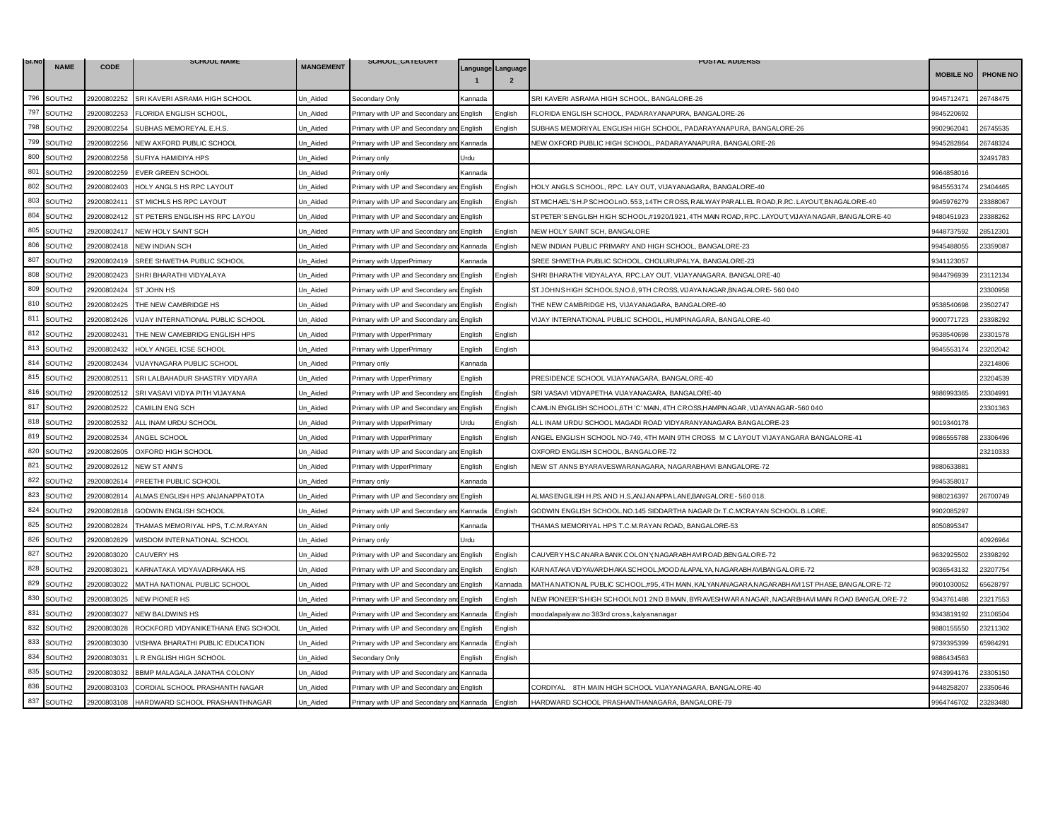| Sl.No | NAME | CODE | SCHOOL NAME | MANGEMENT | SCHOOL_CATEGORY | Language 1 | Language 2 | POSTAL ADDERSS | MOBILE NO | PHONE NO |
|---|---|---|---|---|---|---|---|---|---|---|
| 796 | SOUTH2 | 29200802252 | SRI KAVERI ASRAMA HIGH SCHOOL | Un_Aided | Secondary Only | Kannada | | SRI KAVERI ASRAMA HIGH SCHOOL, BANGALORE-26 | 9945712471 | 26748475 |
| 797 | SOUTH2 | 29200802253 | FLORIDA ENGLISH SCHOOL, | Un_Aided | Primary with UP and Secondary and English | | English | FLORIDA ENGLISH SCHOOL, PADARAYANAPURA, BANGALORE-26 | 9845220692 | |
| 798 | SOUTH2 | 29200802254 | SUBHAS MEMOREYAL E.H.S. | Un_Aided | Primary with UP and Secondary and English | | English | SUBHAS MEMORIYAL ENGLISH HIGH SCHOOL, PADARAYANAPURA, BANGALORE-26 | 9902962041 | 26745535 |
| 799 | SOUTH2 | 29200802256 | NEW AXFORD PUBLIC SCHOOL | Un_Aided | Primary with UP and Secondary and Kannada | | | NEW OXFORD PUBLIC HIGH SCHOOL, PADARAYANAPURA, BANGALORE-26 | 9945282864 | 26748324 |
| 800 | SOUTH2 | 29200802258 | SUFIYA HAMIDIYA HPS | Un_Aided | Primary only | Urdu | | | | 32491783 |
| 801 | SOUTH2 | 29200802259 | EVER GREEN SCHOOL | Un_Aided | Primary only | Kannada | | | 9964858016 | |
| 802 | SOUTH2 | 29200802403 | HOLY ANGLS HS RPC LAYOUT | Un_Aided | Primary with UP and Secondary and English | | English | HOLY ANGLS SCHOOL, RPC. LAY OUT, VIJAYANAGARA, BANGALORE-40 | 9845553174 | 23404465 |
| 803 | SOUTH2 | 29200802411 | ST MICHLS HS RPC LAYOUT | Un_Aided | Primary with UP and Secondary and English | | English | ST.MICHAEL'S H.P SCHOOLnO.553,14TH CROSS, RAILWAY PARALLEL ROAD,R.PC. LAYOUT,BNAGALORE-40 | 9945976279 | 23388067 |
| 804 | SOUTH2 | 29200802412 | ST PETERS ENGLISH HS RPC LAYOU | Un_Aided | Primary with UP and Secondary and English | | | ST.PETER'S ENGLISH HIGH SCHOOL,#1920/1921, 4TH MAIN ROAD, RPC. LAYOUT,VIJAYANAGAR, BANGALORE-40 | 9480451923 | 23388262 |
| 805 | SOUTH2 | 29200802417 | NEW HOLY SAINT SCH | Un_Aided | Primary with UP and Secondary and English | | English | NEW HOLY SAINT SCH, BANGALORE | 9448737592 | 28512301 |
| 806 | SOUTH2 | 29200802418 | NEW INDIAN SCH | Un_Aided | Primary with UP and Secondary and Kannada | | English | NEW INDIAN PUBLIC PRIMARY AND HIGH SCHOOL, BANGALORE-23 | 9945488055 | 23359087 |
| 807 | SOUTH2 | 29200802419 | SREE SHWETHA PUBLIC SCHOOL | Un_Aided | Primary with UpperPrimary | Kannada | | SREE SHWETHA PUBLIC SCHOOL, CHOLURUPALYA, BANGALORE-23 | 9341123057 | |
| 808 | SOUTH2 | 29200802423 | SHRI BHARATHI VIDYALAYA | Un_Aided | Primary with UP and Secondary and English | | English | SHRI BHARATHI VIDYALAYA, RPC.LAY OUT, VIJAYANAGARA, BANGALORE-40 | 9844796939 | 23112134 |
| 809 | SOUTH2 | 29200802424 | ST JOHN HS | Un_Aided | Primary with UP and Secondary and English | | | ST.JOHNS HIGH SCHOOLS,NO.6, 9TH CROSS, VIJAYANAGAR,BNAGALORE- 560 040 | | 23300958 |
| 810 | SOUTH2 | 29200802425 | THE NEW CAMBRIDGE HS | Un_Aided | Primary with UP and Secondary and English | | English | THE NEW CAMBRIDGE HS, VIJAYANAGARA, BANGALORE-40 | 9538540698 | 23502747 |
| 811 | SOUTH2 | 29200802426 | VIJAY INTERNATIONAL PUBLIC SCHOOL | Un_Aided | Primary with UP and Secondary and English | | | VIJAY INTERNATIONAL PUBLIC SCHOOL, HUMPINAGARA, BANGALORE-40 | 9900771723 | 23398292 |
| 812 | SOUTH2 | 29200802431 | THE NEW CAMEBRIDG ENGLISH HPS | Un_Aided | Primary with UpperPrimary | English | English | | 9538540698 | 23301578 |
| 813 | SOUTH2 | 29200802432 | HOLY ANGEL ICSE SCHOOL | Un_Aided | Primary with UpperPrimary | English | English | | 9845553174 | 23202042 |
| 814 | SOUTH2 | 29200802434 | VIJAYNAGARA PUBLIC SCHOOL | Un_Aided | Primary only | Kannada | | | | 23214806 |
| 815 | SOUTH2 | 29200802511 | SRI LALBAHADUR SHASTRY VIDYARA | Un_Aided | Primary with UpperPrimary | English | | PRESIDENCE SCHOOL VIJAYANAGARA, BANGALORE-40 | | 23204539 |
| 816 | SOUTH2 | 29200802512 | SRI VASAVI VIDYA PITH VIJAYANA | Un_Aided | Primary with UP and Secondary and English | | English | SRI VASAVI VIDYAPETHA VIJAYANAGARA, BANGALORE-40 | 9886993365 | 23304991 |
| 817 | SOUTH2 | 29200802522 | CAMILIN ENG SCH | Un_Aided | Primary with UP and Secondary and English | | English | CAMLIN ENGLISH SCHOOL,6TH 'C' MAIN, 4TH CROSS,HAMPINAGAR, VIJAYANAGAR-560 040 | | 23301363 |
| 818 | SOUTH2 | 29200802532 | ALL INAM URDU SCHOOL | Un_Aided | Primary with UpperPrimary | Urdu | English | ALL INAM URDU SCHOOL MAGADI ROAD VIDYARANYANAGARA BANGALORE-23 | 9019340178 | |
| 819 | SOUTH2 | 29200802534 | ANGEL SCHOOL | Un_Aided | Primary with UpperPrimary | English | English | ANGEL ENGLISH SCHOOL NO-749, 4TH MAIN 9TH CROSS M C LAYOUT VIJAYANGARA BANGALORE-41 | 9986555788 | 23306496 |
| 820 | SOUTH2 | 29200802605 | OXFORD HIGH SCHOOL | Un_Aided | Primary with UP and Secondary and English | | | OXFORD ENGLISH SCHOOL, BANGALORE-72 | | 23210333 |
| 821 | SOUTH2 | 29200802612 | NEW ST ANN'S | Un_Aided | Primary with UpperPrimary | English | English | NEW ST ANNS BYARAVESWARANAGARA, NAGARABHAVI BANGALORE-72 | 9880633881 | |
| 822 | SOUTH2 | 29200802614 | PREETHI PUBLIC SCHOOL | Un_Aided | Primary only | Kannada | | | 9945358017 | |
| 823 | SOUTH2 | 29200802814 | ALMAS ENGLISH HPS ANJANAPPATOTA | Un_Aided | Primary with UP and Secondary and English | | | ALMAS ENGILISH H.PS. AND H.S.,ANJANAPPALANE,BANGALORE - 560 018. | 9880216397 | 26700749 |
| 824 | SOUTH2 | 29200802818 | GODWIN ENGLISH SCHOOL | Un_Aided | Primary with UP and Secondary and Kannada | | English | GODWIN ENGLISH SCHOOL.NO.145 SIDDARTHA NAGAR Dr.T.C.MCRAYAN SCHOOL.B.LORE. | 9902085297 | |
| 825 | SOUTH2 | 29200802824 | THAMAS MEMORIYAL HPS, T.C.M.RAYAN | Un_Aided | Primary only | Kannada | | THAMAS MEMORIYAL HPS T.C.M.RAYAN ROAD, BANGALORE-53 | 8050895347 | |
| 826 | SOUTH2 | 29200802829 | WISDOM INTERNATIONAL SCHOOL | Un_Aided | Primary only | Urdu | | | | 40926964 |
| 827 | SOUTH2 | 29200803020 | CAUVERY HS | Un_Aided | Primary with UP and Secondary and English | | English | CAUVERY HS.CANARA BANK COLONY, NAGARABHAVI ROAD,BENGALORE-72 | 9632925502 | 23398292 |
| 828 | SOUTH2 | 29200803021 | KARNATAKA VIDYAVADRHAKA HS | Un_Aided | Primary with UP and Secondary and English | | English | KARNATAKA VIDYAVARDHAKA SCHOOL,MOODALAPALYA, NAGARABHAVI,BANGALORE-72 | 9036543132 | 23207754 |
| 829 | SOUTH2 | 29200803022 | MATHA NATIONAL PUBLIC SCHOOL | Un_Aided | Primary with UP and Secondary and English | | Kannada | MATHA NATIONAL PUBLIC SCHOOL,#95, 4TH MAIN, KALYANANAGARA,NAGARABHAVI 1ST PHASE, BANGALORE-72 | 9901030052 | 65628797 |
| 830 | SOUTH2 | 29200803025 | NEW PIONER HS | Un_Aided | Primary with UP and Secondary and English | | English | NEW PIONEER'S HIGH SCHOOL NO1 2ND B MAIN, BYRAVESHWARA NAGAR, NAGARBHAVI MAIN ROAD BANGALORE-72 | 9343761488 | 23217553 |
| 831 | SOUTH2 | 29200803027 | NEW BALDWINS HS | Un_Aided | Primary with UP and Secondary and Kannada | | English | moodalapalyaw.no 383rd cross,kalyananagar | 9343819192 | 23106504 |
| 832 | SOUTH2 | 29200803028 | ROCKFORD VIDYANIKETHANA ENG SCHOOL | Un_Aided | Primary with UP and Secondary and English | | English | | 9880155550 | 23211302 |
| 833 | SOUTH2 | 29200803030 | VISHWA BHARATHI PUBLIC EDUCATION | Un_Aided | Primary with UP and Secondary and Kannada | | English | | 9739395399 | 65984291 |
| 834 | SOUTH2 | 29200803031 | L R ENGLISH HIGH SCHOOL | Un_Aided | Secondary Only | English | English | | 9886434563 | |
| 835 | SOUTH2 | 29200803032 | BBMP MALAGALA JANATHA COLONY | Un_Aided | Primary with UP and Secondary and Kannada | | | | 9743994176 | 23305150 |
| 836 | SOUTH2 | 29200803103 | CORDIAL SCHOOL PRASHANTH NAGAR | Un_Aided | Primary with UP and Secondary and English | | | CORDIYAL 8TH MAIN HIGH SCHOOL VIJAYANAGARA, BANGALORE-40 | 9448258207 | 23350646 |
| 837 | SOUTH2 | 29200803108 | HARDWARD SCHOOL PRASHANTHNAGAR | Un_Aided | Primary with UP and Secondary and Kannada | | English | HARDWARD SCHOOL PRASHANTHANAGARA, BANGALORE-79 | 9964746702 | 23283480 |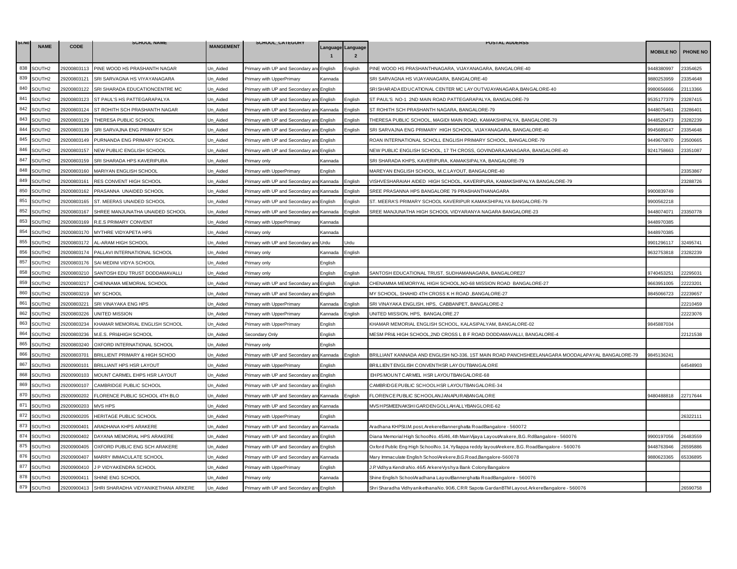| Sl.No | NAME | CODE | SCHOOL NAME | MANGEMENT | SCHOOL_CATEGORY | Language 1 | Language 2 | POSTAL ADDERSS | MOBILE NO | PHONE NO |
|---|---|---|---|---|---|---|---|---|---|---|
| 838 | SOUTH2 | 29200803113 | PINE WOOD HS PRASHANTH NAGAR | Un_Aided | Primary with UP and Secondary and | English | English | PINE WOOD HS PRASHANTHNAGARA, VIJAYANAGARA, BANGALORE-40 | 9448380997 | 23354625 |
| 839 | SOUTH2 | 29200803121 | SRI SARVAGNA HS VIYAYANAGARA | Un_Aided | Primary with UpperPrimary | Kannada | | SRI SARVAGNA HS VIJAYANAGARA, BANGALORE-40 | 9880253959 | 23354648 |
| 840 | SOUTH2 | 29200803122 | SRI SHARADA EDUCATIONCENTRE MC | Un_Aided | Primary with UP and Secondary and | English | | SRI SHARADA EDUCATIONAL CENTER MC LAYOUTVIJAYANAGARA,BANGALORE-40 | 9980656666 | 23113366 |
| 841 | SOUTH2 | 29200803123 | ST PAUL'S HS PATTEGARAPALYA | Un_Aided | Primary with UP and Secondary and | English | English | ST PAUL'S NO-1 2ND MAIN ROAD PATTEGARAPALYA, BANGALORE-79 | 9535177379 | 23287415 |
| 842 | SOUTH2 | 29200803124 | ST ROHITH SCH PRASHANTH NAGAR | Un_Aided | Primary with UP and Secondary and | Kannada | English | ST ROHITH SCH PRASHANTH NAGARA, BANGALORE-79 | 9448075461 | 23286401 |
| 843 | SOUTH2 | 29200803129 | THERESA PUBLIC SCHOOL | Un_Aided | Primary with UP and Secondary and | English | English | THERESA PUBLIC SCHOOL, MAGIDI MAIN ROAD, KAMAKSHIPALYA, BANGALORE-79 | 9448520473 | 23282239 |
| 844 | SOUTH2 | 29200803139 | SRI SARVAJNA ENG PRIMARY SCH | Un_Aided | Primary with UP and Secondary and | English | English | SRI SARVAJNA ENG PRIMARY HIGH SCHOOL, VIJAYANAGARA, BANGALORE-40 | 9945689147 | 23354648 |
| 845 | SOUTH2 | 29200803149 | PURNANDA ENG PRIMARY SCHOOL | Un_Aided | Primary with UP and Secondary and | English | | ROAN INTERNATIONAL SCHOLL ENGLISH PRIMARY SCHOOL, BANGALORE-79 | 9449670870 | 23500665 |
| 846 | SOUTH2 | 29200803157 | NEW PUBLIC ENGLISH SCHOOL | Un_Aided | Primary with UP and Secondary and | English | | NEW PUBLIC ENGLISH SCHOOL, 17 TH CROSS, GOVINDARAJANAGARA, BANGALORE-40 | 9241758663 | 23351087 |
| 847 | SOUTH2 | 29200803159 | SRI SHARADA HPS KAVERIPURA | Un_Aided | Primary only | Kannada | | SRI SHARADA KHPS, KAVERIPURA, KAMAKSIPALYA, BANGALORE-79 | | |
| 848 | SOUTH2 | 29200803160 | MARIYAN ENGLISH SCHOOL | Un_Aided | Primary with UpperPrimary | English | | MAREYAN ENGLISH SCHOOL, M.C.LAYOUT, BANGALORE-40 | | 23353867 |
| 849 | SOUTH2 | 29200803161 | RES CONVENT HIGH SCHOOL | Un_Aided | Primary with UP and Secondary and | Kannada | English | VISHVESHARAIAH AIDED HIGH SCHOOL, KAVERIPURA, KAMAKSHIPALYA BANGALORE-79 | | 23288726 |
| 850 | SOUTH2 | 29200803162 | PRASANNA UNAIDED SCHOOL | Un_Aided | Primary with UP and Secondary and | Kannada | English | SREE PRASANNA HPS BANGALORE 79 PRASHANTHANAGARA | 9900839749 | |
| 851 | SOUTH2 | 29200803165 | ST. MEERAS UNAIDED SCHOOL | Un_Aided | Primary with UP and Secondary and | English | English | ST. MEERA'S PRIMARY SCHOOL KAVERIPUR KAMAKSHIPALYA BANGALORE-79 | 9900562218 | |
| 852 | SOUTH2 | 29200803167 | SHREE MANJUNATHA UNAIDED SCHOOL | Un_Aided | Primary with UP and Secondary and | Kannada | English | SREE MANJUNATHA HIGH SCHOOL VIDYARANYA NAGARA BANGALORE-23 | 9448074071 | 23350778 |
| 853 | SOUTH2 | 29200803169 | R.E.S PRIMARY CONVENT | Un_Aided | Primary with UpperPrimary | Kannada | | | 9448970385 | |
| 854 | SOUTH2 | 29200803170 | MYTHRE VIDYAPETA HPS | Un_Aided | Primary only | Kannada | | | 9448970385 | |
| 855 | SOUTH2 | 29200803172 | AL-ARAM HIGH SCHOOL | Un_Aided | Primary with UP and Secondary and | Urdu | Urdu | | 9901296117 | 32495741 |
| 856 | SOUTH2 | 29200803174 | PALLAVI INTERNATIONAL SCHOOL | Un_Aided | Primary only | Kannada | English | | 9632753818 | 23282239 |
| 857 | SOUTH2 | 29200803176 | SAI MEDINI VIDYA SCHOOL | Un_Aided | Primary only | English | | | | |
| 858 | SOUTH2 | 29200803210 | SANTOSH EDU TRUST DODDAMAVALLI | Un_Aided | Primary only | English | English | SANTOSH EDUCATIONAL TRUST, SUDHAMANAGARA, BANGALORE27 | 9740453251 | 22295031 |
| 859 | SOUTH2 | 29200803217 | CHENNAMA MEMORIAL SCHOOL | Un_Aided | Primary with UP and Secondary and | English | English | CHENAMMA MEMORIYAL HIGH SCHOOL,NO-68 MISSION ROAD BANGALORE-27 | 9663951005 | 22223201 |
| 860 | SOUTH2 | 29200803219 | MY SCHOOL | Un_Aided | Primary with UP and Secondary and | English | | MY SCHOOL, SHAHID 4TH CROSS K H ROAD ,BANGALORE-27 | 9845066723 | 22239657 |
| 861 | SOUTH2 | 29200803221 | SRI VINAYAKA ENG HPS | Un_Aided | Primary with UpperPrimary | Kannada | English | SRI VINAYAKA ENGLISH, HPS, CABBANPET, BANGALORE-2 | | 22210459 |
| 862 | SOUTH2 | 29200803226 | UNITED MISSION | Un_Aided | Primary with UpperPrimary | Kannada | English | UNITED MISSION, HPS, BANGALORE.27 | | 22223076 |
| 863 | SOUTH2 | 29200803234 | KHAMAR MEMORIAL ENGLISH SCHOOL | Un_Aided | Primary with UpperPrimary | English | | KHAMAR MEMORIAL ENGLISH SCHOOL, KALASIPALYAM, BANGALORE-02 | 9845887034 | |
| 864 | SOUTH2 | 29200803236 | M.E.S. PRI&HIGH SCHOOL | Un_Aided | Secondary Only | English | | MESM PRI& HIGH SCHOOL,2ND CROSS L B F ROAD DODDAMAVALLI, BANGALORE-4 | | 22121538 |
| 865 | SOUTH2 | 29200803240 | OXFORD INTERNATIONAL SCHOOL | Un_Aided | Primary only | English | | | | |
| 866 | SOUTH2 | 29200803701 | BRILLIENT PRIMARY & HIGH SCHOO | Un_Aided | Primary with UP and Secondary and | Kannada | English | BRILLIANT KANNADA AND ENGLISH NO-336, 1ST MAIN ROAD PANCHSHEELANAGARA MOODALAPAYAL BANGALORE-79 | 9845136241 | |
| 867 | SOUTH3 | 29200900101 | BRILLIANT HPS HSR LAYOUT | Un_Aided | Primary with UpperPrimary | English | | BRILLIENT ENGLISH CONVENTHSR LAYOUTBANGALORE | | 64548903 |
| 868 | SOUTH3 | 29200900103 | MOUNT CARMEL EHPS HSR LAYOUT | Un_Aided | Primary with UP and Secondary and | English | | EHPS MOUNT CARMEL HSR LAYOUTBANGALORE-68 | | |
| 869 | SOUTH3 | 29200900107 | CAMBRIDGE PUBLIC SCHOOL | Un_Aided | Primary with UP and Secondary and | English | | CAMBRIDGE PUBLIC SCHOOLHSR LAYOUTBANGALORE-34 | | |
| 870 | SOUTH3 | 29200900202 | FLORENCE PUBLIC SCHOOL 4TH BLO | Un_Aided | Primary with UP and Secondary and | Kannada | English | FLORENCE PUBLIC SCHOOLANJANAPURABANGALORE | 9480488818 | 22717644 |
| 871 | SOUTH3 | 29200900203 | MVS HPS | Un_Aided | Primary with UP and Secondary and | Kannada | | MVS HPSMEENAKSHI GARDENGOLLAHALLYBANGLORE-62 | | |
| 872 | SOUTH3 | 29200900205 | HERITAGE PUBLIC SCHOOL | Un_Aided | Primary with UpperPrimary | English | | | | 26322111 |
| 873 | SOUTH3 | 29200900401 | ARADHANA KHPS ARAKERE | Un_Aided | Primary with UP and Secondary and | Kannada | | Aradhana KHPSI.I.M.post,ArekereBannerghatta RoadBangalore - 560072 | | |
| 874 | SOUTH3 | 29200900402 | DAYANA MEMORIAL HPS ARAKERE | Un_Aided | Primary with UP and Secondary and | English | | Diana Memorial High SchoolNo. 45/46, 4th MainVijaya LayoutArakere, B.G. RdBangalore - 560076 | 9900197056 | 26483559 |
| 875 | SOUTH3 | 29200900405 | OXFORD PUBLIC ENG SCH ARAKERE | Un_Aided | Primary with UP and Secondary and | English | | Oxford Public Eng High SchoolNo. 14, Yyllappa reddy layoutArekere, B.G. RoadBangalore - 560076 | 9448763946 | 26595886 |
| 876 | SOUTH3 | 29200900407 | MARRY IMMACULATE SCHOOL | Un_Aided | Primary with UP and Secondary and | Kannada | | Mary Immaculate English SchoolArekere,B.G.Road,Bangalore-560078 | 9880623365 | 65336895 |
| 877 | SOUTH3 | 29200900410 | J P VIDYAKENDRA SCHOOL | Un_Aided | Primary with UpperPrimary | English | | J.P.Vidhya KendraNo. 46/5 ArkereVyshya Bank ColonyBangalore | | |
| 878 | SOUTH3 | 29200900411 | SHINE ENG SCHOOL | Un_Aided | Primary only | Kannada | | Shine English SchoolAradhana LayoutBannerghatta RoadBangalore - 560076 | | |
| 879 | SOUTH3 | 29200900413 | SHRI SHARADHA VIDYANIKETHANA ARKERE | Un_Aided | Primary with UP and Secondary and | English | | Shri Sharadha VidhyanikethanaNo. 90/6, CRR Sapota GardanBTM Layout, ArekereBangalore - 560076 | | 26590758 |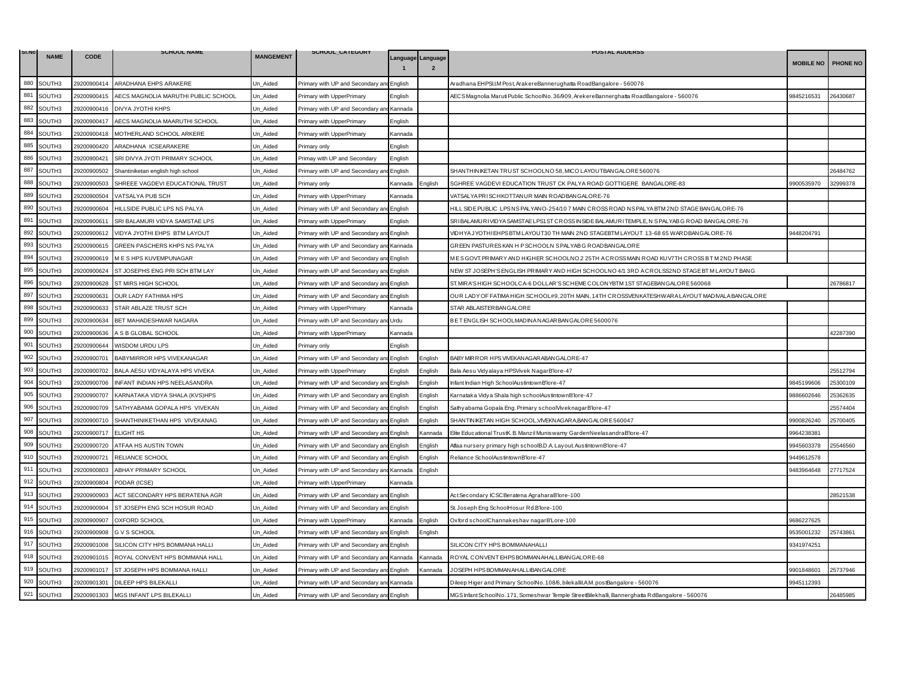| Sl.No | NAME | CODE | SCHOOL NAME | MANGEMENT | SCHOOL_CATEGORY | Language 1 | Language 2 | POSTAL ADDERSS | MOBILE NO | PHONE NO |
|---|---|---|---|---|---|---|---|---|---|---|
| 880 | SOUTH3 | 29200900414 | ARADHANA EHPS ARAKERE | Un_Aided | Primary with UP and Secondary and | English | | Aradhana EHPSI.IM Post, ArakereBannerughatta RoadBangalore - 560076 | | |
| 881 | SOUTH3 | 29200900415 | AECS MAGNOLIA MARUTHI PUBLIC SCHOOL | Un_Aided | Primary with UpperPrimary | English | | AECS Magnolia Maruti Public SchoolNo. 36/909, ArekereBannerghatta RoadBangalore - 560076 | 9845216531 | 26430687 |
| 882 | SOUTH3 | 29200900416 | DIVYA JYOTHI KHPS | Un_Aided | Primary with UP and Secondary and | Kannada | | | | |
| 883 | SOUTH3 | 29200900417 | AECS MAGNOLIA MAARUTHI SCHOOL | Un_Aided | Primary with UpperPrimary | English | | | | |
| 884 | SOUTH3 | 29200900418 | MOTHERLAND SCHOOL ARKERE | Un_Aided | Primary with UpperPrimary | Kannada | | | | |
| 885 | SOUTH3 | 29200900420 | ARADHANA ICSEARAKERE | Un_Aided | Primary only | English | | | | |
| 886 | SOUTH3 | 29200900421 | SRI DIVYA JYOTI PRIMARY SCHOOL | Un_Aided | Primay with UP and Secondary | English | | | | |
| 887 | SOUTH3 | 29200900502 | Shantiniketan english high school | Un_Aided | Primary with UP and Secondary and | English | | SHANTHINIKETAN TRUST SCHOOLNO 58, MICO LAYOUTBANGALORE 560076 | | 26484762 |
| 888 | SOUTH3 | 29200900503 | SHREEE VAGDEVI EDUCATIONAL TRUST | Un_Aided | Primary only | Kannada | English | SGHREE VAGDEVI EDUCATION TRUST CK PALYA ROAD GOTTIGERE BANGALORE-83 | 9900535970 | 32999378 |
| 889 | SOUTH3 | 29200900504 | VATSALYA PUB SCH | Un_Aided | Primary with UpperPrimary | Kannada | | VATSALYA PRI SCHKOTTANUR MAIN ROADBANGALORE-76 | | |
| 890 | SOUTH3 | 29200900604 | HILLSIDE PUBLIC LPS NS PALYA | Un_Aided | Primary with UP and Secondary and | English | | HILL SIDE PUBLIC LPS NS PALYANO-254/10 7 MAIN CROSS ROAD NS PALYA BTM 2ND STAGE BANGALORE-76 | | |
| 891 | SOUTH3 | 29200900611 | SRI BALAMURI VIDYA SAMSTAE LPS | Un_Aided | Primary with UpperPrimary | English | | SRI BALAMURI VIDYA SAMSTAE LPS1ST CROSS INSIDE BALAMURI TEMPLE, N S PALYA B G ROAD BANGALORE-76 | | |
| 892 | SOUTH3 | 29200900612 | VIDYA JYOTHI EHPS BTM LAYOUT | Un_Aided | Primary with UP and Secondary and | English | | VIDHYA JYOTHI EHPS BTM LAYOUT30 TH MAIN 2ND STAGEBTM LAYOUT 13-68 65 WARD BANGALORE-76 | 9448204791 | |
| 893 | SOUTH3 | 29200900615 | GREEN PASCHERS KHPS NS PALYA | Un_Aided | Primary with UP and Secondary and | Kannada | | GREEN PASTURES KAN H P SCHOOLN S PALYAB G ROADBANGALORE | | |
| 894 | SOUTH3 | 29200900619 | M E S HPS KUVEMPUNAGAR | Un_Aided | Primary with UP and Secondary and | English | | M E S GOVT. PRIMARY AND HIGHER SCHOOLNO.2 25TH A CROSS MAIN ROAD KUV7TH CROSS B T M 2ND PHASE | | |
| 895 | SOUTH3 | 29200900624 | ST JOSEPHS ENG PRI SCH BTM LAY | Un_Aided | Primary with UP and Secondary and | English | | NEW ST JOSEPH'S ENGLISH PRIMARY AND HIGH SCHOOLNO 4/1 3RD A CROLSS2ND STAGE BT M LAYOUT BANG | | |
| 896 | SOUTH3 | 29200900628 | ST MIRS HIGH SCHOOL | Un_Aided | Primary with UP and Secondary and | English | | ST. MIRA'S HIGH SCHOOLCA-6 DOLLAR'S SCHEME COLONYBTM 1ST STAGEBANGALORE 560068 | | 26786817 |
| 897 | SOUTH3 | 29200900631 | OUR LADY FATHIMA HPS | Un_Aided | Primary with UP and Secondary and | English | | OUR LADY OF FATIMA HIGH SCHOOL#9, 20TH MAIN, 14TH CROSSVENKATESHWARA LAYOUT MADIVALA BANGALORE | | |
| 898 | SOUTH3 | 29200900633 | STAR ABLAZE TRUST SCH | Un_Aided | Primary with UpperPrimary | Kannada | | STAR ABLAISTERBANGALORE | | |
| 899 | SOUTH3 | 29200900634 | BET MAHADESHWAR NAGARA | Un_Aided | Primary with UP and Secondary and | Urdu | | B E T ENGLISH SCHOOLMADINA NAGAR BANGALORE 5600076 | | |
| 900 | SOUTH3 | 29200900636 | A S B GLOBAL SCHOOL | Un_Aided | Primary with UpperPrimary | Kannada | | | | 42287390 |
| 901 | SOUTH3 | 29200900644 | WISDOM URDU LPS | Un_Aided | Primary only | English | | | | |
| 902 | SOUTH3 | 29200900701 | BABYMIRROR HPS VIVEKANAGAR | Un_Aided | Primary with UP and Secondary and | English | English | BABY MIRROR HPS VIVEKANAGARABANGALORE-47 | | |
| 903 | SOUTH3 | 29200900702 | BALA AESU VIDYALAYA HPS VIVEKA | Un_Aided | Primary with UpperPrimary | English | English | Bala Aesu Vidyalaya HPSVivek NagarB'lore-47 | | 25512794 |
| 904 | SOUTH3 | 29200900706 | INFANT INDIAN HPS NEELASANDRA | Un_Aided | Primary with UP and Secondary and | English | English | Infant Indian High SchoolAustintownB'lore-47 | 9845199606 | 25300109 |
| 905 | SOUTH3 | 29200900707 | KARNATAKA VIDYA SHALA (KVS)HPS | Un_Aided | Primary with UP and Secondary and | English | English | Karnataka Vidya Shala high schoolAustintownB'lore-47 | 9886602646 | 25362635 |
| 906 | SOUTH3 | 29200900709 | SATHYABAMA GOPALA HPS VIVEKAN | Un_Aided | Primary with UP and Secondary and | English | English | Sathyabama Gopala Eng. Primary schoolViveknagarB'lore-47 | | 25574404 |
| 907 | SOUTH3 | 29200900710 | SHANTHINIKETHAN HPS VIVEKANAG | Un_Aided | Primary with UP and Secondary and | English | English | SHANTINIKETAN HIGH SCHOOL,VIVEKNAGARA,BANGALORE 560047 | 9900826240 | 25700405 |
| 908 | SOUTH3 | 29200900717 | ELIGHT HS | Un_Aided | Primary with UP and Secondary and | English | Kannada | Elite Educational TrustK. B. Manzil Muniswamy GardenNeelasandraB'lore-47 | 9964238381 | |
| 909 | SOUTH3 | 29200900720 | ATFAA HS AUSTIN TOWN | Un_Aided | Primary with UP and Secondary and | English | English | Atfaa nursery primary high schoolB.D.A. Layout. AustintownB'lore-47 | 9945603378 | 25546560 |
| 910 | SOUTH3 | 29200900721 | RELIANCE SCHOOL | Un_Aided | Primary with UP and Secondary and | English | English | Reliance SchoolAustintownB'lore-47 | 9449612578 | |
| 911 | SOUTH3 | 29200900803 | ABHAY PRIMARY SCHOOL | Un_Aided | Primary with UP and Secondary and | Kannada | English | | 9483964648 | 27717524 |
| 912 | SOUTH3 | 29200900804 | PODAR (ICSE) | Un_Aided | Primary with UpperPrimary | Kannada | | | | |
| 913 | SOUTH3 | 29200900903 | ACT SECONDARY HPS BERATENA AGR | Un_Aided | Primary with UP and Secondary and | English | | Act Secondary ICSCBeratena AgraharaB'lore-100 | | 28521538 |
| 914 | SOUTH3 | 29200900904 | ST JOSEPH ENG SCH HOSUR ROAD | Un_Aided | Primary with UP and Secondary and | English | | St. Joseph Eng SchoolHosur Rd.B'lore-100 | | |
| 915 | SOUTH3 | 29200900907 | OXFORD SCHOOL | Un_Aided | Primary with UpperPrimary | Kannada | English | Oxford schoolChannakeshav nagarB'Lore-100 | 9686227625 | |
| 916 | SOUTH3 | 29200900908 | G V S SCHOOL | Un_Aided | Primary with UP and Secondary and | English | English | | 9535001232 | 25743861 |
| 917 | SOUTH3 | 29200901008 | SILICON CITY HPS BOMMANA HALLI | Un_Aided | Primary with UP and Secondary and | English | | SILICON CITY HPS BOMMANAHALLI | 9341974251 | |
| 918 | SOUTH3 | 29200901015 | ROYAL CONVENT HPS BOMMANA HALL | Un_Aided | Primary with UP and Secondary and | Kannada | Kannada | ROYAL CONVENT EHPS BOMMANAHALLIBANGALORE-68 | | |
| 919 | SOUTH3 | 29200901017 | ST JOSEPH HPS BOMMANA HALLI | Un_Aided | Primary with UP and Secondary and | English | Kannada | JOSEPH HPS BOMMANAHALLIBANGALORE | 9901848601 | 25737946 |
| 920 | SOUTH3 | 29200901301 | DILEEP HPS BILEKALLI | Un_Aided | Primary with UP and Secondary and | Kannada | | Dileep Higer and Primary SchoolNo. 108/6, bilekalliI.A.M. postBangalore - 560076 | 9945112393 | |
| 921 | SOUTH3 | 29200901303 | MGS INFANT LPS BILEKALLI | Un_Aided | Primary with UP and Secondary and | English | | MGS Infant SchoolNo. 171, Someshwar Temple StreetBilekhalli, Bannerghatta RdBangalore - 560076 | | 26485985 |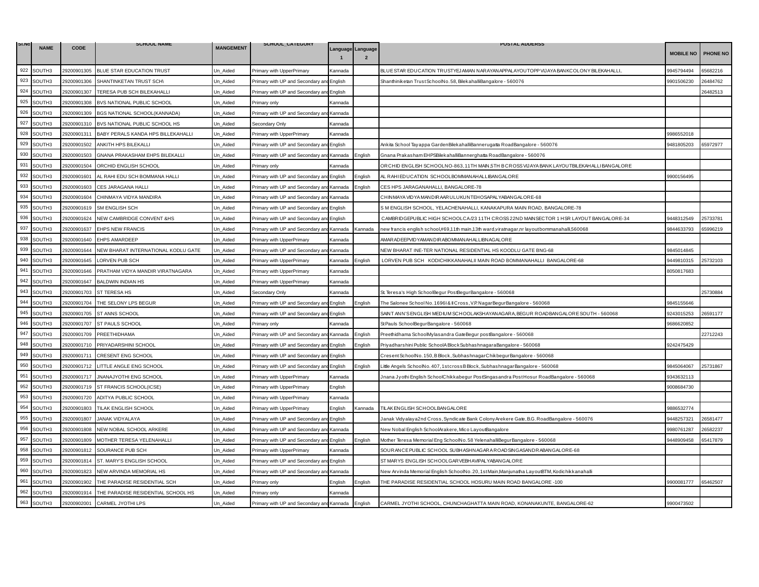| Sl.No | NAME | CODE | SCHOOL NAME | MANGEMENT | SCHOOL_CATEGORY | Language 1 | Language 2 | POSTAL ADDERSS | MOBILE NO | PHONE NO |
|---|---|---|---|---|---|---|---|---|---|---|
| 922 | SOUTH3 | 29200901305 | BLUE STAR EDUCATION TRUST | Un_Aided | Primary with UpperPrimary | Kannada | | BLUESTAR EDUCATION TRUSTYEJAMAN NARAYANAPPALAYOUTOPP VIJAYA BANKCOLONY BILEKAHALLI.. | 9945794494 | 65682216 |
| 923 | SOUTH3 | 29200901306 | SHANTINKETAN TRUST SCH\ | Un_Aided | Primary with UP and Secondary and English | | | Shanthiniketan Trust SchoolNo. 58, BilekahalliBangalore - 560076 | 9901506230 | 26484762 |
| 924 | SOUTH3 | 29200901307 | TERESA PUB SCH BILEKAHALLI | Un_Aided | Primary with UP and Secondary and English | | | | | 26482513 |
| 925 | SOUTH3 | 29200901308 | BVS NATIONAL PUBLIC SCHOOL | Un_Aided | Primary only | Kannada | | | | |
| 926 | SOUTH3 | 29200901309 | BGS NATIONAL SCHOOL(KANNADA) | Un_Aided | Primary with UP and Secondary and Kannada | | | | | |
| 927 | SOUTH3 | 29200901310 | BVS NATIONAL PUBLIC SCHOOL HS | Un_Aided | Secondary Only | Kannada | | | | |
| 928 | SOUTH3 | 29200901311 | BABY PERALS KANDA HPS BILLEKAHALLI | Un_Aided | Primary with UpperPrimary | Kannada | | | 9986552018 | |
| 929 | SOUTH3 | 29200901502 | ANKITH HPS BILEKALLI | Un_Aided | Primary with UP and Secondary and English | | | Ankita School Tayappa GardenBilekahalliBannerugatta RoadBangalore - 560076 | 9481805203 | 65972977 |
| 930 | SOUTH3 | 29200901503 | GNANA PRAKASHAM EHPS BILEKALLI | Un_Aided | Primary with UP and Secondary and Kannada | | English | Gnana Prakasham EHPSBilekahalliBannerghatta RoadBangalore - 560076 | | |
| 931 | SOUTH3 | 29200901504 | ORCHID ENGLISH SCHOOL | Un_Aided | Primary only | Kannada | | ORCHID ENGLISH SCHOOLNO-863,11TH MAIN,5TH B CROSS VIJAYA BANK LAYOUTBILEKAHALLI BANGALORE | | |
| 932 | SOUTH3 | 29200901601 | AL RAHI EDU SCH BOMMANA HALLI | Un_Aided | Primary with UP and Secondary and English | | English | AL RAHI EDUCATION SCHOOLBOMMANAHALLIBANGALORE | 9900156495 | |
| 933 | SOUTH3 | 29200901603 | CES JARAGANA HALLI | Un_Aided | Primary with UP and Secondary and Kannada | | English | CES HPS JARAGANAHALLI, BANGALORE-78 | | |
| 934 | SOUTH3 | 29200901604 | CHINMAYA VIDYA MANDIRA | Un_Aided | Primary with UP and Secondary and Kannada | | | CHINMAYA VIDYA MANDIRAARULUKUNTEHOSAPALYABANGALORE-68 | | |
| 935 | SOUTH3 | 29200901619 | SM ENGLISH SCH | Un_Aided | Primary with UP and Secondary and English | | | S M ENGLISH SCHOOL, YELACHENAHALLI, KANAKAPURA MAIN ROAD, BANGALORE-78 | | |
| 936 | SOUTH3 | 29200901624 | NEW CAMBRIDGE CONVENT &HS | Un_Aided | Primary with UP and Secondary and English | | | CAMBRIDGEPUBLIC HIGH SCHOOLCA/23 11TH CROSS 22ND MAINSECTOR 1 HSR LAYOUT BANGALORE-34 | 9448312549 | 25733781 |
| 937 | SOUTH3 | 29200901637 | EHPS NEW FRANCIS | Un_Aided | Primary with UP and Secondary and Kannada | | Kannada | new francis english school,#69,11th main,13th ward,viratnagar,nr layoutbommanahalli,560068 | 9844633793 | 65996219 |
| 938 | SOUTH3 | 29200901640 | EHPS AMARDEEP | Un_Aided | Primary with UpperPrimary | Kannada | | AMARADEEPVIDYAMANDIRABOMMANAHALLIBNAGALORE | | |
| 939 | SOUTH3 | 29200901644 | NEW BHARAT INTERNATIONAL KODLU GATE | Un_Aided | Primary with UP and Secondary and Kannada | | | NEW BHARAT INE-TER NATIONAL RESIDENTIAL HS KOODLU GATE BNG-68 | 9845014845 | |
| 940 | SOUTH3 | 29200901645 | LORVEN PUB SCH | Un_Aided | Primary with UpperPrimary | Kannada | English | LORVEN PUB SCH KODICHIKKANAHALII MAIN ROAD BOMMANAHALLI BANGALORE-68 | 9449810315 | 25732103 |
| 941 | SOUTH3 | 29200901646 | PRATHAM VIDYA MANDIR VIRATNAGARA | Un_Aided | Primary with UpperPrimary | Kannada | | | 8050817683 | |
| 942 | SOUTH3 | 29200901647 | BALDWIN INDIAN HS | Un_Aided | Primary with UpperPrimary | Kannada | | | | |
| 943 | SOUTH3 | 29200901703 | ST TERESA HS | Un_Aided | Secondary Only | Kannada | | St. Teresa's High SchoolBegur PostBegurBangalore - 560068 | | 25730884 |
| 944 | SOUTH3 | 29200901704 | THE SELONY LPS BEGUR | Un_Aided | Primary with UP and Secondary and English | | English | The Salonee School No. 1696I & II Cross, V.P. NagarBegurBangalore - 560068 | 9845155646 | |
| 945 | SOUTH3 | 29200901705 | ST ANNS SCHOOL | Un_Aided | Primary with UP and Secondary and English | | | SAINT ANN'S ENGLISH MEDIUM SCHOOLAKSHAYANAGARA, BEGUR ROADBANGALORE SOUTH - 560068 | 9243015253 | 26591177 |
| 946 | SOUTH3 | 29200901707 | ST PAULS SCHOOL | Un_Aided | Primary only | Kannada | | St Pauls SchoolBegurBangalore - 560068 | 9686620852 | |
| 947 | SOUTH3 | 29200901709 | PREETHIDHAMA | Un_Aided | Primary with UP and Secondary and Kannada | | English | Preethidhama SchoolMylasandra GateBegur postBangalore - 560068 | | 22712243 |
| 948 | SOUTH3 | 29200901710 | PRIYADARSHINI SCHOOL | Un_Aided | Primary with UP and Secondary and English | | English | Priyadharshini Public SchoolA Block SubhashnagaraBangalore - 560068 | 9242475429 | |
| 949 | SOUTH3 | 29200901711 | CRESENT ENG SCHOOL | Un_Aided | Primary with UP and Secondary and English | | | CresentSchoolNo. 150, B Block, SubhashnagarChikbegurBangalore - 560068 | | |
| 950 | SOUTH3 | 29200901712 | LITTLE ANGLE ENG SCHOOL | Un_Aided | Primary with UP and Secondary and English | | English | Little Angels SchoolNo. 407, 1st cross B Block, SubhashnagarBangalore - 560068 | 9845064067 | 25731867 |
| 951 | SOUTH3 | 29200901717 | JNANAJYOTHI ENG SCHOOL | Un_Aided | Primary with UpperPrimary | Kannada | | Jnana Jyothi English SchoolChikkabegur PostSingasandra PostHosur RoadBangalore - 560068 | 9343632113 | |
| 952 | SOUTH3 | 29200901719 | ST FRANCIS SCHOOL(ICSE) | Un_Aided | Primary with UpperPrimary | English | | | 9008684730 | |
| 953 | SOUTH3 | 29200901720 | ADITYA PUBLIC SCHOOL | Un_Aided | Primary with UpperPrimary | Kannada | | | | |
| 954 | SOUTH3 | 29200901803 | TILAK ENGLISH SCHOOL | Un_Aided | Primary with UpperPrimary | English | Kannada | TILAK ENGLISH SCHOOLBANGALORE | 9886532774 | |
| 955 | SOUTH3 | 29200901807 | JANAK VIDYALAYA | Un_Aided | Primary with UP and Secondary and English | | | Janak Vidyalaya2nd Cross, Syndicate Bank Colony Arekere Gate, B.G. RoadBangalore - 560076 | 9448257321 | 26581477 |
| 956 | SOUTH3 | 29200901808 | NEW NOBAL SCHOOL ARKERE | Un_Aided | Primary with UP and Secondary and Kannada | | | New Nobal English SchoolArakere, Mico LayoutBangalore | 9980761287 | 26582237 |
| 957 | SOUTH3 | 29200901809 | MOTHER TERESA YELENAHALLI | Un_Aided | Primary with UP and Secondary and English | | English | Mother Teresa Memorial Eng SchoolNo. 58 YelenahalliBegurBangalore - 560068 | 9448909458 | 65417879 |
| 958 | SOUTH3 | 29200901812 | SOURANCE PUB SCH | Un_Aided | Primary with UpperPrimary | Kannada | | SOURANCE PUBLIC SCHOOL SUBHASHNAGARA ROAD SINGASANDRABANGALORE-68 | | |
| 959 | SOUTH3 | 29200901814 | ST. MARY'S ENGLISH SCHOOL | Un_Aided | Primary with UP and Secondary and English | | | ST MARYS ENGLISH SCHOOLGARVEBHAVIPALYABANGALORE | | |
| 960 | SOUTH3 | 29200901823 | NEW ARVINDA MEMORIAL HS | Un_Aided | Primary with UP and Secondary and Kannada | | | New Arvinda Memorial English SchoolNo. 20, 1st Main,Manjunatha LayoutBTM, Kodichikkanahalli | | |
| 961 | SOUTH3 | 29200901902 | THE PARADISE RESIDENTIAL SCH | Un_Aided | Primary only | English | English | THE PARADISE RESIDENTIAL SCHOOL HOSURU MAIN ROAD BANGALORE -100 | 9900081777 | 65462507 |
| 962 | SOUTH3 | 29200901914 | THE PARADISE RESIDENTIAL SCHOOL HS | Un_Aided | Primary only | Kannada | | | | |
| 963 | SOUTH3 | 29200902001 | CARMEL JYOTHI LPS | Un_Aided | Primary with UP and Secondary and Kannada | | English | CARMEL JYOTHI SCHOOL, CHUNCHAGHATTA MAIN ROAD, KONANAKUNTE, BANGALORE-62 | 9900473502 | |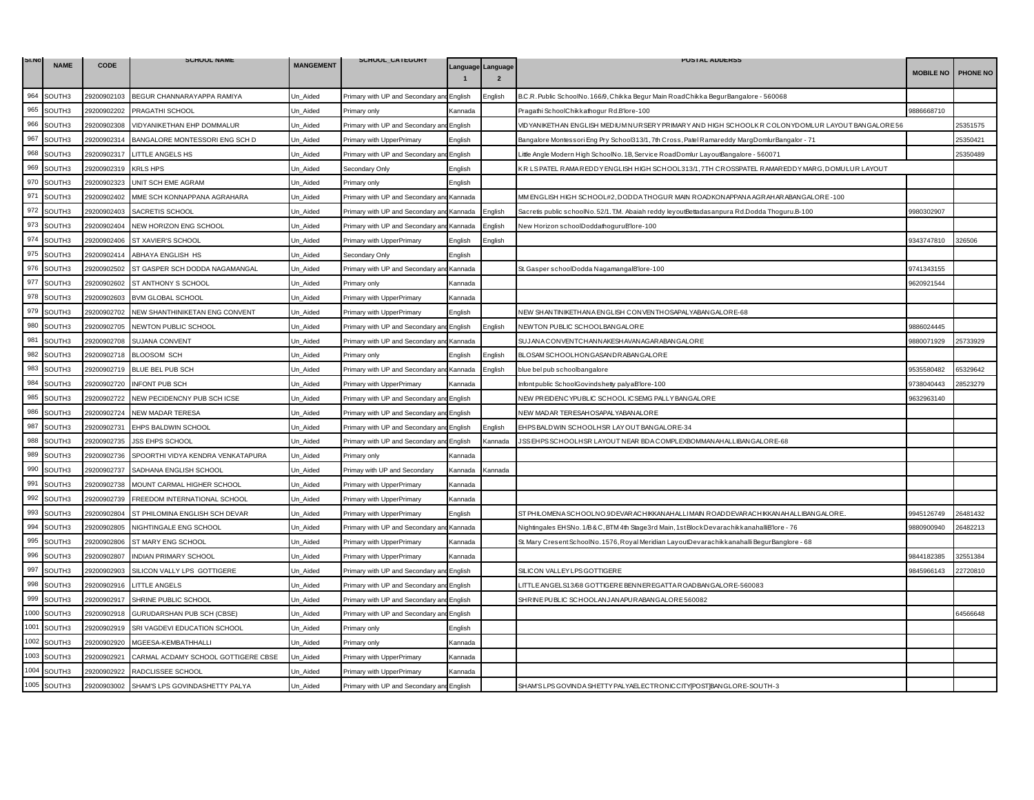| Sl.No | NAME | CODE | SCHOOL NAME | MANGEMENT | SCHOOL_CATEGORY | Language 1 | Language 2 | POSTAL ADDERSS | MOBILE NO | PHONE NO |
|---|---|---|---|---|---|---|---|---|---|---|
| 964 | SOUTH3 | 29200902103 | BEGUR CHANNARAYAPPA RAMIYA | Un_Aided | Primary with UP and Secondary and English | English | English | B.C.R. Public SchoolNo. 166/9, Chikka Begur Main RoadChikka BegurBangalore - 560068 | | |
| 965 | SOUTH3 | 29200902202 | PRAGATHI SCHOOL | Un_Aided | Primary only | Kannada | | Pragathi SchoolChikkathogur Rd.B'lore-100 | 9886668710 | |
| 966 | SOUTH3 | 29200902308 | VIDYANIKETHAN EHP DOMMALUR | Un_Aided | Primary with UP and Secondary and English | English | | VIDYANIKETHAN ENGLISH MEDIUM NURSERY PRIMARY AND HIGH SCHOOLK R COLONYDOMLUR LAYOUT BANGALORE 56 | | 25351575 |
| 967 | SOUTH3 | 29200902314 | BANGALORE MONTESSORI ENG SCH D | Un_Aided | Primary with UpperPrimary | English | | Bangalore Montessori Eng Pry School313/1, 7th Cross, Patel Ramareddy MargDomlurBangalor - 71 | | 25350421 |
| 968 | SOUTH3 | 29200902317 | LITTLE ANGELS HS | Un_Aided | Primary with UP and Secondary and English | English | | Little Angle Modern High SchoolNo. 1B, Service RoadDomlur LayoutBangalore - 560071 | | 25350489 |
| 969 | SOUTH3 | 29200902319 | KRLS HPS | Un_Aided | Secondary Only | English | | K R L S PATEL RAMA REDDY ENGLISH HIGH SCHOOL313/1, 7TH CROSSPATEL RAMAREDDY MARG, DOMULUR LAYOUT | | |
| 970 | SOUTH3 | 29200902323 | UNIT SCH EME AGRAM | Un_Aided | Primary only | English | | | | |
| 971 | SOUTH3 | 29200902402 | MME SCH KONNAPPANA AGRAHARA | Un_Aided | Primary with UP and Secondary and Kannada | Kannada | | MM ENGLISH HIGH SCHOOL#2, DODDA THOGUR MAIN ROADKONAPPANA AGRAHARABANGALORE -100 | | |
| 972 | SOUTH3 | 29200902403 | SACRETIS SCHOOL | Un_Aided | Primary with UP and Secondary and Kannada | Kannada | English | Sacretis public schoolNo. 52/1. T.M. Abaiah reddy leyoutBettadasanpura Rd.Dodda Thoguru.B-100 | 9980302907 | |
| 973 | SOUTH3 | 29200902404 | NEW HORIZON ENG SCHOOL | Un_Aided | Primary with UP and Secondary and Kannada | Kannada | English | New Horizon schoolDoddathoguruB'lore-100 | | |
| 974 | SOUTH3 | 29200902406 | ST XAVIER'S SCHOOL | Un_Aided | Primary with UpperPrimary | English | English | | 9343747810 | 326506 |
| 975 | SOUTH3 | 29200902414 | ABHAYA ENGLISH HS | Un_Aided | Secondary Only | English | | | | |
| 976 | SOUTH3 | 29200902502 | ST GASPER SCH DODDA NAGAMANGAL | Un_Aided | Primary with UP and Secondary and Kannada | Kannada | | St. Gasper schoolDodda NagamangalB'lore-100 | 9741343155 | |
| 977 | SOUTH3 | 29200902602 | ST ANTHONY S SCHOOL | Un_Aided | Primary only | Kannada | | | 9620921544 | |
| 978 | SOUTH3 | 29200902603 | BVM GLOBAL SCHOOL | Un_Aided | Primary with UpperPrimary | Kannada | | | | |
| 979 | SOUTH3 | 29200902702 | NEW SHANTHINIKETAN ENG CONVENT | Un_Aided | Primary with UpperPrimary | English | | NEW SHANTINIKETHANA ENGLISH CONVENTHOSAPALYABANGALORE-68 | | |
| 980 | SOUTH3 | 29200902705 | NEWTON PUBLIC SCHOOL | Un_Aided | Primary with UP and Secondary and English | English | English | NEWTON PUBLIC SCHOOLBANGALORE | 9886024445 | |
| 981 | SOUTH3 | 29200902708 | SUJANA CONVENT | Un_Aided | Primary with UP and Secondary and Kannada | Kannada | | SUJANA CONVENTCHANNAKESHAVANAGARABANGALORE | 9880071929 | 25733929 |
| 982 | SOUTH3 | 29200902718 | BLOOSOM SCH | Un_Aided | Primary only | English | English | BLOSAM SCHOOLHONGASANDRABANGALORE | | |
| 983 | SOUTH3 | 29200902719 | BLUE BEL PUB SCH | Un_Aided | Primary with UP and Secondary and Kannada | Kannada | English | blue bel pub schoolbangalore | 9535580482 | 65329642 |
| 984 | SOUTH3 | 29200902720 | INFONT PUB SCH | Un_Aided | Primary with UpperPrimary | Kannada | | Infont public SchoolGovindshetty palyaB'lore-100 | 9738040443 | 28523279 |
| 985 | SOUTH3 | 29200902722 | NEW PECIDENCNY PUB SCH ICSE | Un_Aided | Primary with UP and Secondary and English | English | | NEW PREIDENCYPUBLIC SCHOOL ICSEMG PALLY BANGALORE | 9632963140 | |
| 986 | SOUTH3 | 29200902724 | NEW MADAR TERESA | Un_Aided | Primary with UP and Secondary and English | English | | NEW MADAR TERESAHOSAPALYABANALORE | | |
| 987 | SOUTH3 | 29200902731 | EHPS BALDWIN SCHOOL | Un_Aided | Primary with UP and Secondary and English | English | English | EHPS BALDWIN SCHOOLHSR LAYOUT BANGALORE-34 | | |
| 988 | SOUTH3 | 29200902735 | JSS EHPS SCHOOL | Un_Aided | Primary with UP and Secondary and English | English | Kannada | JSS EHPS SCHOOLHSR LAYOUT NEAR BDA COMPLEXBOMMANAHALLIBANGALORE-68 | | |
| 989 | SOUTH3 | 29200902736 | SPOORTHI VIDYA KENDRA VENKATAPURA | Un_Aided | Primary only | Kannada | | | | |
| 990 | SOUTH3 | 29200902737 | SADHANA ENGLISH SCHOOL | Un_Aided | Primay with UP and Secondary | Kannada | Kannada | | | |
| 991 | SOUTH3 | 29200902738 | MOUNT CARMAL HIGHER SCHOOL | Un_Aided | Primary with UpperPrimary | Kannada | | | | |
| 992 | SOUTH3 | 29200902739 | FREEDOM INTERNATIONAL SCHOOL | Un_Aided | Primary with UpperPrimary | Kannada | | | | |
| 993 | SOUTH3 | 29200902804 | ST PHILOMINA ENGLISH SCH DEVAR | Un_Aided | Primary with UpperPrimary | English | | ST PHILOMENA SCHOOLNO.9DEVARACHIKKANAHALLIMAIN ROADDEVARACHIKKANAHALLIBANGALORE.. | 9945126749 | 26481432 |
| 994 | SOUTH3 | 29200902805 | NIGHTINGALE ENG SCHOOL | Un_Aided | Primary with UP and Secondary and Kannada | Kannada | | Nightingales EHSNo. 1/B & C, BTM 4th Stage3rd Main, 1st Block Devarachikkanahalli B'lore - 76 | 9880900940 | 26482213 |
| 995 | SOUTH3 | 29200902806 | ST MARY ENG SCHOOL | Un_Aided | Primary with UpperPrimary | Kannada | | St. Mary Cresent SchoolNo. 1576, Royal Meridian LayoutDevarachikkanahalli BegurBanglore - 68 | | |
| 996 | SOUTH3 | 29200902807 | INDIAN PRIMARY SCHOOL | Un_Aided | Primary with UpperPrimary | Kannada | | | 9844182385 | 32551384 |
| 997 | SOUTH3 | 29200902903 | SILICON VALLY LPS GOTTIGERE | Un_Aided | Primary with UP and Secondary and English | English | | SILICON VALLEYLPSGOTTIGERE | 9845966143 | 22720810 |
| 998 | SOUTH3 | 29200902916 | LITTLE ANGELS | Un_Aided | Primary with UP and Secondary and English | English | | LITTLE ANGELS13/68 GOTTIGERE BENNEREGATTA ROADBANGALORE-560083 | | |
| 999 | SOUTH3 | 29200902917 | SHRINE PUBLIC SCHOOL | Un_Aided | Primary with UP and Secondary and English | English | | SHRINE PUBLIC SCHOOLANJANAPURABANGALORE 560082 | | |
| 1000 | SOUTH3 | 29200902918 | GURUDARSHAN PUB SCH (CBSE) | Un_Aided | Primary with UP and Secondary and English | English | | | | 64566648 |
| 1001 | SOUTH3 | 29200902919 | SRI VAGDEVI EDUCATION SCHOOL | Un_Aided | Primary only | English | | | | |
| 1002 | SOUTH3 | 29200902920 | MGEESA-KEMBATHHALLI | Un_Aided | Primary only | Kannada | | | | |
| 1003 | SOUTH3 | 29200902921 | CARMAL ACDAMY SCHOOL GOTTIGERE CBSE | Un_Aided | Primary with UpperPrimary | Kannada | | | | |
| 1004 | SOUTH3 | 29200902922 | RADCLISSEE SCHOOL | Un_Aided | Primary with UpperPrimary | Kannada | | | | |
| 1005 | SOUTH3 | 29200903002 | SHAM'S LPS GOVINDASHETTY PALYA | Un_Aided | Primary with UP and Secondary and English | English | | SHAM'S LPS GOVINDA SHETTY PALYAELECTRONICCITY[POST]BANGLORE-SOUTH-3 | | |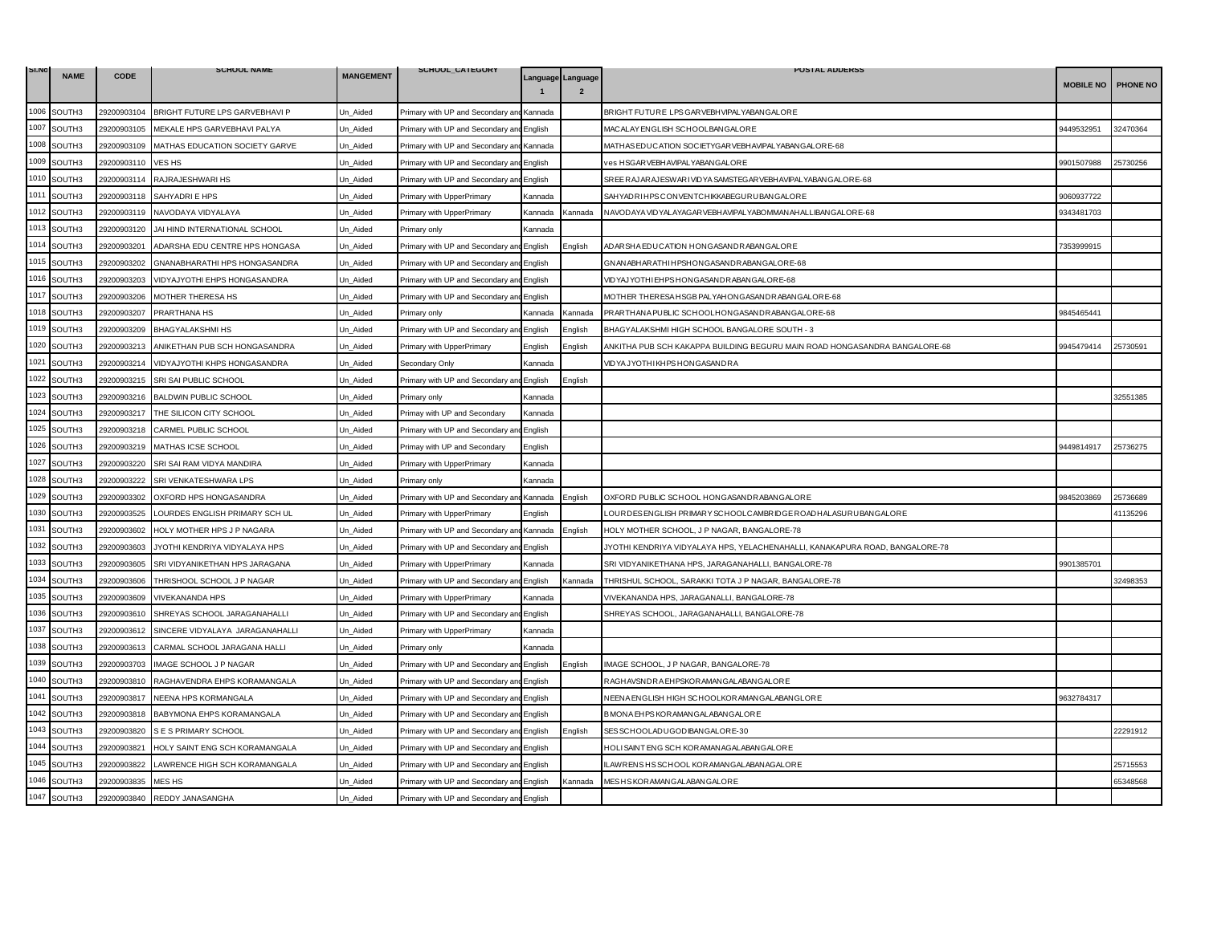| Sl.No | NAME | CODE | SCHOOL NAME | MANGEMENT | SCHOOL_CATEGORY | Language 1 | Language 2 | POSTAL ADDERSS | MOBILE NO | PHONE NO |
|---|---|---|---|---|---|---|---|---|---|---|
| 1006 | SOUTH3 | 29200903104 | BRIGHT FUTURE LPS GARVEBHAVI P | Un_Aided | Primary with UP and Secondary and | Kannada | | BRIGHT FUTURE LPS GARVEBHVIPALYABANGALORE | | |
| 1007 | SOUTH3 | 29200903105 | MEKALE HPS GARVEBHAVI PALYA | Un_Aided | Primary with UP and Secondary and | English | | MACALAY ENGLISH SCHOOLBANGALORE | 9449532951 | 32470364 |
| 1008 | SOUTH3 | 29200903109 | MATHAS EDUCATION SOCIETY GARVE | Un_Aided | Primary with UP and Secondary and | Kannada | | MATHAS EDUCATION SOCIETYGARVEBHAVIPALYABANGALORE-68 | | |
| 1009 | SOUTH3 | 29200903110 | VES HS | Un_Aided | Primary with UP and Secondary and | English | | ves HSGARVEBHAVIPALYABANGALORE | 9901507988 | 25730256 |
| 1010 | SOUTH3 | 29200903114 | RAJRAJESHWARI HS | Un_Aided | Primary with UP and Secondary and | English | | SREE RAJARAJESWARIVIDYASAMSTEGARVEBHAVIPALYABANGALORE-68 | | |
| 1011 | SOUTH3 | 29200903118 | SAHYADRI E HPS | Un_Aided | Primary with UpperPrimary | Kannada | | SAHYADRIHPSCONVENTCHIKKABEGURUBANGALORE | 9060937722 | |
| 1012 | SOUTH3 | 29200903119 | NAVODAYA VIDYALAYA | Un_Aided | Primary with UpperPrimary | Kannada | Kannada | NAVODAYAVIDYALAYAGARVEBHAVIPALYABOMMANAHALLIBANGALORE-68 | 9343481703 | |
| 1013 | SOUTH3 | 29200903120 | JAI HIND INTERNATIONAL SCHOOL | Un_Aided | Primary only | Kannada | | | | |
| 1014 | SOUTH3 | 29200903201 | ADARSHA EDU CENTRE HPS HONGASA | Un_Aided | Primary with UP and Secondary and | English | English | ADARSHA EDUCATION HONGASANDRABANGALORE | 7353999915 | |
| 1015 | SOUTH3 | 29200903202 | GNANABHARATHI HPS HONGASANDRA | Un_Aided | Primary with UP and Secondary and | English | | GNANABHARATHIHPSHONGASANDRABANGALORE-68 | | |
| 1016 | SOUTH3 | 29200903203 | VIDYAJYOTHI EHPS HONGASANDRA | Un_Aided | Primary with UP and Secondary and | English | | VIDYAJYOTHIEHPSHONGASANDRABANGALORE-68 | | |
| 1017 | SOUTH3 | 29200903206 | MOTHER THERESA HS | Un_Aided | Primary with UP and Secondary and | English | | MOTHER THERESA HSGB PALYAHONGASANDRABANGALORE-68 | | |
| 1018 | SOUTH3 | 29200903207 | PRARTHANA HS | Un_Aided | Primary only | Kannada | Kannada | PRARTHANA PUBLIC SCHOOLHONGASANDRABANGALORE-68 | 9845465441 | |
| 1019 | SOUTH3 | 29200903209 | BHAGYALAKSHMI HS | Un_Aided | Primary with UP and Secondary and | English | English | BHAGYALAKSHMI HIGH SCHOOL BANGALORE SOUTH - 3 | | |
| 1020 | SOUTH3 | 29200903213 | ANIKETHAN PUB SCH HONGASANDRA | Un_Aided | Primary with UpperPrimary | English | English | ANKITHA PUB SCH KAKAPPA BUILDING BEGURU MAIN ROAD HONGASANDRA BANGALORE-68 | 9945479414 | 25730591 |
| 1021 | SOUTH3 | 29200903214 | VIDYAJYOTHI KHPS HONGASANDRA | Un_Aided | Secondary Only | Kannada | | VIDYAJYOTHIKHPSHONGASANDRA | | |
| 1022 | SOUTH3 | 29200903215 | SRI SAI PUBLIC SCHOOL | Un_Aided | Primary with UP and Secondary and | English | English | | | |
| 1023 | SOUTH3 | 29200903216 | BALDWIN PUBLIC SCHOOL | Un_Aided | Primary only | Kannada | | | | 32551385 |
| 1024 | SOUTH3 | 29200903217 | THE SILICON CITY SCHOOL | Un_Aided | Primay with UP and Secondary | Kannada | | | | |
| 1025 | SOUTH3 | 29200903218 | CARMEL PUBLIC SCHOOL | Un_Aided | Primary with UP and Secondary and | English | | | | |
| 1026 | SOUTH3 | 29200903219 | MATHAS ICSE SCHOOL | Un_Aided | Primay with UP and Secondary | English | | | 9449814917 | 25736275 |
| 1027 | SOUTH3 | 29200903220 | SRI SAI RAM VIDYA MANDIRA | Un_Aided | Primary with UpperPrimary | Kannada | | | | |
| 1028 | SOUTH3 | 29200903222 | SRI VENKATESHWARA LPS | Un_Aided | Primary only | Kannada | | | | |
| 1029 | SOUTH3 | 29200903302 | OXFORD HPS HONGASANDRA | Un_Aided | Primary with UP and Secondary and | Kannada | English | OXFORD PUBLIC SCHOOL HONGASANDRABANGALORE | 9845203869 | 25736689 |
| 1030 | SOUTH3 | 29200903525 | LOURDES ENGLISH PRIMARY SCH UL | Un_Aided | Primary with UpperPrimary | English | | LOURDESENGLISH PRIMARY SCHOOLCAMBRIDGEROADHALASURUBANGALORE | | 41135296 |
| 1031 | SOUTH3 | 29200903602 | HOLY MOTHER HPS J P NAGARA | Un_Aided | Primary with UP and Secondary and | Kannada | English | HOLY MOTHER SCHOOL, J P NAGAR, BANGALORE-78 | | |
| 1032 | SOUTH3 | 29200903603 | JYOTHI KENDRIYA VIDYALAYA HPS | Un_Aided | Primary with UP and Secondary and | English | | JYOTHI KENDRIYA VIDYALAYA HPS, YELACHENAHALLI, KANAKAPURA ROAD, BANGALORE-78 | | |
| 1033 | SOUTH3 | 29200903605 | SRI VIDYANIKETHAN HPS JARAGANA | Un_Aided | Primary with UpperPrimary | Kannada | | SRI VIDYANIKETHANA HPS, JARAGANAHALLI, BANGALORE-78 | 9901385701 | |
| 1034 | SOUTH3 | 29200903606 | THRISHOOL SCHOOL J P NAGAR | Un_Aided | Primary with UP and Secondary and | English | Kannada | THRISHUL SCHOOL, SARAKKI TOTA J P NAGAR, BANGALORE-78 | | 32498353 |
| 1035 | SOUTH3 | 29200903609 | VIVEKANANDA HPS | Un_Aided | Primary with UpperPrimary | Kannada | | VIVEKANANDA HPS, JARAGANALLI, BANGALORE-78 | | |
| 1036 | SOUTH3 | 29200903610 | SHREYAS SCHOOL JARAGANAHALLI | Un_Aided | Primary with UP and Secondary and | English | | SHREYAS SCHOOL, JARAGANAHALLI, BANGALORE-78 | | |
| 1037 | SOUTH3 | 29200903612 | SINCERE VIDYALAYA JARAGANAHALLI | Un_Aided | Primary with UpperPrimary | Kannada | | | | |
| 1038 | SOUTH3 | 29200903613 | CARMAL SCHOOL JARAGANA HALLI | Un_Aided | Primary only | Kannada | | | | |
| 1039 | SOUTH3 | 29200903703 | IMAGE SCHOOL J P NAGAR | Un_Aided | Primary with UP and Secondary and | English | English | IMAGE SCHOOL, J P NAGAR, BANGALORE-78 | | |
| 1040 | SOUTH3 | 29200903810 | RAGHAVENDRA EHPS KORAMANGALA | Un_Aided | Primary with UP and Secondary and | English | | RAGHAVSNDRAEHPSKORAMANGALABANGALORE | | |
| 1041 | SOUTH3 | 29200903817 | NEENA HPS KORMANGALA | Un_Aided | Primary with UP and Secondary and | English | | NEENA ENGLISH HIGH SCHOOLKORAMANGALABANGLORE | 9632784317 | |
| 1042 | SOUTH3 | 29200903818 | BABYMONA EHPS KORAMANGALA | Un_Aided | Primary with UP and Secondary and | English | | BMONAEHPSKORAMANGALABANGALORE | | |
| 1043 | SOUTH3 | 29200903820 | S E S PRIMARY SCHOOL | Un_Aided | Primary with UP and Secondary and | English | English | SESSCHOOLADUGODIBANGALORE-30 | | 22291912 |
| 1044 | SOUTH3 | 29200903821 | HOLY SAINT ENG SCH KORAMANGALA | Un_Aided | Primary with UP and Secondary and | English | | HOLISAINT ENG SCH KORAMANAGALABANGALORE | | |
| 1045 | SOUTH3 | 29200903822 | LAWRENCE HIGH SCH KORAMANGALA | Un_Aided | Primary with UP and Secondary and | English | | ILAWRENSHSSCHOOL KORAMANGALABANAGALORE | | 25715553 |
| 1046 | SOUTH3 | 29200903835 | MES HS | Un_Aided | Primary with UP and Secondary and | English | Kannada | MESHSKORAMANGALABANGALORE | | 65348568 |
| 1047 | SOUTH3 | 29200903840 | REDDY JANASANGHA | Un_Aided | Primary with UP and Secondary and | English | | | | |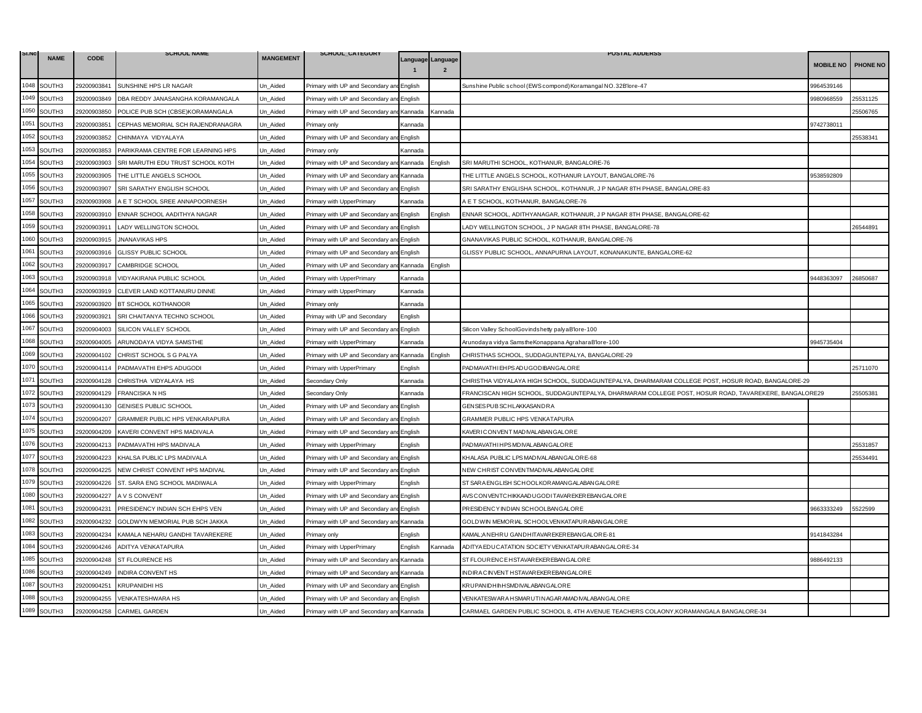| Sl.No | NAME | CODE | SCHOOL NAME | MANGEMENT | SCHOOL_CATEGORY | Language 1 | Language 2 | POSTAL ADDERSS | MOBILE NO | PHONE NO |
|---|---|---|---|---|---|---|---|---|---|---|
| 1048 | SOUTH3 | 29200903841 | SUNSHINE HPS LR NAGAR | Un_Aided | Primary with UP and Secondary and English | | | Sunshine Public school (EWS compond) Koramangal NO. 32B'lore-47 | 9964539146 | |
| 1049 | SOUTH3 | 29200903849 | DBA REDDY JANASANGHA KORAMANGALA | Un_Aided | Primary with UP and Secondary and English | | | | 9980968559 | 25531125 |
| 1050 | SOUTH3 | 29200903850 | POLICE PUB SCH (CBSE)KORAMANGALA | Un_Aided | Primary with UP and Secondary and Kannada | | Kannada | | | 25506765 |
| 1051 | SOUTH3 | 29200903851 | CEPHAS MEMORIAL SCH RAJENDRANAGRA | Un_Aided | Primary only | Kannada | | | 9742738011 | |
| 1052 | SOUTH3 | 29200903852 | CHINMAYA VIDYALAYA | Un_Aided | Primary with UP and Secondary and English | | | | | 25538341 |
| 1053 | SOUTH3 | 29200903853 | PARIKRAMA CENTRE FOR LEARNING HPS | Un_Aided | Primary only | Kannada | | | | |
| 1054 | SOUTH3 | 29200903903 | SRI MARUTHI EDU TRUST SCHOOL KOTH | Un_Aided | Primary with UP and Secondary and Kannada | | English | SRI MARUTHI SCHOOL, KOTHANUR, BANGALORE-76 | | |
| 1055 | SOUTH3 | 29200903905 | THE LITTLE ANGELS SCHOOL | Un_Aided | Primary with UP and Secondary and Kannada | | | THE LITTLE ANGELS SCHOOL, KOTHANUR LAYOUT, BANGALORE-76 | 9538592809 | |
| 1056 | SOUTH3 | 29200903907 | SRI SARATHY ENGLISH SCHOOL | Un_Aided | Primary with UP and Secondary and English | | | SRI SARATHY ENGLISHA SCHOOL, KOTHANUR, J P NAGAR 8TH PHASE, BANGALORE-83 | | |
| 1057 | SOUTH3 | 29200903908 | A E T SCHOOL SREE ANNAPOORNESH | Un_Aided | Primary with UpperPrimary | Kannada | | A E T SCHOOL, KOTHANUR, BANGALORE-76 | | |
| 1058 | SOUTH3 | 29200903910 | ENNAR SCHOOL AADITHYA NAGAR | Un_Aided | Primary with UP and Secondary and English | | English | ENNAR SCHOOL, ADITHYANAGAR, KOTHANUR, J P NAGAR 8TH PHASE, BANGALORE-62 | | |
| 1059 | SOUTH3 | 29200903911 | LADY WELLINGTON SCHOOL | Un_Aided | Primary with UP and Secondary and English | | | LADY WELLINGTON SCHOOL, J P NAGAR 8TH PHASE, BANGALORE-78 | | 26544891 |
| 1060 | SOUTH3 | 29200903915 | JNANAVIKAS HPS | Un_Aided | Primary with UP and Secondary and English | | | GNANAVIKAS PUBLIC SCHOOL, KOTHANUR, BANGALORE-76 | | |
| 1061 | SOUTH3 | 29200903916 | GLISSY PUBLIC SCHOOL | Un_Aided | Primary with UP and Secondary and English | | | GLISSY PUBLIC SCHOOL, ANNAPURNA LAYOUT, KONANAKUNTE, BANGALORE-62 | | |
| 1062 | SOUTH3 | 29200903917 | CAMBRIDGE SCHOOL | Un_Aided | Primary with UP and Secondary and Kannada | | English | | | |
| 1063 | SOUTH3 | 29200903918 | VIDYAKIRANA PUBLIC SCHOOL | Un_Aided | Primary with UpperPrimary | Kannada | | | 9448363097 | 26850687 |
| 1064 | SOUTH3 | 29200903919 | CLEVER LAND KOTTANURU DINNE | Un_Aided | Primary with UpperPrimary | Kannada | | | | |
| 1065 | SOUTH3 | 29200903920 | BT SCHOOL KOTHANOOR | Un_Aided | Primary only | Kannada | | | | |
| 1066 | SOUTH3 | 29200903921 | SRI CHAITANYA TECHNO SCHOOL | Un_Aided | Primay with UP and Secondary | English | | | | |
| 1067 | SOUTH3 | 29200904003 | SILICON VALLEY SCHOOL | Un_Aided | Primary with UP and Secondary and English | | | Silicon Valley SchoolGovindshetty palyaB'lore-100 | | |
| 1068 | SOUTH3 | 29200904005 | ARUNODAYA VIDYA SAMSTHE | Un_Aided | Primary with UpperPrimary | Kannada | | Arunodaya vidya SamstheKonappana AgraharaB'lore-100 | 9945735404 | |
| 1069 | SOUTH3 | 29200904102 | CHRIST SCHOOL S G PALYA | Un_Aided | Primary with UP and Secondary and Kannada | | English | CHRISTHAS SCHOOL, SUDDAGUNTEPALYA, BANGALORE-29 | | |
| 1070 | SOUTH3 | 29200904114 | PADMAVATHI EHPS ADUGODI | Un_Aided | Primary with UpperPrimary | English | | PADMAVATHI EHPS ADUGODIBANGALORE | | 25711070 |
| 1071 | SOUTH3 | 29200904128 | CHRISTHA VIDYALAYA HS | Un_Aided | Secondary Only | Kannada | | CHRISTHA VIDYALAYA HIGH SCHOOL, SUDDAGUNTEPALYA, DHARMARAM COLLEGE POST, HOSUR ROAD, BANGALORE-29 | | |
| 1072 | SOUTH3 | 29200904129 | FRANCISKA N HS | Un_Aided | Secondary Only | Kannada | | FRANCISCAN HIGH SCHOOL, SUDDAGUNTEPALYA, DHARMARAM COLLEGE POST, HOSUR ROAD, TAVAREKERE, BANGALORE29 | | 25505381 |
| 1073 | SOUTH3 | 29200904130 | GENISES PUBLIC SCHOOL | Un_Aided | Primary with UP and Secondary and English | | | GENSES PUB SCHLAKKASANDRA | | |
| 1074 | SOUTH3 | 29200904207 | GRAMMER PUBLIC HPS VENKARAPURA | Un_Aided | Primary with UP and Secondary and English | | | GRAMMER PUBLIC HPS VENKATAPURA | | |
| 1075 | SOUTH3 | 29200904209 | KAVERI CONVENT HPS MADIVALA | Un_Aided | Primary with UP and Secondary and English | | | KAVERI CONVENT MADIVALABANGALORE | | |
| 1076 | SOUTH3 | 29200904213 | PADMAVATHI HPS MADIVALA | Un_Aided | Primary with UpperPrimary | English | | PADMAVATHI HPS MDIVALABANGALORE | | 25531857 |
| 1077 | SOUTH3 | 29200904223 | KHALSA PUBLIC LPS MADIVALA | Un_Aided | Primary with UP and Secondary and English | | | KHALASA PUBLIC LPS MADIVALABANGALORE-68 | | 25534491 |
| 1078 | SOUTH3 | 29200904225 | NEW CHRIST CONVENT HPS MADIVAL | Un_Aided | Primary with UP and Secondary and English | | | NEW CHRIST CONVENTMADIVALABANGALORE | | |
| 1079 | SOUTH3 | 29200904226 | ST. SARA ENG SCHOOL MADIWALA | Un_Aided | Primary with UpperPrimary | English | | ST SARA ENGLISH SCHOOLKORAMANGALABANGALORE | | |
| 1080 | SOUTH3 | 29200904227 | A V S CONVENT | Un_Aided | Primary with UP and Secondary and English | | | AVS CONVENTCHIKKAADUGODI TAVAREKEREBANGALORE | | |
| 1081 | SOUTH3 | 29200904231 | PRESIDENCY INDIAN SCH EHPS VEN | Un_Aided | Primary with UP and Secondary and English | | | PRESIDENCY INDIAN SCHOOLBANGALORE | 9663333249 | 5522599 |
| 1082 | SOUTH3 | 29200904232 | GOLDWYN MEMORIAL PUB SCH JAKKA | Un_Aided | Primary with UP and Secondary and Kannada | | | GOLDWIN MEMORIAL SCHOOLVENKATAPURABANGALORE | | |
| 1083 | SOUTH3 | 29200904234 | KAMALA NEHARU GANDHI TAVAREKERE | Un_Aided | Primary only | English | | KAMAL;A NEHRU GANDHITAVAREKEREBANGALORE-81 | 9141843284 | |
| 1084 | SOUTH3 | 29200904246 | ADITYA VENKATAPURA | Un_Aided | Primary with UpperPrimary | English | Kannada | ADITYA EDUCATATION SOCIETY VENKATAPURABANGALORE-34 | | |
| 1085 | SOUTH3 | 29200904248 | ST FLOURENCE HS | Un_Aided | Primary with UP and Secondary and Kannada | | | ST FLOURENCE HSTAVAREKEREBANGALORE | 9886492133 | |
| 1086 | SOUTH3 | 29200904249 | INDIRA CONVENT HS | Un_Aided | Primary with UP and Secondary and Kannada | | | INDIRA CINVENT HSTAVAREKEREBANGALORE | | |
| 1087 | SOUTH3 | 29200904251 | KRUPANIDHI HS | Un_Aided | Primary with UP and Secondary and English | | | KRUPANIDHIhHSMDIVALABANGALORE | | |
| 1088 | SOUTH3 | 29200904255 | VENKATESHWARA HS | Un_Aided | Primary with UP and Secondary and English | | | VENKATESWARA HSMARUTI NAGARAMADIVALABANGALORE | | |
| 1089 | SOUTH3 | 29200904258 | CARMEL GARDEN | Un_Aided | Primary with UP and Secondary and Kannada | | | CARMAEL GARDEN PUBLIC SCHOOL 8, 4TH AVENUE TEACHERS COLAONY,KORAMANGALA BANGALORE-34 | | |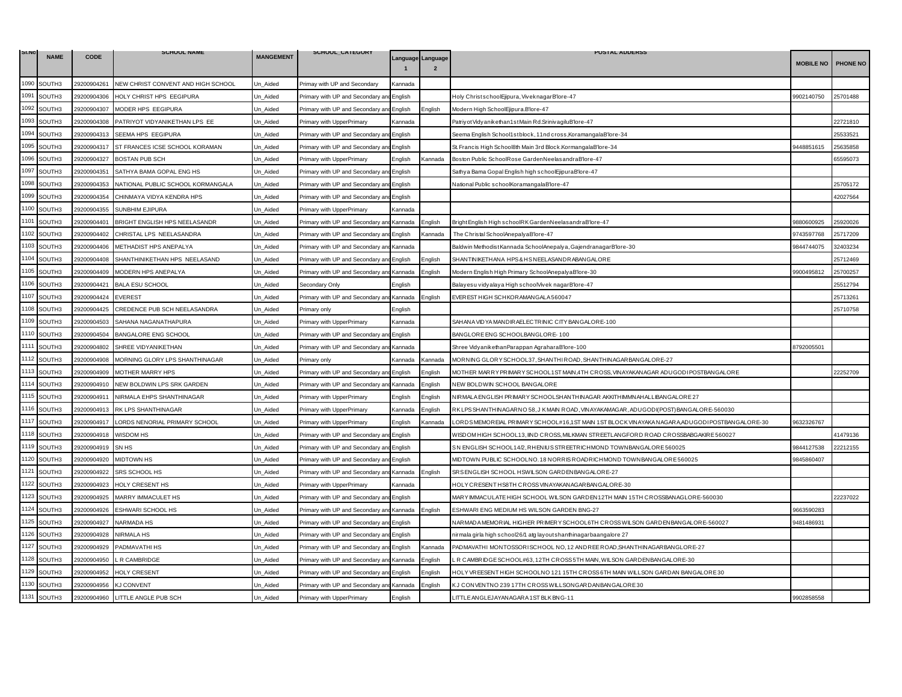| Sl.No | NAME | CODE | SCHOOL NAME | MANGEMENT | SCHOOL_CATEGORY | Language 1 | Language 2 | POSTAL ADDERSS | MOBILE NO | PHONE NO |
|---|---|---|---|---|---|---|---|---|---|---|
| 1090 | SOUTH3 | 29200904261 | NEW CHRIST CONVENT AND HIGH SCHOOL | Un_Aided | Primay with UP and Secondary | Kannada | | | | |
| 1091 | SOUTH3 | 29200904306 | HOLY CHRIST HPS EEGIPURA | Un_Aided | Primary with UP and Secondary and English | | | Holy Christ schoolEjipura, Viveknagar B'lore-47 | 9902140750 | 25701488 |
| 1092 | SOUTH3 | 29200904307 | MODER HPS EEGIPURA | Un_Aided | Primary with UP and Secondary and English | | English | Modern High SchoolEjipura.B'lore-47 | | |
| 1093 | SOUTH3 | 29200904308 | PATRIYOT VIDYANIKETHAN LPS EE | Un_Aided | Primary with UpperPrimary | Kannada | | Patriyot Vidyanikethan1st Main Rd.SrinivagiluB'lore-47 | | 22721810 |
| 1094 | SOUTH3 | 29200904313 | SEEMA HPS EEGIPURA | Un_Aided | Primary with UP and Secondary and English | | | Seema English School1st block, 11nd cross,KoramangalaB'lore-34 | | 25533521 |
| 1095 | SOUTH3 | 29200904317 | ST FRANCES ICSE SCHOOL KORAMAN | Un_Aided | Primary with UP and Secondary and English | | | St. Francis High School8th Main 3rd Block.KormangalaB'lore-34 | 9448851615 | 25635858 |
| 1096 | SOUTH3 | 29200904327 | BOSTAN PUB SCH | Un_Aided | Primary with UpperPrimary | English | Kannada | Boston Public SchoolRose GardenNeelasandraB'lore-47 | | 65595073 |
| 1097 | SOUTH3 | 29200904351 | SATHYA BAMA GOPAL ENG HS | Un_Aided | Primary with UP and Secondary and English | | | Sathya Bama Gopal English high schoolEjipuraB'lore-47 | | |
| 1098 | SOUTH3 | 29200904353 | NATIONAL PUBLIC SCHOOL KORMANGALA | Un_Aided | Primary with UP and Secondary and English | | | National Public schoolKoramangalaB'lore-47 | | 25705172 |
| 1099 | SOUTH3 | 29200904354 | CHINMAYA VIDYA KENDRA HPS | Un_Aided | Primary with UP and Secondary and English | | | | | 42027564 |
| 1100 | SOUTH3 | 29200904355 | SUNBHIM EJIPURA | Un_Aided | Primary with UpperPrimary | Kannada | | | | |
| 1101 | SOUTH3 | 29200904401 | BRIGHT ENGLISH HPS NEELASANDR | Un_Aided | Primary with UP and Secondary and Kannada | | English | Bright English High schoolRK GardenNeelasandraB'lore-47 | 9880600925 | 25920026 |
| 1102 | SOUTH3 | 29200904402 | CHRISTAL LPS NEELASANDRA | Un_Aided | Primary with UP and Secondary and English | | Kannada | The Christal SchoolAnepalyaB'lore-47 | 9743597768 | 25717209 |
| 1103 | SOUTH3 | 29200904406 | METHADIST HPS ANEPALYA | Un_Aided | Primary with UP and Secondary and Kannada | | | Baldwin Methodist Kannada SchoolAnepalya, GajendranagarB'lore-30 | 9844744075 | 32403234 |
| 1104 | SOUTH3 | 29200904408 | SHANTHINIKETHAN HPS NEELASAND | Un_Aided | Primary with UP and Secondary and English | | English | SHANTINIKETHANA HPS & HS NEELASANDRA BANGALORE | | 25712469 |
| 1105 | SOUTH3 | 29200904409 | MODERN HPS ANEPALYA | Un_Aided | Primary with UP and Secondary and Kannada | | English | Modern English High Primary SchoolAnepalyaB'lore-30 | 9900495812 | 25700257 |
| 1106 | SOUTH3 | 29200904421 | BALA ESU SCHOOL | Un_Aided | Secondary Only | English | | Balayesu vidyalaya High schoolVivek nagarB'lore-47 | | 25512794 |
| 1107 | SOUTH3 | 29200904424 | EVEREST | Un_Aided | Primary with UP and Secondary and Kannada | | English | EVEREST HIGH SCH KORAMANGALA 560047 | | 25713261 |
| 1108 | SOUTH3 | 29200904425 | CREDENCE PUB SCH NEELASANDRA | Un_Aided | Primary only | English | | | | 25710758 |
| 1109 | SOUTH3 | 29200904503 | SAHANA NAGANATHAPURA | Un_Aided | Primary with UpperPrimary | Kannada | | SAHANA VIDYA MANDIRA ELECTRINIC CITY BANGALORE-100 | | |
| 1110 | SOUTH3 | 29200904504 | BANGALORE ENG SCHOOL | Un_Aided | Primary with UP and Secondary and English | | | BANGLORE ENG SCHOOLBANGLORE- 100 | | |
| 1111 | SOUTH3 | 29200904802 | SHREE VIDYANIKETHAN | Un_Aided | Primary with UP and Secondary and Kannada | | | Shree VidyanikethanParappan AgraharaB'lore-100 | 8792005501 | |
| 1112 | SOUTH3 | 29200904908 | MORNING GLORY LPS SHANTHINAGAR | Un_Aided | Primary only | Kannada | Kannada | MORNING GLORY SCHOOL37, SHANTHI ROAD, SHANTHINAGAR BANGALORE-27 | | |
| 1113 | SOUTH3 | 29200904909 | MOTHER MARRY HPS | Un_Aided | Primary with UP and Secondary and English | | English | MOTHER MARRY PRIMARY SCHOOL1ST MAIN,4TH CROSS, VINAYAKANAGAR ADUGODI POSTBANGALORE | | 22252709 |
| 1114 | SOUTH3 | 29200904910 | NEW BOLDWIN LPS SRK GARDEN | Un_Aided | Primary with UP and Secondary and Kannada | | English | NEW BOLDWIN SCHOOL BANGALORE | | |
| 1115 | SOUTH3 | 29200904911 | NIRMALA EHPS SHANTHINAGAR | Un_Aided | Primary with UpperPrimary | English | English | NIRMALA ENGLISH PRIMARY SCHOOLSHANTHINAGAR AKKITHIMMNAHALLIBANGALORE 27 | | |
| 1116 | SOUTH3 | 29200904913 | RK LPS SHANTHINAGAR | Un_Aided | Primary with UpperPrimary | Kannada | English | RK LPS SHANTHINAGARNO 58, J K MAIN ROAD, VINAYAKAMAGAR, ADUGODI(POST)BANGALORE-560030 | | |
| 1117 | SOUTH3 | 29200904917 | LORDS NENORIAL PRIMARY SCHOOL | Un_Aided | Primary with UpperPrimary | English | Kannada | LORDS MEMOREIAL PRIMARY SCHOOL#16,1ST MAIN 1ST BLOCK VINAYAKA NAGARA,ADUGODI POSTBANGALORE-30 | 9632326767 | |
| 1118 | SOUTH3 | 29200904918 | WISDOM HS | Un_Aided | Primary with UP and Secondary and English | | | WISDOM HIGH SCHOOL13, IIND CROSS, MILKMAN STREETLANGFORD ROAD CROSSBABGAKIRE 560027 | | 41479136 |
| 1119 | SOUTH3 | 29200904919 | SN HS | Un_Aided | Primary with UP and Secondary and English | | | S N ENGLISH SCHOOL14/2, RHENIUS STREETRICHMOND TOWNBANGALORE 560025 | 9844127538 | 22212155 |
| 1120 | SOUTH3 | 29200904920 | MIDTOWN HS | Un_Aided | Primary with UP and Secondary and English | | | MIDTOWN PUBLIC SCHOOLNO.18 NORRIS ROADRICHMOND TOWNBANGALORE 560025 | 9845860407 | |
| 1121 | SOUTH3 | 29200904922 | SRS SCHOOL HS | Un_Aided | Primary with UP and Secondary and Kannada | | English | SRS ENGLISH SCHOOL HSWILSON GARDENBANGALORE-27 | | |
| 1122 | SOUTH3 | 29200904923 | HOLY CRESENT HS | Un_Aided | Primary with UpperPrimary | Kannada | | HOLY CRESENT HS8TH CROSS VINAYAKANAGARBANGALORE-30 | | |
| 1123 | SOUTH3 | 29200904925 | MARRY IMMACULET HS | Un_Aided | Primary with UP and Secondary and English | | | MARY IMMACULATE HIGH SCHOOL WILSON GARDEN12TH MAIN 15TH CROSSBANAGLORE-560030 | | 22237022 |
| 1124 | SOUTH3 | 29200904926 | ESHWARI SCHOOL HS | Un_Aided | Primary with UP and Secondary and Kannada | | English | ESHWARI ENG MEDIUM HS WILSON GARDEN BNG-27 | 9663590283 | |
| 1125 | SOUTH3 | 29200904927 | NARMADA HS | Un_Aided | Primary with UP and Secondary and English | | | NARMADA MEMORIAL HIGHER PRIMERY SCHOOL6TH CROSS WILSON GARDENBANGALORE-560027 | 9481486931 | |
| 1126 | SOUTH3 | 29200904928 | NIRMALA HS | Un_Aided | Primary with UP and Secondary and English | | | nirmala girla high school26/1 atg layoutshanthinagarbaangalore 27 | | |
| 1127 | SOUTH3 | 29200904929 | PADMAVATHI HS | Un_Aided | Primary with UP and Secondary and English | | Kannada | PADMAVATHI MONTOSSORI SCHOOL NO,12 ANDREE ROAD,SHANTHINAGARBANGLORE-27 | | |
| 1128 | SOUTH3 | 29200904950 | L R CAMBRIDGE | Un_Aided | Primary with UP and Secondary and Kannada | | English | L R CAMBRIDGE SCHOOL#63, 12TH CROSS 5TH MAIN, WILSON GARDENBANGALORE-30 | | |
| 1129 | SOUTH3 | 29200904952 | HOLY CRESENT | Un_Aided | Primary with UP and Secondary and English | | English | HOLY VREESENT HIGH SCHOOLNO 121 15TH CROSS 6TH MAIN WILLSON GARDAN BANGALORE 30 | | |
| 1130 | SOUTH3 | 29200904956 | KJ CONVENT | Un_Aided | Primary with UP and Secondary and Kannada | | English | K J CONVENTNO 239 17TH CROSS WILLSONGARDANBANGALORE 30 | | |
| 1131 | SOUTH3 | 29200904960 | LITTLE ANGLE PUB SCH | Un_Aided | Primary with UpperPrimary | English | | LITTLE ANGLEJAYANAGARA 1ST BLK BNG-11 | 9902858558 | |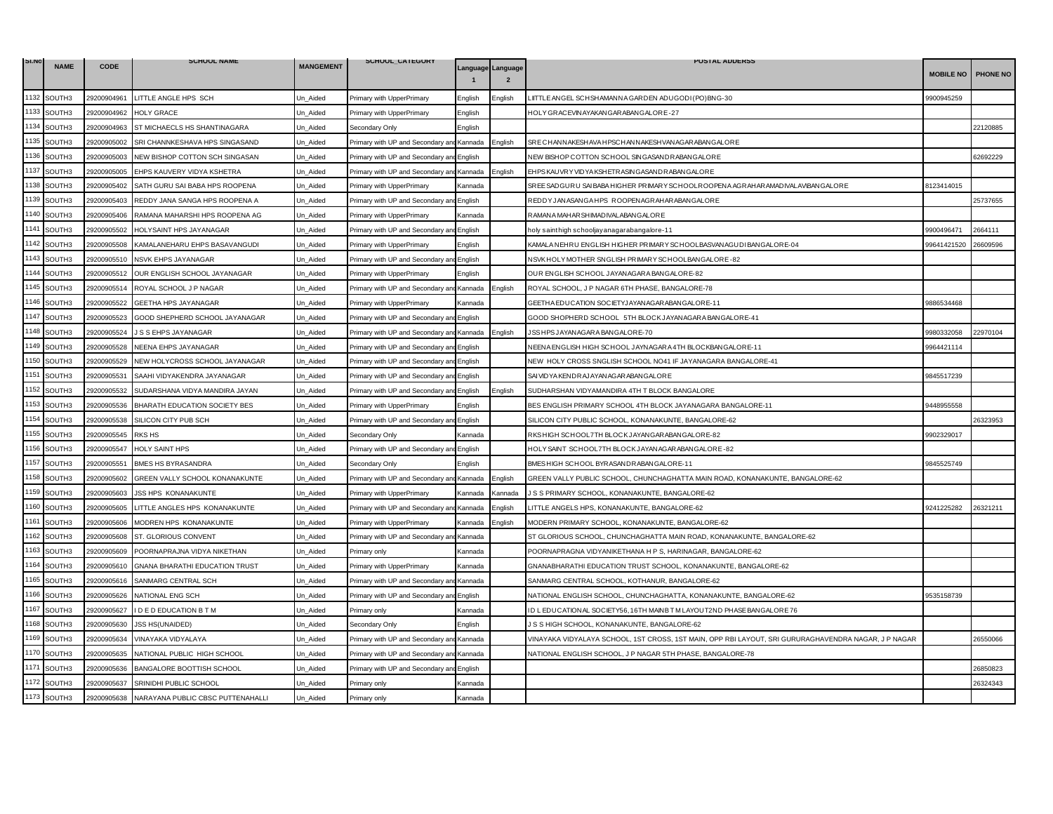| Sl.No | NAME | CODE | SCHOOL NAME | MANGEMENT | SCHOOL_CATEGORY | Language 1 | Language 2 | POSTAL ADDERSS | MOBILE NO | PHONE NO |
|---|---|---|---|---|---|---|---|---|---|---|
| 1132 | SOUTH3 | 29200904961 | LITTLE ANGLE HPS SCH | Un_Aided | Primary with UpperPrimary | English | English | LIITTLE ANGEL SCHSHAMANNA GARDEN ADUGODI(PO)BNG-30 | 9900945259 | |
| 1133 | SOUTH3 | 29200904962 | HOLY GRACE | Un_Aided | Primary with UpperPrimary | English | | HOLY GRACEVINAYAKANGARABANGALORE-27 | | |
| 1134 | SOUTH3 | 29200904963 | ST MICHAECLS HS SHANTINAGARA | Un_Aided | Secondary Only | English | | | | 22120885 |
| 1135 | SOUTH3 | 29200905002 | SRI CHANNKESHAVA HPS SINGASAND | Un_Aided | Primary with UP and Secondary and | Kannada | English | SRE CHANNAKESHAVA HPSCHANNAKESHVANAGARABANGALORE | | |
| 1136 | SOUTH3 | 29200905003 | NEW BISHOP COTTON SCH SINGASAN | Un_Aided | Primary with UP and Secondary and | English | | NEW BISHOP COTTON SCHOOL SINGASANDRABANGALORE | | 62692229 |
| 1137 | SOUTH3 | 29200905005 | EHPS KAUVERY VIDYA KSHETRA | Un_Aided | Primary with UP and Secondary and | Kannada | English | EHPS KAUVRY VIDYAKSHETRASINGASANDRABANGALORE | | |
| 1138 | SOUTH3 | 29200905402 | SATH GURU SAI BABA HPS ROOPENA | Un_Aided | Primary with UpperPrimary | Kannada | | SREE SADGURU SAIBABA HIGHER PRIMARY SCHOOLROOPENA AGRAHARAMADIVALAVIBANGALORE | 8123414015 | |
| 1139 | SOUTH3 | 29200905403 | REDDY JANA SANGA HPS ROOPENA A | Un_Aided | Primary with UP and Secondary and | English | | REDDY JANASANGA HPS ROOPENAGRAHARABANGALORE | | 25737655 |
| 1140 | SOUTH3 | 29200905406 | RAMANA MAHARSHI HPS ROOPENA AG | Un_Aided | Primary with UpperPrimary | Kannada | | RAMANA MAHARSHIMADIVALABANGALORE | | |
| 1141 | SOUTH3 | 29200905502 | HOLYSAINT HPS JAYANAGAR | Un_Aided | Primary with UP and Secondary and | English | | holy sainthigh schooljayanagarabangalore-11 | 9900496471 | 2664111 |
| 1142 | SOUTH3 | 29200905508 | KAMALANEHARU EHPS BASAVANGUDI | Un_Aided | Primary with UpperPrimary | English | | KAMALA NEHRU ENGLISH HIGHER PRIMARY SCHOOLBASVANAGUDIBANGALORE-04 | 99641421520 | 26609596 |
| 1143 | SOUTH3 | 29200905510 | NSVK EHPS JAYANAGAR | Un_Aided | Primary with UP and Secondary and | English | | NSVK HOLY MOTHER SNGLISH PRIMARY SCHOOLBANGALORE-82 | | |
| 1144 | SOUTH3 | 29200905512 | OUR ENGLISH SCHOOL JAYANAGAR | Un_Aided | Primary with UpperPrimary | English | | OUR ENGLISH SCHOOL JAYANAGARA BANGALORE-82 | | |
| 1145 | SOUTH3 | 29200905514 | ROYAL SCHOOL J P NAGAR | Un_Aided | Primary with UP and Secondary and | Kannada | English | ROYAL SCHOOL, J P NAGAR 6TH PHASE, BANGALORE-78 | | |
| 1146 | SOUTH3 | 29200905522 | GEETHA HPS JAYANAGAR | Un_Aided | Primary with UpperPrimary | Kannada | | GEETHA EDUCATION SOCIETYJAYANAGARABANGALORE-11 | 9886534468 | |
| 1147 | SOUTH3 | 29200905523 | GOOD SHEPHERD SCHOOL JAYANAGAR | Un_Aided | Primary with UP and Secondary and | English | | GOOD SHOPHERD SCHOOL 5TH BLOCK JAYANAGARA BANGALORE-41 | | |
| 1148 | SOUTH3 | 29200905524 | J S S EHPS JAYANAGAR | Un_Aided | Primary with UP and Secondary and | Kannada | English | JSSHPS JAYANAGARA BANGALORE-70 | 9980332058 | 22970104 |
| 1149 | SOUTH3 | 29200905528 | NEENA EHPS JAYANAGAR | Un_Aided | Primary with UP and Secondary and | English | | NEENA ENGLISH HIGH SCHOOL JAYNAGARA 4TH BLOCKBANGALORE-11 | 9964421114 | |
| 1150 | SOUTH3 | 29200905529 | NEW HOLYCROSS SCHOOL JAYANAGAR | Un_Aided | Primary with UP and Secondary and | English | | NEW HOLY CROSS SNGLISH SCHOOL NO41 IF JAYANAGARA BANGALORE-41 | | |
| 1151 | SOUTH3 | 29200905531 | SAAHI VIDYAKENDRA JAYANAGAR | Un_Aided | Primary with UP and Secondary and | English | | SAI VIDYA KENDRA JAYANAGARABANGALORE | 9845517239 | |
| 1152 | SOUTH3 | 29200905532 | SUDARSHANA VIDYA MANDIRA JAYAN | Un_Aided | Primary with UP and Secondary and | English | English | SUDHARSHAN VIDYAMANDIRA 4TH T BLOCK BANGALORE | | |
| 1153 | SOUTH3 | 29200905536 | BHARATH EDUCATION SOCIETY BES | Un_Aided | Primary with UpperPrimary | English | | BES ENGLISH PRIMARY SCHOOL 4TH BLOCK JAYANAGARA BANGALORE-11 | 9448955558 | |
| 1154 | SOUTH3 | 29200905538 | SILICON CITY PUB SCH | Un_Aided | Primary with UP and Secondary and | English | | SILICON CITY PUBLIC SCHOOL, KONANAKUNTE, BANGALORE-62 | | 26323953 |
| 1155 | SOUTH3 | 29200905545 | RKS HS | Un_Aided | Secondary Only | Kannada | | RKSHIGH SCHOOL7TH BLOCK JAYANGARABANGALORE-82 | 9902329017 | |
| 1156 | SOUTH3 | 29200905547 | HOLY SAINT HPS | Un_Aided | Primary with UP and Secondary and | English | | HOLY SAINT SCHOOL7TH BLOCK JAYANAGARABANGALORE-82 | | |
| 1157 | SOUTH3 | 29200905551 | BMES HS BYRASANDRA | Un_Aided | Secondary Only | English | | BMES HIGH SCHOOL BYRASANDRABANGALORE-11 | 9845525749 | |
| 1158 | SOUTH3 | 29200905602 | GREEN VALLY SCHOOL KONANAKUNTE | Un_Aided | Primary with UP and Secondary and | Kannada | English | GREEN VALLY PUBLIC SCHOOL, CHUNCHAGHATTA MAIN ROAD, KONANAKUNTE, BANGALORE-62 | | |
| 1159 | SOUTH3 | 29200905603 | JSS HPS KONANAKUNTE | Un_Aided | Primary with UpperPrimary | Kannada | Kannada | J S S PRIMARY SCHOOL, KONANAKUNTE, BANGALORE-62 | | |
| 1160 | SOUTH3 | 29200905605 | LITTLE ANGLES HPS KONANAKUNTE | Un_Aided | Primary with UP and Secondary and | Kannada | English | LITTLE ANGELS HPS, KONANAKUNTE, BANGALORE-62 | 9241225282 | 26321211 |
| 1161 | SOUTH3 | 29200905606 | MODREN HPS KONANAKUNTE | Un_Aided | Primary with UpperPrimary | Kannada | English | MODERN PRIMARY SCHOOL, KONANAKUNTE, BANGALORE-62 | | |
| 1162 | SOUTH3 | 29200905608 | ST. GLORIOUS CONVENT | Un_Aided | Primary with UP and Secondary and | Kannada | | ST GLORIOUS SCHOOL, CHUNCHAGHATTA MAIN ROAD, KONANAKUNTE, BANGALORE-62 | | |
| 1163 | SOUTH3 | 29200905609 | POORNAPRAJNA VIDYA NIKETHAN | Un_Aided | Primary only | Kannada | | POORNAPRAGNA VIDYANIKETHANA H P S, HARINAGAR, BANGALORE-62 | | |
| 1164 | SOUTH3 | 29200905610 | GNANA BHARATHI EDUCATION TRUST | Un_Aided | Primary with UpperPrimary | Kannada | | GNANABHARATHI EDUCATION TRUST SCHOOL, KONANAKUNTE, BANGALORE-62 | | |
| 1165 | SOUTH3 | 29200905616 | SANMARG CENTRAL SCH | Un_Aided | Primary with UP and Secondary and | Kannada | | SANMARG CENTRAL SCHOOL, KOTHANUR, BANGALORE-62 | | |
| 1166 | SOUTH3 | 29200905626 | NATIONAL ENG SCH | Un_Aided | Primary with UP and Secondary and | English | | NATIONAL ENGLISH SCHOOL, CHUNCHAGHATTA, KONANAKUNTE, BANGALORE-62 | 9535158739 | |
| 1167 | SOUTH3 | 29200905627 | I D E D EDUCATION B T M | Un_Aided | Primary only | Kannada | | I D L EDUCATIONAL SOCIETY56,16TH MAINB T M LAYOUT2ND PHASEBANGALORE76 | | |
| 1168 | SOUTH3 | 29200905630 | JSS HS(UNAIDED) | Un_Aided | Secondary Only | English | | J S S HIGH SCHOOL, KONANAKUNTE, BANGALORE-62 | | |
| 1169 | SOUTH3 | 29200905634 | VINAYAKA VIDYALAYA | Un_Aided | Primary with UP and Secondary and | Kannada | | VINAYAKA VIDYALAYA SCHOOL, 1ST CROSS, 1ST MAIN, OPP RBI LAYOUT, SRI GURURAGHAVENDRA NAGAR, J P NAGAR | | 26550066 |
| 1170 | SOUTH3 | 29200905635 | NATIONAL PUBLIC HIGH SCHOOL | Un_Aided | Primary with UP and Secondary and | Kannada | | NATIONAL ENGLISH SCHOOL, J P NAGAR 5TH PHASE, BANGALORE-78 | | |
| 1171 | SOUTH3 | 29200905636 | BANGALORE BOOTTISH SCHOOL | Un_Aided | Primary with UP and Secondary and | English | | | | 26850823 |
| 1172 | SOUTH3 | 29200905637 | SRINIDHI PUBLIC SCHOOL | Un_Aided | Primary only | Kannada | | | | 26324343 |
| 1173 | SOUTH3 | 29200905638 | NARAYANA PUBLIC CBSC PUTTENAHALLI | Un_Aided | Primary only | Kannada | | | | |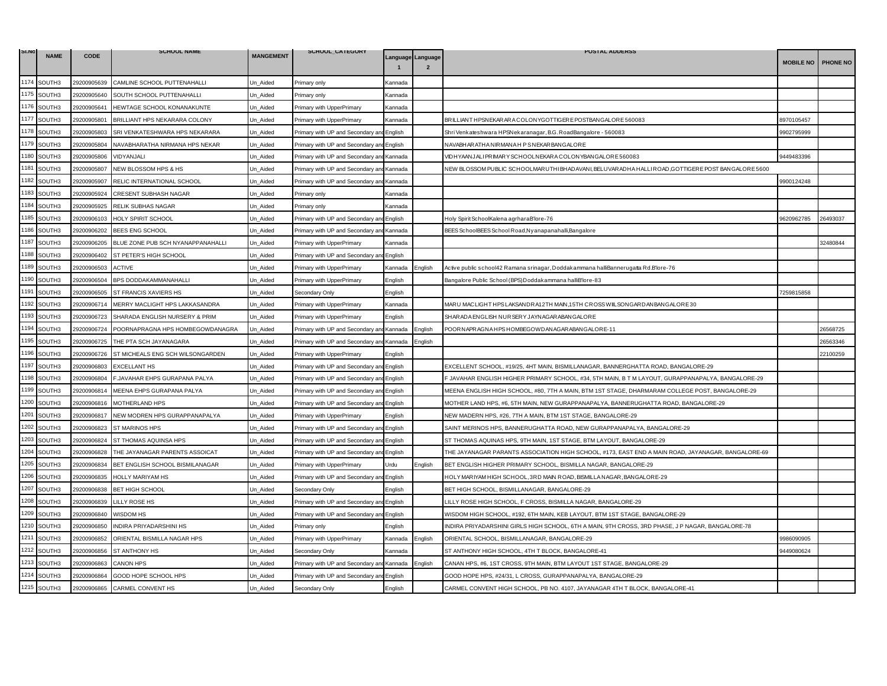| Sl.No | NAME | CODE | SCHOOL NAME | MANGEMENT | SCHOOL_CATEGORY | Language 1 | Language 2 | POSTAL ADDERSS | MOBILE NO | PHONE NO |
|---|---|---|---|---|---|---|---|---|---|---|
| 1174 | SOUTH3 | 29200905639 | CAMLINE SCHOOL PUTTENAHALLI | Un_Aided | Primary only | Kannada | | | | |
| 1175 | SOUTH3 | 29200905640 | SOUTH SCHOOL PUTTENAHALLI | Un_Aided | Primary only | Kannada | | | | |
| 1176 | SOUTH3 | 29200905641 | HEWTAGE SCHOOL KONANAKUNTE | Un_Aided | Primary with UpperPrimary | Kannada | | | | |
| 1177 | SOUTH3 | 29200905801 | BRILLIANT HPS NEKARARA COLONY | Un_Aided | Primary with UpperPrimary | Kannada | | BRILLIANT HPSNEKARARA COLONYGOTTIGERE POSTBANGALORE 560083 | 8970105457 | |
| 1178 | SOUTH3 | 29200905803 | SRI VENKATESHWARA HPS NEKARARA | Un_Aided | Primary with UP and Secondary and | English | | Shri Venkateshwara HPSNekaranagar, B.G. RoadBangalore - 560083 | 9902795999 | |
| 1179 | SOUTH3 | 29200905804 | NAVABHARATHA NIRMANA HPS NEKAR | Un_Aided | Primary with UP and Secondary and | English | | NAVABHARATHA NIRMANA H P S NEKAR BANGALORE | | |
| 1180 | SOUTH3 | 29200905806 | VIDYANJALI | Un_Aided | Primary with UP and Secondary and | Kannada | | VIDHYAANJALI PRIMARY SCHOOLNEKARA COLONYBANGALORE 560083 | 9449483396 | |
| 1181 | SOUTH3 | 29200905807 | NEW BLOSSOM HPS & HS | Un_Aided | Primary with UP and Secondary and | Kannada | | NEW BLOSSOM PUBLIC SCHOOLMARUTHI BHADAVANI, BELUVARADHA HALLI ROAD,GOTTIGERE POST BANGALORE 5600 | | |
| 1182 | SOUTH3 | 29200905907 | RELIC INTERNATIONAL SCHOOL | Un_Aided | Primary with UP and Secondary and | Kannada | | | 9900124248 | |
| 1183 | SOUTH3 | 29200905924 | CRESENT SUBHASH NAGAR | Un_Aided | Primary only | Kannada | | | | |
| 1184 | SOUTH3 | 29200905925 | RELIK SUBHAS NAGAR | Un_Aided | Primary only | Kannada | | | | |
| 1185 | SOUTH3 | 29200906103 | HOLY SPIRIT SCHOOL | Un_Aided | Primary with UP and Secondary and | English | | Holy Spirit SchoolKalena agrharaB'lore-76 | 9620962785 | 26493037 |
| 1186 | SOUTH3 | 29200906202 | BEES ENG SCHOOL | Un_Aided | Primary with UP and Secondary and | Kannada | | BEES SchoolBEES School Road,Nyanapanahalli,Bangalore | | |
| 1187 | SOUTH3 | 29200906205 | BLUE ZONE PUB SCH NYANAPPANAHALLI | Un_Aided | Primary with UpperPrimary | Kannada | | | | 32480844 |
| 1188 | SOUTH3 | 29200906402 | ST PETER'S HIGH SCHOOL | Un_Aided | Primary with UP and Secondary and | English | | | | |
| 1189 | SOUTH3 | 29200906503 | ACTIVE | Un_Aided | Primary with UpperPrimary | Kannada | English | Active public school42 Ramana srinagar, Doddakammana halliBannerugatta Rd.B'lore-76 | | |
| 1190 | SOUTH3 | 29200906504 | BPS DODDAKAMMANAHALLI | Un_Aided | Primary with UpperPrimary | English | | Bangalore Public School (BPS)Doddakammana halliB'lore-83 | | |
| 1191 | SOUTH3 | 29200906505 | ST FRANCIS XAVIERS HS | Un_Aided | Secondary Only | English | | | 7259815858 | |
| 1192 | SOUTH3 | 29200906714 | MERRY MACLIGHT HPS LAKKASANDRA | Un_Aided | Primary with UpperPrimary | Kannada | | MARU MACLIGHT HPSLAKSANDRA12TH MAIN,15TH CROSSWIILSONGARDANBANGALORE30 | | |
| 1193 | SOUTH3 | 29200906723 | SHARADA ENGLISH NURSERY & PRIM | Un_Aided | Primary with UpperPrimary | English | | SHARADA ENGLISH NURSERY JAYNAGARABANGALORE | | |
| 1194 | SOUTH3 | 29200906724 | POORNAPRAGNA HPS HOMBEGOWDANAGRA | Un_Aided | Primary with UP and Secondary and | Kannada | English | POORNAPRAGNA HPS HOMBEGOWDANAGARABANGALORE-11 | | 26568725 |
| 1195 | SOUTH3 | 29200906725 | THE PTA SCH JAYANAGARA | Un_Aided | Primary with UP and Secondary and | Kannada | English | | | 26563346 |
| 1196 | SOUTH3 | 29200906726 | ST MICHEALS ENG SCH WILSONGARDEN | Un_Aided | Primary with UpperPrimary | English | | | | 22100259 |
| 1197 | SOUTH3 | 29200906803 | EXCELLANT HS | Un_Aided | Primary with UP and Secondary and | English | | EXCELLENT SCHOOL, #19/25, 4HT MAIN, BISMILLANAGAR, BANNERGHATTA ROAD, BANGALORE-29 | | |
| 1198 | SOUTH3 | 29200906804 | F.JAVAHAR EHPS GURAPANA PALYA | Un_Aided | Primary with UP and Secondary and | English | | F JAVAHAR ENGLISH HIGHER PRIMARY SCHOOL, #34, 5TH MAIN, B T M LAYOUT, GURAPPANAPALYA, BANGALORE-29 | | |
| 1199 | SOUTH3 | 29200906814 | MEENA EHPS GURAPANA PALYA | Un_Aided | Primary with UP and Secondary and | English | | MEENA ENGLISH HIGH SCHOOL, #80, 7TH A MAIN, BTM 1ST STAGE, DHARMARAM COLLEGE POST, BANGALORE-29 | | |
| 1200 | SOUTH3 | 29200906816 | MOTHERLAND HPS | Un_Aided | Primary with UP and Secondary and | English | | MOTHER LAND HPS, #6, 5TH MAIN, NEW GURAPPANAPALYA, BANNERUGHATTA ROAD, BANGALORE-29 | | |
| 1201 | SOUTH3 | 29200906817 | NEW MODREN HPS GURAPPANAPALYA | Un_Aided | Primary with UpperPrimary | English | | NEW MADERN HPS, #26, 7TH A MAIN, BTM 1ST STAGE, BANGALORE-29 | | |
| 1202 | SOUTH3 | 29200906823 | ST MARINOS HPS | Un_Aided | Primary with UP and Secondary and | English | | SAINT MERINOS HPS, BANNERUGHATTA ROAD, NEW GURAPPANAPALYA, BANGALORE-29 | | |
| 1203 | SOUTH3 | 29200906824 | ST THOMAS AQUINSA HPS | Un_Aided | Primary with UP and Secondary and | English | | ST THOMAS AQUINAS HPS, 9TH MAIN, 1ST STAGE, BTM LAYOUT, BANGALORE-29 | | |
| 1204 | SOUTH3 | 29200906828 | THE JAYANAGAR PARENTS ASSOICAT | Un_Aided | Primary with UP and Secondary and | English | | THE JAYANAGAR PARANTS ASSOCIATION HIGH SCHOOL, #173, EAST END A MAIN ROAD, JAYANAGAR, BANGALORE-69 | | |
| 1205 | SOUTH3 | 29200906834 | BET ENGLISH SCHOOL BISMILANAGAR | Un_Aided | Primary with UpperPrimary | Urdu | English | BET ENGLISH HIGHER PRIMARY SCHOOL, BISMILLA NAGAR, BANGALORE-29 | | |
| 1206 | SOUTH3 | 29200906835 | HOLLY MARIYAM HS | Un_Aided | Primary with UP and Secondary and | English | | HOLY MARIYAM HIGH SCHOOL, 3RD MAIN ROAD, BISMILLA NAGAR, BANGALORE-29 | | |
| 1207 | SOUTH3 | 29200906838 | BET HIGH SCHOOL | Un_Aided | Secondary Only | English | | BET HIGH SCHOOL, BISMILLANAGAR, BANGALORE-29 | | |
| 1208 | SOUTH3 | 29200906839 | LILLY ROSE HS | Un_Aided | Primary with UP and Secondary and | English | | LILLY ROSE HIGH SCHOOL, F CROSS, BISMILLA NAGAR, BANGALORE-29 | | |
| 1209 | SOUTH3 | 29200906840 | WISDOM HS | Un_Aided | Primary with UP and Secondary and | English | | WISDOM HIGH SCHOOL, #192, 6TH MAIN, KEB LAYOUT, BTM 1ST STAGE, BANGALORE-29 | | |
| 1210 | SOUTH3 | 29200906850 | INDIRA PRIYADARSHINI HS | Un_Aided | Primary only | English | | INDIRA PRIYADARSHINI GIRLS HIGH SCHOOL, 6TH A MAIN, 9TH CROSS, 3RD PHASE, J P NAGAR, BANGALORE-78 | | |
| 1211 | SOUTH3 | 29200906852 | ORIENTAL BISMILLA NAGAR HPS | Un_Aided | Primary with UpperPrimary | Kannada | English | ORIENTAL SCHOOL, BISMILLANAGAR, BANGALORE-29 | 9986090905 | |
| 1212 | SOUTH3 | 29200906856 | ST ANTHONY HS | Un_Aided | Secondary Only | Kannada | | ST ANTHONY HIGH SCHOOL, 4TH T BLOCK, BANGALORE-41 | 9449080624 | |
| 1213 | SOUTH3 | 29200906863 | CANON HPS | Un_Aided | Primary with UP and Secondary and | Kannada | English | CANAN HPS, #6, 1ST CROSS, 9TH MAIN, BTM LAYOUT 1ST STAGE, BANGALORE-29 | | |
| 1214 | SOUTH3 | 29200906864 | GOOD HOPE SCHOOL HPS | Un_Aided | Primary with UP and Secondary and | English | | GOOD HOPE HPS, #24/31, L CROSS, GURAPPANAPALYA, BANGALORE-29 | | |
| 1215 | SOUTH3 | 29200906865 | CARMEL CONVENT HS | Un_Aided | Secondary Only | English | | CARMEL CONVENT HIGH SCHOOL, PB NO. 4107, JAYANAGAR 4TH T BLOCK, BANGALORE-41 | | |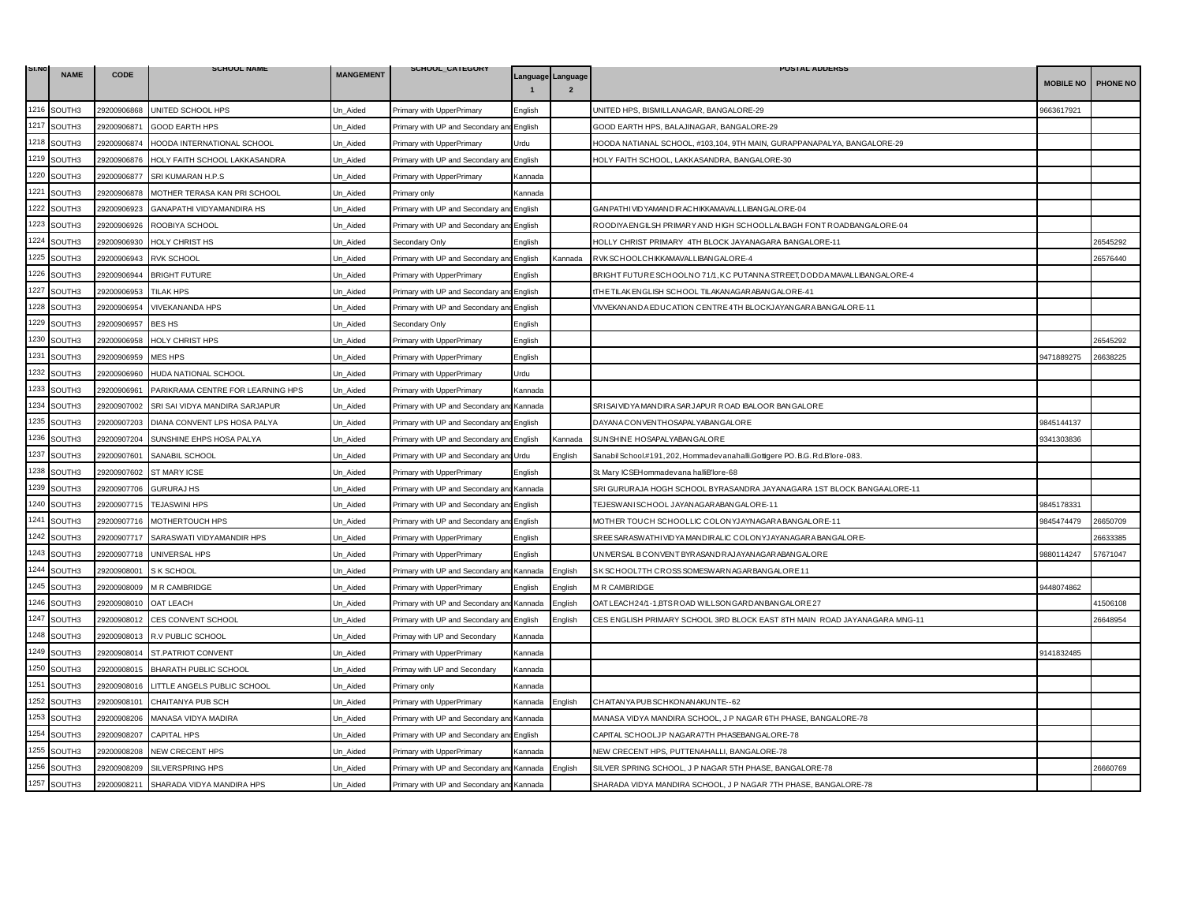| Sl.No | NAME | CODE | SCHOOL NAME | MANGEMENT | SCHOOL_CATEGORY | Language 1 | Language 2 | POSTAL ADDERSS | MOBILE NO | PHONE NO |
|---|---|---|---|---|---|---|---|---|---|---|
| 1216 | SOUTH3 | 29200906868 | UNITED SCHOOL HPS | Un_Aided | Primary with UpperPrimary | English | | UNITED HPS, BISMILLANAGAR, BANGALORE-29 | 9663617921 | |
| 1217 | SOUTH3 | 29200906871 | GOOD EARTH HPS | Un_Aided | Primary with UP and Secondary and | English | | GOOD EARTH HPS, BALAJINAGAR, BANGALORE-29 | | |
| 1218 | SOUTH3 | 29200906874 | HOODA INTERNATIONAL SCHOOL | Un_Aided | Primary with UpperPrimary | Urdu | | HOODA NATIANAL SCHOOL, #103,104, 9TH MAIN, GURAPPANAPALYA, BANGALORE-29 | | |
| 1219 | SOUTH3 | 29200906876 | HOLY FAITH SCHOOL LAKKASANDRA | Un_Aided | Primary with UP and Secondary and | English | | HOLY FAITH SCHOOL, LAKKASANDRA, BANGALORE-30 | | |
| 1220 | SOUTH3 | 29200906877 | SRI KUMARAN H.P.S | Un_Aided | Primary with UpperPrimary | Kannada | | | | |
| 1221 | SOUTH3 | 29200906878 | MOTHER TERASA KAN PRI SCHOOL | Un_Aided | Primary only | Kannada | | | | |
| 1222 | SOUTH3 | 29200906923 | GANAPATHI VIDYAMANDIRA HS | Un_Aided | Primary with UP and Secondary and | English | | GANPATHIVIDYAMANDIRACHIKKAMAVALLLIBANGALORE-04 | | |
| 1223 | SOUTH3 | 29200906926 | ROOBIYA SCHOOL | Un_Aided | Primary with UP and Secondary and | English | | ROODIYAENGILSH PRIMARY AND HIGH SCHOOLLALBAGH FONT ROADBANGALORE-04 | | |
| 1224 | SOUTH3 | 29200906930 | HOLY CHRIST HS | Un_Aided | Secondary Only | English | | HOLLY CHRIST PRIMARY 4TH BLOCK JAYANAGARA BANGALORE-11 | | 26545292 |
| 1225 | SOUTH3 | 29200906943 | RVK SCHOOL | Un_Aided | Primary with UP and Secondary and | English | Kannada | RVKSCHOOLCHIKKAMAVALLIBANGALORE-4 | | 26576440 |
| 1226 | SOUTH3 | 29200906944 | BRIGHT FUTURE | Un_Aided | Primary with UpperPrimary | English | | BRIGHT FUTURE SCHOOLNO 71/1, K C PUTANNA STREET, DODDA MAVALLIBANGALORE-4 | | |
| 1227 | SOUTH3 | 29200906953 | TILAK HPS | Un_Aided | Primary with UP and Secondary and | English | | tTHETILAK ENGLISH SCHOOL TILAKANAGARABANGALORE-41 | | |
| 1228 | SOUTH3 | 29200906954 | VIVEKANANDA HPS | Un_Aided | Primary with UP and Secondary and | English | | VIVVEKANANDAEDUCATION CENTRE4TH BLOCKJAYANGARABANGALORE-11 | | |
| 1229 | SOUTH3 | 29200906957 | BES HS | Un_Aided | Secondary Only | English | | | | |
| 1230 | SOUTH3 | 29200906958 | HOLY CHRIST HPS | Un_Aided | Primary with UpperPrimary | English | | | | 26545292 |
| 1231 | SOUTH3 | 29200906959 | MES HPS | Un_Aided | Primary with UpperPrimary | English | | | 9471889275 | 26638225 |
| 1232 | SOUTH3 | 29200906960 | HUDA NATIONAL SCHOOL | Un_Aided | Primary with UpperPrimary | Urdu | | | | |
| 1233 | SOUTH3 | 29200906961 | PARIKRAMA CENTRE FOR LEARNING HPS | Un_Aided | Primary with UpperPrimary | Kannada | | | | |
| 1234 | SOUTH3 | 29200907002 | SRI SAI VIDYA MANDIRA SARJAPUR | Un_Aided | Primary with UP and Secondary and | Kannada | | SRISAIVIDYA MANDIRASARJAPUR ROAD IBALOOR BANGALORE | | |
| 1235 | SOUTH3 | 29200907203 | DIANA CONVENT LPS HOSA PALYA | Un_Aided | Primary with UP and Secondary and | English | | DAYANACONVENTHOSAPALYABANGALORE | 9845144137 | |
| 1236 | SOUTH3 | 29200907204 | SUNSHINE EHPS HOSA PALYA | Un_Aided | Primary with UP and Secondary and | English | Kannada | SUNSHINE HOSAPALYABANGALORE | 9341303836 | |
| 1237 | SOUTH3 | 29200907601 | SANABIL SCHOOL | Un_Aided | Primary with UP and Secondary and | Urdu | English | Sanabil School,#191, 202, Hommadevanahalli,Gottigere PO. B.G. Rd.B'lore-083. | | |
| 1238 | SOUTH3 | 29200907602 | ST MARY ICSE | Un_Aided | Primary with UpperPrimary | English | | St. Mary ICSEHommadevana halliB'lore-68 | | |
| 1239 | SOUTH3 | 29200907706 | GURURAJ HS | Un_Aided | Primary with UP and Secondary and | Kannada | | SRI GURURAJA HOGH SCHOOL BYRASANDRA JAYANAGARA 1ST BLOCK BANGAALORE-11 | | |
| 1240 | SOUTH3 | 29200907715 | TEJASWINI HPS | Un_Aided | Primary with UP and Secondary and | English | | TEJESWANISCHOOL JAYANAGARABANGALORE-11 | 9845178331 | |
| 1241 | SOUTH3 | 29200907716 | MOTHERTOUCH HPS | Un_Aided | Primary with UP and Secondary and | English | | MOTHER TOUCH SCHOOLLIC COLONYJAYNAGARA BANGALORE-11 | 9845474479 | 26650709 |
| 1242 | SOUTH3 | 29200907717 | SARASWATI VIDYAMANDIR HPS | Un_Aided | Primary with UpperPrimary | English | | SREE SARASWATHIVIDYA MANDIRALIC COLONYJAYANAGARA BANGALORE- | | 26633385 |
| 1243 | SOUTH3 | 29200907718 | UNIVERSAL HPS | Un_Aided | Primary with UpperPrimary | English | | UNIVERSAL BCONVENT BYRASANDRAJAYANAGARABANGALORE | 9880114247 | 57671047 |
| 1244 | SOUTH3 | 29200908001 | S K SCHOOL | Un_Aided | Primary with UP and Secondary and | Kannada | English | S K SCHOOL7TH CROSS SOMESWARNAGARBANGALORE 11 | | |
| 1245 | SOUTH3 | 29200908009 | M R CAMBRIDGE | Un_Aided | Primary with UpperPrimary | English | English | M R CAMBRIDGE | 9448074862 | |
| 1246 | SOUTH3 | 29200908010 | OAT LEACH | Un_Aided | Primary with UP and Secondary and | Kannada | English | OAT LEACH 24/1-1,BTS ROAD WILLSONGARDANBANGALORE 27 | | 41506108 |
| 1247 | SOUTH3 | 29200908012 | CES CONVENT SCHOOL | Un_Aided | Primary with UP and Secondary and | English | English | CES ENGLISH PRIMARY SCHOOL 3RD BLOCK EAST 8TH MAIN ROAD JAYANAGARA MNG-11 | | 26648954 |
| 1248 | SOUTH3 | 29200908013 | R.V PUBLIC SCHOOL | Un_Aided | Primay with UP and Secondary | Kannada | | | | |
| 1249 | SOUTH3 | 29200908014 | ST.PATRIOT CONVENT | Un_Aided | Primary with UpperPrimary | Kannada | | | 9141832485 | |
| 1250 | SOUTH3 | 29200908015 | BHARATH PUBLIC SCHOOL | Un_Aided | Primay with UP and Secondary | Kannada | | | | |
| 1251 | SOUTH3 | 29200908016 | LITTLE ANGELS PUBLIC SCHOOL | Un_Aided | Primary only | Kannada | | | | |
| 1252 | SOUTH3 | 29200908101 | CHAITANYA PUB SCH | Un_Aided | Primary with UpperPrimary | Kannada | English | CHAITANYA PUB SCHKONANAKUNTE--62 | | |
| 1253 | SOUTH3 | 29200908206 | MANASA VIDYA MADIRA | Un_Aided | Primary with UP and Secondary and | Kannada | | MANASA VIDYA MANDIRA SCHOOL, J P NAGAR 6TH PHASE, BANGALORE-78 | | |
| 1254 | SOUTH3 | 29200908207 | CAPITAL HPS | Un_Aided | Primary with UP and Secondary and | English | | CAPITAL SCHOOLJP NAGARA7TH PHASEBANGALORE-78 | | |
| 1255 | SOUTH3 | 29200908208 | NEW CRECENT HPS | Un_Aided | Primary with UpperPrimary | Kannada | | NEW CRECENT HPS, PUTTENAHALLI, BANGALORE-78 | | |
| 1256 | SOUTH3 | 29200908209 | SILVERSPRING HPS | Un_Aided | Primary with UP and Secondary and | Kannada | English | SILVER SPRING SCHOOL, J P NAGAR 5TH PHASE, BANGALORE-78 | | 26660769 |
| 1257 | SOUTH3 | 29200908211 | SHARADA VIDYA MANDIRA HPS | Un_Aided | Primary with UP and Secondary and | Kannada | | SHARADA VIDYA MANDIRA SCHOOL, J P NAGAR 7TH PHASE, BANGALORE-78 | | |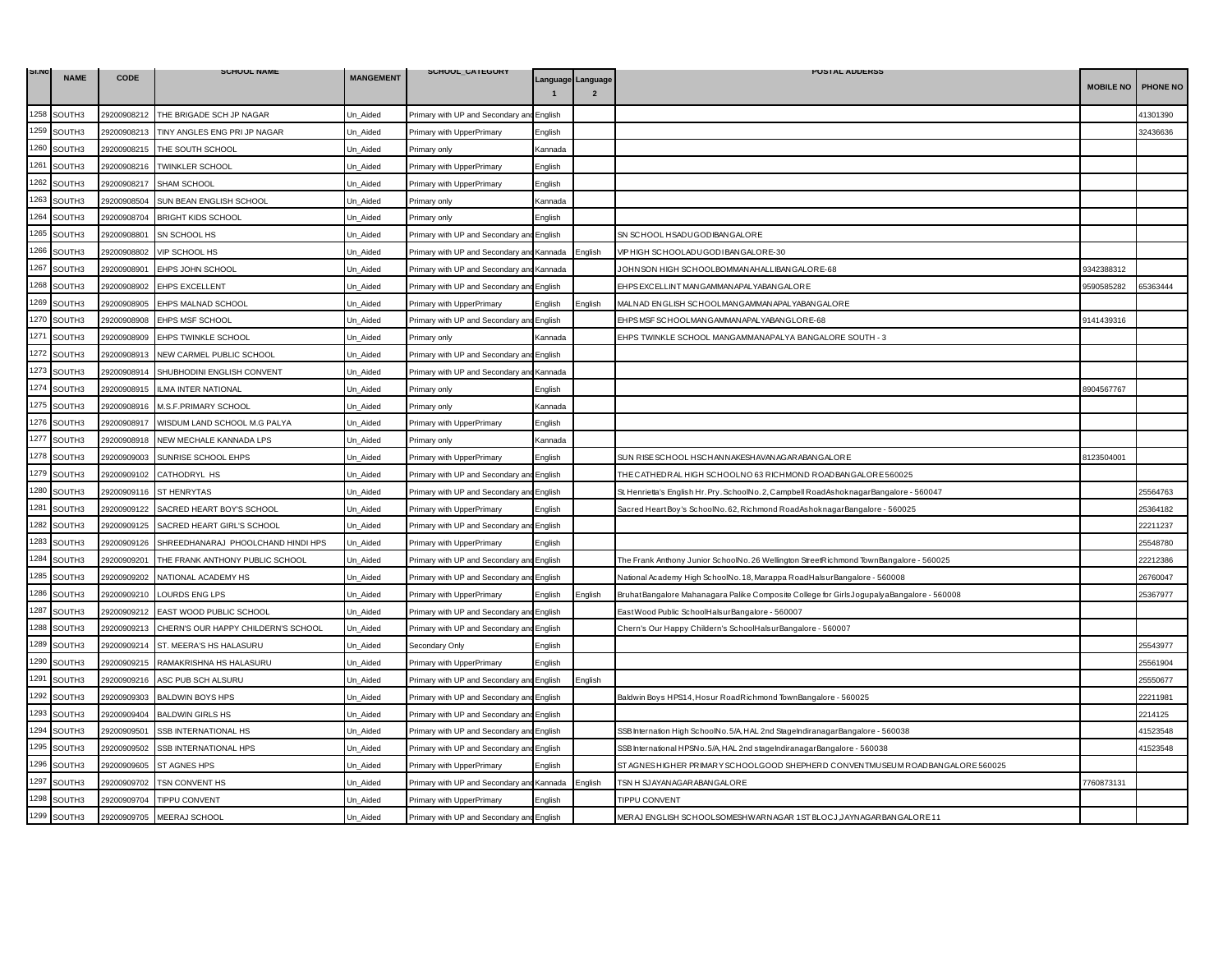| Sl.No | NAME | CODE | SCHOOL NAME | MANGEMENT | SCHOOL_CATEGORY | Language 1 | Language 2 | POSTAL ADDERSS | MOBILE NO | PHONE NO |
|---|---|---|---|---|---|---|---|---|---|---|
| 1258 | SOUTH3 | 29200908212 | THE BRIGADE SCH JP NAGAR | Un_Aided | Primary with UP and Secondary and | English | | | | 41301390 |
| 1259 | SOUTH3 | 29200908213 | TINY ANGLES ENG PRI JP NAGAR | Un_Aided | Primary with UpperPrimary | English | | | | 32436636 |
| 1260 | SOUTH3 | 29200908215 | THE SOUTH SCHOOL | Un_Aided | Primary only | Kannada | | | | |
| 1261 | SOUTH3 | 29200908216 | TWINKLER SCHOOL | Un_Aided | Primary with UpperPrimary | English | | | | |
| 1262 | SOUTH3 | 29200908217 | SHAM SCHOOL | Un_Aided | Primary with UpperPrimary | English | | | | |
| 1263 | SOUTH3 | 29200908504 | SUN BEAN ENGLISH SCHOOL | Un_Aided | Primary only | Kannada | | | | |
| 1264 | SOUTH3 | 29200908704 | BRIGHT KIDS SCHOOL | Un_Aided | Primary only | English | | | | |
| 1265 | SOUTH3 | 29200908801 | SN SCHOOL HS | Un_Aided | Primary with UP and Secondary and | English | | SN SCHOOL HSADUGODIBANGALORE | | |
| 1266 | SOUTH3 | 29200908802 | VIP SCHOOL HS | Un_Aided | Primary with UP and Secondary and | Kannada | English | VIP HIGH SCHOOLADUGODIBANGALORE-30 | | |
| 1267 | SOUTH3 | 29200908901 | EHPS JOHN SCHOOL | Un_Aided | Primary with UP and Secondary and | Kannada | | JOHNSON HIGH SCHOOLBOMMANAHALLIBANGALORE-68 | 9342388312 | |
| 1268 | SOUTH3 | 29200908902 | EHPS EXCELLENT | Un_Aided | Primary with UP and Secondary and | English | | EHPS EXCELLINT MANGAMMANAPALYABANGALORE | 9590585282 | 65363444 |
| 1269 | SOUTH3 | 29200908905 | EHPS MALNAD SCHOOL | Un_Aided | Primary with UpperPrimary | English | English | MALNAD ENGLISH SCHOOLMANGAMMANAPALYABANGALORE | | |
| 1270 | SOUTH3 | 29200908908 | EHPS MSF SCHOOL | Un_Aided | Primary with UP and Secondary and | English | | EHPS MSF SCHOOLMANGAMMANAPALYABANGLORE-68 | 9141439316 | |
| 1271 | SOUTH3 | 29200908909 | EHPS TWINKLE SCHOOL | Un_Aided | Primary only | Kannada | | EHPS TWINKLE SCHOOL MANGAMMANAPALYA BANGALORE SOUTH - 3 | | |
| 1272 | SOUTH3 | 29200908913 | NEW CARMEL PUBLIC SCHOOL | Un_Aided | Primary with UP and Secondary and | English | | | | |
| 1273 | SOUTH3 | 29200908914 | SHUBHODINI ENGLISH CONVENT | Un_Aided | Primary with UP and Secondary and | Kannada | | | | |
| 1274 | SOUTH3 | 29200908915 | ILMA INTER NATIONAL | Un_Aided | Primary only | English | | | 8904567767 | |
| 1275 | SOUTH3 | 29200908916 | M.S.F.PRIMARY SCHOOL | Un_Aided | Primary only | Kannada | | | | |
| 1276 | SOUTH3 | 29200908917 | WISDUM LAND SCHOOL M.G PALYA | Un_Aided | Primary with UpperPrimary | English | | | | |
| 1277 | SOUTH3 | 29200908918 | NEW MECHALE KANNADA LPS | Un_Aided | Primary only | Kannada | | | | |
| 1278 | SOUTH3 | 29200909003 | SUNRISE SCHOOL EHPS | Un_Aided | Primary with UpperPrimary | English | | SUN RISE SCHOOL HSCHANNAKESHAVANAGARABANGALORE | 8123504001 | |
| 1279 | SOUTH3 | 29200909102 | CATHODRYL HS | Un_Aided | Primary with UP and Secondary and | English | | THE CATHEDRAL HIGH SCHOOLNO 63 RICHMOND ROADBANGALORE 560025 | | |
| 1280 | SOUTH3 | 29200909116 | ST HENRYTAS | Un_Aided | Primary with UP and Secondary and | English | | St. Henrietta's English Hr. Pry. SchoolNo. 2, Campbell RoadAshoknagarBangalore - 560047 | | 25564763 |
| 1281 | SOUTH3 | 29200909122 | SACRED HEART BOY'S SCHOOL | Un_Aided | Primary with UpperPrimary | English | | Sacred HeartBoy's SchoolNo. 62, Richmond RoadAshoknagarBangalore - 560025 | | 25364182 |
| 1282 | SOUTH3 | 29200909125 | SACRED HEART GIRL'S SCHOOL | Un_Aided | Primary with UP and Secondary and | English | | | | 22211237 |
| 1283 | SOUTH3 | 29200909126 | SHREEDHANARAJ PHOOLCHAND HINDI HPS | Un_Aided | Primary with UpperPrimary | English | | | | 25548780 |
| 1284 | SOUTH3 | 29200909201 | THE FRANK ANTHONY PUBLIC SCHOOL | Un_Aided | Primary with UP and Secondary and | English | | The Frank Anthony Junior SchoolNo. 26 Wellington StreetRichmond TownBangalore - 560025 | | 22212386 |
| 1285 | SOUTH3 | 29200909202 | NATIONAL ACADEMY HS | Un_Aided | Primary with UP and Secondary and | English | | National Academy High SchoolNo. 18, Marappa RoadHalsurBangalore - 560008 | | 26760047 |
| 1286 | SOUTH3 | 29200909210 | LOURDS ENG LPS | Un_Aided | Primary with UpperPrimary | English | English | Bruhat Bangalore Mahanagara Palike Composite College for GirlsJogupalyaBangalore - 560008 | | 25367977 |
| 1287 | SOUTH3 | 29200909212 | EAST WOOD PUBLIC SCHOOL | Un_Aided | Primary with UP and Secondary and | English | | East Wood Public SchoolHalsurBangalore - 560007 | | |
| 1288 | SOUTH3 | 29200909213 | CHERN'S OUR HAPPY CHILDERN'S SCHOOL | Un_Aided | Primary with UP and Secondary and | English | | Chern's Our Happy Childern's SchoolHalsurBangalore - 560007 | | |
| 1289 | SOUTH3 | 29200909214 | ST. MEERA'S HS HALASURU | Un_Aided | Secondary Only | English | | | | 25543977 |
| 1290 | SOUTH3 | 29200909215 | RAMAKRISHNA HS HALASURU | Un_Aided | Primary with UpperPrimary | English | | | | 25561904 |
| 1291 | SOUTH3 | 29200909216 | ASC PUB SCH ALSURU | Un_Aided | Primary with UP and Secondary and | English | English | | | 25550677 |
| 1292 | SOUTH3 | 29200909303 | BALDWIN BOYS HPS | Un_Aided | Primary with UP and Secondary and | English | | Baldwin Boys HPS14, Hosur RoadRichmond TownBangalore - 560025 | | 22211981 |
| 1293 | SOUTH3 | 29200909404 | BALDWIN GIRLS HS | Un_Aided | Primary with UP and Secondary and | English | | | | 2214125 |
| 1294 | SOUTH3 | 29200909501 | SSB INTERNATIONAL HS | Un_Aided | Primary with UP and Secondary and | English | | SSB Internation High SchoolNo. 5/A, HAL 2nd StageIndiranagarBangalore - 560038 | | 41523548 |
| 1295 | SOUTH3 | 29200909502 | SSB INTERNATIONAL HPS | Un_Aided | Primary with UP and Secondary and | English | | SSB International HPSNo. 5/A, HAL 2nd stageIndiranagarBangalore - 560038 | | 41523548 |
| 1296 | SOUTH3 | 29200909605 | ST AGNES HPS | Un_Aided | Primary with UpperPrimary | English | | ST AGNES HIGHER PRIMARY SCHOOLGOOD SHEPHERD CONVENTMUSEUM ROADBANGALORE 560025 | | |
| 1297 | SOUTH3 | 29200909702 | TSN CONVENT HS | Un_Aided | Primary with UP and Secondary and | Kannada | English | TSN H SJAYANAGARABANGALORE | 7760873131 | |
| 1298 | SOUTH3 | 29200909704 | TIPPU CONVENT | Un_Aided | Primary with UpperPrimary | English | | TIPPU CONVENT | | |
| 1299 | SOUTH3 | 29200909705 | MEERAJ SCHOOL | Un_Aided | Primary with UP and Secondary and | English | | MERAJ ENGLISH SCHOOLSOMESHWARNAGAR 1ST BLOCJ JAYNAGARBANGALORE 11 | | |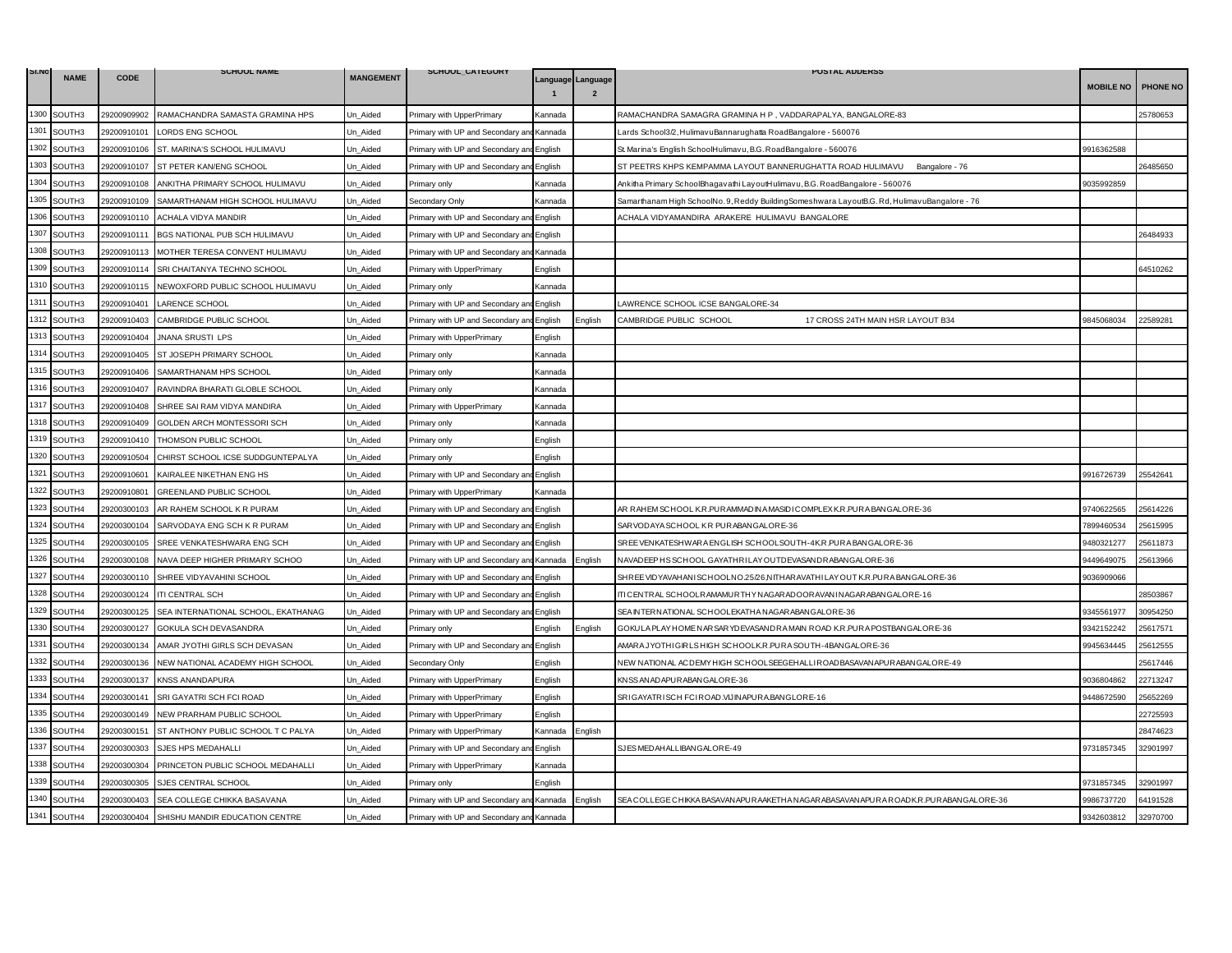| Sl.No | NAME | CODE | SCHOOL NAME | MANGEMENT | SCHOOL_CATEGORY | Language 1 | Language 2 | POSTAL ADDERSS | MOBILE NO | PHONE NO |
|---|---|---|---|---|---|---|---|---|---|---|
| 1300 | SOUTH3 | 29200909902 | RAMACHANDRA SAMASTA GRAMINA HPS | Un_Aided | Primary with UpperPrimary | Kannada | | RAMACHANDRA SAMAGRA GRAMINA H P , VADDARAPALYA, BANGALORE-83 | | 25780653 |
| 1301 | SOUTH3 | 29200910101 | LORDS ENG SCHOOL | Un_Aided | Primary with UP and Secondary and | Kannada | | Lards School3/2, HulimavuBannarughatta RoadBangalore - 560076 | | |
| 1302 | SOUTH3 | 29200910106 | ST. MARINA'S SCHOOL HULIMAVU | Un_Aided | Primary with UP and Secondary and | English | | St.Marina's English SchoolHulimavu, B.G. RoadBangalore - 560076 | 9916362588 | |
| 1303 | SOUTH3 | 29200910107 | ST PETER KAN/ENG SCHOOL | Un_Aided | Primary with UP and Secondary and | English | | ST PEETRS KHPS KEMPAMMA LAYOUT BANNERUGHATTA ROAD HULIMAVU Bangalore - 76 | | 26485650 |
| 1304 | SOUTH3 | 29200910108 | ANKITHA PRIMARY SCHOOL HULIMAVU | Un_Aided | Primary only | Kannada | | Ankitha Primary SchoolBhagavathi LayoutHulimavu, B.G. RoadBangalore - 560076 | 9035992859 | |
| 1305 | SOUTH3 | 29200910109 | SAMARTHANAM HIGH SCHOOL HULIMAVU | Un_Aided | Secondary Only | Kannada | | Samarthanam High SchoolNo. 9, Reddy BuildingSomeshwara LayoutB.G. Rd, HulimavuBangalore - 76 | | |
| 1306 | SOUTH3 | 29200910110 | ACHALA VIDYA MANDIR | Un_Aided | Primary with UP and Secondary and | English | | ACHALA VIDYAMANDIRA ARAKERE HULIMAVU BANGALORE | | |
| 1307 | SOUTH3 | 29200910111 | BGS NATIONAL PUB SCH HULIMAVU | Un_Aided | Primary with UP and Secondary and | English | | | | 26484933 |
| 1308 | SOUTH3 | 29200910113 | MOTHER TERESA CONVENT HULIMAVU | Un_Aided | Primary with UP and Secondary and | Kannada | | | | |
| 1309 | SOUTH3 | 29200910114 | SRI CHAITANYA TECHNO SCHOOL | Un_Aided | Primary with UpperPrimary | English | | | | 64510262 |
| 1310 | SOUTH3 | 29200910115 | NEWOXFORD PUBLIC SCHOOL HULIMAVU | Un_Aided | Primary only | Kannada | | | | |
| 1311 | SOUTH3 | 29200910401 | LARENCE SCHOOL | Un_Aided | Primary with UP and Secondary and | English | | LAWRENCE SCHOOL ICSE BANGALORE-34 | | |
| 1312 | SOUTH3 | 29200910403 | CAMBRIDGE PUBLIC SCHOOL | Un_Aided | Primary with UP and Secondary and | English | English | CAMBRIDGE PUBLIC SCHOOL 17 CROSS 24TH MAIN HSR LAYOUT B34 | 9845068034 | 22589281 |
| 1313 | SOUTH3 | 29200910404 | JNANA SRUSTI LPS | Un_Aided | Primary with UpperPrimary | English | | | | |
| 1314 | SOUTH3 | 29200910405 | ST JOSEPH PRIMARY SCHOOL | Un_Aided | Primary only | Kannada | | | | |
| 1315 | SOUTH3 | 29200910406 | SAMARTHANAM HPS SCHOOL | Un_Aided | Primary only | Kannada | | | | |
| 1316 | SOUTH3 | 29200910407 | RAVINDRA BHARATI GLOBLE SCHOOL | Un_Aided | Primary only | Kannada | | | | |
| 1317 | SOUTH3 | 29200910408 | SHREE SAI RAM VIDYA MANDIRA | Un_Aided | Primary with UpperPrimary | Kannada | | | | |
| 1318 | SOUTH3 | 29200910409 | GOLDEN ARCH MONTESSORI SCH | Un_Aided | Primary only | Kannada | | | | |
| 1319 | SOUTH3 | 29200910410 | THOMSON PUBLIC SCHOOL | Un_Aided | Primary only | English | | | | |
| 1320 | SOUTH3 | 29200910504 | CHIRST SCHOOL ICSE SUDDGUNTEPALYA | Un_Aided | Primary only | English | | | | |
| 1321 | SOUTH3 | 29200910601 | KAIRALEE NIKETHAN ENG HS | Un_Aided | Primary with UP and Secondary and | English | | | 9916726739 | 25542641 |
| 1322 | SOUTH3 | 29200910801 | GREENLAND PUBLIC SCHOOL | Un_Aided | Primary with UpperPrimary | Kannada | | | | |
| 1323 | SOUTH4 | 29200300103 | AR RAHEM SCHOOL K R PURAM | Un_Aided | Primary with UP and Secondary and | English | | AR RAHEM SCHOOL K.R.PURAMMADINA MASIDICOMPLEX K.R.PURA BANGALORE-36 | 9740622565 | 25614226 |
| 1324 | SOUTH4 | 29200300104 | SARVODAYA ENG SCH K R PURAM | Un_Aided | Primary with UP and Secondary and | English | | SARVODAYA SCHOOL K R PURABANGALORE-36 | 7899460534 | 25615995 |
| 1325 | SOUTH4 | 29200300105 | SREE VENKATESHWARA ENG SCH | Un_Aided | Primary with UP and Secondary and | English | | SREE VENKATESHWARA ENGLISH SCHOOLSOUTH-4K.R.PURA BANGALORE-36 | 9480321277 | 25611873 |
| 1326 | SOUTH4 | 29200300108 | NAVA DEEP HIGHER PRIMARY SCHOO | Un_Aided | Primary with UP and Secondary and | Kannada | English | NAVADEEP HS SCHOOL GAYATHRI LAYOUTDEVASANDRA BANGALORE-36 | 9449649075 | 25613966 |
| 1327 | SOUTH4 | 29200300110 | SHREE VIDYAVAHINI SCHOOL | Un_Aided | Primary with UP and Secondary and | English | | SHREE VIDYAVAHANI SCHOOLNO.25/26,NITHARAVATHI LAYOUT K.R.PURA BANGALORE-36 | 9036909066 | |
| 1328 | SOUTH4 | 29200300124 | ITI CENTRAL SCH | Un_Aided | Primary with UP and Secondary and | English | | ITI CENTRAL SCHOOLRAMAMURTHY NAGARADOORAVANI NAGARABANGALORE-16 | | 28503867 |
| 1329 | SOUTH4 | 29200300125 | SEA INTERNATIONAL SCHOOL, EKATHANAG | Un_Aided | Primary with UP and Secondary and | English | | SEA INTERNATIONAL SCHOOLEKATHA NAGARABANGALORE-36 | 9345561977 | 30954250 |
| 1330 | SOUTH4 | 29200300127 | GOKULA SCH DEVASANDRA | Un_Aided | Primary only | English | English | GOKULA PLAY HOME NARSARYDEVASANDRA MAIN ROAD K.R.PURA POSTBANGALORE-36 | 9342152242 | 25617571 |
| 1331 | SOUTH4 | 29200300134 | AMAR JYOTHI GIRLS SCH DEVASAN | Un_Aided | Primary with UP and Secondary and | English | | AMARA JYOTHI GIRLS HIGH SCHOOLK.R.PURA SOUTH-4BANGALORE-36 | 9945634445 | 25612555 |
| 1332 | SOUTH4 | 29200300136 | NEW NATIONAL ACADEMY HIGH SCHOOL | Un_Aided | Secondary Only | English | | NEW NATIONAL ACDEMY HIGH SCHOOLSEEGEHALLI ROADBASAVANAPURA BANGALORE-49 | | 25617446 |
| 1333 | SOUTH4 | 29200300137 | KNSS ANANDAPURA | Un_Aided | Primary with UpperPrimary | English | | KNSS ANADAPURA BANGALORE-36 | 9036804862 | 22713247 |
| 1334 | SOUTH4 | 29200300141 | SRI GAYATRI SCH FCI ROAD | Un_Aided | Primary with UpperPrimary | English | | SRI GAYATRI SCH FCI ROAD.VIJINAPURA.BANGLORE-16 | 9448672590 | 25652269 |
| 1335 | SOUTH4 | 29200300149 | NEW PRARHAM PUBLIC SCHOOL | Un_Aided | Primary with UpperPrimary | English | | | | 22725593 |
| 1336 | SOUTH4 | 29200300151 | ST ANTHONY PUBLIC SCHOOL T C PALYA | Un_Aided | Primary with UpperPrimary | Kannada | English | | | 28474623 |
| 1337 | SOUTH4 | 29200300303 | SJES HPS MEDAHALLI | Un_Aided | Primary with UP and Secondary and | English | | SJES MEDAHALLIBANGALORE-49 | 9731857345 | 32901997 |
| 1338 | SOUTH4 | 29200300304 | PRINCETON PUBLIC SCHOOL MEDAHALLI | Un_Aided | Primary with UpperPrimary | Kannada | | | | |
| 1339 | SOUTH4 | 29200300305 | SJES CENTRAL SCHOOL | Un_Aided | Primary only | English | | | 9731857345 | 32901997 |
| 1340 | SOUTH4 | 29200300403 | SEA COLLEGE CHIKKA BASAVANA | Un_Aided | Primary with UP and Secondary and | Kannada | English | SEA COLLEGE CHIKKA BASAVANAPURA AKETHA NAGARA BASAVANAPURA ROADK.R.PURA BANGALORE-36 | 9986737720 | 64191528 |
| 1341 | SOUTH4 | 29200300404 | SHISHU MANDIR EDUCATION CENTRE | Un_Aided | Primary with UP and Secondary and | Kannada | | | 9342603812 | 32970700 |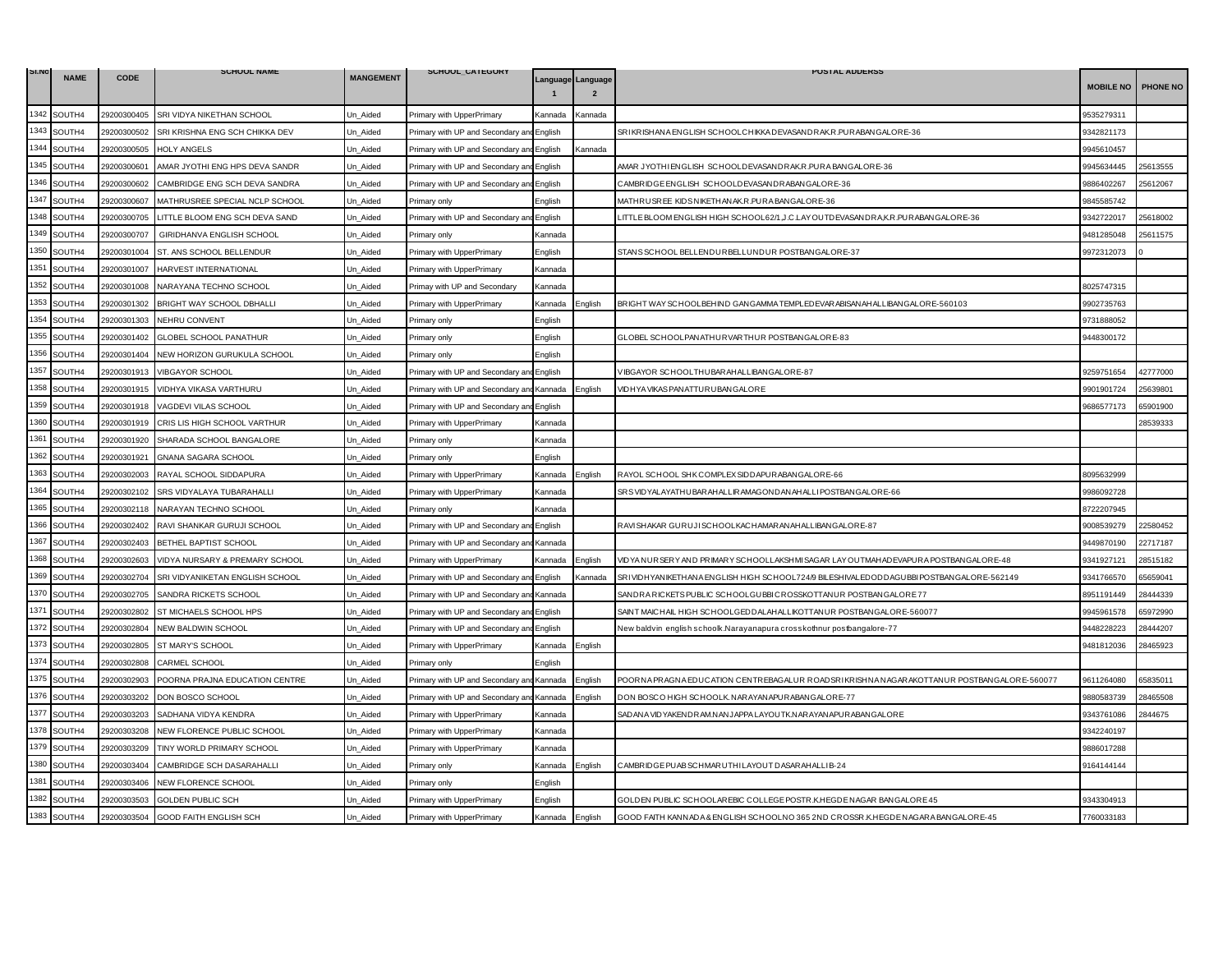| Sl.No | NAME | CODE | SCHOOL NAME | MANGEMENT | SCHOOL_CATEGORY | Language 1 | Language 2 | POSTAL ADDERSS | MOBILE NO | PHONE NO |
|---|---|---|---|---|---|---|---|---|---|---|
| 1342 | SOUTH4 | 29200300405 | SRI VIDYA NIKETHAN SCHOOL | Un_Aided | Primary with UpperPrimary | Kannada | Kannada | | 9535279311 | |
| 1343 | SOUTH4 | 29200300502 | SRI KRISHNA ENG SCH CHIKKA DEV | Un_Aided | Primary with UP and Secondary and | English | | SRIKRISHANA ENGLISH SCHOOLCHIKKADEVASANDRAK.R.PURABANGALORE-36 | 9342821173 | |
| 1344 | SOUTH4 | 29200300505 | HOLY ANGELS | Un_Aided | Primary with UP and Secondary and | English | Kannada | | 9945610457 | |
| 1345 | SOUTH4 | 29200300601 | AMAR JYOTHI ENG HPS DEVA SANDR | Un_Aided | Primary with UP and Secondary and | English | | AMAR JYOTHIENGLISH SCHOOLDEVASANDRAK.R.PURA BANGALORE-36 | 9945634445 | 25613555 |
| 1346 | SOUTH4 | 29200300602 | CAMBRIDGE ENG SCH DEVA SANDRA | Un_Aided | Primary with UP and Secondary and | English | | CAMBRIDGE ENGLISH SCHOOLDEVASANDRABANGALORE-36 | 9886402267 | 25612067 |
| 1347 | SOUTH4 | 29200300607 | MATHRUSREE SPECIAL NCLP SCHOOL | Un_Aided | Primary only | English | | MATHRUSREE KIDSNIKETHANAK.R.PURABANGALORE-36 | 9845585742 | |
| 1348 | SOUTH4 | 29200300705 | LITTLE BLOOM ENG SCH DEVA SAND | Un_Aided | Primary with UP and Secondary and | English | | LITTLE BLOOM ENGLISH HIGH SCHOOL62/1,J.C.LAYOUTDEVASANDRA,K.R.PURABANGALORE-36 | 9342722017 | 25618002 |
| 1349 | SOUTH4 | 29200300707 | GIRIDHANVA ENGLISH SCHOOL | Un_Aided | Primary only | Kannada | | | 9481285048 | 25611575 |
| 1350 | SOUTH4 | 29200301004 | ST. ANS SCHOOL BELLENDUR | Un_Aided | Primary with UpperPrimary | English | | STANS SCHOOL BELLENDURBELLUNDUR POSTBANGALORE-37 | 9972312073 | 0 |
| 1351 | SOUTH4 | 29200301007 | HARVEST INTERNATIONAL | Un_Aided | Primary with UpperPrimary | Kannada | | | | |
| 1352 | SOUTH4 | 29200301008 | NARAYANA TECHNO SCHOOL | Un_Aided | Primay with UP and Secondary | Kannada | | | 8025747315 | |
| 1353 | SOUTH4 | 29200301302 | BRIGHT WAY SCHOOL DBHALLI | Un_Aided | Primary with UpperPrimary | Kannada | English | BRIGHT WAY SCHOOLBEHIND GANGAMMA TEMPLEDEVARABISANAHALLIBANGALORE-560103 | 9902735763 | |
| 1354 | SOUTH4 | 29200301303 | NEHRU CONVENT | Un_Aided | Primary only | English | | | 9731888052 | |
| 1355 | SOUTH4 | 29200301402 | GLOBEL SCHOOL PANATHUR | Un_Aided | Primary only | English | | GLOBEL SCHOOLPANATHURVARTHUR POSTBANGALORE-83 | 9448300172 | |
| 1356 | SOUTH4 | 29200301404 | NEW HORIZON GURUKULA SCHOOL | Un_Aided | Primary only | English | | | | |
| 1357 | SOUTH4 | 29200301913 | VIBGAYOR SCHOOL | Un_Aided | Primary with UP and Secondary and | English | | VIBGAYOR SCHOOLTHUBARAHALLIBANGALORE-87 | 9259751654 | 42777000 |
| 1358 | SOUTH4 | 29200301915 | VIDHYA VIKASA VARTHURU | Un_Aided | Primary with UP and Secondary and | Kannada | English | VIDHYAVIKAS PANATTURUBANGALORE | 9901901724 | 25639801 |
| 1359 | SOUTH4 | 29200301918 | VAGDEVI VILAS SCHOOL | Un_Aided | Primary with UP and Secondary and | English | | | 9686577173 | 65901900 |
| 1360 | SOUTH4 | 29200301919 | CRIS LIS HIGH SCHOOL VARTHUR | Un_Aided | Primary with UpperPrimary | Kannada | | | | 28539333 |
| 1361 | SOUTH4 | 29200301920 | SHARADA SCHOOL BANGALORE | Un_Aided | Primary only | Kannada | | | | |
| 1362 | SOUTH4 | 29200301921 | GNANA SAGARA SCHOOL | Un_Aided | Primary only | English | | | | |
| 1363 | SOUTH4 | 29200302003 | RAYAL SCHOOL SIDDAPURA | Un_Aided | Primary with UpperPrimary | Kannada | English | RAYOL SCHOOL SHK COMPLEX SIDDAPURABANGALORE-66 | 8095632999 | |
| 1364 | SOUTH4 | 29200302102 | SRS VIDYALAYA TUBARAHALLI | Un_Aided | Primary with UpperPrimary | Kannada | | SRS VIDYALAYATHUBARAHALLIRAMAGONDANAHALLIPOSTBANGALORE-66 | 9986092728 | |
| 1365 | SOUTH4 | 29200302118 | NARAYAN TECHNO SCHOOL | Un_Aided | Primary only | Kannada | | | 8722207945 | |
| 1366 | SOUTH4 | 29200302402 | RAVI SHANKAR GURUJI SCHOOL | Un_Aided | Primary with UP and Secondary and | English | | RAVISHAKAR GURUJISCHOOLKACHAMARANAHALLIBANGALORE-87 | 9008539279 | 22580452 |
| 1367 | SOUTH4 | 29200302403 | BETHEL BAPTIST SCHOOL | Un_Aided | Primary with UP and Secondary and | Kannada | | | 9449870190 | 22717187 |
| 1368 | SOUTH4 | 29200302603 | VIDYA NURSARY & PREMARY SCHOOL | Un_Aided | Primary with UpperPrimary | Kannada | English | VIDYA NURSERY AND PRIMARY SCHOOLLAKSHMISAGAR LAYOUTMAHADEVAPURA POSTBANGALORE-48 | 9341927121 | 28515182 |
| 1369 | SOUTH4 | 29200302704 | SRI VIDYANIKETAN ENGLISH SCHOOL | Un_Aided | Primary with UP and Secondary and | English | Kannada | SRIVIDHYANIKETHANA ENGLISH HIGH SCHOOL724/9 BILESHIVALEDODDAGUBBIPOSTBANGALORE-562149 | 9341766570 | 65659041 |
| 1370 | SOUTH4 | 29200302705 | SANDRA RICKETS SCHOOL | Un_Aided | Primary with UP and Secondary and | Kannada | | SANDRA RICKETS PUBLIC SCHOOLGUBBICROSSKOTTANUR POSTBANGALORE77 | 8951191449 | 28444339 |
| 1371 | SOUTH4 | 29200302802 | ST MICHAELS SCHOOL HPS | Un_Aided | Primary with UP and Secondary and | English | | SAINT MAICHAIL HIGH SCHOOLGEDDALAHALLIKOTTANUR POSTBANGALORE-560077 | 9945961578 | 65972990 |
| 1372 | SOUTH4 | 29200302804 | NEW BALDWIN SCHOOL | Un_Aided | Primary with UP and Secondary and | English | | New baldvin english schoolk.Narayanapura crosskothnur postbangalore-77 | 9448228223 | 28444207 |
| 1373 | SOUTH4 | 29200302805 | ST MARY'S SCHOOL | Un_Aided | Primary with UpperPrimary | Kannada | English | | 9481812036 | 28465923 |
| 1374 | SOUTH4 | 29200302808 | CARMEL SCHOOL | Un_Aided | Primary only | English | | | | |
| 1375 | SOUTH4 | 29200302903 | POORNA PRAJNA EDUCATION CENTRE | Un_Aided | Primary with UP and Secondary and | Kannada | English | POORNAPRAGNA EDUCATION CENTREBAGALUR ROADSRIKRISHNANAGARAKOTTANUR POSTBANGALORE-560077 | 9611264080 | 65835011 |
| 1376 | SOUTH4 | 29200303202 | DON BOSCO SCHOOL | Un_Aided | Primary with UP and Secondary and | Kannada | English | DON BOSCO HIGH SCHOOLK.NARAYANAPURABANGALORE-77 | 9880583739 | 28465508 |
| 1377 | SOUTH4 | 29200303203 | SADHANA VIDYA KENDRA | Un_Aided | Primary with UpperPrimary | Kannada | | SADANA VIDYAKENDRAM.NANJAPPA LAYOUTK.NARAYANAPURABANGALORE | 9343761086 | 2844675 |
| 1378 | SOUTH4 | 29200303208 | NEW FLORENCE PUBLIC SCHOOL | Un_Aided | Primary with UpperPrimary | Kannada | | | 9342240197 | |
| 1379 | SOUTH4 | 29200303209 | TINY WORLD PRIMARY SCHOOL | Un_Aided | Primary with UpperPrimary | Kannada | | | 9886017288 | |
| 1380 | SOUTH4 | 29200303404 | CAMBRIDGE SCH DASARAHALLI | Un_Aided | Primary only | Kannada | English | CAMBRIDGE PUAB SCHMARUTHILAYOUT DASARAHALLIB-24 | 9164144144 | |
| 1381 | SOUTH4 | 29200303406 | NEW FLORENCE SCHOOL | Un_Aided | Primary only | English | | | | |
| 1382 | SOUTH4 | 29200303503 | GOLDEN PUBLIC SCH | Un_Aided | Primary with UpperPrimary | English | | GOLDEN PUBLIC SCHOOLAREBIC COLLEGEPOSTR.K.HEGDE NAGAR BANGALORE 45 | 9343304913 | |
| 1383 | SOUTH4 | 29200303504 | GOOD FAITH ENGLISH SCH | Un_Aided | Primary with UpperPrimary | Kannada | English | GOOD FAITH KANNADA & ENGLISH SCHOOLNO 365 2ND CROSSR.K.HEGDE NAGARA BANGALORE-45 | 7760033183 | |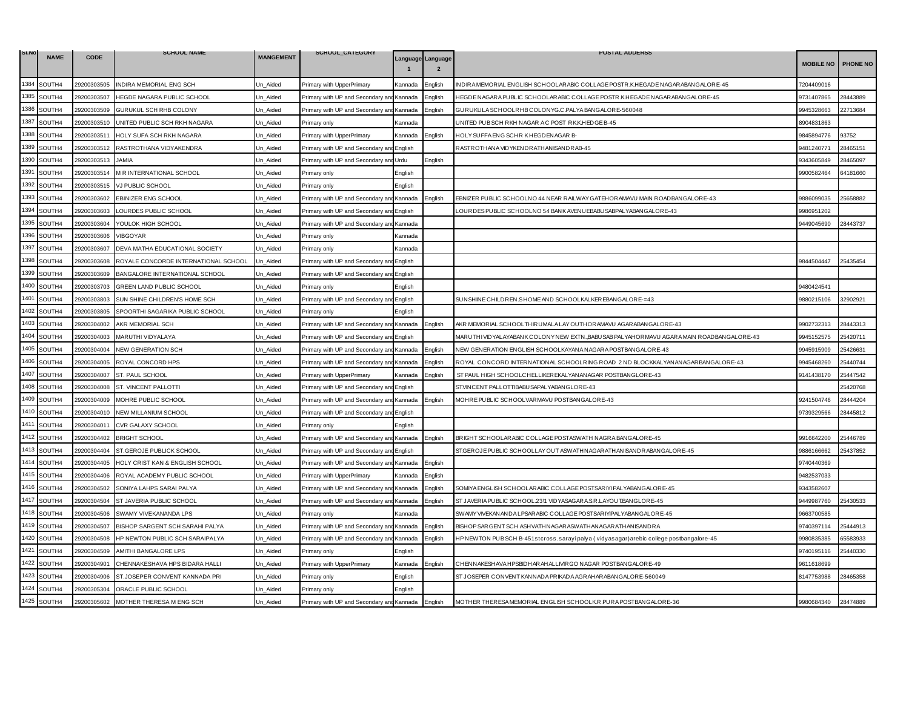| Sl.No | NAME | CODE | SCHOOL NAME | MANGEMENT | SCHOOL_CATEGORY | Language 1 | Language 2 | POSTAL ADDERSS | MOBILE NO | PHONE NO |
|---|---|---|---|---|---|---|---|---|---|---|
| 1384 | SOUTH4 | 29200303505 | INDIRA MEMORIAL ENG SCH | Un_Aided | Primary with UpperPrimary | Kannada | English | INDIRAMEMORIAL ENGLISH SCHOOLARABIC COLLAGEPOSTR.K.HEGADE NAGARABANGALORE-45 | 7204409016 | |
| 1385 | SOUTH4 | 29200303507 | HEGDE NAGARA PUBLIC SCHOOL | Un_Aided | Primary with UP and Secondary and | Kannada | English | HEGDENAGARA PUBLIC SCHOOLARABIC COLLAGEPOSTR.K.HEGADENAGARABANGALORE-45 | 9731407865 | 28443889 |
| 1386 | SOUTH4 | 29200303509 | GURUKUL SCH RHB COLONY | Un_Aided | Primary with UP and Secondary and | Kannada | English | GURUKULASCHOOLRHBCOLONYG.C.PALYA BANGALORE-560048 | 9945328663 | 22713684 |
| 1387 | SOUTH4 | 29200303510 | UNITED PUBLIC SCH RKH NAGARA | Un_Aided | Primary only | Kannada | | UNITED PUB SCH RKH NAGAR A C POST RK.K.HEDGE B-45 | 8904831863 | |
| 1388 | SOUTH4 | 29200303511 | HOLY SUFA SCH RKH NAGARA | Un_Aided | Primary with UpperPrimary | Kannada | English | HOLY SUFFA ENG SCH R K HEGDENAGAR B- | 9845894776 | 93752 |
| 1389 | SOUTH4 | 29200303512 | RASTROTHANA VIDYAKENDRA | Un_Aided | Primary with UP and Secondary and | English | | RASTROTHANA VIDYKENDRATHANISANDRAB-45 | 9481240771 | 28465151 |
| 1390 | SOUTH4 | 29200303513 | JAMIA | Un_Aided | Primary with UP and Secondary and | Urdu | English | | 9343605849 | 28465097 |
| 1391 | SOUTH4 | 29200303514 | M R INTERNATIONAL SCHOOL | Un_Aided | Primary only | English | | | 9900582464 | 64181660 |
| 1392 | SOUTH4 | 29200303515 | VJ PUBLIC SCHOOL | Un_Aided | Primary only | English | | | | |
| 1393 | SOUTH4 | 29200303602 | EBINIZER ENG SCHOOL | Un_Aided | Primary with UP and Secondary and | Kannada | English | EBNIZER PUBLIC SCHOOLNO 44 NEAR RAILWAY GATEHORAMAVU MAIN ROADBANGALORE-43 | 9886099035 | 25658882 |
| 1394 | SOUTH4 | 29200303603 | LOURDES PUBLIC SCHOOL | Un_Aided | Primary with UP and Secondary and | English | | LOURDES PUBLIC SCHOOLNO 54 BANK AVENUEBABUSABPALYABANGALORE-43 | 9986951202 | |
| 1395 | SOUTH4 | 29200303604 | YOULOK HIGH SCHOOL | Un_Aided | Primary with UP and Secondary and | Kannada | | | 9449045690 | 28443737 |
| 1396 | SOUTH4 | 29200303606 | VIBGOYAR | Un_Aided | Primary only | Kannada | | | | |
| 1397 | SOUTH4 | 29200303607 | DEVA MATHA EDUCATIONAL SOCIETY | Un_Aided | Primary only | Kannada | | | | |
| 1398 | SOUTH4 | 29200303608 | ROYALE CONCORDE INTERNATIONAL SCHOOL | Un_Aided | Primary with UP and Secondary and | English | | | 9844504447 | 25435454 |
| 1399 | SOUTH4 | 29200303609 | BANGALORE INTERNATIONAL SCHOOL | Un_Aided | Primary with UP and Secondary and | English | | | | |
| 1400 | SOUTH4 | 29200303703 | GREEN LAND PUBLIC SCHOOL | Un_Aided | Primary only | English | | | 9480424541 | |
| 1401 | SOUTH4 | 29200303803 | SUN SHINE CHILDREN'S HOME SCH | Un_Aided | Primary with UP and Secondary and | English | | SUNSHINE CHILDREN.S HOME AND SCHOOLKALKEREBANGALORE-=43 | 9880215106 | 32902921 |
| 1402 | SOUTH4 | 29200303805 | SPOORTHI SAGARIKA PUBLIC SCHOOL | Un_Aided | Primary only | English | | | | |
| 1403 | SOUTH4 | 29200304002 | AKR MEMORIAL SCH | Un_Aided | Primary with UP and Secondary and | Kannada | English | AKR MEMORIAL SCHOOLTHIRUMALALAY OUTHORAMAVU AGARABANGALORE-43 | 9902732313 | 28443313 |
| 1404 | SOUTH4 | 29200304003 | MARUTHI VIDYALAYA | Un_Aided | Primary with UP and Secondary and | English | | MARUTHIVIDYALAYABANKCOLONYNEW EXTN.,BABUSAB PALYAHORMAVU AGARAMAIN ROADBANGALORE-43 | 9945152575 | 25420711 |
| 1405 | SOUTH4 | 29200304004 | NEW GENERATION SCH | Un_Aided | Primary with UP and Secondary and | Kannada | English | NEW GENERATION ENGLISH SCHOOLKAYANA NAGARA POSTBANGALORE-43 | 9945915909 | 25426631 |
| 1406 | SOUTH4 | 29200304005 | ROYAL CONCORD HPS | Un_Aided | Primary with UP and Secondary and | Kannada | English | ROYAL CONCORD INTERNATIONAL SCHOOLRING ROAD 2 ND BLOCKKALYANANAGARBANGALORE-43 | 9945468260 | 25440744 |
| 1407 | SOUTH4 | 29200304007 | ST. PAUL SCHOOL | Un_Aided | Primary with UpperPrimary | Kannada | English | ST PAUL HIGH SCHOOLCHELLIKEREKALYANANAGAR POSTBANGLORE-43 | 9141438170 | 25447542 |
| 1408 | SOUTH4 | 29200304008 | ST. VINCENT PALLOTTI | Un_Aided | Primary with UP and Secondary and | English | | STVINCENT PALLOTTIBABUSAPALYABANGLORE-43 | | 25420768 |
| 1409 | SOUTH4 | 29200304009 | MOHRE PUBLIC SCHOOL | Un_Aided | Primary with UP and Secondary and | Kannada | English | MOHREPUBLIC SCHOOLVARMAVU POSTBANGALORE-43 | 9241504746 | 28444204 |
| 1410 | SOUTH4 | 29200304010 | NEW MILLANIUM SCHOOL | Un_Aided | Primary with UP and Secondary and | English | | | 9739329566 | 28445812 |
| 1411 | SOUTH4 | 29200304011 | CVR GALAXY SCHOOL | Un_Aided | Primary only | English | | | | |
| 1412 | SOUTH4 | 29200304402 | BRIGHT SCHOOL | Un_Aided | Primary with UP and Secondary and | Kannada | English | BRIGHT SCHOOLARABIC COLLAGE POSTASWATH NAGRA BANGALORE-45 | 9916642200 | 25446789 |
| 1413 | SOUTH4 | 29200304404 | ST.GEROJE PUBLICK SCHOOL | Un_Aided | Primary with UP and Secondary and | English | | STGEROJE PUBLIC SCHOOLLAY OUT ASWATHNAGARATHANISANDRABANGALORE-45 | 9886166662 | 25437852 |
| 1414 | SOUTH4 | 29200304405 | HOLY CRIST KAN & ENGLISH SCHOOL | Un_Aided | Primary with UP and Secondary and | Kannada | English | | 9740440369 | |
| 1415 | SOUTH4 | 29200304406 | ROYAL ACADEMY PUBLIC SCHOOL | Un_Aided | Primary with UpperPrimary | Kannada | English | | 9482537033 | |
| 1416 | SOUTH4 | 29200304502 | SONIYA LAHPS SARAI PALYA | Un_Aided | Primary with UP and Secondary and | Kannada | English | SOMIYAENGLISH SCHOOLARABIC COLLAGE POSTSARIYIPALYABANGALORE-45 | 9343582607 | |
| 1417 | SOUTH4 | 29200304504 | ST JAVERIA PUBLIC SCHOOL | Un_Aided | Primary with UP and Secondary and | Kannada | English | ST JAVERIA PUBLIC SCHOOL.23\1 VIDYASAGARAS.R.LAYOUTBANGLORE-45 | 9449987760 | 25430533 |
| 1418 | SOUTH4 | 29200304506 | SWAMY VIVEKANANDA LPS | Un_Aided | Primary only | Kannada | | SWAMY VIVEKANANDA LPSARABIC COLLAGE POSTSARIYIPALYABANGALORE-45 | 9663700585 | |
| 1419 | SOUTH4 | 29200304507 | BISHOP SARGENT SCH SARAHI PALYA | Un_Aided | Primary with UP and Secondary and | Kannada | English | BISHOP SARGENT SCH ASHVATHNAGARASWATHANAGARATHANISANDRA | 9740397114 | 25444913 |
| 1420 | SOUTH4 | 29200304508 | HP NEWTON PUBLIC SCH SARAIPALYA | Un_Aided | Primary with UP and Secondary and | Kannada | English | HP NEWTON PUB SCH B-451stcross. sarayi palya ( vidyasagar)arebic college postbangalore-45 | 9980835385 | 65583933 |
| 1421 | SOUTH4 | 29200304509 | AMITHI BANGALORE LPS | Un_Aided | Primary only | English | | | 9740195116 | 25440330 |
| 1422 | SOUTH4 | 29200304901 | CHENNAKESHAVA HPS BIDARA HALLI | Un_Aided | Primary with UpperPrimary | Kannada | English | CHENNAKESHAVA HPSBIDHARAHALLIVIRGO NAGAR POSTBANGALORE-49 | 9611618699 | |
| 1423 | SOUTH4 | 29200304906 | ST.JOSEPER CONVENT KANNADA PRI | Un_Aided | Primary only | English | | ST JOSEPER CONVENT KANNADA PRIKADA AGRAHARABANGALORE-560049 | 8147753988 | 28465358 |
| 1424 | SOUTH4 | 29200305304 | ORACLE PUBLIC SCHOOL | Un_Aided | Primary only | English | | | | |
| 1425 | SOUTH4 | 29200305602 | MOTHER THERESA M ENG SCH | Un_Aided | Primary with UP and Secondary and | Kannada | English | MOTHER THERESA MEMORIAL ENGLISH SCHOOLK.R.PURA POSTBANGALORE-36 | 9980684340 | 28474889 |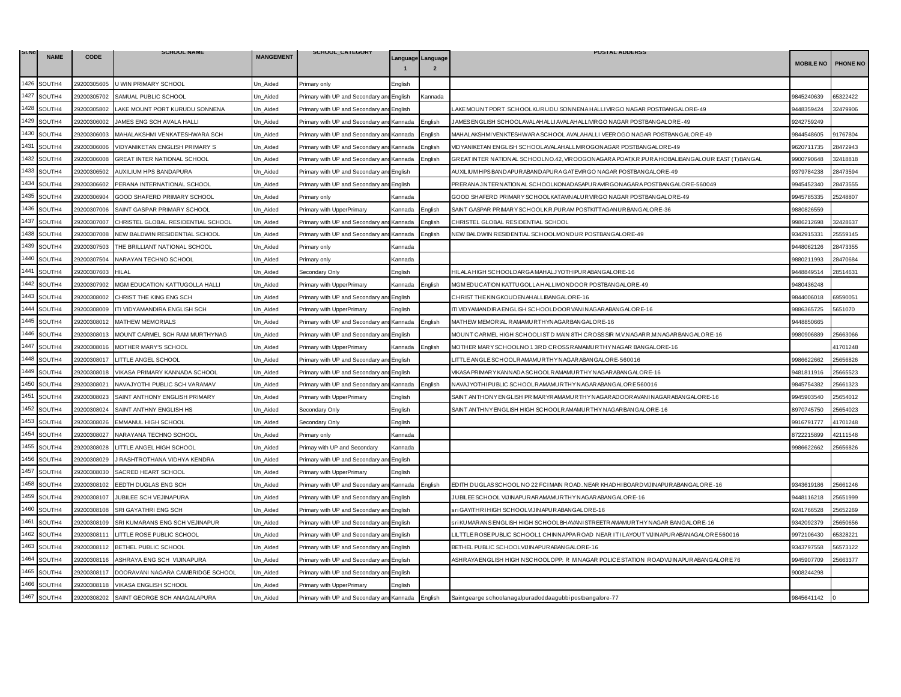| Sl.No | NAME | CODE | SCHOOL NAME | MANGEMENT | SCHOOL_CATEGORY | Language 1 | Language 2 | POSTAL ADDERSS | MOBILE NO | PHONE NO |
|---|---|---|---|---|---|---|---|---|---|---|
| 1426 | SOUTH4 | 29200305605 | U WIN PRIMARY SCHOOL | Un_Aided | Primary only | English | | | | |
| 1427 | SOUTH4 | 29200305702 | SAMUAL PUBLIC SCHOOL | Un_Aided | Primary with UP and Secondary and English | | Kannada | | 9845240639 | 65322422 |
| 1428 | SOUTH4 | 29200305802 | LAKE MOUNT PORT KURUDU SONNENA | Un_Aided | Primary with UP and Secondary and English | | | LAKE MOUNT PORT SCHOOLKURUDU SONNENA HALLIVIRGO NAGAR POSTBANGALORE-49 | 9448359424 | 32479906 |
| 1429 | SOUTH4 | 29200306002 | JAMES ENG SCH AVALA HALLI | Un_Aided | Primary with UP and Secondary and Kannada | | English | JAMES ENGLISH SCHOOLAVALAHALLIAVALAHALLIVIRGO NAGAR POSTBANGALORE-49 | 9242759249 | |
| 1430 | SOUTH4 | 29200306003 | MAHALAKSHMI VENKATESHWARA SCH | Un_Aided | Primary with UP and Secondary and Kannada | | English | MAHALAKSHMIVENKTESHWARA SCHOOL AVALAHALLI VEEROGO NAGAR POSTBANGALORE-49 | 9844548605 | 91767804 |
| 1431 | SOUTH4 | 29200306006 | VIDYANIKETAN ENGLISH PRIMARY S | Un_Aided | Primary with UP and Secondary and Kannada | | English | VIDYANIKETAN ENGLISH SCHOOLAVALAHALLIVIROGONAGAR POSTBANGALORE-49 | 9620711735 | 28472943 |
| 1432 | SOUTH4 | 29200306008 | GREAT INTER NATIONAL SCHOOL | Un_Aided | Primary with UP and Secondary and Kannada | | English | GREAT INTER NATIONAL SCHOOLNO.42, VIROOGONAGARA POAT,K.R.PURA HOBALIBANGALOUR EAST (T)BANGAL | 9900790648 | 32418818 |
| 1433 | SOUTH4 | 29200306502 | AUXILIUM HPS BANDAPURA | Un_Aided | Primary with UP and Secondary and English | | | AUXILIUM HPS BANDAPURABANDAPURA GATEVIRGO NAGAR POSTBANGALORE-49 | 9379784238 | 28473594 |
| 1434 | SOUTH4 | 29200306602 | PERANA INTERNATIONAL SCHOOL | Un_Aided | Primary with UP and Secondary and English | | | PRERANA JNTERNATIONAL SCHOOLKONADASAPURAVIRGONAGARA POSTBANGALORE-560049 | 9945452340 | 28473555 |
| 1435 | SOUTH4 | 29200306904 | GOOD SHAFERD PRIMARY SCHOOL | Un_Aided | Primary only | Kannada | | GOOD SHAFERD PRIMARY SCHOOLKATAMNALURVIRGO NAGAR POSTBANGALORE-49 | 9945785335 | 25248807 |
| 1436 | SOUTH4 | 29200307006 | SAINT GASPAR PRIMARY SCHOOL | Un_Aided | Primary with UpperPrimary | Kannada | English | SAINT GASPAR PRIMARY SCHOOLK.R.PURAM POSTKITTAGANURBANGALORE-36 | 9880826559 | |
| 1437 | SOUTH4 | 29200307007 | CHRISTEL GLOBAL RESIDENTIAL SCHOOL | Un_Aided | Primary with UP and Secondary and Kannada | | English | CHRISTEL GLOBAL RESIDENTIAL SCHOOL | 9986212698 | 32428637 |
| 1438 | SOUTH4 | 29200307008 | NEW BALDWIN RESIDENTIAL SCHOOL | Un_Aided | Primary with UP and Secondary and Kannada | | English | NEW BALDWIN RESIDENTIAL SCHOOLMONDUR POSTBANGALORE-49 | 9342915331 | 25559145 |
| 1439 | SOUTH4 | 29200307503 | THE BRILLIANT NATIONAL SCHOOL | Un_Aided | Primary only | Kannada | | | 9448062126 | 28473355 |
| 1440 | SOUTH4 | 29200307504 | NARAYAN TECHNO SCHOOL | Un_Aided | Primary only | Kannada | | | 9880211993 | 28470684 |
| 1441 | SOUTH4 | 29200307603 | HILAL | Un_Aided | Secondary Only | English | | HILALA HIGH SCHOOLDARGA MAHALJYOTHIPURABANGALORE-16 | 9448849514 | 28514631 |
| 1442 | SOUTH4 | 29200307902 | MGM EDUCATION KATTUGOLLA HALLI | Un_Aided | Primary with UpperPrimary | Kannada | English | MGM EDUCATION KATTUGOLLA HALLIMONDOOR POSTBANGALORE-49 | 9480436248 | |
| 1443 | SOUTH4 | 29200308002 | CHRIST THE KING ENG SCH | Un_Aided | Primary with UP and Secondary and English | | | CHRIST THE KINGKOUDENAHALLIBANGALORE-16 | 9844006018 | 69590051 |
| 1444 | SOUTH4 | 29200308009 | ITI VIDYAMANDIRA ENGLISH SCH | Un_Aided | Primary with UpperPrimary | English | | ITI VIDYAMANDIRA ENGLISH SCHOOLDOORVANINAGARABANGALORE-16 | 9886365725 | 5651070 |
| 1445 | SOUTH4 | 29200308012 | MATHEW MEMORIALS | Un_Aided | Primary with UP and Secondary and Kannada | | English | MATHEW MEMORIAL RAMAMURTHYNAGARBANGALORE-16 | 9448850665 | |
| 1446 | SOUTH4 | 29200308013 | MOUNT CARMEL SCH RAM MURTHYNAG | Un_Aided | Primary with UP and Secondary and English | | | MOUNT CARMEL HIGH SCHOOLIST D MAIN 8TH CROSS SIR M.V.NAGARR.M.NAGARBANGALORE-16 | 9980906889 | 25663066 |
| 1447 | SOUTH4 | 29200308016 | MOTHER MARY'S SCHOOL | Un_Aided | Primary with UpperPrimary | Kannada | English | MOTHER MARY SCHOOLNO 1 3RD CROSS RAMAMURTHY NAGAR BANGALORE-16 | | 41701248 |
| 1448 | SOUTH4 | 29200308017 | LITTLE ANGEL SCHOOL | Un_Aided | Primary with UP and Secondary and English | | | LITTLE ANGLE SCHOOLRAMAMURTHYNAGARABANGALORE-560016 | 9986622662 | 25656826 |
| 1449 | SOUTH4 | 29200308018 | VIKASA PRIMARY KANNADA SCHOOL | Un_Aided | Primary with UP and Secondary and English | | | VIKASA PRIMARY KANNADA SCHOOLRAMAMURTHYNAGARABANGALORE-16 | 9481811916 | 25665523 |
| 1450 | SOUTH4 | 29200308021 | NAVAJYOTHI PUBLIC SCH VARAMAV | Un_Aided | Primary with UP and Secondary and Kannada | | English | NAVAJYOTHI PUBLIC SCHOOLRAMAMURTHYNAGARABANGALORE 560016 | 9845754382 | 25661323 |
| 1451 | SOUTH4 | 29200308023 | SAINT ANTHONY ENGLISH PRIMARY | Un_Aided | Primary with UpperPrimary | English | | SAINT ANTHONY ENGLISH PRIMARYRAMAMURTHYNAGARADOORAVANINAGARABANGALORE-16 | 9945903540 | 25654012 |
| 1452 | SOUTH4 | 29200308024 | SAINT ANTHNY ENGLISH HS | Un_Aided | Secondary Only | English | | SAINT ANTHNY ENGLISH HIGH SCHOOLRAMAMURTHY NAGARBANGALORE-16 | 8970745750 | 25654023 |
| 1453 | SOUTH4 | 29200308026 | EMMANUL HIGH SCHOOL | Un_Aided | Secondary Only | English | | | 9916791777 | 41701248 |
| 1454 | SOUTH4 | 29200308027 | NARAYANA TECHNO SCHOOL | Un_Aided | Primary only | Kannada | | | 8722215899 | 42111548 |
| 1455 | SOUTH4 | 29200308028 | LITTLE ANGEL HIGH SCHOOL | Un_Aided | Primay with UP and Secondary | Kannada | | | 9986622662 | 25656826 |
| 1456 | SOUTH4 | 29200308029 | J RASHTROTHANA VIDHYA KENDRA | Un_Aided | Primary with UP and Secondary and English | | | | | |
| 1457 | SOUTH4 | 29200308030 | SACRED HEART SCHOOL | Un_Aided | Primary with UpperPrimary | English | | | | |
| 1458 | SOUTH4 | 29200308102 | EEDTH DUGLAS ENG SCH | Un_Aided | Primary with UP and Secondary and Kannada | | English | EDITH DUGLAS SCHOOL NO 22 FCIMAIN ROAD. NEAR KHADHIBOARDVIJINAPURABANGALORE-16 | 9343619186 | 25661246 |
| 1459 | SOUTH4 | 29200308107 | JUBILEE SCH VEJINAPURA | Un_Aided | Primary with UP and Secondary and English | | | JUBILEE SCHOOL VIJINAPURARAMAMURTHY NAGARABANGALORE-16 | 9448116218 | 25651999 |
| 1460 | SOUTH4 | 29200308108 | SRI GAYATHRI ENG SCH | Un_Aided | Primary with UP and Secondary and English | | | sri GAYITHRIHIGH SCHOOLVIJINAPURABANGALORE-16 | 9241766528 | 25652269 |
| 1461 | SOUTH4 | 29200308109 | SRI KUMARANS ENG SCH VEJINAPUR | Un_Aided | Primary with UP and Secondary and English | | | sri KUMARANS ENGLISH HIGH SCHOOLBHAVANISTREETRAMAMURTHY NAGAR BANGALORE-16 | 9342092379 | 25650656 |
| 1462 | SOUTH4 | 29200308111 | LITTLE ROSE PUBLIC SCHOOL | Un_Aided | Primary with UP and Secondary and English | | | LILTTLE ROSE PUBLIC SCHOOL1 CHINNAPPA ROAD NEAR I T I LAYOUT VIJINAPURABANAGALORE 560016 | 9972106430 | 65328221 |
| 1463 | SOUTH4 | 29200308112 | BETHEL PUBLIC SCHOOL | Un_Aided | Primary with UP and Secondary and English | | | BETHEL PUBLIC SCHOOLVIJINAPURABANGALORE-16 | 9343797558 | 56573122 |
| 1464 | SOUTH4 | 29200308116 | ASHRAYA ENG SCH VIJINAPURA | Un_Aided | Primary with UP and Secondary and English | | | ASHRAYA ENGLISH HIGH NSCHOOLOPP: R M NAGAR POLICE STATION ROADVIJINAPURABANGALORE 76 | 9945907709 | 25663377 |
| 1465 | SOUTH4 | 29200308117 | DOORAVANI NAGARA CAMBRIDGE SCHOOL | Un_Aided | Primary with UP and Secondary and English | | | | 9008244298 | |
| 1466 | SOUTH4 | 29200308118 | VIKASA ENGLISH SCHOOL | Un_Aided | Primary with UpperPrimary | English | | | | |
| 1467 | SOUTH4 | 29200308202 | SAINT GEORGE SCH ANAGALAPURA | Un_Aided | Primary with UP and Secondary and Kannada | | English | Saintgearge schoolanagalpuradoddaagubbi postbangalore-77 | 9845641142 | 0 |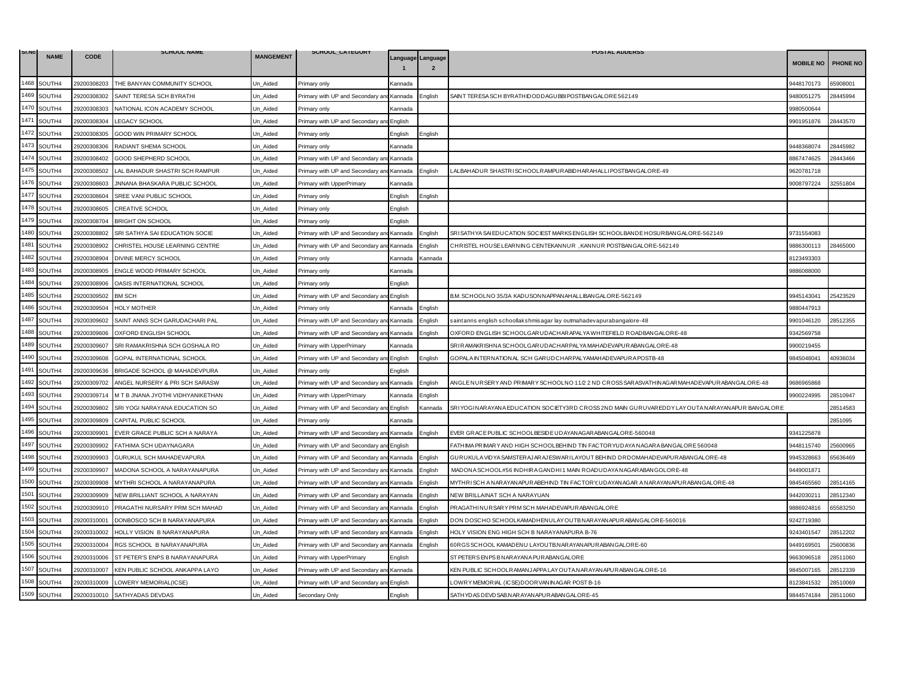| Sl.No | NAME | CODE | SCHOOL NAME | MANGEMENT | SCHOOL_CATEGORY | Language 1 | Language 2 | POSTAL ADDERSS | MOBILE NO | PHONE NO |
|---|---|---|---|---|---|---|---|---|---|---|
| 1468 | SOUTH4 | 29200308203 | THE BANYAN COMMUNITY SCHOOL | Un_Aided | Primary only | Kannada | | | 9448170173 | 65908001 |
| 1469 | SOUTH4 | 29200308302 | SAINT TERESA SCH BYRATHI | Un_Aided | Primary with UP and Secondary and | Kannada | English | SAINT TERESA SCH BYRATHIDODDAGUBBIPOSTBANGALORE 562149 | 9480051275 | 28445994 |
| 1470 | SOUTH4 | 29200308303 | NATIONAL ICON ACADEMY SCHOOL | Un_Aided | Primary only | Kannada | | | 9980500644 | |
| 1471 | SOUTH4 | 29200308304 | LEGACY SCHOOL | Un_Aided | Primary with UP and Secondary and | English | | | 9901951876 | 28443570 |
| 1472 | SOUTH4 | 29200308305 | GOOD WIN PRIMARY SCHOOL | Un_Aided | Primary only | English | English | | | |
| 1473 | SOUTH4 | 29200308306 | RADIANT SHEMA SCHOOL | Un_Aided | Primary only | Kannada | | | 9448368074 | 28445982 |
| 1474 | SOUTH4 | 29200308402 | GOOD SHEPHERD SCHOOL | Un_Aided | Primary with UP and Secondary and | Kannada | | | 8867474625 | 28443466 |
| 1475 | SOUTH4 | 29200308502 | LAL BAHADUR SHASTRI SCH RAMPUR | Un_Aided | Primary with UP and Secondary and | Kannada | English | LALBAHADUR SHASTRISCHOOLRAMPURABIDHARAHALLIPOSTBANGALORE-49 | 9620781718 | |
| 1476 | SOUTH4 | 29200308603 | JNNANA BHASKARA PUBLIC SCHOOL | Un_Aided | Primary with UpperPrimary | Kannada | | | 9008797224 | 32551804 |
| 1477 | SOUTH4 | 29200308604 | SREE VANI PUBLIC SCHOOL | Un_Aided | Primary only | English | English | | | |
| 1478 | SOUTH4 | 29200308605 | CREATIVE SCHOOL | Un_Aided | Primary only | English | | | | |
| 1479 | SOUTH4 | 29200308704 | BRIGHT ON SCHOOL | Un_Aided | Primary only | English | | | | |
| 1480 | SOUTH4 | 29200308802 | SRI SATHYA SAI EDUCATION SOCIE | Un_Aided | Primary with UP and Secondary and | Kannada | English | SRI SATHYA SAI EDUCATION SOCIEST MARKS ENGLISH SCHOOLBANDE HOSURBANGALORE-562149 | 9731554083 | |
| 1481 | SOUTH4 | 29200308902 | CHRISTEL HOUSE LEARNING CENTRE | Un_Aided | Primary with UP and Secondary and | Kannada | English | CHRISTEL HOUSE LEARNING CENTEKANNUR ,KANNUR POSTBANGALORE-562149 | 9886300113 | 28465000 |
| 1482 | SOUTH4 | 29200308904 | DIVINE MERCY SCHOOL | Un_Aided | Primary only | Kannada | Kannada | | 8123493303 | |
| 1483 | SOUTH4 | 29200308905 | ENGLE WOOD PRIMARY SCHOOL | Un_Aided | Primary only | Kannada | | | 9886088000 | |
| 1484 | SOUTH4 | 29200308906 | OASIS INTERNATIONAL SCHOOL | Un_Aided | Primary only | English | | | | |
| 1485 | SOUTH4 | 29200309502 | BM SCH | Un_Aided | Primary with UP and Secondary and | English | | B.M. SCHOOLNO 35/3A KADUSONNAPPANAHALLIBANGALORE-562149 | 9945143041 | 25423529 |
| 1486 | SOUTH4 | 29200309504 | HOLY MOTHER | Un_Aided | Primary only | Kannada | English | | 9880447913 | |
| 1487 | SOUTH4 | 29200309602 | SAINT ANNS SCH GARUDACHARI PAL | Un_Aided | Primary with UP and Secondary and | Kannada | English | saintanns english schoollakshmisagar lay outmahadevapurabangalore-48 | 9901046120 | 28512355 |
| 1488 | SOUTH4 | 29200309606 | OXFORD ENGLISH SCHOOL | Un_Aided | Primary with UP and Secondary and | Kannada | English | OXFORD ENGLISH SCHOOLGARUDACHARAPALYA WHITEFIELD ROADBANGALORE-48 | 9342569758 | |
| 1489 | SOUTH4 | 29200309607 | SRI RAMAKRISHNA SCH GOSHALA RO | Un_Aided | Primary with UpperPrimary | Kannada | | SRIRAMAKRISHNA SCHOOLGARUDACHARPALYA MAHADEVAPURABANGALORE-48 | 9900219455 | |
| 1490 | SOUTH4 | 29200309608 | GOPAL INTERNATIONAL SCHOOL | Un_Aided | Primary with UP and Secondary and | English | English | GOPALA INTERNATIONAL SCH GARUDCHARPALYAMAHADEVAPURA POSTB-48 | 9845048041 | 40936034 |
| 1491 | SOUTH4 | 29200309636 | BRIGADE SCHOOL @ MAHADEVPURA | Un_Aided | Primary only | English | | | | |
| 1492 | SOUTH4 | 29200309702 | ANGEL NURSERY & PRI SCH SARASW | Un_Aided | Primary with UP and Secondary and | Kannada | English | ANGLE NURSERY AND PRIMARY SCHOOLNO 11/2 2 ND CROSS SARASVATHINAGAR MAHADEVAPURABANGALORE-48 | 9686965868 | |
| 1493 | SOUTH4 | 29200309714 | M T B JNANA JYOTHI VIDHYANIKETHAN | Un_Aided | Primary with UpperPrimary | Kannada | English | | 9900224995 | 28510947 |
| 1494 | SOUTH4 | 29200309802 | SRI YOGI NARAYANA EDUCATION SO | Un_Aided | Primary with UP and Secondary and | English | Kannada | SRI YOGINARAYANA EDUCATION SOCIETY3RD CROSS 2ND MAIN GURUVAREDDY LAYOUTA NARAYANAPUR BANGALORE | | 28514583 |
| 1495 | SOUTH4 | 29200309809 | CAPITAL PUBLIC SCHOOL | Un_Aided | Primary only | Kannada | | | | 2851095 |
| 1496 | SOUTH4 | 29200309901 | EVER GRACE PUBLIC SCH A NARAYA | Un_Aided | Primary with UP and Secondary and | Kannada | English | EVER GRACE PUBLIC SCHOOLBESIDE UDAYANAGARABANGALORE-560048 | 9341225878 | |
| 1497 | SOUTH4 | 29200309902 | FATHIMA SCH UDAYNAGARA | Un_Aided | Primary with UP and Secondary and | English | | FATHIMA PRIMARY AND HIGH SCHOOLBEHIND TIN FACTORYUDAYA NAGARA BANGALORE 560048 | 9448115740 | 25600965 |
| 1498 | SOUTH4 | 29200309903 | GURUKUL SCH MAHADEVAPURA | Un_Aided | Primary with UP and Secondary and | Kannada | English | GURUKULA VIDYA SAMSTERAJARAJESWARILAYOUT BEHIND DRDOMAHADEVAPURABANGALORE-48 | 9945328663 | 65636469 |
| 1499 | SOUTH4 | 29200309907 | MADONA SCHOOL A NARAYANAPURA | Un_Aided | Primary with UP and Secondary and | Kannada | English | MADONA SCHOOL#56 INDHIRA GANDHI1 MAIN ROADUDAYA NAGARABANGOLORE-48 | 9449001871 | |
| 1500 | SOUTH4 | 29200309908 | MYTHRI SCHOOL A NARAYANAPURA | Un_Aided | Primary with UP and Secondary and | Kannada | English | MYTHRI SCH A NARAYANAPURABEHIND TIN FACTORY,UDAYANAGAR A NARAYANAPURABANGALORE-48 | 9845465560 | 28514165 |
| 1501 | SOUTH4 | 29200309909 | NEW BRILLIANT SCHOOL A NARAYAN | Un_Aided | Primary with UP and Secondary and | Kannada | English | NEW BRILLAINAT SCH A NARAYUAN | 9442030211 | 28512340 |
| 1502 | SOUTH4 | 29200309910 | PRAGATHI NURSARY PRM SCH MAHAD | Un_Aided | Primary with UP and Secondary and | Kannada | English | PRAGATHINURSARY PRM SCH MAHADEVAPURABANGALORE | 9886924816 | 65583250 |
| 1503 | SOUTH4 | 29200310001 | DONBOSCO SCH B NARAYANAPURA | Un_Aided | Primary with UP and Secondary and | Kannada | English | DON DOSCHO SCHOOLKAMADHENULAYOUTB NARAYANAPURABANGALORE-560016 | 9242719380 | |
| 1504 | SOUTH4 | 29200310002 | HOLLY VISION B NARAYANAPURA | Un_Aided | Primary with UP and Secondary and | Kannada | English | HOLY VISION ENG HIGH SCH B NARAYANAPURA B-76 | 9243401547 | 28512202 |
| 1505 | SOUTH4 | 29200310004 | RGS SCHOOL B NARAYANAPURA | Un_Aided | Primary with UP and Secondary and | Kannada | English | 60RGS SCHOOL KAMADENU LAYOUTB.NARAYANAPURABANGALORE-60 | 9449169501 | 25600836 |
| 1506 | SOUTH4 | 29200310006 | ST PETER'S ENPS B NARAYANAPURA | Un_Aided | Primary with UpperPrimary | English | | ST PETERS ENPS B NARAYANA PURABANGALORE | 9663096518 | 28511060 |
| 1507 | SOUTH4 | 29200310007 | KEN PUBLIC SCHOOL ANKAPPA LAYO | Un_Aided | Primary with UP and Secondary and | Kannada | | KEN PUBLIC SCHOOLRAMANJAPPA LAYOUTA.NARAYANAPURABANGALORE-16 | 9845007165 | 28512339 |
| 1508 | SOUTH4 | 29200310009 | LOWERY MEMORIAL(ICSE) | Un_Aided | Primary with UP and Secondary and | English | | LOWRY MEMORIAL (ICSE)DOORVANINAGAR POST B-16 | 8123841532 | 28510069 |
| 1509 | SOUTH4 | 29200310010 | SATHYADAS DEVDAS | Un_Aided | Secondary Only | English | | SATHYDAS DEVDSAB.NARAYANAPURABANGALORE-45 | 9844574184 | 28511060 |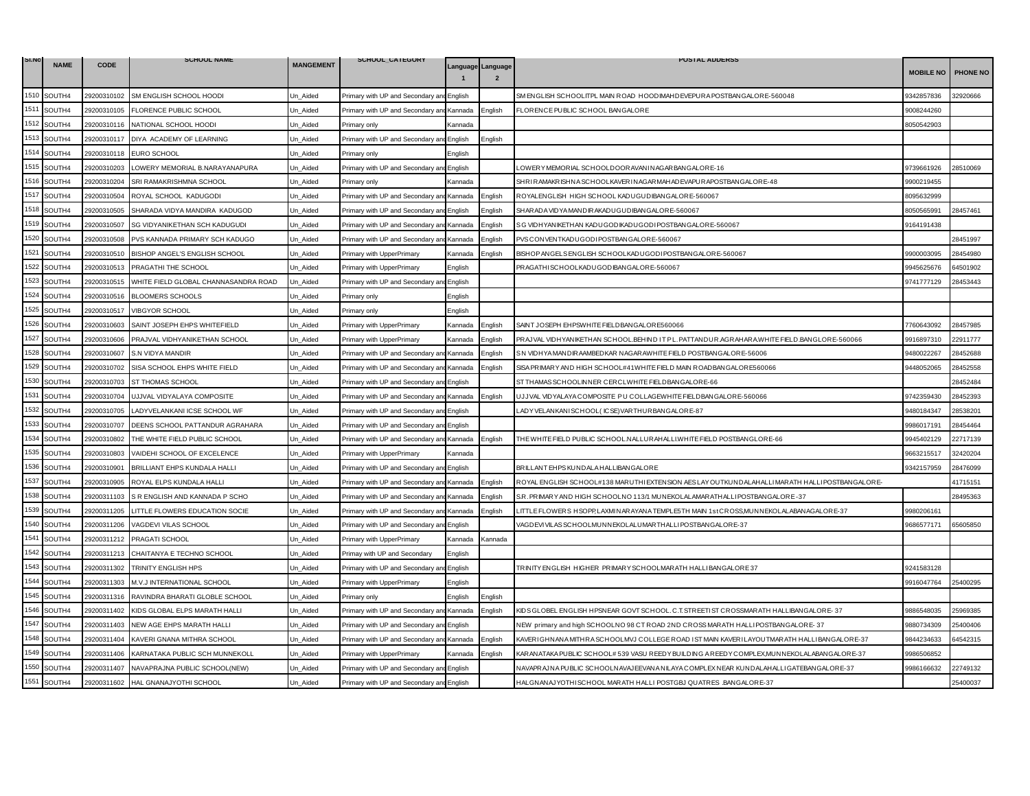| Sl.No | NAME | CODE | SCHOOL NAME | MANGEMENT | SCHOOL_CATEGORY | Language 1 | Language 2 | POSTAL ADDERSS | MOBILE NO | PHONE NO |
|---|---|---|---|---|---|---|---|---|---|---|
| 1510 | SOUTH4 | 29200310102 | SM ENGLISH SCHOOL HOODI | Un_Aided | Primary with UP and Secondary and | English | | SM ENGLISH SCHOOLITPL MAIN ROAD HOODIMAHDEVEPURA POSTBANGALORE-560048 | 9342857836 | 32920666 |
| 1511 | SOUTH4 | 29200310105 | FLORENCE PUBLIC SCHOOL | Un_Aided | Primary with UP and Secondary and | Kannada | English | FLORENCE PUBLIC SCHOOL BANGALORE | 9008244260 | |
| 1512 | SOUTH4 | 29200310116 | NATIONAL SCHOOL HOODI | Un_Aided | Primary only | Kannada | | | 8050542903 | |
| 1513 | SOUTH4 | 29200310117 | DIYA ACADEMY OF LEARNING | Un_Aided | Primary with UP and Secondary and | English | English | | | |
| 1514 | SOUTH4 | 29200310118 | EURO SCHOOL | Un_Aided | Primary only | English | | | | |
| 1515 | SOUTH4 | 29200310203 | LOWERY MEMORIAL B.NARAYANAPURA | Un_Aided | Primary with UP and Secondary and | English | | LOWERY MEMORIAL SCHOOLDOORAVANI NAGARBANGALORE-16 | 9739661926 | 28510069 |
| 1516 | SOUTH4 | 29200310204 | SRI RAMAKRISHMNA SCHOOL | Un_Aided | Primary only | Kannada | | SHRI RAMAKRISHNA SCHOOLKAVERI NAGARMAHADEVAPURAPOSTBANGALORE-48 | 9900219455 | |
| 1517 | SOUTH4 | 29200310504 | ROYAL SCHOOL KADUGODI | Un_Aided | Primary with UP and Secondary and | Kannada | English | ROYALENGLISH HIGH SCHOOL KADUGUDIBANGALORE-560067 | 8095632999 | |
| 1518 | SOUTH4 | 29200310505 | SHARADA VIDYA MANDIRA KADUGOD | Un_Aided | Primary with UP and Secondary and | English | English | SHARADA VIDYA MANDIRAKADUGUDIBANGALORE-560067 | 8050565991 | 28457461 |
| 1519 | SOUTH4 | 29200310507 | SG VIDYANIKETHAN SCH KADUGUDI | Un_Aided | Primary with UP and Secondary and | Kannada | English | S G VIDHYANIKETHAN KADUGODIKADUGODI POSTBANGALORE-560067 | 9164191438 | |
| 1520 | SOUTH4 | 29200310508 | PVS KANNADA PRIMARY SCH KADUGO | Un_Aided | Primary with UP and Secondary and | Kannada | English | PVS CONVENTKADUGODI POSTBANGALORE-560067 | | 28451997 |
| 1521 | SOUTH4 | 29200310510 | BISHOP ANGEL'S ENGLISH SCHOOL | Un_Aided | Primary with UpperPrimary | Kannada | English | BISHOP ANGELS ENGLISH SCHOOLKADUGODI POSTBANGALORE-560067 | 9900003095 | 28454980 |
| 1522 | SOUTH4 | 29200310513 | PRAGATHI THE SCHOOL | Un_Aided | Primary with UpperPrimary | English | | PRAGATHI SCHOOLKADUGODIBANGALORE-560067 | 9945625676 | 64501902 |
| 1523 | SOUTH4 | 29200310515 | WHITE FIELD GLOBAL CHANNASANDRA ROAD | Un_Aided | Primary with UP and Secondary and | English | | | 9741777129 | 28453443 |
| 1524 | SOUTH4 | 29200310516 | BLOOMERS SCHOOLS | Un_Aided | Primary only | English | | | | |
| 1525 | SOUTH4 | 29200310517 | VIBGYOR SCHOOL | Un_Aided | Primary only | English | | | | |
| 1526 | SOUTH4 | 29200310603 | SAINT JOSEPH EHPS WHITEFIELD | Un_Aided | Primary with UpperPrimary | Kannada | English | SAINT JOSEPH EHPSWHITE FIELDBANGALORE560066 | 7760643092 | 28457985 |
| 1527 | SOUTH4 | 29200310606 | PRAJVAL VIDHYANIKETHAN SCHOOL | Un_Aided | Primary with UpperPrimary | Kannada | English | PRAJVAL VIDHYANIKETHAN SCHOOL.BEHIND I T P L. PATTANDUR AGRAHARA.WHITE FIELD.BANGLORE-560066 | 9916897310 | 22911777 |
| 1528 | SOUTH4 | 29200310607 | S.N VIDYA MANDIR | Un_Aided | Primary with UP and Secondary and | Kannada | English | S N VIDHYA MANDIRAAMBEDKAR NAGARAWHITE FIELD POSTBANGALORE-56006 | 9480022267 | 28452688 |
| 1529 | SOUTH4 | 29200310702 | SISA SCHOOL EHPS WHITE FIELD | Un_Aided | Primary with UP and Secondary and | Kannada | English | SISA PRIMARY AND HIGH SCHOOL#41WHITE FIELD MAIN ROADBANGALORE560066 | 9448052065 | 28452558 |
| 1530 | SOUTH4 | 29200310703 | ST THOMAS SCHOOL | Un_Aided | Primary with UP and Secondary and | English | | ST THAMAS SCHOOLINNER CERCLWHITE FIELDBANGALORE-66 | | 28452484 |
| 1531 | SOUTH4 | 29200310704 | UJJVAL VIDYALAYA COMPOSITE | Un_Aided | Primary with UP and Secondary and | Kannada | English | UJJVAL VIDYALAYA COMPOSITE P U COLLAGEWHITE FIELDBANGALORE-560066 | 9742359430 | 28452393 |
| 1532 | SOUTH4 | 29200310705 | LADYVELANKANI ICSE SCHOOL WF | Un_Aided | Primary with UP and Secondary and | English | | LADY VELANKANI SCHOOL( ICSE)VARTHURBANGALORE-87 | 9480184347 | 28538201 |
| 1533 | SOUTH4 | 29200310707 | DEENS SCHOOL PATTANDUR AGRAHARA | Un_Aided | Primary with UP and Secondary and | English | | | 9986017191 | 28454464 |
| 1534 | SOUTH4 | 29200310802 | THE WHITE FIELD PUBLIC SCHOOL | Un_Aided | Primary with UP and Secondary and | Kannada | English | THE WHITE FIELD PUBLIC SCHOOL.NALLURAHALLI.WHITE FIELD POSTBANGLORE-66 | 9945402129 | 22717139 |
| 1535 | SOUTH4 | 29200310803 | VAIDEHI SCHOOL OF EXCELENCE | Un_Aided | Primary with UpperPrimary | Kannada | | | 9663215517 | 32420204 |
| 1536 | SOUTH4 | 29200310901 | BRILLIANT EHPS KUNDALA HALLI | Un_Aided | Primary with UP and Secondary and | English | | BRILLANT EHPS KUNDALA HALLIBANGALORE | 9342157959 | 28476099 |
| 1537 | SOUTH4 | 29200310905 | ROYAL ELPS KUNDALA HALLI | Un_Aided | Primary with UP and Secondary and | Kannada | English | ROYAL ENGLISH SCHOOL#138 MARUTHI EXTENSION AES LAYOUTKUNDALAHALLI MARATH HALLIPOSTBANGALORE- | | 41715151 |
| 1538 | SOUTH4 | 29200311103 | S R ENGLISH AND KANNADA P SCHO | Un_Aided | Primary with UP and Secondary and | Kannada | English | S.R. PRIMARY AND HIGH SCHOOLNO 113/1 MUNEKOLALAMARATHALLI POSTBANGALORE-37 | | 28495363 |
| 1539 | SOUTH4 | 29200311205 | LITTLE FLOWERS EDUCATION SOCIE | Un_Aided | Primary with UP and Secondary and | Kannada | English | LITTLE FLOWERS HSOPP,LAXMI NARAYANA TEMPLE5TH MAIN 1st CROSS,MUNNEKOLALABANAGALORE-37 | 9980206161 | |
| 1540 | SOUTH4 | 29200311206 | VAGDEVI VILAS SCHOOL | Un_Aided | Primary with UP and Secondary and | English | | VAGDEVI VILAS SCHOOLMUNNEKOLALUMARTHALLI POSTBANGALORE-37 | 9686577171 | 65605850 |
| 1541 | SOUTH4 | 29200311212 | PRAGATI SCHOOL | Un_Aided | Primary with UpperPrimary | Kannada | Kannada | | | |
| 1542 | SOUTH4 | 29200311213 | CHAITANYA E TECHNO SCHOOL | Un_Aided | Primay with UP and Secondary | English | | | | |
| 1543 | SOUTH4 | 29200311302 | TRINITY ENGLISH HPS | Un_Aided | Primary with UP and Secondary and | English | | TRINITY ENGLISH HIGHER PRIMARY SCHOOLMARATH HALLIBANGALORE 37 | 9241583128 | |
| 1544 | SOUTH4 | 29200311303 | M.V.J INTERNATIONAL SCHOOL | Un_Aided | Primary with UpperPrimary | English | | | 9916047764 | 25400295 |
| 1545 | SOUTH4 | 29200311316 | RAVINDRA BHARATI GLOBLE SCHOOL | Un_Aided | Primary only | English | English | | | |
| 1546 | SOUTH4 | 29200311402 | KIDS GLOBAL ELPS MARATH HALLI | Un_Aided | Primary with UP and Secondary and | Kannada | English | KIDS GLOBEL ENGLISH HPSNEAR GOVT SCHOOL. C.T.STREETI ST CROSSMARATH HALLIBANGALORE- 37 | 9886548035 | 25969385 |
| 1547 | SOUTH4 | 29200311403 | NEW AGE EHPS MARATH HALLI | Un_Aided | Primary with UP and Secondary and | English | | NEW primary and high SCHOOLNO 98 CT ROAD 2ND CROSS MARATH HALLIPOSTBANGALORE- 37 | 9880734309 | 25400406 |
| 1548 | SOUTH4 | 29200311404 | KAVERI GNANA MITHRA SCHOOL | Un_Aided | Primary with UP and Secondary and | Kannada | English | KAVERI GHNANA MITHRA SCHOOLMVJ COLLEGE ROAD I ST MAIN KAVERI LAYOUTMARATH HALLIBANGALORE-37 | 9844234633 | 64542315 |
| 1549 | SOUTH4 | 29200311406 | KARNATAKA PUBLIC SCH MUNNEKOLL | Un_Aided | Primary with UpperPrimary | Kannada | English | KARANATAKA PUBLIC SCHOOL# 539 VASU REEDY BUILDING A REEDY COMPLEX,MUNNEKOLALABANGALORE-37 | 9986506852 | |
| 1550 | SOUTH4 | 29200311407 | NAVAPRAJNA PUBLIC SCHOOL(NEW) | Un_Aided | Primary with UP and Secondary and | English | | NAVAPRAJNA PUBLIC SCHOOLNAVAJEEVANA NILAYA COMPLEX NEAR KUNDALAHALLI GATEBANGALORE-37 | 9986166632 | 22749132 |
| 1551 | SOUTH4 | 29200311602 | HAL GNANAJYOTHI SCHOOL | Un_Aided | Primary with UP and Secondary and | English | | HALGNANAJYOTHI SCHOOL MARATH HALLI POSTGBJ QUATRES .BANGALORE-37 | | 25400037 |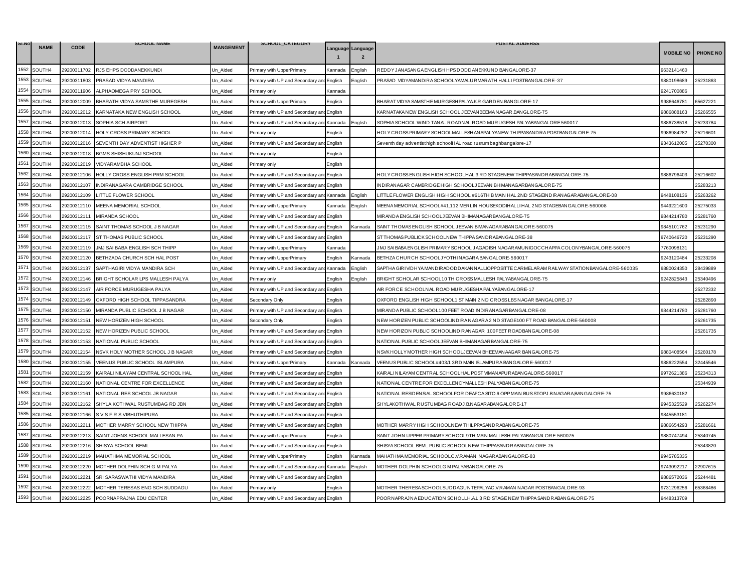| Sl.No | NAME | CODE | SCHOOL NAME | MANGEMENT | SCHOOL_CATEGORY | Language 1 | Language 2 | POSTAL ADDERSS | MOBILE NO | PHONE NO |
|---|---|---|---|---|---|---|---|---|---|---|
| 1552 | SOUTH4 | 29200311702 | RJS EHPS DODDANEKKUNDI | Un_Aided | Primary with UpperPrimary | Kannada | English | REDDY JANASANGA ENGLISH HPS DODDANEKKUNDIBANGALORE-37 | 9632141460 | |
| 1553 | SOUTH4 | 29200311803 | PRASAD VIDYA MANDIRA | Un_Aided | Primary with UP and Secondary and | English | English | PRASAD VIDYAMANDIRA SCHOOLYAMALURMARATH HALLIPOSTBANGALORE-37 | 9880198689 | 25231863 |
| 1554 | SOUTH4 | 29200311906 | ALPHAOMEGA PRY SCHOOL | Un_Aided | Primary only | Kannada | | | 9241700886 | |
| 1555 | SOUTH4 | 29200312009 | BHARATH VIDYA SAMSTHE MUREGESH | Un_Aided | Primary with UpperPrimary | English | | BHARAT VIDYA SAMSTHE MURGESHPALYA.K.R.GARDEN.BANGLORE-17 | 9986646781 | 65627221 |
| 1556 | SOUTH4 | 29200312012 | KARNATAKA NEW ENGLISH SCHOOL | Un_Aided | Primary with UP and Secondary and | English | | KARNATAKA NEW ENGLISH SCHOOL.JEEVANBEEMA NAGAR.BANGLORE-75 | 9886888163 | 25266555 |
| 1557 | SOUTH4 | 29200312013 | SOPHIA SCH AIRPORT | Un_Aided | Primary with UP and Secondary and | Kannada | English | SOPHIA SCHOOL WIND TANAL ROADNAL ROAD MURUGESH PALYABANGALORE 560017 | 9886738518 | 25233784 |
| 1558 | SOUTH4 | 29200312014 | HOLY CROSS PRIMARY SCHOOL | Un_Aided | Primary only | English | | HOLY CROSS PRIMARY SCHOOLMALLESHANAPALYANEW THIPPASANDRA POSTBANGALORE-75 | 9986984282 | 25216601 |
| 1559 | SOUTH4 | 29200312016 | SEVENTH DAY ADVENTIST HIGHER P | Un_Aided | Primary with UP and Secondary and | English | | Seventh day adventist high schoolHAL road rustum baghbangalore-17 | 9343612005 | 25270300 |
| 1560 | SOUTH4 | 29200312018 | BGMS SHISHUKUNJ SCHOOL | Un_Aided | Primary only | English | | | | |
| 1561 | SOUTH4 | 29200312019 | VIDYARAMBHA SCHOOL | Un_Aided | Primary only | English | | | | |
| 1562 | SOUTH4 | 29200312106 | HOLLY CROSS ENGLISH PRM SCHOOL | Un_Aided | Primary with UP and Secondary and | English | | HOLY CROSS ENGLISH HIGH SCHOOLHAL 3 RD STAGENEW THIPPASANDRABANGALORE-75 | 9886796403 | 25216602 |
| 1563 | SOUTH4 | 29200312107 | INDIRANAGAR CAMBRIDGE SCHOOL | Un_Aided | Primary with UP and Secondary and | English | | INDIRANAGAR CAMBRIDGE HIGH SCHOOLJEEVAN BHIMANAGARBANGALORE-75 | | 25283213 |
| 1564 | SOUTH4 | 29200312109 | LITTLE FLOWER SCHOOL | Un_Aided | Primary with UP and Secondary and | Kannada | English | LITTLE FLOWER ENGLISH HIGH SCHOOL #616TH B MAIN HAL 2ND STAGEINDIRANAGARABANGALORE-08 | 9448108136 | 25263262 |
| 1565 | SOUTH4 | 29200312110 | MEENA MEMORIAL SCHOOL | Un_Aided | Primary with UpperPrimary | Kannada | English | MEENA MEMORIAL SCHOOL#41,112 MERLIN HOUSEKODIHALLIHAL 2ND STAGEBANGALORE-560008 | 9449221600 | 25275033 |
| 1566 | SOUTH4 | 29200312111 | MIRANDA SCHOOL | Un_Aided | Primary with UP and Secondary and | English | | MIRANDA ENGLISH SCHOOLJEEVAN BHIMANAGARBANGALORE-75 | 9844214780 | 25281760 |
| 1567 | SOUTH4 | 29200312115 | SAINT THOMAS SCHOOL J B NAGAR | Un_Aided | Primary with UP and Secondary and | English | Kannada | SAINT THOMAS ENGLISH SCHOOL JEEVAN BIMANAGARABANGALORE-560075 | 9845101762 | 25231290 |
| 1568 | SOUTH4 | 29200312117 | ST THOMAS PUBLIC SCHOOL | Un_Aided | Primary with UP and Secondary and | English | | ST THOMAS PUBLICK SCHOOLNEW THIPPA SANDRABANGALORE-38 | 9740646720 | 25231290 |
| 1569 | SOUTH4 | 29200312119 | JMJ SAI BABA ENGLISH SCH THIPP | Un_Aided | Primary with UpperPrimary | Kannada | | JMJ SAIBABA ENGLISH PRIMARY SCHOOL JAGADISH NAGARAMUNIGOCCHAPPA COLONYBANGALORE-560075 | 7760098131 | |
| 1570 | SOUTH4 | 29200312120 | BETHZADA CHURCH SCH HAL POST | Un_Aided | Primary with UpperPrimary | English | Kannada | BETHZA CHURCH SCHOOLJYOTHINAGARA BANGALORE-560017 | 9243120484 | 25233208 |
| 1571 | SOUTH4 | 29200312137 | SAPTHAGIRI VIDYA MANDIRA SCH | Un_Aided | Primary with UP and Secondary and | Kannada | English | SAPTHAGIRIVIDHYAMANDIRADODDAKANNALLIOPPOSITTE CARMELARAM RAILWAY STATIONBANGALORE-560035 | 9880024350 | 28439889 |
| 1572 | SOUTH4 | 29200312146 | BRIGHT SCHOLAR LPS MALLESH PALYA | Un_Aided | Primary only | English | English | BRIGHT SCHOLAR SCHOOL10 TH CROSS MALLESH PALYABANGALORE-75 | 9242825843 | 25340496 |
| 1573 | SOUTH4 | 29200312147 | AIR FORCE MURUGESHA PALYA | Un_Aided | Primary with UP and Secondary and | English | | AIR FORCE SCHOOLNAL ROAD MURUGESHA PALYABANGALORE-17 | | 25272332 |
| 1574 | SOUTH4 | 29200312149 | OXFORD HIGH SCHOOL TIPPASANDRA | Un_Aided | Secondary Only | English | | OXFORD ENGLISH HIGH SCHOOL1 ST MAIN 2 ND CROSSLBS NAGAR BANGALORE-17 | | 25282890 |
| 1575 | SOUTH4 | 29200312150 | MIRANDA PUBLIC SCHOOL J B NAGAR | Un_Aided | Primary with UP and Secondary and | English | | MIRANDA PUBLIC SCHOOL100 FEET ROAD INDIRANAGARBANGALORE-08 | 9844214780 | 25281760 |
| 1576 | SOUTH4 | 29200312151 | NEW HORIZEN HIGH SCHOOL | Un_Aided | Secondary Only | English | | NEW HORIZEN PUBLIC SCHOOLINDIRANAGARA 2 ND STAGE100 FT ROAD BANGALORE-560008 | | 25261735 |
| 1577 | SOUTH4 | 29200312152 | NEW HORIZEN PUBLIC SCHOOL | Un_Aided | Primary with UP and Secondary and | English | | NEW HORIZON PUBLIC SCHOOLINDIRANAGAR 100FEET ROADBANGALORE-08 | | 25261735 |
| 1578 | SOUTH4 | 29200312153 | NATIONAL PUBLIC SCHOOL | Un_Aided | Primary with UP and Secondary and | English | | NATIONAL PUBLIC SCHOOLJEEVAN BHIMANAGARBANGALORE-75 | | |
| 1579 | SOUTH4 | 29200312154 | NSVK HOLY MOTHER SCHOOL J B NAGAR | Un_Aided | Primary with UP and Secondary and | English | | NSVK HOLLY MOTHER HIGH SCHOOLJEEVAN BHEEMANAAGAR BANGALORE-75 | 9880408564 | 25260178 |
| 1580 | SOUTH4 | 29200312155 | VEENUS PUBLIC SCHOOL ISLAMPURA | Un_Aided | Primary with UpperPrimary | Kannada | Kannada | VEENUS PUBLIC SCHOOL#403/1 3RD MAIN ISLAMPURA BANGALORE-560017 | 9886222554 | 32445546 |
| 1581 | SOUTH4 | 29200312159 | KAIRALI NILAYAM CENTRAL SCHOOL HAL | Un_Aided | Primary with UP and Secondary and | English | | KAIRALINILAYAM CENTRAL SCHOOLHAL POST VIMANAPURABANGALORE-560017 | 9972621386 | 25234313 |
| 1582 | SOUTH4 | 29200312160 | NATIONAL CENTRE FOR EXCELLENCE | Un_Aided | Primary with UP and Secondary and | English | | NATIONAL CENTRE FOR EXCELLENCYMALLESH PALYABANGALORE-75 | | 25344939 |
| 1583 | SOUTH4 | 29200312161 | NATIONAL RES SCHOOL JB NAGAR | Un_Aided | Primary with UP and Secondary and | English | | NATIONAL RESIDENSIAL SCHOOLFOR DEAFCA SITO.6 OPP MAIN BUS STOPJ.B.NAGARA,BANGALORE-75 | 9986630182 | |
| 1584 | SOUTH4 | 29200312162 | SHYLA KOTHWAL RUSTUMBAG RD JBN | Un_Aided | Primary with UP and Secondary and | English | | SHYLAKOTHWAL RUSTUMBAG ROADJ.B.NAGARABANGALORE-17 | 9945325529 | 25262274 |
| 1585 | SOUTH4 | 29200312166 | S V S F R S VIBHUTHIPURA | Un_Aided | Primary with UP and Secondary and | English | | | 9845553181 | |
| 1586 | SOUTH4 | 29200312211 | MOTHER MARRY SCHOOL NEW THIPPA | Un_Aided | Primary with UP and Secondary and | English | | MOTHER MARRY HIGH SCHOOLNEW THILPPASANDRABANGALORE-75 | 9886654293 | 25281661 |
| 1587 | SOUTH4 | 29200312213 | SAINT JOHNS SCHOOL MALLESAN PA | Un_Aided | Primary with UpperPrimary | English | | SAINT JOHN UPPER PRIMARY SCHOOL9TH MAIN MALLESH PALYABANGALORE-560075 | 9880747494 | 25340745 |
| 1588 | SOUTH4 | 29200312216 | SHISYA SCHOOL BEML | Un_Aided | Primary with UP and Secondary and | English | | SHISYA SCHOOL BEML PUBLIC SCHOOLNEW THIPPASANDRABANGALORE-75 | | 25343820 |
| 1589 | SOUTH4 | 29200312219 | MAHATHMA MEMORIAL SCHOOL | Un_Aided | Primary with UpperPrimary | English | Kannada | MAHATHMA MEMORIAL SCHOOLC.V.RAMAN NAGARABANGALORE-83 | 9945785335 | |
| 1590 | SOUTH4 | 29200312220 | MOTHER DOLPHIN SCH G M PALYA | Un_Aided | Primary with UP and Secondary and | Kannada | English | MOTHER DOLPHIN SCHOOLG M PALYABANGALORE-75 | 9743092217 | 22907615 |
| 1591 | SOUTH4 | 29200312221 | SRI SARASWATHI VIDYA MANDIRA | Un_Aided | Primary with UP and Secondary and | English | | | 9886572036 | 25244481 |
| 1592 | SOUTH4 | 29200312222 | MOTHER TERESAS ENG SCH SUDDAGU | Un_Aided | Primary only | English | | MOTHER THERESA SCHOOLSUDDAGUNTEPALYAC.V,RAMAN NAGAR POSTBANGALORE-93 | 9731296256 | 65368486 |
| 1593 | SOUTH4 | 29200312225 | POORNAPRAJNA EDU CENTER | Un_Aided | Primary with UP and Secondary and | English | | POORNAPRAJNA EDUCATION SCHOLLH.A.L 3 RD STAGE NEW THIPPA SANDRABANGALORE-75 | 9448313709 | |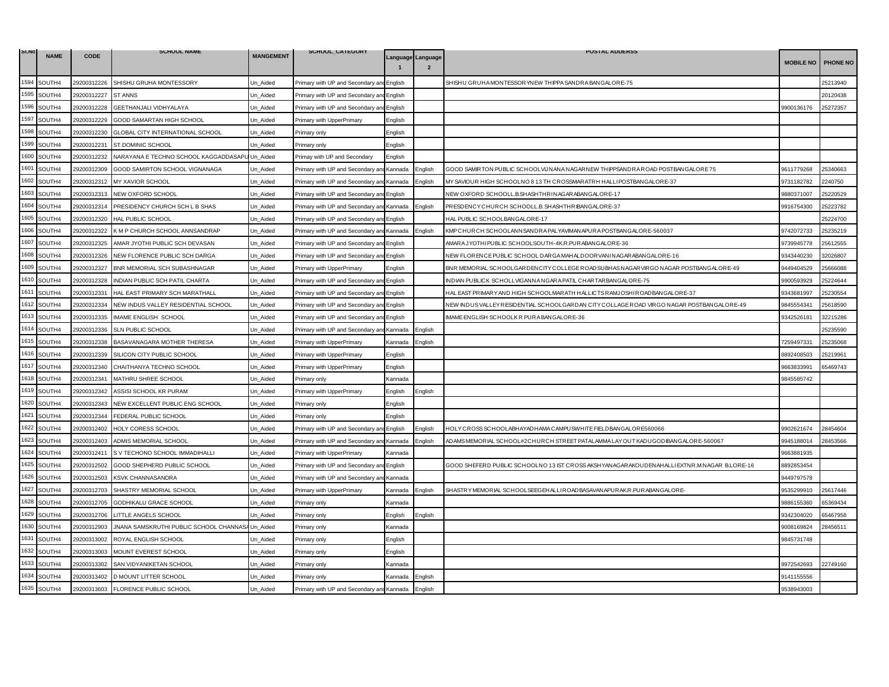| Sl.No | NAME | CODE | SCHOOL NAME | MANGEMENT | SCHOOL_CATEGORY | Language 1 | Language 2 | POSTAL ADDERSS | MOBILE NO | PHONE NO |
|---|---|---|---|---|---|---|---|---|---|---|
| 1594 | SOUTH4 | 29200312226 | SHISHU GRUHA MONTESSORY | Un_Aided | Primary with UP and Secondary and | English | | SHISHU GRUHA MONTESSORYNEW THIPPASANDRA BANGALORE-75 | | 25213940 |
| 1595 | SOUTH4 | 29200312227 | ST ANNS | Un_Aided | Primary with UP and Secondary and | English | | | | 20120438 |
| 1596 | SOUTH4 | 29200312228 | GEETHANJALI VIDHYALAYA | Un_Aided | Primary with UP and Secondary and | English | | | 9900136176 | 25272357 |
| 1597 | SOUTH4 | 29200312229 | GOOD SAMARTAN HIGH SCHOOL | Un_Aided | Primary with UpperPrimary | English | | | | |
| 1598 | SOUTH4 | 29200312230 | GLOBAL CITY INTERNATIONAL SCHOOL | Un_Aided | Primary only | English | | | | |
| 1599 | SOUTH4 | 29200312231 | ST.DOMINIC SCHOOL | Un_Aided | Primary only | English | | | | |
| 1600 | SOUTH4 | 29200312232 | NARAYANA E TECHNO SCHOOL KAGGADDASAPU | Un_Aided | Primay with UP and Secondary | English | | | | |
| 1601 | SOUTH4 | 29200312309 | GOOD SAMIRTON SCHOOL VIGNANAGA | Un_Aided | Primary with UP and Secondary and | Kannada | English | GOOD SAMIRTON PUBLIC SCHOOLVIJNANA NAGARNEW THIPPSANDRA ROAD POSTBANGALORE75 | 9611779268 | 25340663 |
| 1602 | SOUTH4 | 29200312312 | MY XAVIOR SCHOOL | Un_Aided | Primary with UP and Secondary and | Kannada | English | MY SAVIOUR HIGH SCHOOLNO 8 13 TH CROSSMARATRH HALLIPOSTBANGALORE-37 | 9731182782 | 2240750 |
| 1603 | SOUTH4 | 29200312313 | NEW OXFORD SCHOOL | Un_Aided | Primary with UP and Secondary and | English | | NEW OXFORD SCHOOLL.B.SHASHTHRINAGARABANGALORE-17 | 9880371007 | 25220529 |
| 1604 | SOUTH4 | 29200312314 | PRESIDENCY CHURCH SCH L B SHAS | Un_Aided | Primary with UP and Secondary and | Kannada | English | PRESDENCY CHURCH SCHOOLL.B. SHASHTHRIBANGALORE-37 | 9916754300 | 25223782 |
| 1605 | SOUTH4 | 29200312320 | HAL PUBLIC SCHOOL | Un_Aided | Primary with UP and Secondary and | English | | HAL PUBLIC SCHOOLBANGALORE-17 | | 25224700 |
| 1606 | SOUTH4 | 29200312322 | K M P CHURCH SCHOOL ANNSANDRAP | Un_Aided | Primary with UP and Secondary and | Kannada | English | KMP CHURCH SCHOOLANNSANDRA PALYAVIMANAPURA POSTBANGALORE-560037 | 9742072733 | 25235219 |
| 1607 | SOUTH4 | 29200312325 | AMAR JYOTHI PUBLIC SCH DEVASAN | Un_Aided | Primary with UP and Secondary and | English | | AMARA JYOTHI PUBLIC SCHOOLSOUTH-4K.R.PURABANGALORE-36 | 9739945778 | 25612555 |
| 1608 | SOUTH4 | 29200312326 | NEW FLORENCE PUBLIC SCH DARGA | Un_Aided | Primary with UP and Secondary and | English | | NEW FLORENCE PUBLIC SCHOOL DARGA MAHALDOORVANI NAGARABANGALORE-16 | 9343440230 | 32026807 |
| 1609 | SOUTH4 | 29200312327 | BNR MEMORIAL SCH SUBASHNAGAR | Un_Aided | Primary with UpperPrimary | English | | BNR MEMORIAL SCHOOLGARDENCITY COLLEGE ROADSUBHAS NAGARVIRGO NAGAR POSTBANGALORE-49 | 9449404529 | 25666088 |
| 1610 | SOUTH4 | 29200312328 | INDIAN PUBLIC SCH PATIL CHARTA | Un_Aided | Primary with UP and Secondary and | English | | INDIAN PUBLICK SCHOLLVIGANNA NGARA PATIL CHARTARBANGALORE-75 | 9900593929 | 25224644 |
| 1611 | SOUTH4 | 29200312331 | HAL EAST PRIMARY SCH MARATHALL | Un_Aided | Primary with UP and Secondary and | English | | HAL EAST PRIMARY AND HIGH SCHOOLMARATH HALLICTS RAMJOSHI ROADBANGALORE-37 | 9343681997 | 25230554 |
| 1612 | SOUTH4 | 29200312334 | NEW INDUS VALLEY RESIDENTIAL SCHOOL | Un_Aided | Primary with UP and Secondary and | English | | NEW INDUS VALLEY RESIDENTIAL SCHOOLGARDAN CITY COLLAGE ROAD VIRGO NAGAR POSTBANGALORE-49 | 9845554341 | 25618590 |
| 1613 | SOUTH4 | 29200312335 | IMAME ENGLISH SCHOOL | Un_Aided | Primary with UP and Secondary and | English | | IMAME ENGLISH SCHOOLK R PURA BANGALORE-36 | 9342526181 | 32215286 |
| 1614 | SOUTH4 | 29200312336 | SLN PUBLIC SCHOOL | Un_Aided | Primary with UP and Secondary and | Kannada | English | | | 25235590 |
| 1615 | SOUTH4 | 29200312338 | BASAVANAGARA MOTHER THERESA | Un_Aided | Primary with UpperPrimary | Kannada | English | | 7259497331 | 25235068 |
| 1616 | SOUTH4 | 29200312339 | SILICON CITY PUBLIC SCHOOL | Un_Aided | Primary with UpperPrimary | English | | | 8892408503 | 25219961 |
| 1617 | SOUTH4 | 29200312340 | CHAITHANYA TECHNO SCHOOL | Un_Aided | Primary with UpperPrimary | English | | | 9663833991 | 65469743 |
| 1618 | SOUTH4 | 29200312341 | MATHRU SHREE SCHOOL | Un_Aided | Primary only | Kannada | | | 9845585742 | |
| 1619 | SOUTH4 | 29200312342 | ASSISI SCHOOL KR PURAM | Un_Aided | Primary with UpperPrimary | English | English | | | |
| 1620 | SOUTH4 | 29200312343 | NEW EXCELLENT PUBLIC ENG SCHOOL | Un_Aided | Primary only | English | | | | |
| 1621 | SOUTH4 | 29200312344 | FEDERAL PUBLIC SCHOOL | Un_Aided | Primary only | English | | | | |
| 1622 | SOUTH4 | 29200312402 | HOLY CORESS SCHOOL | Un_Aided | Primary with UP and Secondary and | English | English | HOLY CROSS SCHOOLABHAYADHAMA CAMPUSWHITE FIELDBANGALORE560066 | 9902621674 | 28454604 |
| 1623 | SOUTH4 | 29200312403 | ADMIS MEMORIAL SCHOOL | Un_Aided | Primary with UP and Secondary and | Kannada | English | ADAMS MEMORIAL SCHOOL#2CHURCH STREET PATALAMMA LAYOUT KADUGODIBANGALORE-560067 | 9945188014 | 28453566 |
| 1624 | SOUTH4 | 29200312411 | S V TECHONO SCHOOL IMMADIHALLI | Un_Aided | Primary with UpperPrimary | Kannada | | | 9663881935 | |
| 1625 | SOUTH4 | 29200312502 | GOOD SHEPHERD PUBLIC SCHOOL | Un_Aided | Primary with UP and Secondary and | English | | GOOD SHEFERD PUBLIC SCHOOLNO 13 IST CROSS AKSHYANAGARAKOUDENAHALLI EXTNR.M.NAGAR B.LORE-16 | 8892853454 | |
| 1626 | SOUTH4 | 29200312503 | KSVK CHANNASANDRA | Un_Aided | Primary with UP and Secondary and | Kannada | | | 9449797578 | |
| 1627 | SOUTH4 | 29200312703 | SHASTRY MEMORIAL SCHOOL | Un_Aided | Primary with UpperPrimary | Kannada | English | SHASTRY MEMORIAL SCHOOLSEEGEHALLI ROADBASAVANAPURAK.R.PURABANGALORE- | 9535299910 | 25617446 |
| 1628 | SOUTH4 | 29200312705 | GODHIKALU GRACE SCHOOL | Un_Aided | Primary only | Kannada | | | 9886155360 | 65369434 |
| 1629 | SOUTH4 | 29200312706 | LITTLE ANGELS SCHOOL | Un_Aided | Primary only | English | English | | 9342304020 | 65467958 |
| 1630 | SOUTH4 | 29200312903 | JNANA SAMSKRUTHI PUBLIC SCHOOL CHANNASA | Un_Aided | Primary only | Kannada | | | 9008169824 | 28456511 |
| 1631 | SOUTH4 | 29200313002 | ROYAL ENGLISH SCHOOL | Un_Aided | Primary only | English | | | 9845731748 | |
| 1632 | SOUTH4 | 29200313003 | MOUNT EVEREST SCHOOL | Un_Aided | Primary only | English | | | | |
| 1633 | SOUTH4 | 29200313302 | SAN VIDYANIKETAN SCHOOL | Un_Aided | Primary only | Kannada | | | 9972542693 | 22749160 |
| 1634 | SOUTH4 | 29200313402 | D MOUNT LITTER SCHOOL | Un_Aided | Primary only | Kannada | English | | 9141155556 | |
| 1635 | SOUTH4 | 29200313603 | FLORENCE PUBLIC SCHOOL | Un_Aided | Primary with UP and Secondary and | Kannada | English | | 9538943003 | |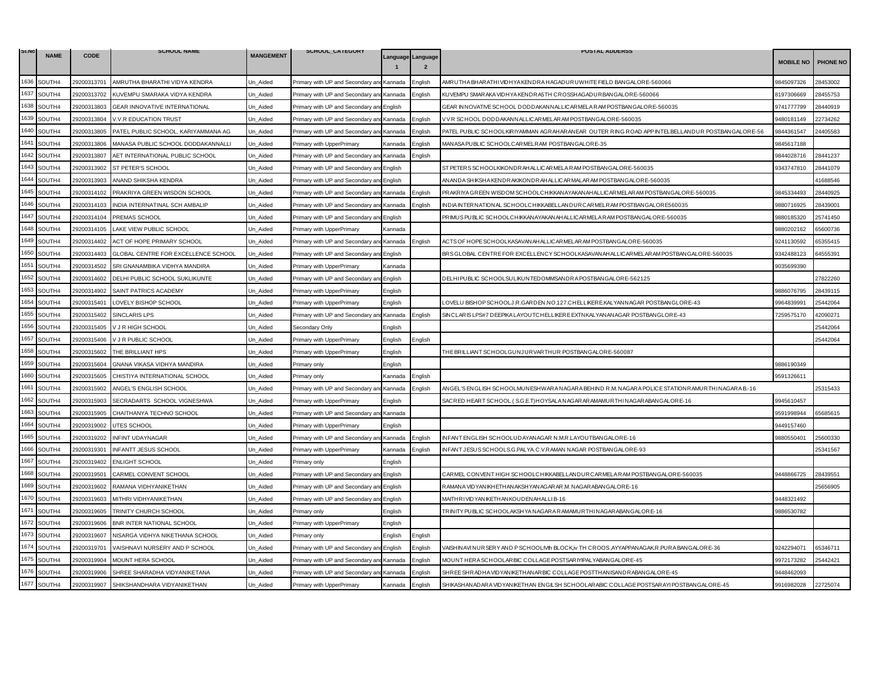| Sl.No | NAME | CODE | SCHOOL NAME | MANGEMENT | SCHOOL_CATEGORY | Language 1 | Language 2 | POSTAL ADDERSS | MOBILE NO | PHONE NO |
|---|---|---|---|---|---|---|---|---|---|---|
| 1636 | SOUTH4 | 29200313701 | AMRUTHA BHARATHI VIDYA KENDRA | Un_Aided | Primary with UP and Secondary and | Kannada | English | AMRUTHA BHARATHI VIDHYA KENDRA HAGADUR UWHITE FIELD BANGALORE-560066 | 9845097326 | 28453002 |
| 1637 | SOUTH4 | 29200313702 | KUVEMPU SMARAKA VIDYA KENDRA | Un_Aided | Primary with UP and Secondary and | Kannada | English | KUVEMPU SMARAKA VIDHYA KENDRA 5TH CROSSHAGADURBANGALORE-560066 | 8197306669 | 28455753 |
| 1638 | SOUTH4 | 29200313803 | GEAR INNOVATIVE INTERNATIONAL | Un_Aided | Primary with UP and Secondary and | English | | GEAR INNOVATIVE SCHOOL DODDAKANNALLICARMELA RAM POSTBANGALORE-560035 | 9741777799 | 28440919 |
| 1639 | SOUTH4 | 29200313804 | V.V.R EDUCATION TRUST | Un_Aided | Primary with UP and Secondary and | Kannada | English | VVR SCHOOL DODDAKANNALLICARMELARAM POSTBANGALORE-560035 | 9480181149 | 22734262 |
| 1640 | SOUTH4 | 29200313805 | PATEL PUBLIC SCHOOL, KARIYAMMANA AG | Un_Aided | Primary with UP and Secondary and | Kannada | English | PATEL PUBLIC SCHOOLKIRIYAMMAN AGRAHARANEAR OUTER RING ROAD APP INTELBELLANDUR POSTBANGALORE-56 | 9844361547 | 24405583 |
| 1641 | SOUTH4 | 29200313806 | MANASA PUBLIC SCHOOL DODDAKANNALLI | Un_Aided | Primary with UpperPrimary | Kannada | English | MANASA PUBLIC SCHOOLCARMELRAM POSTBANGALORE-35 | 9845617188 | |
| 1642 | SOUTH4 | 29200313807 | AET INTERNATIONAL PUBLIC SCHOOL | Un_Aided | Primary with UP and Secondary and | Kannada | English | | 9844028716 | 28441237 |
| 1643 | SOUTH4 | 29200313902 | ST PETER'S SCHOOL | Un_Aided | Primary with UP and Secondary and | English | | ST PETERS SCHOOLKIKONDRAHALLICARMELA RAM POSTBANGALORE-560035 | 9343747810 | 28441079 |
| 1644 | SOUTH4 | 29200313903 | ANAND SHIKSHA KENDRA | Un_Aided | Primary with UP and Secondary and | English | | ANANDA SHIKSHA KENDRAKIKONDRAHALLICARMALARAM POSTBANGALORE-560035 | | 41688546 |
| 1645 | SOUTH4 | 29200314102 | PRAKRIYA GREEN WISDON SCHOOL | Un_Aided | Primary with UP and Secondary and | Kannada | English | PRAKRIYA GREEN WISDOM SCHOOLCHIKKANAYAKANAHALLICARMELARAM POSTBANGALORE-560035 | 9845334493 | 28440925 |
| 1646 | SOUTH4 | 29200314103 | INDIA INTERNATINAL SCH AMBALIP | Un_Aided | Primary with UP and Secondary and | Kannada | English | INDIA INTERNATIONAL SCHOOLCHIKKABELLANDURCARMELRAM POSTBANGALORE560035 | 9880716925 | 28439001 |
| 1647 | SOUTH4 | 29200314104 | PREMAS SCHOOL | Un_Aided | Primary with UP and Secondary and | English | | PRIMUS PUBLIC SCHOOLCHIKKANAYAKANAHALLICARMELA RAM POSTBANGALORE-560035 | 9880185320 | 25741450 |
| 1648 | SOUTH4 | 29200314105 | LAKE VIEW PUBLIC SCHOOL | Un_Aided | Primary with UpperPrimary | Kannada | | | 9880202162 | 65600736 |
| 1649 | SOUTH4 | 29200314402 | ACT OF HOPE PRIMARY SCHOOL | Un_Aided | Primary with UP and Secondary and | Kannada | English | ACTS OF HOPE SCHOOLKASAVANAHALLICARMELARAM POSTBANGALORE-560035 | 9241130592 | 65355415 |
| 1650 | SOUTH4 | 29200314403 | GLOBAL CENTRE FOR EXCELLENCE SCHOOL | Un_Aided | Primary with UP and Secondary and | English | | BRS GLOBAL CENTRE FOR EXCELLENCY SCHOOLKASAVANAHALLICARMELARAM POSTBANGALORE-560035 | 9342488123 | 64555391 |
| 1651 | SOUTH4 | 29200314502 | SRI GNANAMBIKA VIDHYA MANDIRA | Un_Aided | Primary with UpperPrimary | Kannada | | | 9035699390 | |
| 1652 | SOUTH4 | 29200314602 | DELHI PUBLIC SCHOOL SUKLIKUNTE | Un_Aided | Primary with UP and Secondary and | English | | DELHI PUBLIC SCHOOLSULIKUNTEDOMMSANDRA POSTBANGALORE-562125 | | 27822260 |
| 1653 | SOUTH4 | 29200314902 | SAINT PATRICS ACADEMY | Un_Aided | Primary with UpperPrimary | English | | | 9886076795 | 28439115 |
| 1654 | SOUTH4 | 29200315401 | LOVELY BISHOP SCHOOL | Un_Aided | Primary with UpperPrimary | English | | LOVELU BISHOP SCHOOLJ.R.GARDEN.NO.127.CHELLIKERE.KALYANNAGAR POSTBANGLORE-43 | 9964839991 | 25442064 |
| 1655 | SOUTH4 | 29200315402 | SINCLARIS LPS | Un_Aided | Primary with UP and Secondary and | Kannada | English | SINCLARIS LPS#7 DEEPIKA LAYOUTCHELLIKERE EXTNKALYANANAGAR POSTBANGLORE-43 | 7259575170 | 42090271 |
| 1656 | SOUTH4 | 29200315405 | V J R HIGH SCHOOL | Un_Aided | Secondary Only | English | | | | 25442064 |
| 1657 | SOUTH4 | 29200315406 | V J R PUBLIC SCHOOL | Un_Aided | Primary with UpperPrimary | English | English | | | 25442064 |
| 1658 | SOUTH4 | 29200315602 | THE BRILLIANT HPS | Un_Aided | Primary with UpperPrimary | English | | THE BRILLIANT SCHOOLGUNJURVARTHUR POSTBANGALORE-560087 | | |
| 1659 | SOUTH4 | 29200315604 | GNANA VIKASA VIDHYA MANDIRA | Un_Aided | Primary only | English | | | 9886190349 | |
| 1660 | SOUTH4 | 29200315605 | CHISTIYA INTERNATIONAL SCHOOL | Un_Aided | Primary only | Kannada | English | | 9591326611 | |
| 1661 | SOUTH4 | 29200315902 | ANGEL'S ENGLISH SCHOOL | Un_Aided | Primary with UP and Secondary and | Kannada | English | ANGEL'S ENGLISH SCHOOLMUNESHWARA NAGARA BEHIND R.M. NAGARA POLICE STATIONRAMURTHINAGARA B-16 | | 25315433 |
| 1662 | SOUTH4 | 29200315903 | SECRADARTS SCHOOL VIGNESHWA | Un_Aided | Primary with UpperPrimary | English | | SACRED HEART SCHOOL ( S.G.E.T)HOYSALA NAGARARAMAMURTHINAGARABANGALORE-16 | 9945610457 | |
| 1663 | SOUTH4 | 29200315905 | CHAITHANYA TECHNO SCHOOL | Un_Aided | Primary with UP and Secondary and | Kannada | | | 9591998944 | 65685615 |
| 1664 | SOUTH4 | 29200319002 | UTES SCHOOL | Un_Aided | Primary with UpperPrimary | English | | | 9449157460 | |
| 1665 | SOUTH4 | 29200319202 | INFINT UDAYNAGAR | Un_Aided | Primary with UP and Secondary and | Kannada | English | INFANT ENGLISH SCHOOLUDAYANAGAR N.M.R.LAYOUTBANGALORE-16 | 9880550401 | 25600330 |
| 1666 | SOUTH4 | 29200319301 | INFANTT JESUS SCHOOL | Un_Aided | Primary with UpperPrimary | Kannada | English | INFANT JESUS SCHOOLS.G.PALYA. C.V.RAMAN NAGAR POSTBANGALORE-93 | | 25341567 |
| 1667 | SOUTH4 | 29200319402 | ENLIGHT SCHOOL | Un_Aided | Primary only | English | | | | |
| 1668 | SOUTH4 | 29200319501 | CARMEL CONVENT SCHOOL | Un_Aided | Primary with UP and Secondary and | English | | CARMEL CONVENT HIGH SCHOOLCHIKKABELLANDURCARMELA RAM POSTBANGALORE-560035 | 9448866725 | 28439551 |
| 1669 | SOUTH4 | 29200319602 | RAMANA VIDHYANIKETHAN | Un_Aided | Primary with UP and Secondary and | English | | RAMANA VIDYANIKHETHANAKSHYANAGARAR.M. NAGARABANGALORE-16 | | 25656905 |
| 1670 | SOUTH4 | 29200319603 | MITHRI VIDHYANIKETHAN | Un_Aided | Primary with UP and Secondary and | English | | MAITHRIVIDYANIKETHANKOUDENAHALLIB-16 | 9448321492 | |
| 1671 | SOUTH4 | 29200319605 | TRINITY CHURCH SCHOOL | Un_Aided | Primary only | English | | TRINITY PUBLIC SCHOOLAKSHYA NAGARA RAMAMURTHINAGARABANGALORE-16 | 9886530782 | |
| 1672 | SOUTH4 | 29200319606 | BNR INTER NATIONAL SCHOOL | Un_Aided | Primary with UpperPrimary | English | | | | |
| 1673 | SOUTH4 | 29200319607 | NISARGA VIDHYA NIKETHANA SCHOOL | Un_Aided | Primary only | English | English | | | |
| 1674 | SOUTH4 | 29200319701 | VAISHNAVI NURSERY AND P SCHOOL | Un_Aided | Primary with UP and Secondary and | English | English | VAISHNAVI NURSERY AND P SCHOOLIVth BLOCK,iv TH CROOS,AYYAPPANAGAK.R.PURA BANGALORE-36 | 9242294071 | 65346711 |
| 1675 | SOUTH4 | 29200319904 | MOUNT HERA SCHOOL | Un_Aided | Primary with UP and Secondary and | Kannada | English | MOUNT HERA SCHOOLARBIC COLLAGE POSTSARIYIPALYABANGALORE-45 | 9972173282 | 25442421 |
| 1676 | SOUTH4 | 29200319906 | SHREE SHARADHA VIDYANIKETANA | Un_Aided | Primary with UP and Secondary and | Kannada | English | SHREE SHRADHA VIDYANIKETHANARBIC COLLAGE POSTTHANISANDRABANGALORE-45 | 9448462093 | |
| 1677 | SOUTH4 | 29200319907 | SHIKSHANDHARA VIDYANIKETHAN | Un_Aided | Primary with UpperPrimary | Kannada | English | SHIKASHANADARA VIDYANIKETHAN ENGILSH SCHOOLARABIC COLLAGE POSTSARAYIPOSTBANGALORE-45 | 9916982028 | 22725074 |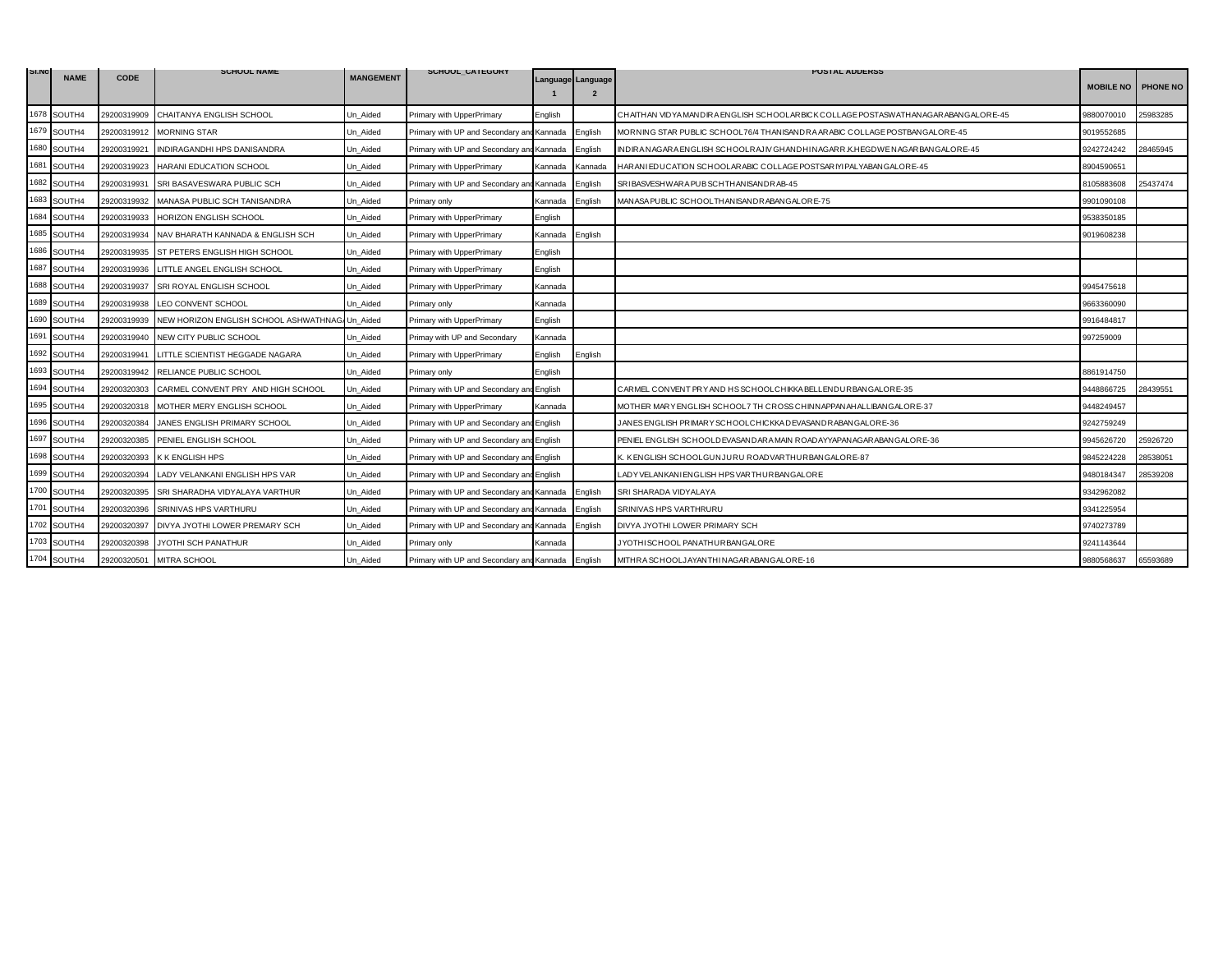| Sl.No | NAME | CODE | SCHOOL NAME | MANGEMENT | SCHOOL_CATEGORY | Language 1 | Language 2 | POSTAL ADDERSS | MOBILE NO | PHONE NO |
|---|---|---|---|---|---|---|---|---|---|---|
| 1678 | SOUTH4 | 29200319909 | CHAITANYA ENGLISH SCHOOL | Un_Aided | Primary with UpperPrimary | English | | CHAITHAN VIDYA MANDIRA ENGLISH SCHOOLARBICK COLLAGE POSTASWATHANAGARABANGALORE-45 | 9880070010 | 25983285 |
| 1679 | SOUTH4 | 29200319912 | MORNING STAR | Un_Aided | Primary with UP and Secondary and Kannada | Kannada | English | MORNING STAR PUBLIC SCHOOL76/4 THANISANDRA ARABIC COLLAGE POSTBANGALORE-45 | 9019552685 | |
| 1680 | SOUTH4 | 29200319921 | INDIRAGANDHI HPS DANISANDRA | Un_Aided | Primary with UP and Secondary and Kannada | Kannada | English | INDIRANAGARA ENGLISH SCHOOLRAJIV GHANDHINAGARR.K.HEGDWE NAGARBANGALORE-45 | 9242724242 | 28465945 |
| 1681 | SOUTH4 | 29200319923 | HARANI EDUCATION SCHOOL | Un_Aided | Primary with UpperPrimary | Kannada | Kannada | HARANI EDUCATION SCHOOLARABIC COLLAGE POSTSARIYI PALYABANGALORE-45 | 8904590651 | |
| 1682 | SOUTH4 | 29200319931 | SRI BASAVESWARA PUBLIC SCH | Un_Aided | Primary with UP and Secondary and Kannada | Kannada | English | SRI BASVESHWARA PUB SCHTHANISANDRAB-45 | 8105883608 | 25437474 |
| 1683 | SOUTH4 | 29200319932 | MANASA PUBLIC SCH TANISANDRA | Un_Aided | Primary only | Kannada | English | MANASA PUBLIC SCHOOLTHANISANDRABANGALORE-75 | 9901090108 | |
| 1684 | SOUTH4 | 29200319933 | HORIZON ENGLISH SCHOOL | Un_Aided | Primary with UpperPrimary | English | | | 9538350185 | |
| 1685 | SOUTH4 | 29200319934 | NAV BHARATH KANNADA & ENGLISH SCH | Un_Aided | Primary with UpperPrimary | Kannada | English | | 9019608238 | |
| 1686 | SOUTH4 | 29200319935 | ST PETERS ENGLISH HIGH SCHOOL | Un_Aided | Primary with UpperPrimary | English | | | | |
| 1687 | SOUTH4 | 29200319936 | LITTLE ANGEL ENGLISH SCHOOL | Un_Aided | Primary with UpperPrimary | English | | | | |
| 1688 | SOUTH4 | 29200319937 | SRI ROYAL ENGLISH SCHOOL | Un_Aided | Primary with UpperPrimary | Kannada | | | 9945475618 | |
| 1689 | SOUTH4 | 29200319938 | LEO CONVENT SCHOOL | Un_Aided | Primary only | Kannada | | | 9663360090 | |
| 1690 | SOUTH4 | 29200319939 | NEW HORIZON ENGLISH SCHOOL ASHWATHNAGA | Un_Aided | Primary with UpperPrimary | English | | | 9916484817 | |
| 1691 | SOUTH4 | 29200319940 | NEW CITY PUBLIC SCHOOL | Un_Aided | Primay with UP and Secondary | Kannada | | | 997259009 | |
| 1692 | SOUTH4 | 29200319941 | LITTLE SCIENTIST HEGGADE NAGARA | Un_Aided | Primary with UpperPrimary | English | English | | | |
| 1693 | SOUTH4 | 29200319942 | RELIANCE PUBLIC SCHOOL | Un_Aided | Primary only | English | | | 8861914750 | |
| 1694 | SOUTH4 | 29200320303 | CARMEL CONVENT PRY AND HIGH SCHOOL | Un_Aided | Primary with UP and Secondary and English | English | | CARMEL CONVENT PRY AND HS SCHOOLCHIKKA BELLENDURBANGALORE-35 | 9448866725 | 28439551 |
| 1695 | SOUTH4 | 29200320318 | MOTHER MERY ENGLISH SCHOOL | Un_Aided | Primary with UpperPrimary | Kannada | | MOTHER MARY ENGLISH SCHOOL7 TH CROSS CHINNAPPANAHALLIBANGALORE-37 | 9448249457 | |
| 1696 | SOUTH4 | 29200320384 | JANES ENGLISH PRIMARY SCHOOL | Un_Aided | Primary with UP and Secondary and English | English | | JANES ENGLISH PRIMARY SCHOOLCHICKKA DEVASANDRABANGALORE-36 | 9242759249 | |
| 1697 | SOUTH4 | 29200320385 | PENIEL ENGLISH SCHOOL | Un_Aided | Primary with UP and Secondary and English | English | | PENIEL ENGLISH SCHOOLDEVASANDARA MAIN ROADAYYAPANAGARABANGALORE-36 | 9945626720 | 25926720 |
| 1698 | SOUTH4 | 29200320393 | K K ENGLISH HPS | Un_Aided | Primary with UP and Secondary and English | English | | K. K ENGLISH SCHOOLGUNJURU ROADVARTHURBANGALORE-87 | 9845224228 | 28538051 |
| 1699 | SOUTH4 | 29200320394 | LADY VELANKANI ENGLISH HPS VAR | Un_Aided | Primary with UP and Secondary and English | English | | LADY VELANKANI ENGLISH HPS VARTHURBANGALORE | 9480184347 | 28539208 |
| 1700 | SOUTH4 | 29200320395 | SRI SHARADHA VIDYALAYA VARTHUR | Un_Aided | Primary with UP and Secondary and Kannada | Kannada | English | SRI SHARADA VIDYALAYA | 9342962082 | |
| 1701 | SOUTH4 | 29200320396 | SRINIVAS HPS VARTHURU | Un_Aided | Primary with UP and Secondary and Kannada | Kannada | English | SRINIVAS HPS VARTHRURU | 9341225954 | |
| 1702 | SOUTH4 | 29200320397 | DIVYA JYOTHI LOWER PREMARY SCH | Un_Aided | Primary with UP and Secondary and Kannada | Kannada | English | DIVYA JYOTHI LOWER PRIMARY SCH | 9740273789 | |
| 1703 | SOUTH4 | 29200320398 | JYOTHI SCH PANATHUR | Un_Aided | Primary only | Kannada | | JYOTHISCHOOL PANATHURBANGALORE | 9241143644 | |
| 1704 | SOUTH4 | 29200320501 | MITRA SCHOOL | Un_Aided | Primary with UP and Secondary and Kannada | Kannada | English | MITHRA SCHOOLJAYANTHI NAGARABANGALORE-16 | 9880568637 | 65593689 |